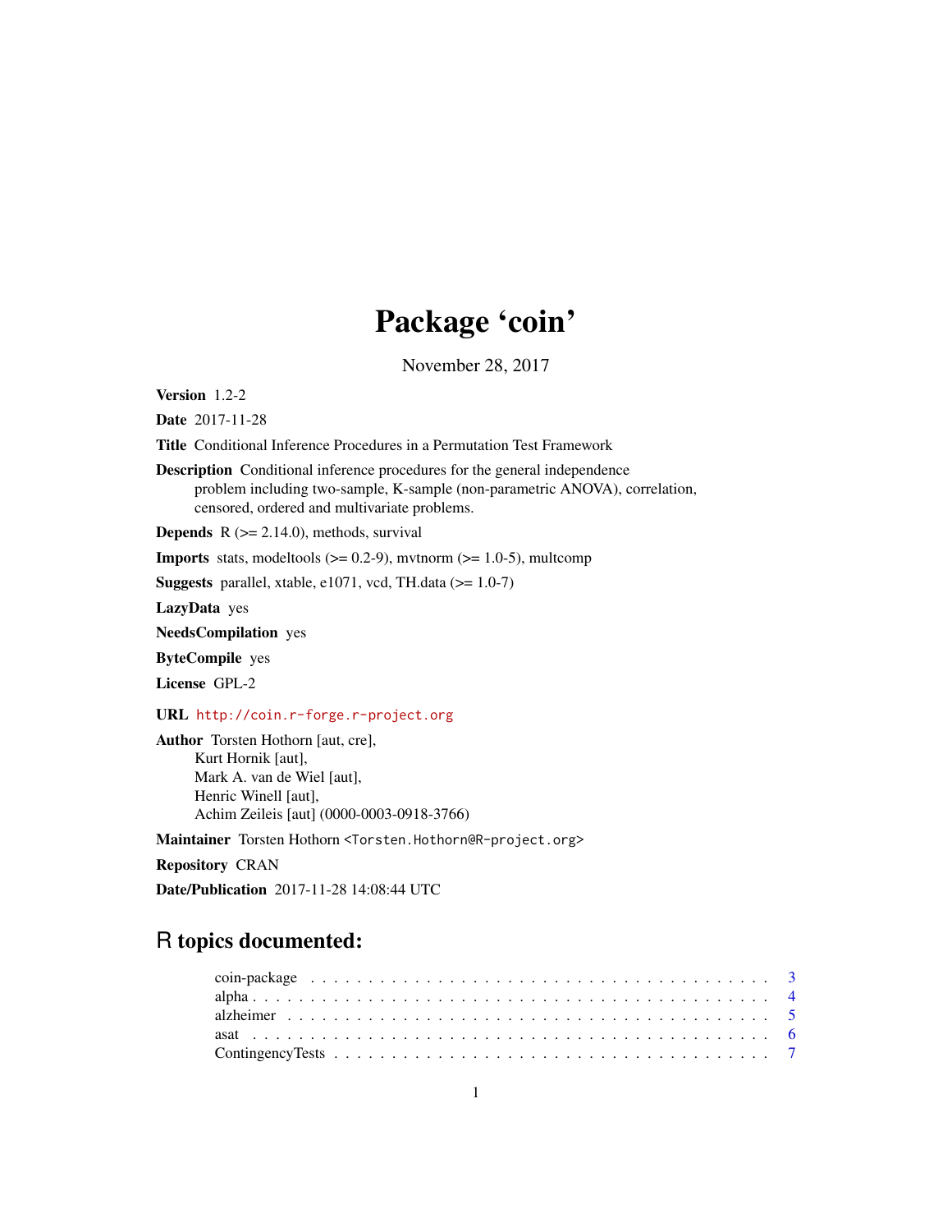# Package 'coin'

November 28, 2017

**Version** 1.2-2

**Date** 2017-11-28

**Title** Conditional Inference Procedures in a Permutation Test Framework

**Description** Conditional inference procedures for the general independence problem including two-sample, K-sample (non-parametric ANOVA), correlation, censored, ordered and multivariate problems.

**Depends** R (>= 2.14.0), methods, survival

**Imports** stats, modeltools (>= 0.2-9), mvtnorm (>= 1.0-5), multcomp

**Suggests** parallel, xtable, e1071, vcd, TH.data (>= 1.0-7)

**LazyData** yes

**NeedsCompilation** yes

**ByteCompile** yes

**License** GPL-2

**URL** http://coin.r-forge.r-project.org

**Author** Torsten Hothorn [aut, cre],
Kurt Hornik [aut],
Mark A. van de Wiel [aut],
Henric Winell [aut],
Achim Zeileis [aut] (0000-0003-0918-3766)

**Maintainer** Torsten Hothorn <Torsten.Hothorn@R-project.org>

**Repository** CRAN

**Date/Publication** 2017-11-28 14:08:44 UTC

## R topics documented:

coin-package . . . . . . . . . . . . . . . . . . . . . . . . . . . . . . . . . . . . . 3
alpha . . . . . . . . . . . . . . . . . . . . . . . . . . . . . . . . . . . . . . . . . 4
alzheimer . . . . . . . . . . . . . . . . . . . . . . . . . . . . . . . . . . . . . . . 5
asat . . . . . . . . . . . . . . . . . . . . . . . . . . . . . . . . . . . . . . . . . . 6
ContingencyTests . . . . . . . . . . . . . . . . . . . . . . . . . . . . . . . . . . 7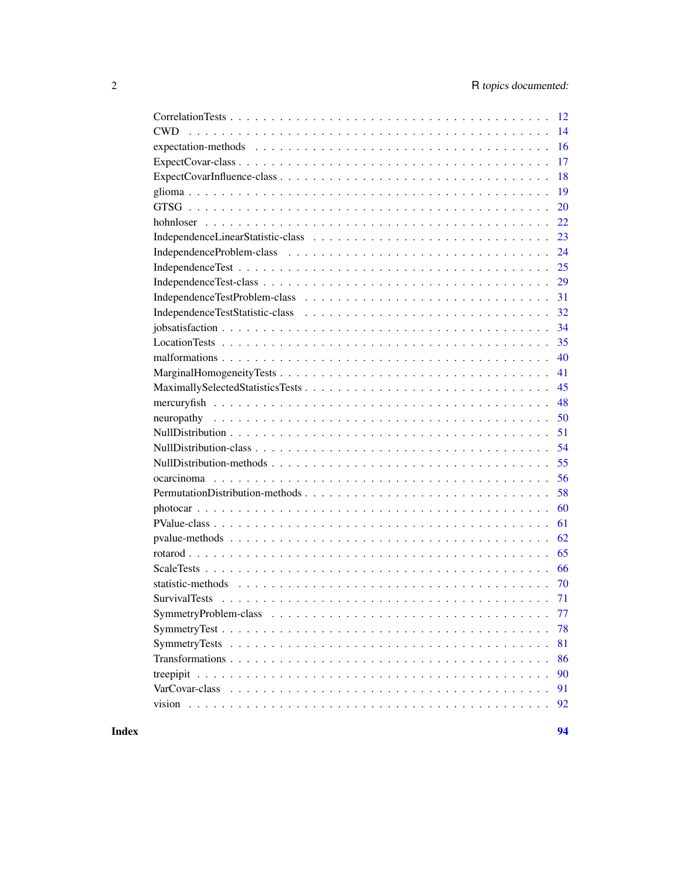| | |
|---|---|
| CorrelationTests | 12 |
| CWD | 14 |
| expectation-methods | 16 |
| ExpectCovar-class | 17 |
| ExpectCovarInfluence-class | 18 |
| glioma | 19 |
| GTSG | 20 |
| hohnloser | 22 |
| IndependenceLinearStatistic-class | 23 |
| IndependenceProblem-class | 24 |
| IndependenceTest | 25 |
| IndependenceTest-class | 29 |
| IndependenceTestProblem-class | 31 |
| IndependenceTestStatistic-class | 32 |
| jobsatisfaction | 34 |
| LocationTests | 35 |
| malformations | 40 |
| MarginalHomogeneityTests | 41 |
| MaximallySelectedStatisticsTests | 45 |
| mercuryfish | 48 |
| neuropathy | 50 |
| NullDistribution | 51 |
| NullDistribution-class | 54 |
| NullDistribution-methods | 55 |
| ocarcinoma | 56 |
| PermutationDistribution-methods | 58 |
| photocar | 60 |
| PValue-class | 61 |
| pvalue-methods | 62 |
| rotarod | 65 |
| ScaleTests | 66 |
| statistic-methods | 70 |
| SurvivalTests | 71 |
| SymmetryProblem-class | 77 |
| SymmetryTest | 78 |
| SymmetryTests | 81 |
| Transformations | 86 |
| treepipit | 90 |
| VarCovar-class | 91 |
| vision | 92 |

**Index** **94**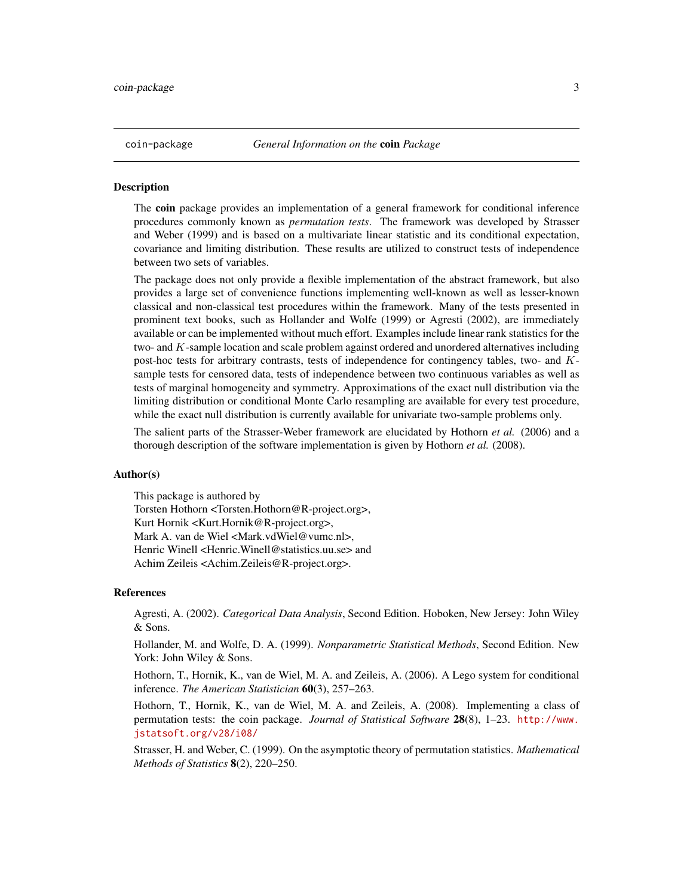coin-package *General Information on the* **coin** *Package*

## Description

The **coin** package provides an implementation of a general framework for conditional inference procedures commonly known as *permutation tests*. The framework was developed by Strasser and Weber (1999) and is based on a multivariate linear statistic and its conditional expectation, covariance and limiting distribution. These results are utilized to construct tests of independence between two sets of variables.

The package does not only provide a flexible implementation of the abstract framework, but also provides a large set of convenience functions implementing well-known as well as lesser-known classical and non-classical test procedures within the framework. Many of the tests presented in prominent text books, such as Hollander and Wolfe (1999) or Agresti (2002), are immediately available or can be implemented without much effort. Examples include linear rank statistics for the two- and $K$-sample location and scale problem against ordered and unordered alternatives including post-hoc tests for arbitrary contrasts, tests of independence for contingency tables, two- and $K$-sample tests for censored data, tests of independence between two continuous variables as well as tests of marginal homogeneity and symmetry. Approximations of the exact null distribution via the limiting distribution or conditional Monte Carlo resampling are available for every test procedure, while the exact null distribution is currently available for univariate two-sample problems only.

The salient parts of the Strasser-Weber framework are elucidated by Hothorn *et al.* (2006) and a thorough description of the software implementation is given by Hothorn *et al.* (2008).

## Author(s)

This package is authored by
Torsten Hothorn <Torsten.Hothorn@R-project.org>,
Kurt Hornik <Kurt.Hornik@R-project.org>,
Mark A. van de Wiel <Mark.vdWiel@vumc.nl>,
Henric Winell <Henric.Winell@statistics.uu.se> and
Achim Zeileis <Achim.Zeileis@R-project.org>.

## References

Agresti, A. (2002). *Categorical Data Analysis*, Second Edition. Hoboken, New Jersey: John Wiley & Sons.

Hollander, M. and Wolfe, D. A. (1999). *Nonparametric Statistical Methods*, Second Edition. New York: John Wiley & Sons.

Hothorn, T., Hornik, K., van de Wiel, M. A. and Zeileis, A. (2006). A Lego system for conditional inference. *The American Statistician* **60**(3), 257–263.

Hothorn, T., Hornik, K., van de Wiel, M. A. and Zeileis, A. (2008). Implementing a class of permutation tests: the coin package. *Journal of Statistical Software* **28**(8), 1–23. http://www.jstatsoft.org/v28/i08/

Strasser, H. and Weber, C. (1999). On the asymptotic theory of permutation statistics. *Mathematical Methods of Statistics* **8**(2), 220–250.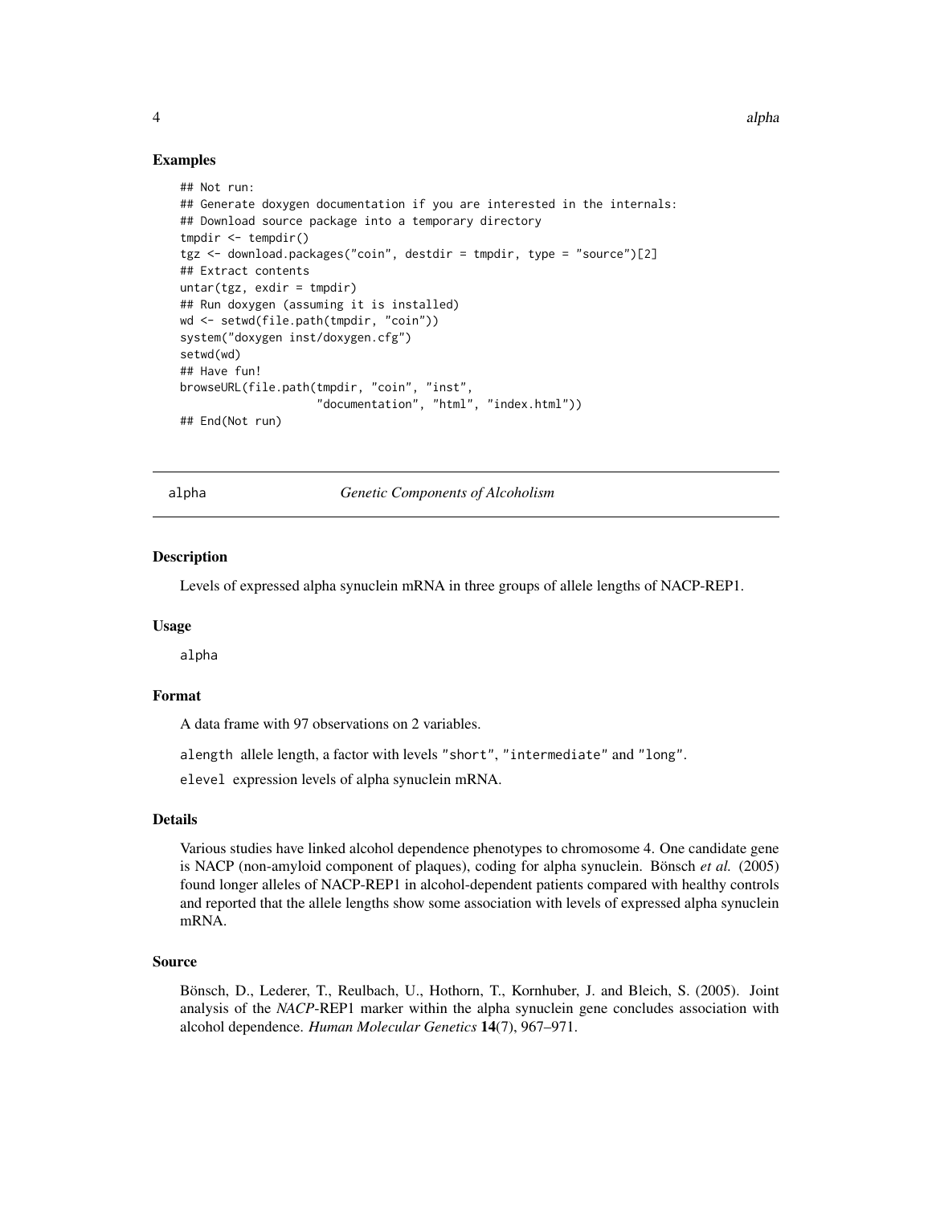### Examples

```
## Not run:
## Generate doxygen documentation if you are interested in the internals:
## Download source package into a temporary directory
tmpdir <- tempdir()
tgz <- download.packages("coin", destdir = tmpdir, type = "source")[2]
## Extract contents
untar(tgz, exdir = tmpdir)
## Run doxygen (assuming it is installed)
wd <- setwd(file.path(tmpdir, "coin"))
system("doxygen inst/doxygen.cfg")
setwd(wd)
## Have fun!
browseURL(file.path(tmpdir, "coin", "inst",
                    "documentation", "html", "index.html"))
## End(Not run)
```

---

## alpha — *Genetic Components of Alcoholism*

---

### Description

Levels of expressed alpha synuclein mRNA in three groups of allele lengths of NACP-REP1.

### Usage

```
alpha
```

### Format

A data frame with 97 observations on 2 variables.

`alength` allele length, a factor with levels `"short"`, `"intermediate"` and `"long"`.

`elevel` expression levels of alpha synuclein mRNA.

### Details

Various studies have linked alcohol dependence phenotypes to chromosome 4. One candidate gene is NACP (non-amyloid component of plaques), coding for alpha synuclein. Bönsch *et al.* (2005) found longer alleles of NACP-REP1 in alcohol-dependent patients compared with healthy controls and reported that the allele lengths show some association with levels of expressed alpha synuclein mRNA.

### Source

Bönsch, D., Lederer, T., Reulbach, U., Hothorn, T., Kornhuber, J. and Bleich, S. (2005). Joint analysis of the *NACP*-REP1 marker within the alpha synuclein gene concludes association with alcohol dependence. *Human Molecular Genetics* **14**(7), 967–971.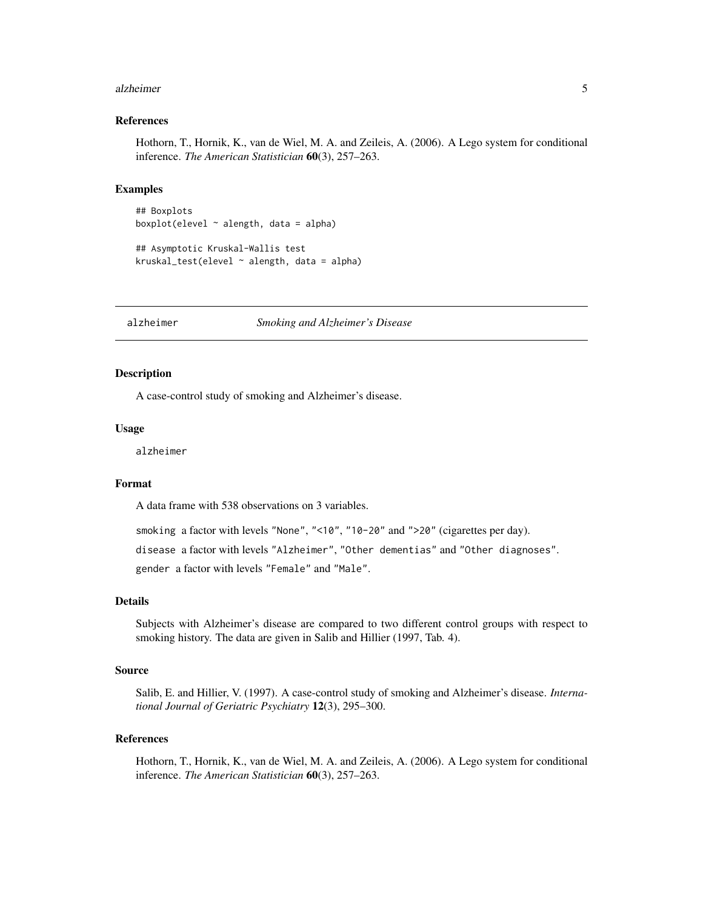### References

Hothorn, T., Hornik, K., van de Wiel, M. A. and Zeileis, A. (2006). A Lego system for conditional inference. *The American Statistician* **60**(3), 257–263.

### Examples

```
## Boxplots
boxplot(elevel ~ alength, data = alpha)

## Asymptotic Kruskal-Wallis test
kruskal_test(elevel ~ alength, data = alpha)
```

---

## alzheimer — *Smoking and Alzheimer's Disease*

---

### Description

A case-control study of smoking and Alzheimer's disease.

### Usage

```
alzheimer
```

### Format

A data frame with 538 observations on 3 variables.

`smoking` a factor with levels `"None"`, `"<10"`, `"10-20"` and `">20"` (cigarettes per day).

`disease` a factor with levels `"Alzheimer"`, `"Other dementias"` and `"Other diagnoses"`.

`gender` a factor with levels `"Female"` and `"Male"`.

### Details

Subjects with Alzheimer's disease are compared to two different control groups with respect to smoking history. The data are given in Salib and Hillier (1997, Tab. 4).

### Source

Salib, E. and Hillier, V. (1997). A case-control study of smoking and Alzheimer's disease. *International Journal of Geriatric Psychiatry* **12**(3), 295–300.

### References

Hothorn, T., Hornik, K., van de Wiel, M. A. and Zeileis, A. (2006). A Lego system for conditional inference. *The American Statistician* **60**(3), 257–263.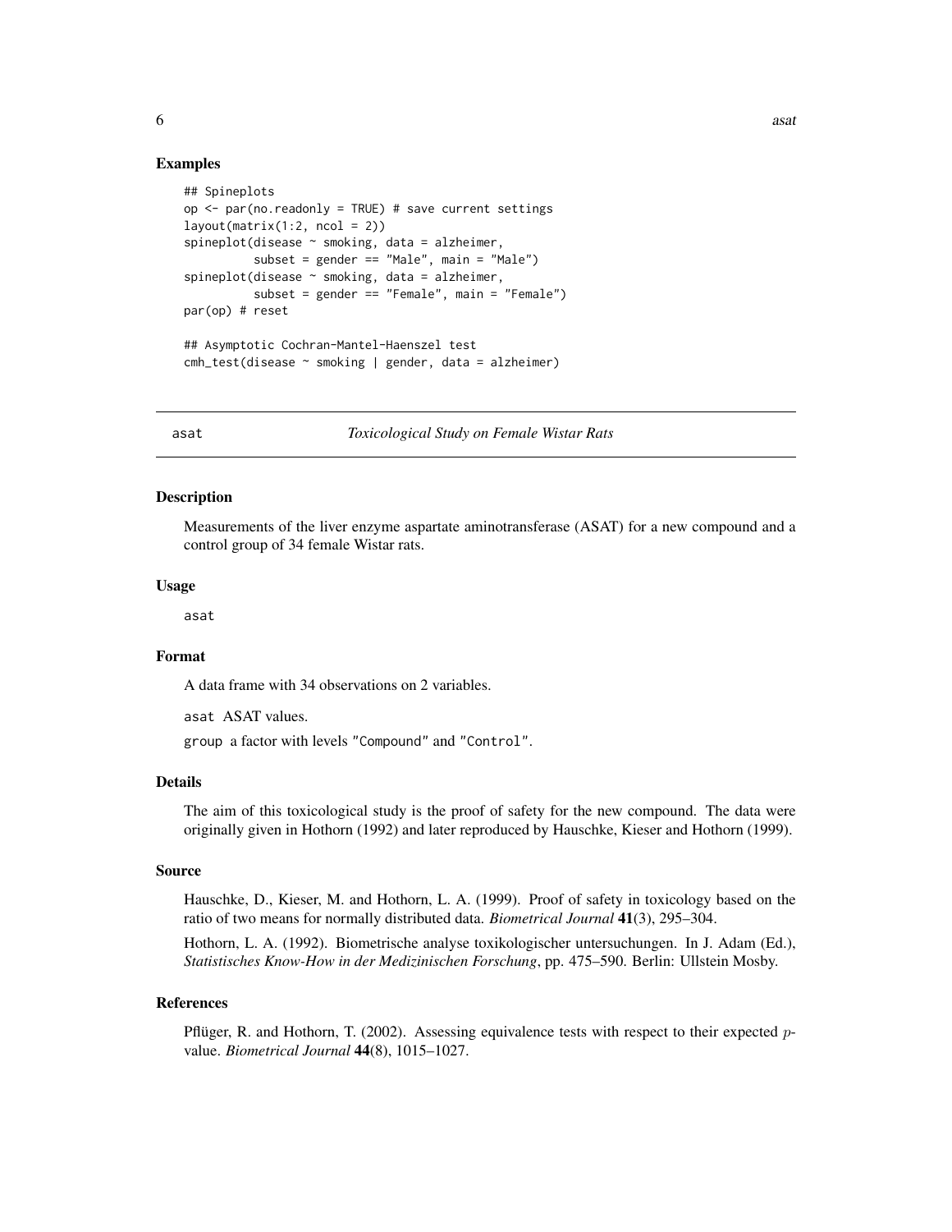## Examples

```
## Spineplots
op <- par(no.readonly = TRUE) # save current settings
layout(matrix(1:2, ncol = 2))
spineplot(disease ~ smoking, data = alzheimer,
          subset = gender == "Male", main = "Male")
spineplot(disease ~ smoking, data = alzheimer,
          subset = gender == "Female", main = "Female")
par(op) # reset

## Asymptotic Cochran-Mantel-Haenszel test
cmh_test(disease ~ smoking | gender, data = alzheimer)
```

---

# asat — *Toxicological Study on Female Wistar Rats*

## Description

Measurements of the liver enzyme aspartate aminotransferase (ASAT) for a new compound and a control group of 34 female Wistar rats.

## Usage

```
asat
```

## Format

A data frame with 34 observations on 2 variables.

`asat` ASAT values.

`group` a factor with levels `"Compound"` and `"Control"`.

## Details

The aim of this toxicological study is the proof of safety for the new compound. The data were originally given in Hothorn (1992) and later reproduced by Hauschke, Kieser and Hothorn (1999).

## Source

Hauschke, D., Kieser, M. and Hothorn, L. A. (1999). Proof of safety in toxicology based on the ratio of two means for normally distributed data. *Biometrical Journal* **41**(3), 295–304.

Hothorn, L. A. (1992). Biometrische analyse toxikologischer untersuchungen. In J. Adam (Ed.), *Statistisches Know-How in der Medizinischen Forschung*, pp. 475–590. Berlin: Ullstein Mosby.

## References

Pflüger, R. and Hothorn, T. (2002). Assessing equivalence tests with respect to their expected $p$-value. *Biometrical Journal* **44**(8), 1015–1027.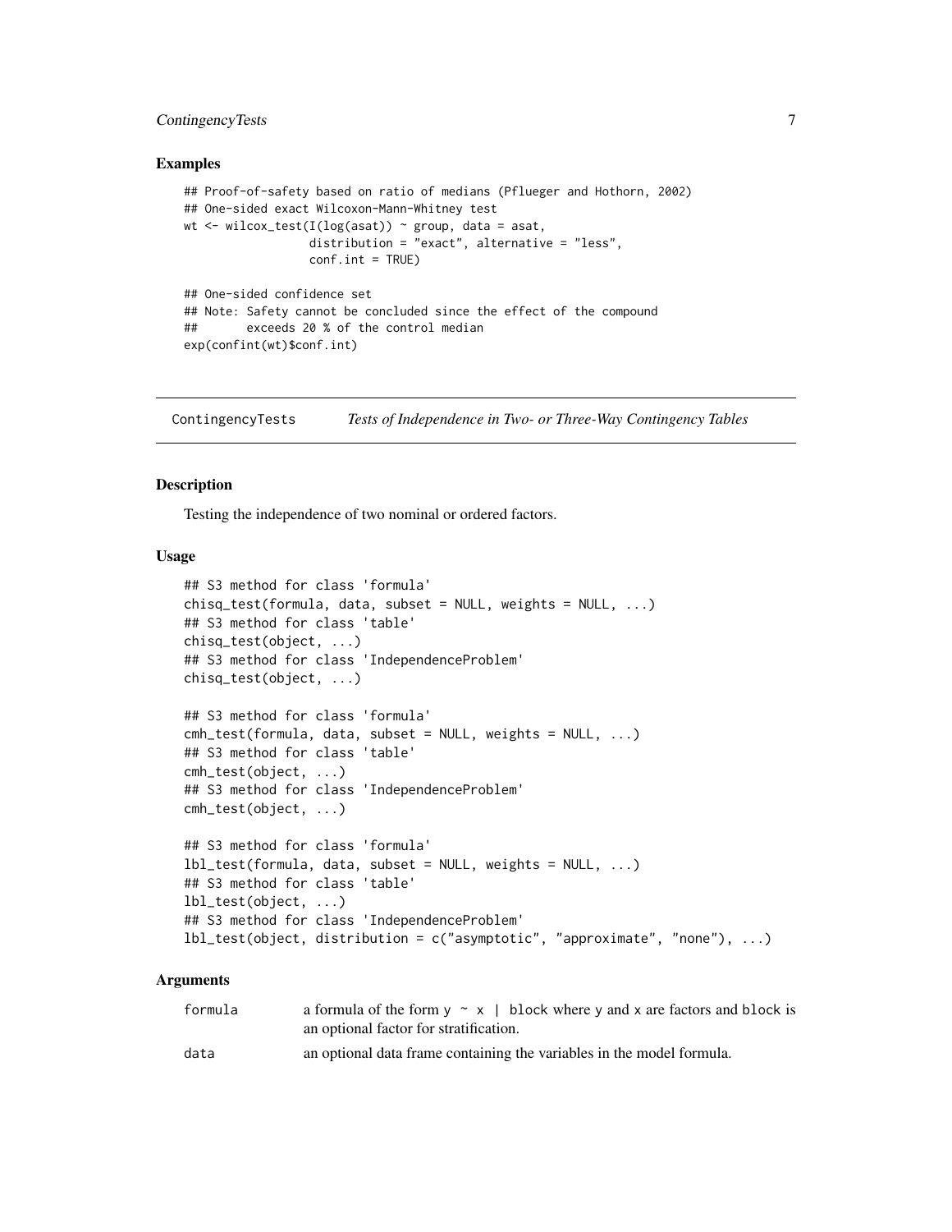## Examples

```
## Proof-of-safety based on ratio of medians (Pflueger and Hothorn, 2002)
## One-sided exact Wilcoxon-Mann-Whitney test
wt <- wilcox_test(I(log(asat)) ~ group, data = asat,
                  distribution = "exact", alternative = "less",
                  conf.int = TRUE)

## One-sided confidence set
## Note: Safety cannot be concluded since the effect of the compound
##       exceeds 20 % of the control median
exp(confint(wt)$conf.int)
```

---

# ContingencyTests    *Tests of Independence in Two- or Three-Way Contingency Tables*

---

## Description

Testing the independence of two nominal or ordered factors.

## Usage

```
## S3 method for class 'formula'
chisq_test(formula, data, subset = NULL, weights = NULL, ...)
## S3 method for class 'table'
chisq_test(object, ...)
## S3 method for class 'IndependenceProblem'
chisq_test(object, ...)

## S3 method for class 'formula'
cmh_test(formula, data, subset = NULL, weights = NULL, ...)
## S3 method for class 'table'
cmh_test(object, ...)
## S3 method for class 'IndependenceProblem'
cmh_test(object, ...)

## S3 method for class 'formula'
lbl_test(formula, data, subset = NULL, weights = NULL, ...)
## S3 method for class 'table'
lbl_test(object, ...)
## S3 method for class 'IndependenceProblem'
lbl_test(object, distribution = c("asymptotic", "approximate", "none"), ...)
```

## Arguments

| | |
|---|---|
| `formula` | a formula of the form `y ~ x | block` where `y` and `x` are factors and `block` is an optional factor for stratification. |
| `data` | an optional data frame containing the variables in the model formula. |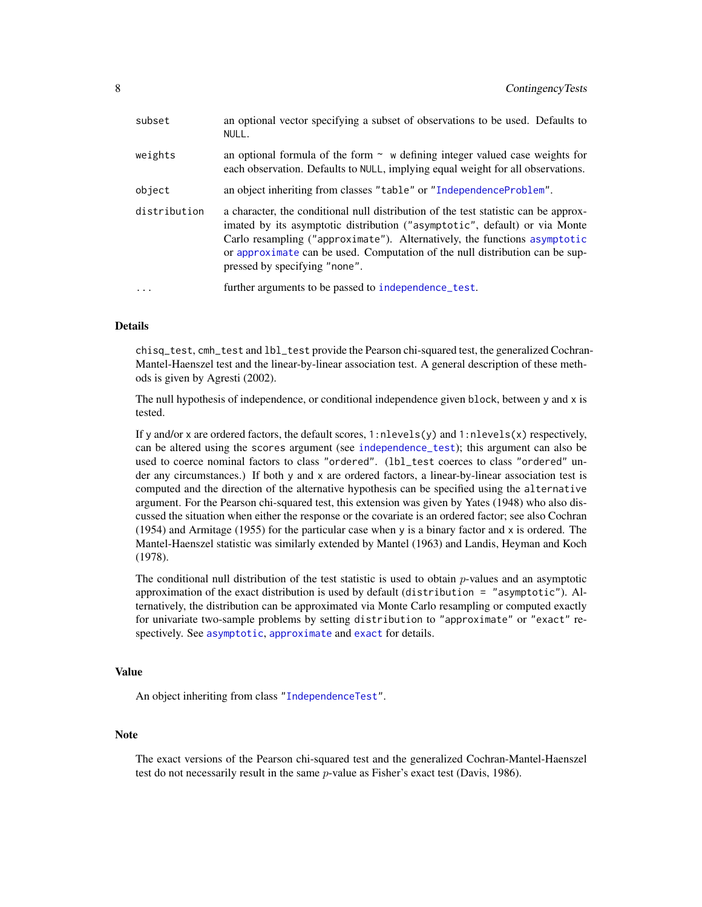| | |
|---|---|
| `subset` | an optional vector specifying a subset of observations to be used. Defaults to `NULL`. |
| `weights` | an optional formula of the form `~ w` defining integer valued case weights for each observation. Defaults to `NULL`, implying equal weight for all observations. |
| `object` | an object inheriting from classes `"table"` or `"IndependenceProblem"`. |
| `distribution` | a character, the conditional null distribution of the test statistic can be approximated by its asymptotic distribution (`"asymptotic"`, default) or via Monte Carlo resampling (`"approximate"`). Alternatively, the functions `asymptotic` or `approximate` can be used. Computation of the null distribution can be suppressed by specifying `"none"`. |
| `...` | further arguments to be passed to `independence_test`. |

## Details

`chisq_test`, `cmh_test` and `lbl_test` provide the Pearson chi-squared test, the generalized Cochran-Mantel-Haenszel test and the linear-by-linear association test. A general description of these methods is given by Agresti (2002).

The null hypothesis of independence, or conditional independence given `block`, between `y` and `x` is tested.

If `y` and/or `x` are ordered factors, the default scores, `1:nlevels(y)` and `1:nlevels(x)` respectively, can be altered using the `scores` argument (see `independence_test`); this argument can also be used to coerce nominal factors to class `"ordered"`. (`lbl_test` coerces to class `"ordered"` under any circumstances.) If both `y` and `x` are ordered factors, a linear-by-linear association test is computed and the direction of the alternative hypothesis can be specified using the `alternative` argument. For the Pearson chi-squared test, this extension was given by Yates (1948) who also discussed the situation when either the response or the covariate is an ordered factor; see also Cochran (1954) and Armitage (1955) for the particular case when `y` is a binary factor and `x` is ordered. The Mantel-Haenszel statistic was similarly extended by Mantel (1963) and Landis, Heyman and Koch (1978).

The conditional null distribution of the test statistic is used to obtain $p$-values and an asymptotic approximation of the exact distribution is used by default (`distribution = "asymptotic"`). Alternatively, the distribution can be approximated via Monte Carlo resampling or computed exactly for univariate two-sample problems by setting `distribution` to `"approximate"` or `"exact"` respectively. See `asymptotic`, `approximate` and `exact` for details.

## Value

An object inheriting from class `"IndependenceTest"`.

## Note

The exact versions of the Pearson chi-squared test and the generalized Cochran-Mantel-Haenszel test do not necessarily result in the same $p$-value as Fisher's exact test (Davis, 1986).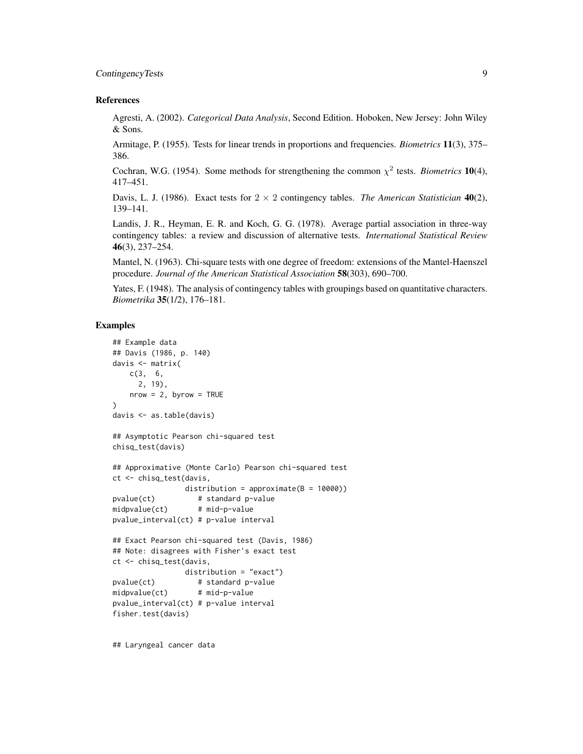### References

Agresti, A. (2002). *Categorical Data Analysis*, Second Edition. Hoboken, New Jersey: John Wiley & Sons.

Armitage, P. (1955). Tests for linear trends in proportions and frequencies. *Biometrics* **11**(3), 375–386.

Cochran, W.G. (1954). Some methods for strengthening the common $\chi^2$ tests. *Biometrics* **10**(4), 417–451.

Davis, L. J. (1986). Exact tests for $2 \times 2$ contingency tables. *The American Statistician* **40**(2), 139–141.

Landis, J. R., Heyman, E. R. and Koch, G. G. (1978). Average partial association in three-way contingency tables: a review and discussion of alternative tests. *International Statistical Review* **46**(3), 237–254.

Mantel, N. (1963). Chi-square tests with one degree of freedom: extensions of the Mantel-Haenszel procedure. *Journal of the American Statistical Association* **58**(303), 690–700.

Yates, F. (1948). The analysis of contingency tables with groupings based on quantitative characters. *Biometrika* **35**(1/2), 176–181.

### Examples

```
## Example data
## Davis (1986, p. 140)
davis <- matrix(
    c(3,  6,
      2, 19),
    nrow = 2, byrow = TRUE
)
davis <- as.table(davis)

## Asymptotic Pearson chi-squared test
chisq_test(davis)

## Approximative (Monte Carlo) Pearson chi-squared test
ct <- chisq_test(davis,
                 distribution = approximate(B = 10000))
pvalue(ct)          # standard p-value
midpvalue(ct)       # mid-p-value
pvalue_interval(ct) # p-value interval

## Exact Pearson chi-squared test (Davis, 1986)
## Note: disagrees with Fisher's exact test
ct <- chisq_test(davis,
                 distribution = "exact")
pvalue(ct)          # standard p-value
midpvalue(ct)       # mid-p-value
pvalue_interval(ct) # p-value interval
fisher.test(davis)


## Laryngeal cancer data
```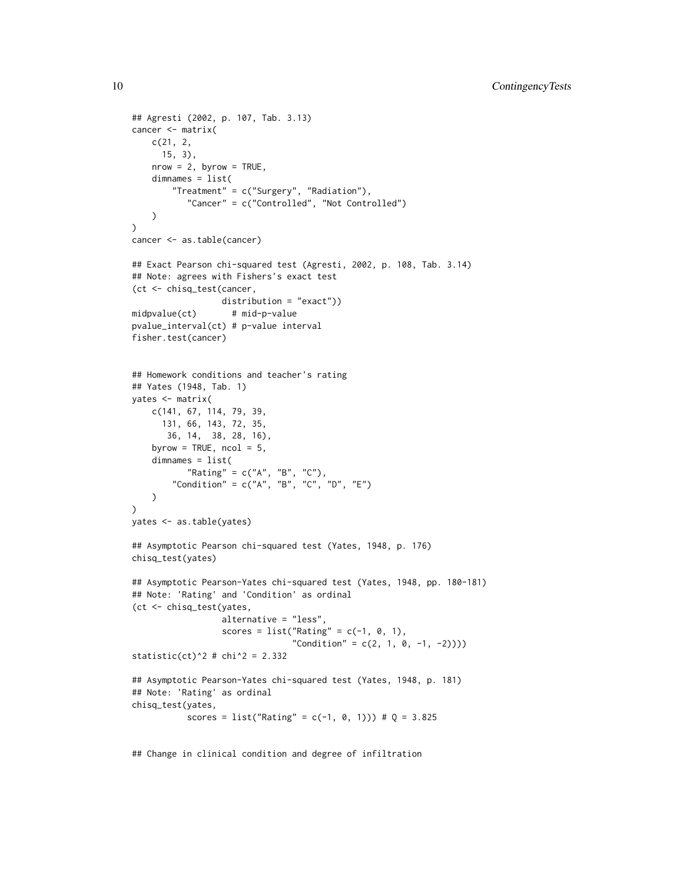```
## Agresti (2002, p. 107, Tab. 3.13)
cancer <- matrix(
    c(21, 2,
      15, 3),
    nrow = 2, byrow = TRUE,
    dimnames = list(
        "Treatment" = c("Surgery", "Radiation"),
           "Cancer" = c("Controlled", "Not Controlled")
    )
)
cancer <- as.table(cancer)

## Exact Pearson chi-squared test (Agresti, 2002, p. 108, Tab. 3.14)
## Note: agrees with Fishers's exact test
(ct <- chisq_test(cancer,
                  distribution = "exact"))
midpvalue(ct)       # mid-p-value
pvalue_interval(ct) # p-value interval
fisher.test(cancer)


## Homework conditions and teacher's rating
## Yates (1948, Tab. 1)
yates <- matrix(
    c(141, 67, 114, 79, 39,
      131, 66, 143, 72, 35,
       36, 14,  38, 28, 16),
    byrow = TRUE, ncol = 5,
    dimnames = list(
           "Rating" = c("A", "B", "C"),
        "Condition" = c("A", "B", "C", "D", "E")
    )
)
yates <- as.table(yates)

## Asymptotic Pearson chi-squared test (Yates, 1948, p. 176)
chisq_test(yates)

## Asymptotic Pearson-Yates chi-squared test (Yates, 1948, pp. 180-181)
## Note: 'Rating' and 'Condition' as ordinal
(ct <- chisq_test(yates,
                  alternative = "less",
                  scores = list("Rating" = c(-1, 0, 1),
                                "Condition" = c(2, 1, 0, -1, -2))))
statistic(ct)^2 # chi^2 = 2.332

## Asymptotic Pearson-Yates chi-squared test (Yates, 1948, p. 181)
## Note: 'Rating' as ordinal
chisq_test(yates,
           scores = list("Rating" = c(-1, 0, 1))) # Q = 3.825


## Change in clinical condition and degree of infiltration
```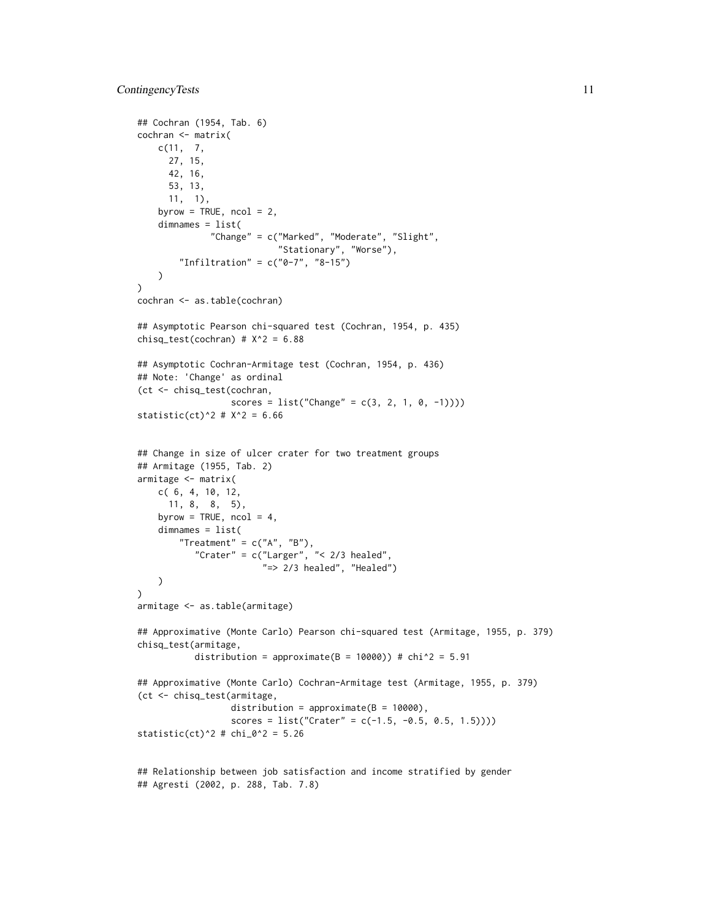```
## Cochran (1954, Tab. 6)
cochran <- matrix(
    c(11,  7,
      27, 15,
      42, 16,
      53, 13,
      11,  1),
    byrow = TRUE, ncol = 2,
    dimnames = list(
              "Change" = c("Marked", "Moderate", "Slight",
                           "Stationary", "Worse"),
        "Infiltration" = c("0-7", "8-15")
    )
)
cochran <- as.table(cochran)

## Asymptotic Pearson chi-squared test (Cochran, 1954, p. 435)
chisq_test(cochran) # X^2 = 6.88

## Asymptotic Cochran-Armitage test (Cochran, 1954, p. 436)
## Note: 'Change' as ordinal
(ct <- chisq_test(cochran,
                  scores = list("Change" = c(3, 2, 1, 0, -1))))
statistic(ct)^2 # X^2 = 6.66


## Change in size of ulcer crater for two treatment groups
## Armitage (1955, Tab. 2)
armitage <- matrix(
    c( 6, 4, 10, 12,
      11, 8,  8,  5),
    byrow = TRUE, ncol = 4,
    dimnames = list(
        "Treatment" = c("A", "B"),
           "Crater" = c("Larger", "< 2/3 healed",
                        "=> 2/3 healed", "Healed")
    )
)
armitage <- as.table(armitage)

## Approximative (Monte Carlo) Pearson chi-squared test (Armitage, 1955, p. 379)
chisq_test(armitage,
           distribution = approximate(B = 10000)) # chi^2 = 5.91

## Approximative (Monte Carlo) Cochran-Armitage test (Armitage, 1955, p. 379)
(ct <- chisq_test(armitage,
                  distribution = approximate(B = 10000),
                  scores = list("Crater" = c(-1.5, -0.5, 0.5, 1.5))))
statistic(ct)^2 # chi_0^2 = 5.26


## Relationship between job satisfaction and income stratified by gender
## Agresti (2002, p. 288, Tab. 7.8)
```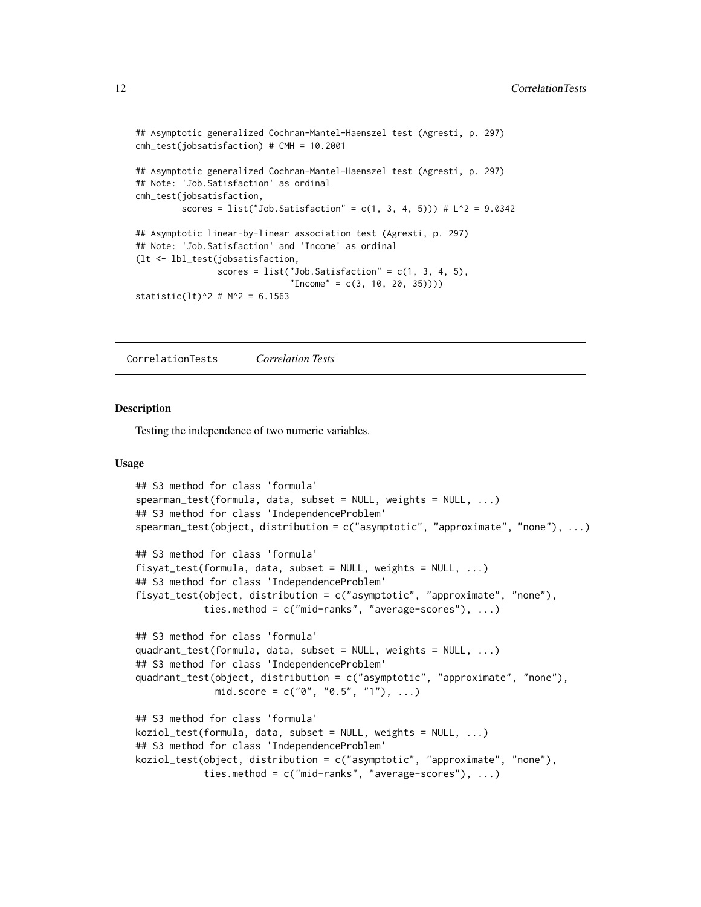```
## Asymptotic generalized Cochran-Mantel-Haenszel test (Agresti, p. 297)
cmh_test(jobsatisfaction) # CMH = 10.2001

## Asymptotic generalized Cochran-Mantel-Haenszel test (Agresti, p. 297)
## Note: 'Job.Satisfaction' as ordinal
cmh_test(jobsatisfaction,
         scores = list("Job.Satisfaction" = c(1, 3, 4, 5))) # L^2 = 9.0342

## Asymptotic linear-by-linear association test (Agresti, p. 297)
## Note: 'Job.Satisfaction' and 'Income' as ordinal
(lt <- lbl_test(jobsatisfaction,
                scores = list("Job.Satisfaction" = c(1, 3, 4, 5),
                              "Income" = c(3, 10, 20, 35))))
statistic(lt)^2 # M^2 = 6.1563
```

---

CorrelationTests *Correlation Tests*

---

### Description

Testing the independence of two numeric variables.

### Usage

```
## S3 method for class 'formula'
spearman_test(formula, data, subset = NULL, weights = NULL, ...)
## S3 method for class 'IndependenceProblem'
spearman_test(object, distribution = c("asymptotic", "approximate", "none"), ...)

## S3 method for class 'formula'
fisyat_test(formula, data, subset = NULL, weights = NULL, ...)
## S3 method for class 'IndependenceProblem'
fisyat_test(object, distribution = c("asymptotic", "approximate", "none"),
            ties.method = c("mid-ranks", "average-scores"), ...)

## S3 method for class 'formula'
quadrant_test(formula, data, subset = NULL, weights = NULL, ...)
## S3 method for class 'IndependenceProblem'
quadrant_test(object, distribution = c("asymptotic", "approximate", "none"),
              mid.score = c("0", "0.5", "1"), ...)

## S3 method for class 'formula'
koziol_test(formula, data, subset = NULL, weights = NULL, ...)
## S3 method for class 'IndependenceProblem'
koziol_test(object, distribution = c("asymptotic", "approximate", "none"),
            ties.method = c("mid-ranks", "average-scores"), ...)
```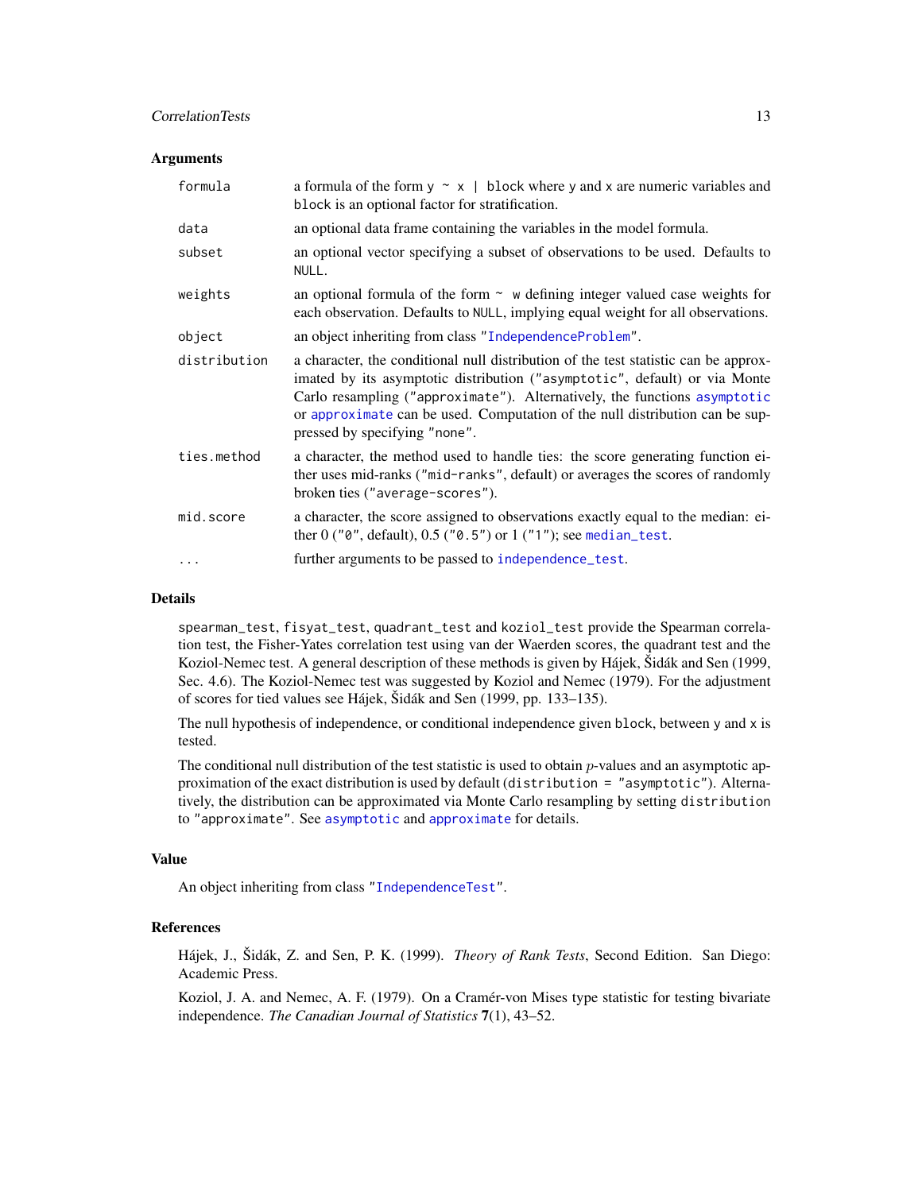### Arguments

| | |
|---|---|
| `formula` | a formula of the form `y ~ x | block` where `y` and `x` are numeric variables and `block` is an optional factor for stratification. |
| `data` | an optional data frame containing the variables in the model formula. |
| `subset` | an optional vector specifying a subset of observations to be used. Defaults to `NULL`. |
| `weights` | an optional formula of the form `~ w` defining integer valued case weights for each observation. Defaults to `NULL`, implying equal weight for all observations. |
| `object` | an object inheriting from class "`IndependenceProblem`". |
| `distribution` | a character, the conditional null distribution of the test statistic can be approximated by its asymptotic distribution (`"asymptotic"`, default) or via Monte Carlo resampling (`"approximate"`). Alternatively, the functions `asymptotic` or `approximate` can be used. Computation of the null distribution can be suppressed by specifying `"none"`. |
| `ties.method` | a character, the method used to handle ties: the score generating function either uses mid-ranks (`"mid-ranks"`, default) or averages the scores of randomly broken ties (`"average-scores"`). |
| `mid.score` | a character, the score assigned to observations exactly equal to the median: either 0 (`"0"`, default), 0.5 (`"0.5"`) or 1 (`"1"`); see `median_test`. |
| `...` | further arguments to be passed to `independence_test`. |

### Details

`spearman_test`, `fisyat_test`, `quadrant_test` and `koziol_test` provide the Spearman correlation test, the Fisher-Yates correlation test using van der Waerden scores, the quadrant test and the Koziol-Nemec test. A general description of these methods is given by Hájek, Šidák and Sen (1999, Sec. 4.6). The Koziol-Nemec test was suggested by Koziol and Nemec (1979). For the adjustment of scores for tied values see Hájek, Šidák and Sen (1999, pp. 133–135).

The null hypothesis of independence, or conditional independence given `block`, between `y` and `x` is tested.

The conditional null distribution of the test statistic is used to obtain $p$-values and an asymptotic approximation of the exact distribution is used by default (`distribution = "asymptotic"`). Alternatively, the distribution can be approximated via Monte Carlo resampling by setting `distribution` to `"approximate"`. See `asymptotic` and `approximate` for details.

### Value

An object inheriting from class "`IndependenceTest`".

### References

Hájek, J., Šidák, Z. and Sen, P. K. (1999). *Theory of Rank Tests*, Second Edition. San Diego: Academic Press.

Koziol, J. A. and Nemec, A. F. (1979). On a Cramér-von Mises type statistic for testing bivariate independence. *The Canadian Journal of Statistics* **7**(1), 43–52.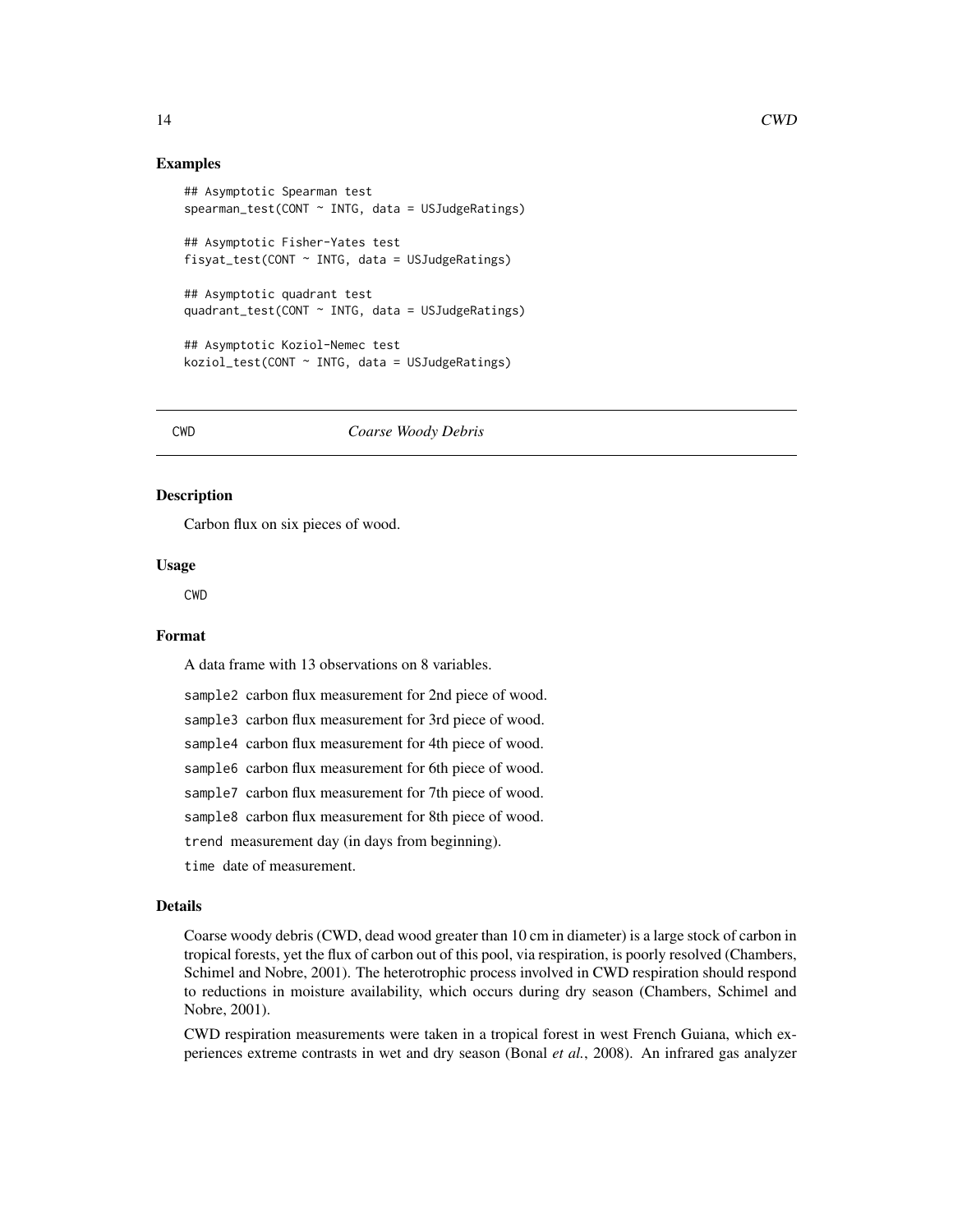### Examples

```
## Asymptotic Spearman test
spearman_test(CONT ~ INTG, data = USJudgeRatings)

## Asymptotic Fisher-Yates test
fisyat_test(CONT ~ INTG, data = USJudgeRatings)

## Asymptotic quadrant test
quadrant_test(CONT ~ INTG, data = USJudgeRatings)

## Asymptotic Koziol-Nemec test
koziol_test(CONT ~ INTG, data = USJudgeRatings)
```

---

## CWD *Coarse Woody Debris*

---

### Description

Carbon flux on six pieces of wood.

### Usage

```
CWD
```

### Format

A data frame with 13 observations on 8 variables.

`sample2` carbon flux measurement for 2nd piece of wood.

`sample3` carbon flux measurement for 3rd piece of wood.

`sample4` carbon flux measurement for 4th piece of wood.

`sample6` carbon flux measurement for 6th piece of wood.

`sample7` carbon flux measurement for 7th piece of wood.

`sample8` carbon flux measurement for 8th piece of wood.

`trend` measurement day (in days from beginning).

`time` date of measurement.

### Details

Coarse woody debris (CWD, dead wood greater than 10 cm in diameter) is a large stock of carbon in tropical forests, yet the flux of carbon out of this pool, via respiration, is poorly resolved (Chambers, Schimel and Nobre, 2001). The heterotrophic process involved in CWD respiration should respond to reductions in moisture availability, which occurs during dry season (Chambers, Schimel and Nobre, 2001).

CWD respiration measurements were taken in a tropical forest in west French Guiana, which experiences extreme contrasts in wet and dry season (Bonal *et al.*, 2008). An infrared gas analyzer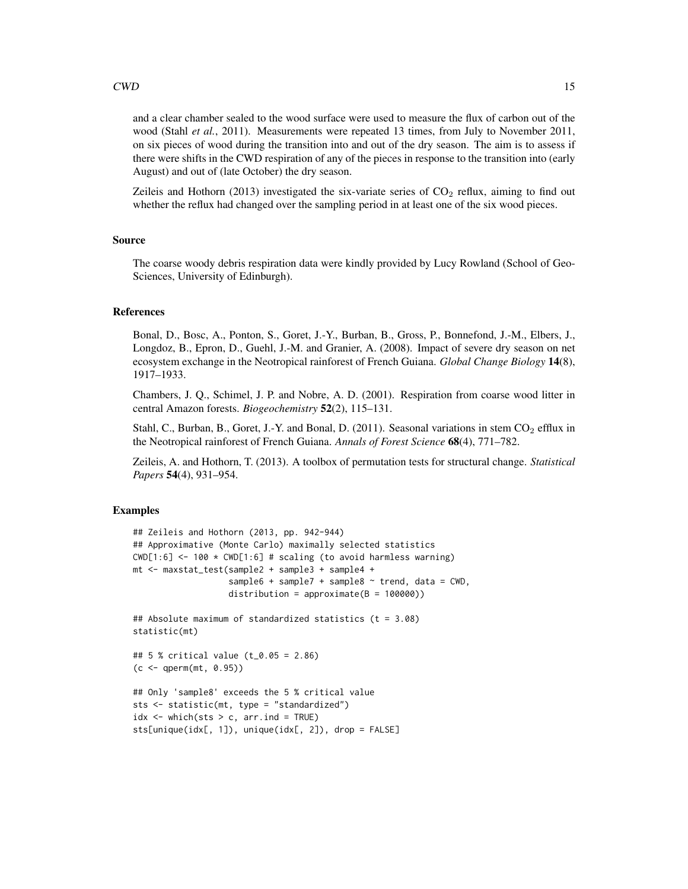and a clear chamber sealed to the wood surface were used to measure the flux of carbon out of the wood (Stahl *et al.*, 2011). Measurements were repeated 13 times, from July to November 2011, on six pieces of wood during the transition into and out of the dry season. The aim is to assess if there were shifts in the CWD respiration of any of the pieces in response to the transition into (early August) and out of (late October) the dry season.

Zeileis and Hothorn (2013) investigated the six-variate series of $CO_2$ reflux, aiming to find out whether the reflux had changed over the sampling period in at least one of the six wood pieces.

### Source

The coarse woody debris respiration data were kindly provided by Lucy Rowland (School of GeoSciences, University of Edinburgh).

### References

Bonal, D., Bosc, A., Ponton, S., Goret, J.-Y., Burban, B., Gross, P., Bonnefond, J.-M., Elbers, J., Longdoz, B., Epron, D., Guehl, J.-M. and Granier, A. (2008). Impact of severe dry season on net ecosystem exchange in the Neotropical rainforest of French Guiana. *Global Change Biology* **14**(8), 1917–1933.

Chambers, J. Q., Schimel, J. P. and Nobre, A. D. (2001). Respiration from coarse wood litter in central Amazon forests. *Biogeochemistry* **52**(2), 115–131.

Stahl, C., Burban, B., Goret, J.-Y. and Bonal, D. (2011). Seasonal variations in stem $CO_2$ efflux in the Neotropical rainforest of French Guiana. *Annals of Forest Science* **68**(4), 771–782.

Zeileis, A. and Hothorn, T. (2013). A toolbox of permutation tests for structural change. *Statistical Papers* **54**(4), 931–954.

### Examples

```
## Zeileis and Hothorn (2013, pp. 942-944)
## Approximative (Monte Carlo) maximally selected statistics
CWD[1:6] <- 100 * CWD[1:6] # scaling (to avoid harmless warning)
mt <- maxstat_test(sample2 + sample3 + sample4 +
                   sample6 + sample7 + sample8 ~ trend, data = CWD,
                   distribution = approximate(B = 100000))

## Absolute maximum of standardized statistics (t = 3.08)
statistic(mt)

## 5 % critical value (t_0.05 = 2.86)
(c <- qperm(mt, 0.95))

## Only 'sample8' exceeds the 5 % critical value
sts <- statistic(mt, type = "standardized")
idx <- which(sts > c, arr.ind = TRUE)
sts[unique(idx[, 1]), unique(idx[, 2]), drop = FALSE]
```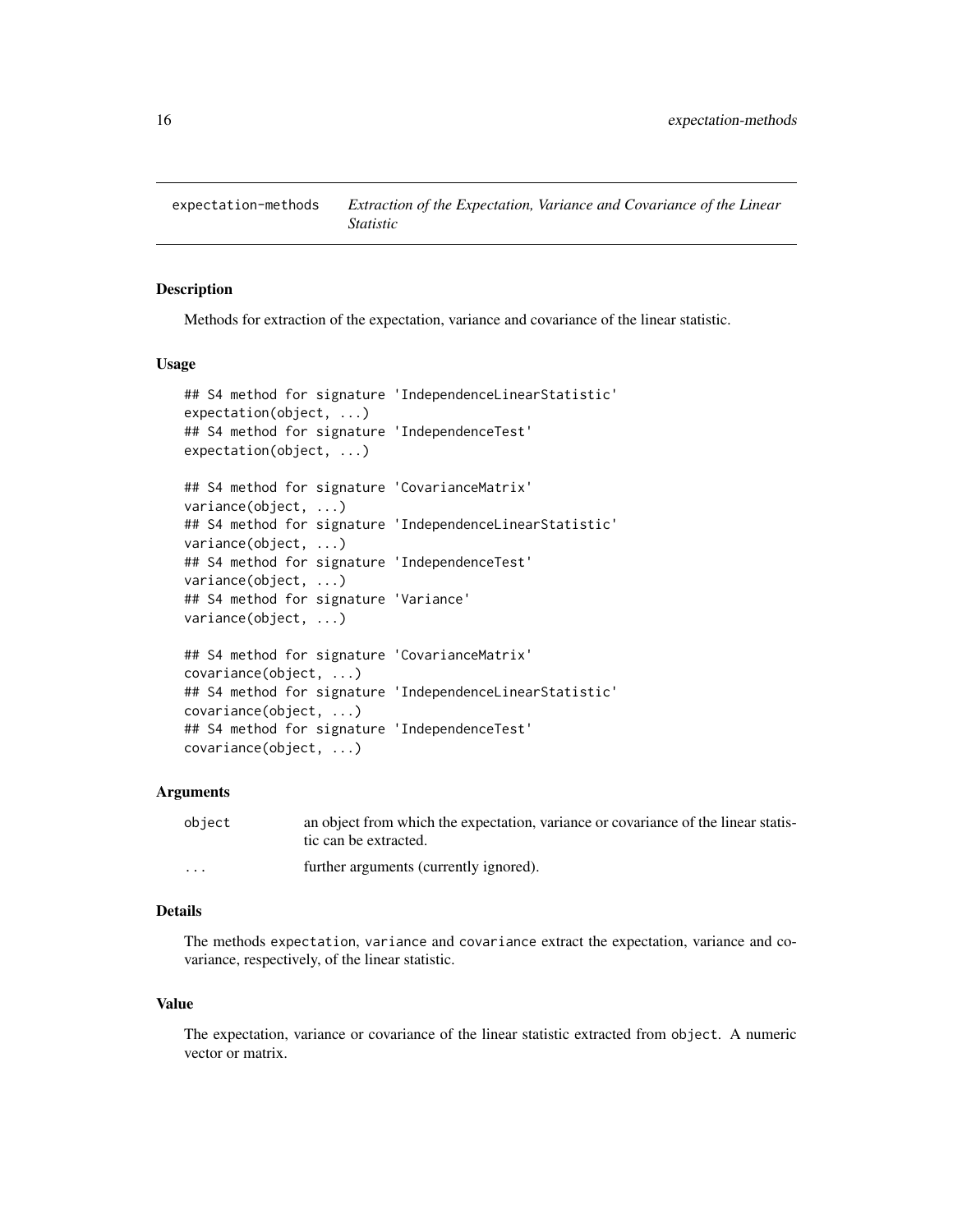## expectation-methods *Extraction of the Expectation, Variance and Covariance of the Linear Statistic*

### Description

Methods for extraction of the expectation, variance and covariance of the linear statistic.

### Usage

```
## S4 method for signature 'IndependenceLinearStatistic'
expectation(object, ...)
## S4 method for signature 'IndependenceTest'
expectation(object, ...)

## S4 method for signature 'CovarianceMatrix'
variance(object, ...)
## S4 method for signature 'IndependenceLinearStatistic'
variance(object, ...)
## S4 method for signature 'IndependenceTest'
variance(object, ...)
## S4 method for signature 'Variance'
variance(object, ...)

## S4 method for signature 'CovarianceMatrix'
covariance(object, ...)
## S4 method for signature 'IndependenceLinearStatistic'
covariance(object, ...)
## S4 method for signature 'IndependenceTest'
covariance(object, ...)
```

### Arguments

| | |
|---|---|
| `object` | an object from which the expectation, variance or covariance of the linear statistic can be extracted. |
| `...` | further arguments (currently ignored). |

### Details

The methods `expectation`, `variance` and `covariance` extract the expectation, variance and covariance, respectively, of the linear statistic.

### Value

The expectation, variance or covariance of the linear statistic extracted from `object`. A numeric vector or matrix.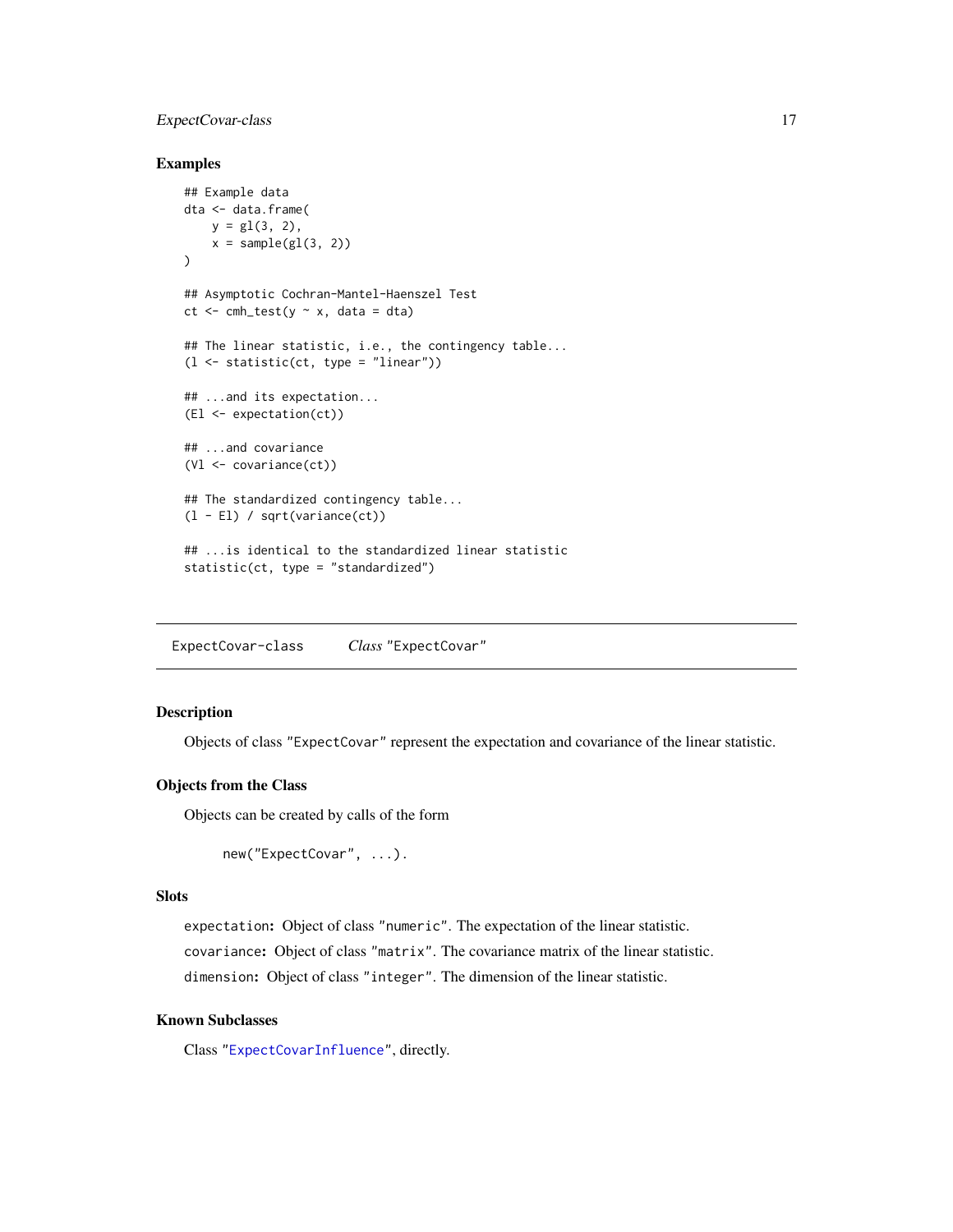### Examples

```
## Example data
dta <- data.frame(
    y = gl(3, 2),
    x = sample(gl(3, 2))
)

## Asymptotic Cochran-Mantel-Haenszel Test
ct <- cmh_test(y ~ x, data = dta)

## The linear statistic, i.e., the contingency table...
(l <- statistic(ct, type = "linear"))

## ...and its expectation...
(El <- expectation(ct))

## ...and covariance
(Vl <- covariance(ct))

## The standardized contingency table...
(l - El) / sqrt(variance(ct))

## ...is identical to the standardized linear statistic
statistic(ct, type = "standardized")
```

---

## ExpectCovar-class — *Class* "ExpectCovar"

---

### Description

Objects of class "ExpectCovar" represent the expectation and covariance of the linear statistic.

### Objects from the Class

Objects can be created by calls of the form

```
new("ExpectCovar", ...).
```

### Slots

`expectation`: Object of class "numeric". The expectation of the linear statistic.

`covariance`: Object of class "matrix". The covariance matrix of the linear statistic.

`dimension`: Object of class "integer". The dimension of the linear statistic.

### Known Subclasses

Class "ExpectCovarInfluence", directly.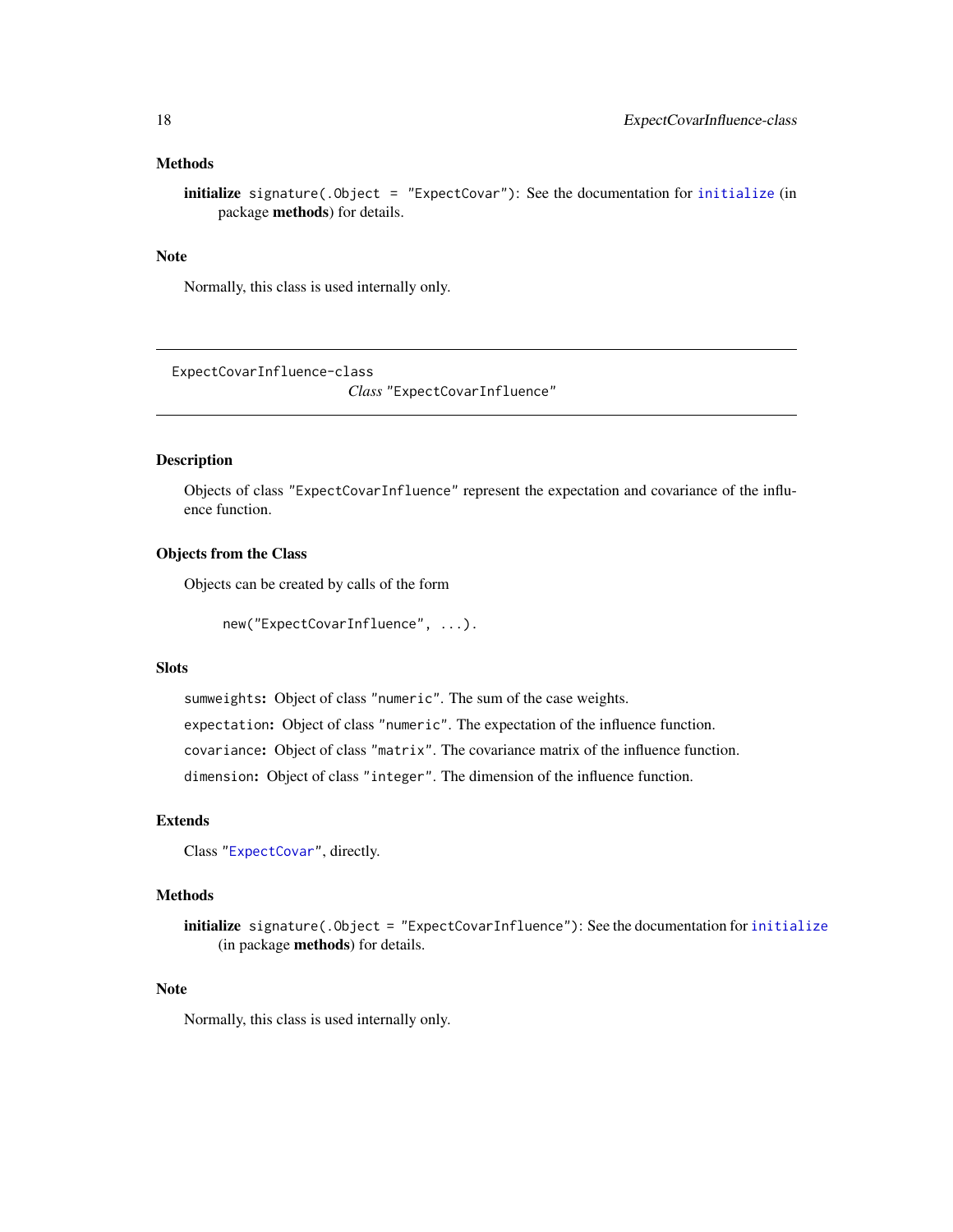### Methods

**initialize** `signature(.Object = "ExpectCovar")`: See the documentation for `initialize` (in package **methods**) for details.

### Note

Normally, this class is used internally only.

---

`ExpectCovarInfluence-class`
*Class* `"ExpectCovarInfluence"`

---

### Description

Objects of class `"ExpectCovarInfluence"` represent the expectation and covariance of the influence function.

### Objects from the Class

Objects can be created by calls of the form

```
new("ExpectCovarInfluence", ...).
```

### Slots

`sumweights`: Object of class `"numeric"`. The sum of the case weights.

`expectation`: Object of class `"numeric"`. The expectation of the influence function.

`covariance`: Object of class `"matrix"`. The covariance matrix of the influence function.

`dimension`: Object of class `"integer"`. The dimension of the influence function.

### Extends

Class `"ExpectCovar"`, directly.

### Methods

**initialize** `signature(.Object = "ExpectCovarInfluence")`: See the documentation for `initialize` (in package **methods**) for details.

### Note

Normally, this class is used internally only.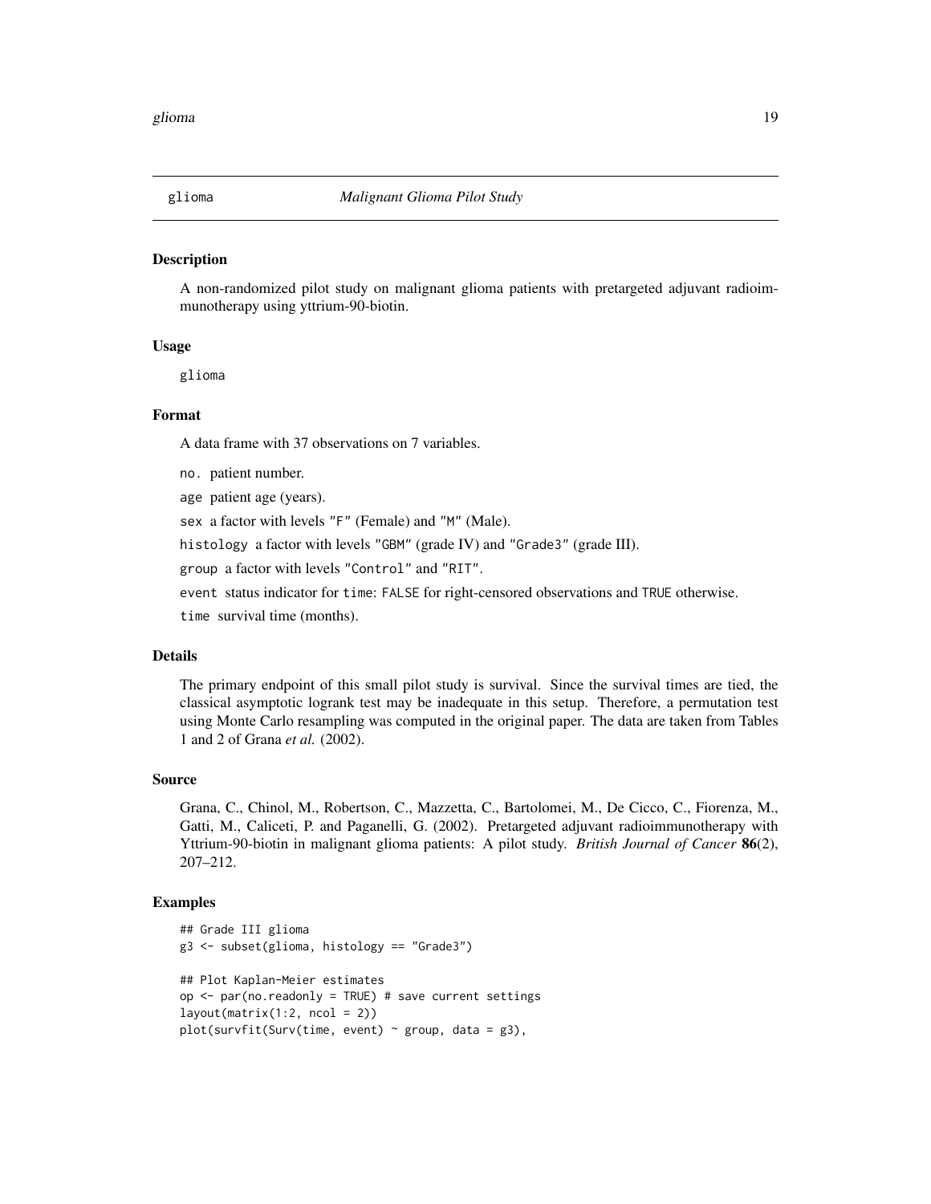# glioma *Malignant Glioma Pilot Study*

## Description

A non-randomized pilot study on malignant glioma patients with pretargeted adjuvant radioimmunotherapy using yttrium-90-biotin.

## Usage

```
glioma
```

## Format

A data frame with 37 observations on 7 variables.

`no.` patient number.

`age` patient age (years).

`sex` a factor with levels "F" (Female) and "M" (Male).

`histology` a factor with levels "GBM" (grade IV) and "Grade3" (grade III).

`group` a factor with levels "Control" and "RIT".

`event` status indicator for `time`: `FALSE` for right-censored observations and `TRUE` otherwise.

`time` survival time (months).

## Details

The primary endpoint of this small pilot study is survival. Since the survival times are tied, the classical asymptotic logrank test may be inadequate in this setup. Therefore, a permutation test using Monte Carlo resampling was computed in the original paper. The data are taken from Tables 1 and 2 of Grana *et al.* (2002).

## Source

Grana, C., Chinol, M., Robertson, C., Mazzetta, C., Bartolomei, M., De Cicco, C., Fiorenza, M., Gatti, M., Caliceti, P. and Paganelli, G. (2002). Pretargeted adjuvant radioimmunotherapy with Yttrium-90-biotin in malignant glioma patients: A pilot study. *British Journal of Cancer* **86**(2), 207–212.

## Examples

```
## Grade III glioma
g3 <- subset(glioma, histology == "Grade3")

## Plot Kaplan-Meier estimates
op <- par(no.readonly = TRUE) # save current settings
layout(matrix(1:2, ncol = 2))
plot(survfit(Surv(time, event) ~ group, data = g3),
```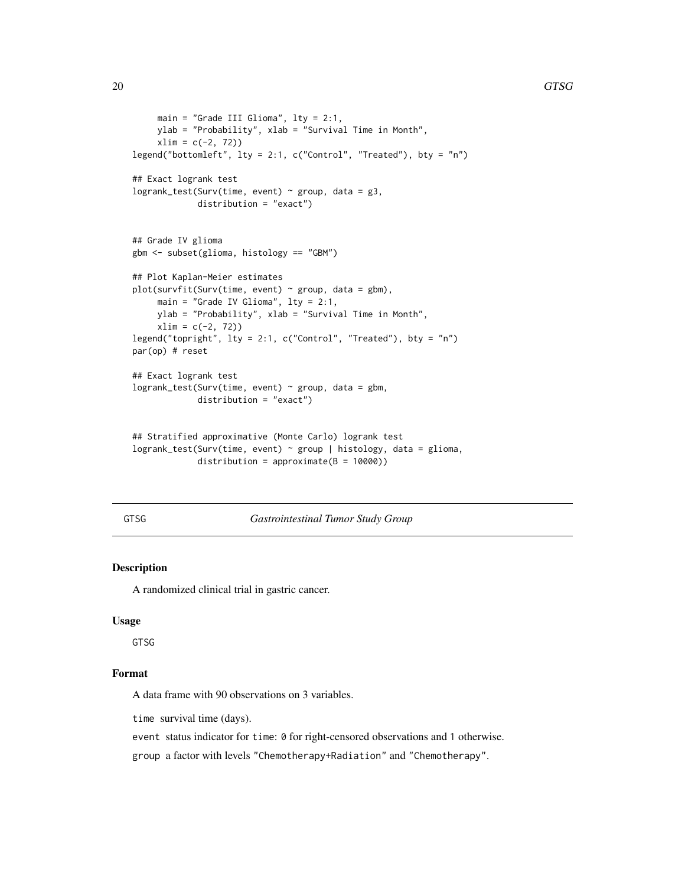```
     main = "Grade III Glioma", lty = 2:1,
     ylab = "Probability", xlab = "Survival Time in Month",
     xlim = c(-2, 72))
legend("bottomleft", lty = 2:1, c("Control", "Treated"), bty = "n")

## Exact logrank test
logrank_test(Surv(time, event) ~ group, data = g3,
             distribution = "exact")


## Grade IV glioma
gbm <- subset(glioma, histology == "GBM")

## Plot Kaplan-Meier estimates
plot(survfit(Surv(time, event) ~ group, data = gbm),
     main = "Grade IV Glioma", lty = 2:1,
     ylab = "Probability", xlab = "Survival Time in Month",
     xlim = c(-2, 72))
legend("topright", lty = 2:1, c("Control", "Treated"), bty = "n")
par(op) # reset

## Exact logrank test
logrank_test(Surv(time, event) ~ group, data = gbm,
             distribution = "exact")


## Stratified approximative (Monte Carlo) logrank test
logrank_test(Surv(time, event) ~ group | histology, data = glioma,
             distribution = approximate(B = 10000))
```

## GTSG — *Gastrointestinal Tumor Study Group*

### Description

A randomized clinical trial in gastric cancer.

### Usage

GTSG

### Format

A data frame with 90 observations on 3 variables.

`time` survival time (days).

`event` status indicator for `time`: `0` for right-censored observations and `1` otherwise.

`group` a factor with levels `"Chemotherapy+Radiation"` and `"Chemotherapy"`.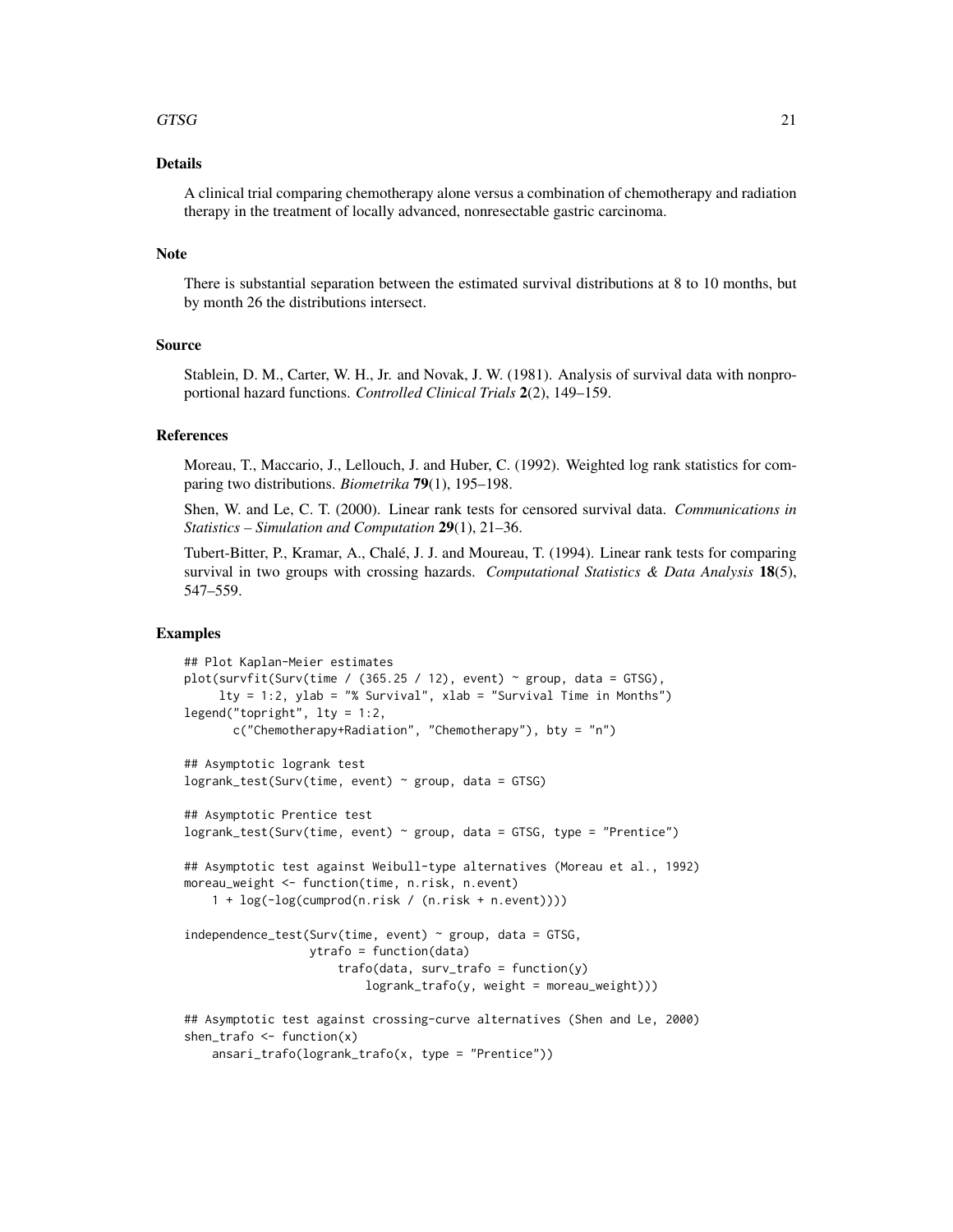### Details

A clinical trial comparing chemotherapy alone versus a combination of chemotherapy and radiation therapy in the treatment of locally advanced, nonresectable gastric carcinoma.

### Note

There is substantial separation between the estimated survival distributions at 8 to 10 months, but by month 26 the distributions intersect.

### Source

Stablein, D. M., Carter, W. H., Jr. and Novak, J. W. (1981). Analysis of survival data with nonproportional hazard functions. *Controlled Clinical Trials* **2**(2), 149–159.

### References

Moreau, T., Maccario, J., Lellouch, J. and Huber, C. (1992). Weighted log rank statistics for comparing two distributions. *Biometrika* **79**(1), 195–198.

Shen, W. and Le, C. T. (2000). Linear rank tests for censored survival data. *Communications in Statistics – Simulation and Computation* **29**(1), 21–36.

Tubert-Bitter, P., Kramar, A., Chalé, J. J. and Moureau, T. (1994). Linear rank tests for comparing survival in two groups with crossing hazards. *Computational Statistics & Data Analysis* **18**(5), 547–559.

### Examples

```
## Plot Kaplan-Meier estimates
plot(survfit(Surv(time / (365.25 / 12), event) ~ group, data = GTSG),
     lty = 1:2, ylab = "% Survival", xlab = "Survival Time in Months")
legend("topright", lty = 1:2,
       c("Chemotherapy+Radiation", "Chemotherapy"), bty = "n")

## Asymptotic logrank test
logrank_test(Surv(time, event) ~ group, data = GTSG)

## Asymptotic Prentice test
logrank_test(Surv(time, event) ~ group, data = GTSG, type = "Prentice")

## Asymptotic test against Weibull-type alternatives (Moreau et al., 1992)
moreau_weight <- function(time, n.risk, n.event)
    1 + log(-log(cumprod(n.risk / (n.risk + n.event))))

independence_test(Surv(time, event) ~ group, data = GTSG,
                  ytrafo = function(data)
                      trafo(data, surv_trafo = function(y)
                          logrank_trafo(y, weight = moreau_weight)))

## Asymptotic test against crossing-curve alternatives (Shen and Le, 2000)
shen_trafo <- function(x)
    ansari_trafo(logrank_trafo(x, type = "Prentice"))
```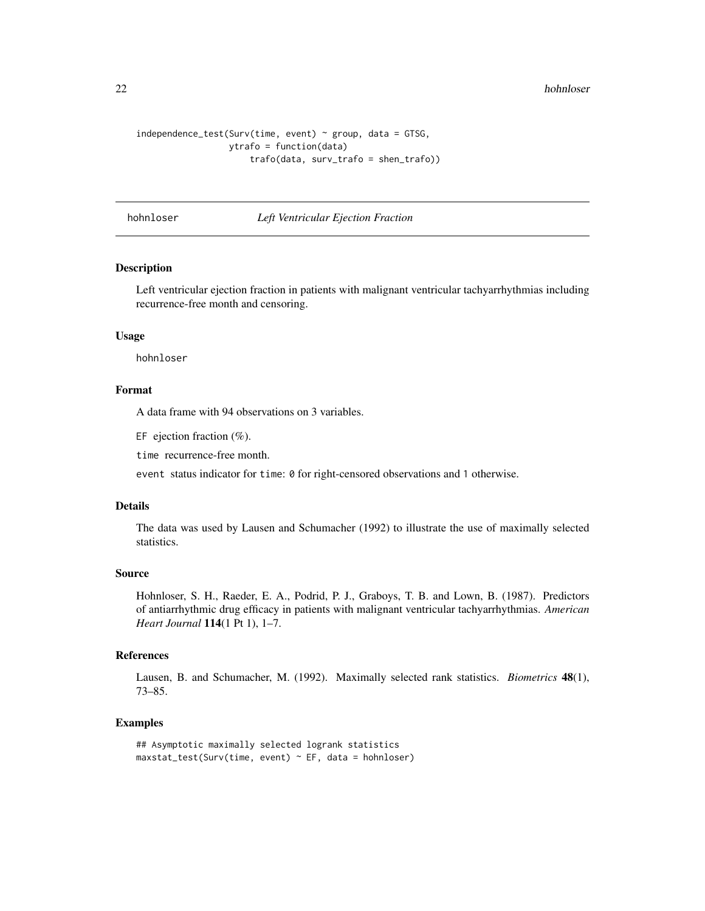```
independence_test(Surv(time, event) ~ group, data = GTSG,
                  ytrafo = function(data)
                      trafo(data, surv_trafo = shen_trafo))
```

## hohnloser — *Left Ventricular Ejection Fraction*

### Description

Left ventricular ejection fraction in patients with malignant ventricular tachyarrhythmias including recurrence-free month and censoring.

### Usage

```
hohnloser
```

### Format

A data frame with 94 observations on 3 variables.

`EF` ejection fraction (%).

`time` recurrence-free month.

`event` status indicator for `time`: `0` for right-censored observations and `1` otherwise.

### Details

The data was used by Lausen and Schumacher (1992) to illustrate the use of maximally selected statistics.

### Source

Hohnloser, S. H., Raeder, E. A., Podrid, P. J., Graboys, T. B. and Lown, B. (1987). Predictors of antiarrhythmic drug efficacy in patients with malignant ventricular tachyarrhythmias. *American Heart Journal* **114**(1 Pt 1), 1–7.

### References

Lausen, B. and Schumacher, M. (1992). Maximally selected rank statistics. *Biometrics* **48**(1), 73–85.

### Examples

```
## Asymptotic maximally selected logrank statistics
maxstat_test(Surv(time, event) ~ EF, data = hohnloser)
```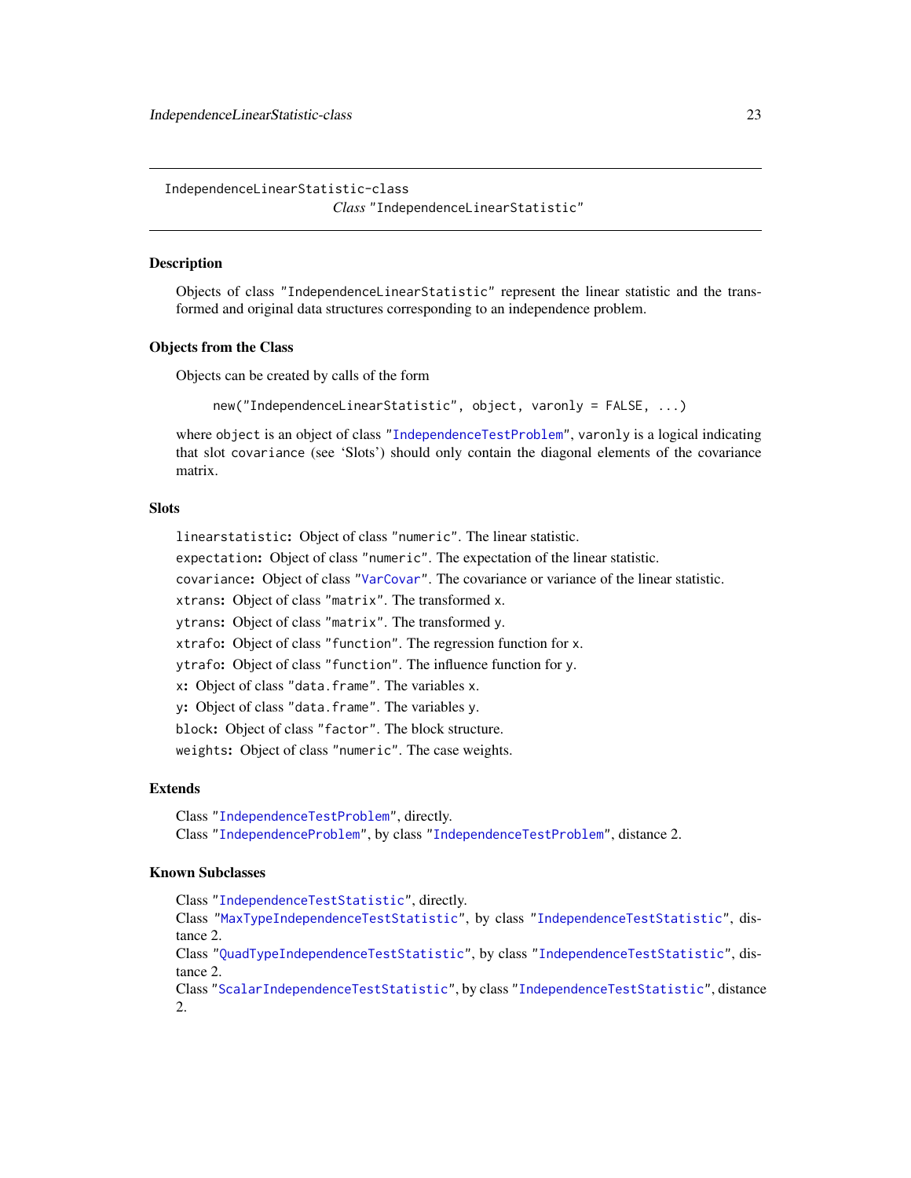IndependenceLinearStatistic-class

*Class* "IndependenceLinearStatistic"

## Description

Objects of class "IndependenceLinearStatistic" represent the linear statistic and the transformed and original data structures corresponding to an independence problem.

## Objects from the Class

Objects can be created by calls of the form

```
new("IndependenceLinearStatistic", object, varonly = FALSE, ...)
```

where `object` is an object of class "IndependenceTestProblem", `varonly` is a logical indicating that slot `covariance` (see 'Slots') should only contain the diagonal elements of the covariance matrix.

## Slots

**linearstatistic:** Object of class "numeric". The linear statistic.

**expectation:** Object of class "numeric". The expectation of the linear statistic.

**covariance:** Object of class "VarCovar". The covariance or variance of the linear statistic.

**xtrans:** Object of class "matrix". The transformed x.

**ytrans:** Object of class "matrix". The transformed y.

**xtrafo:** Object of class "function". The regression function for x.

**ytrafo:** Object of class "function". The influence function for y.

**x:** Object of class "data.frame". The variables x.

**y:** Object of class "data.frame". The variables y.

**block:** Object of class "factor". The block structure.

**weights:** Object of class "numeric". The case weights.

## Extends

Class "IndependenceTestProblem", directly.
Class "IndependenceProblem", by class "IndependenceTestProblem", distance 2.

## Known Subclasses

Class "IndependenceTestStatistic", directly.
Class "MaxTypeIndependenceTestStatistic", by class "IndependenceTestStatistic", distance 2.
Class "QuadTypeIndependenceTestStatistic", by class "IndependenceTestStatistic", distance 2.
Class "ScalarIndependenceTestStatistic", by class "IndependenceTestStatistic", distance 2.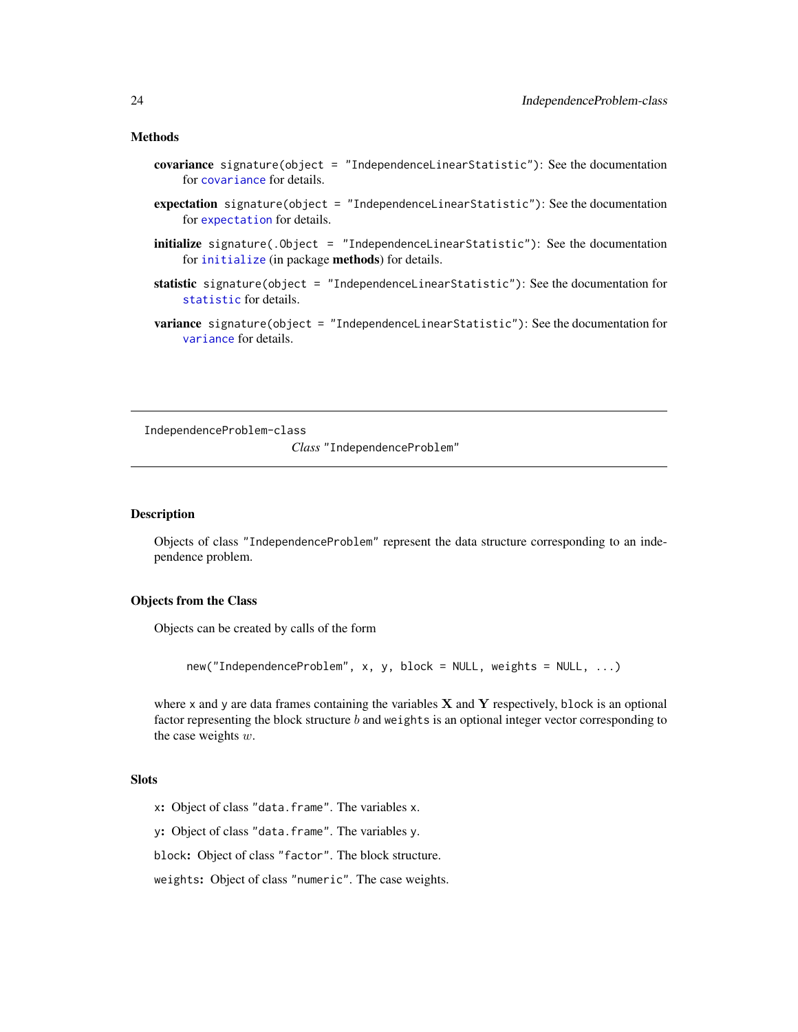### Methods

**covariance** `signature(object = "IndependenceLinearStatistic")`: See the documentation for `covariance` for details.

**expectation** `signature(object = "IndependenceLinearStatistic")`: See the documentation for `expectation` for details.

**initialize** `signature(.Object = "IndependenceLinearStatistic")`: See the documentation for `initialize` (in package **methods**) for details.

**statistic** `signature(object = "IndependenceLinearStatistic")`: See the documentation for `statistic` for details.

**variance** `signature(object = "IndependenceLinearStatistic")`: See the documentation for `variance` for details.

---

`IndependenceProblem-class`

## *Class* `"IndependenceProblem"`

---

### Description

Objects of class `"IndependenceProblem"` represent the data structure corresponding to an independence problem.

### Objects from the Class

Objects can be created by calls of the form

```
new("IndependenceProblem", x, y, block = NULL, weights = NULL, ...)
```

where `x` and `y` are data frames containing the variables $\mathbf{X}$ and $\mathbf{Y}$ respectively, `block` is an optional factor representing the block structure $b$ and `weights` is an optional integer vector corresponding to the case weights $w$.

### Slots

`x`**:** Object of class `"data.frame"`. The variables `x`.

`y`**:** Object of class `"data.frame"`. The variables `y`.

`block`**:** Object of class `"factor"`. The block structure.

`weights`**:** Object of class `"numeric"`. The case weights.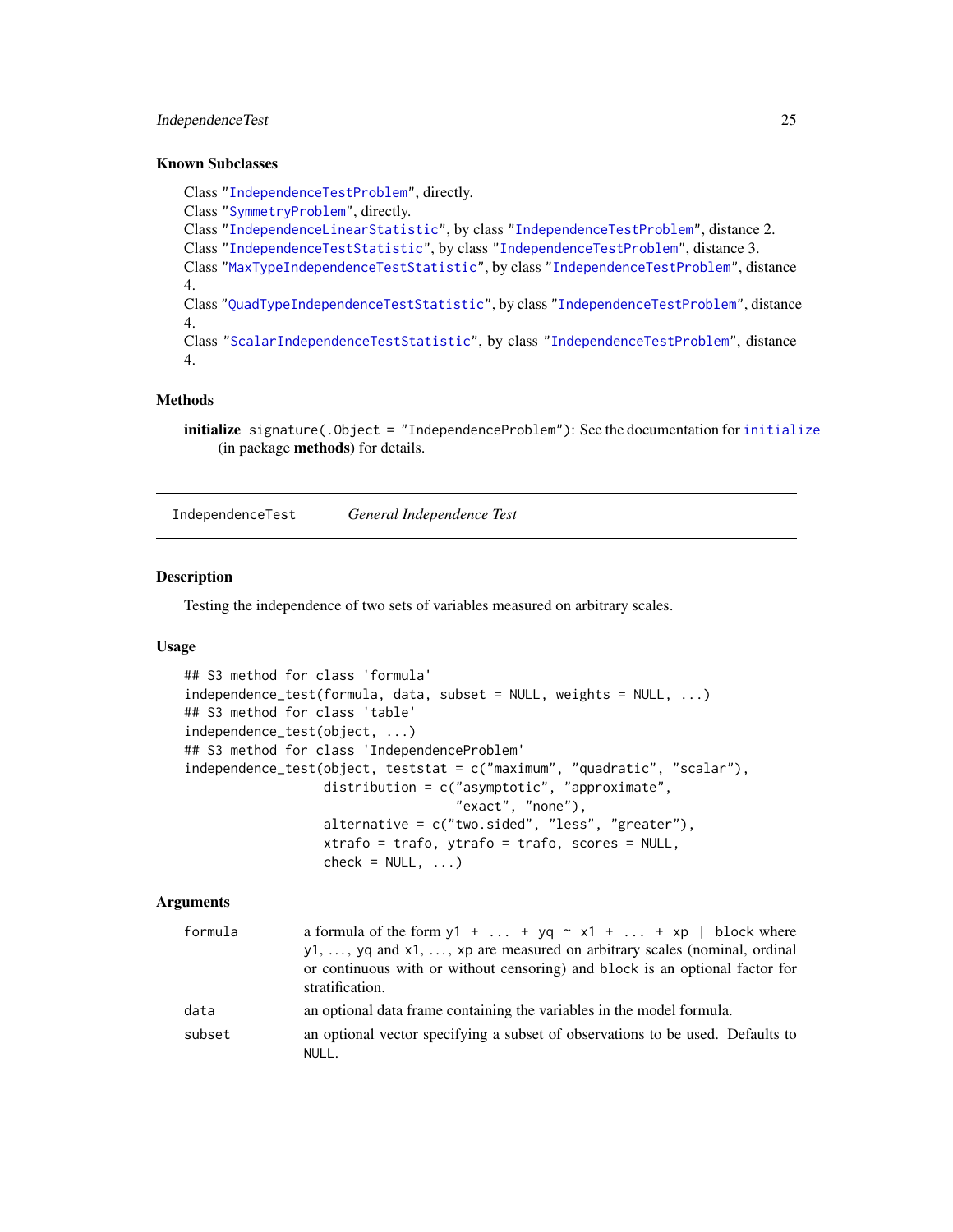### Known Subclasses

Class "IndependenceTestProblem", directly.
Class "SymmetryProblem", directly.
Class "IndependenceLinearStatistic", by class "IndependenceTestProblem", distance 2.
Class "IndependenceTestStatistic", by class "IndependenceTestProblem", distance 3.
Class "MaxTypeIndependenceTestStatistic", by class "IndependenceTestProblem", distance 4.
Class "QuadTypeIndependenceTestStatistic", by class "IndependenceTestProblem", distance 4.
Class "ScalarIndependenceTestStatistic", by class "IndependenceTestProblem", distance 4.

### Methods

**initialize** `signature(.Object = "IndependenceProblem")`: See the documentation for `initialize` (in package **methods**) for details.

---

## IndependenceTest — *General Independence Test*

---

### Description

Testing the independence of two sets of variables measured on arbitrary scales.

### Usage

```
## S3 method for class 'formula'
independence_test(formula, data, subset = NULL, weights = NULL, ...)
## S3 method for class 'table'
independence_test(object, ...)
## S3 method for class 'IndependenceProblem'
independence_test(object, teststat = c("maximum", "quadratic", "scalar"),
                  distribution = c("asymptotic", "approximate",
                                   "exact", "none"),
                  alternative = c("two.sided", "less", "greater"),
                  xtrafo = trafo, ytrafo = trafo, scores = NULL,
                  check = NULL, ...)
```

### Arguments

| | |
|---|---|
| `formula` | a formula of the form `y1 + ... + yq ~ x1 + ... + xp | block` where `y1`, ..., `yq` and `x1`, ..., `xp` are measured on arbitrary scales (nominal, ordinal or continuous with or without censoring) and `block` is an optional factor for stratification. |
| `data` | an optional data frame containing the variables in the model formula. |
| `subset` | an optional vector specifying a subset of observations to be used. Defaults to `NULL`. |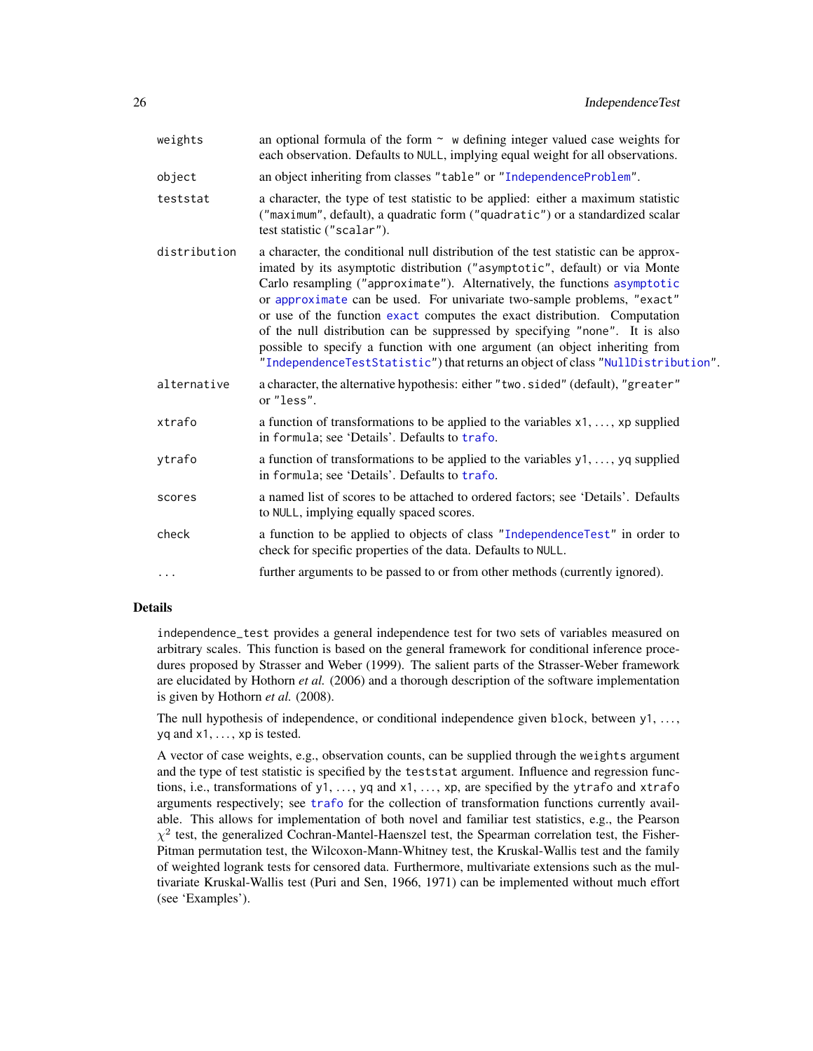| | |
|---|---|
| `weights` | an optional formula of the form `~ w` defining integer valued case weights for each observation. Defaults to `NULL`, implying equal weight for all observations. |
| `object` | an object inheriting from classes `"table"` or `"IndependenceProblem"`. |
| `teststat` | a character, the type of test statistic to be applied: either a maximum statistic (`"maximum"`, default), a quadratic form (`"quadratic"`) or a standardized scalar test statistic (`"scalar"`). |
| `distribution` | a character, the conditional null distribution of the test statistic can be approximated by its asymptotic distribution (`"asymptotic"`, default) or via Monte Carlo resampling (`"approximate"`). Alternatively, the functions `asymptotic` or `approximate` can be used. For univariate two-sample problems, `"exact"` or use of the function `exact` computes the exact distribution. Computation of the null distribution can be suppressed by specifying `"none"`. It is also possible to specify a function with one argument (an object inheriting from `"IndependenceTestStatistic"`) that returns an object of class `"NullDistribution"`. |
| `alternative` | a character, the alternative hypothesis: either `"two.sided"` (default), `"greater"` or `"less"`. |
| `xtrafo` | a function of transformations to be applied to the variables `x1`, ..., `xp` supplied in `formula`; see 'Details'. Defaults to `trafo`. |
| `ytrafo` | a function of transformations to be applied to the variables `y1`, ..., `yq` supplied in `formula`; see 'Details'. Defaults to `trafo`. |
| `scores` | a named list of scores to be attached to ordered factors; see 'Details'. Defaults to `NULL`, implying equally spaced scores. |
| `check` | a function to be applied to objects of class `"IndependenceTest"` in order to check for specific properties of the data. Defaults to `NULL`. |
| `...` | further arguments to be passed to or from other methods (currently ignored). |

## Details

`independence_test` provides a general independence test for two sets of variables measured on arbitrary scales. This function is based on the general framework for conditional inference procedures proposed by Strasser and Weber (1999). The salient parts of the Strasser-Weber framework are elucidated by Hothorn *et al.* (2006) and a thorough description of the software implementation is given by Hothorn *et al.* (2008).

The null hypothesis of independence, or conditional independence given `block`, between `y1`, ..., `yq` and `x1`, ..., `xp` is tested.

A vector of case weights, e.g., observation counts, can be supplied through the `weights` argument and the type of test statistic is specified by the `teststat` argument. Influence and regression functions, i.e., transformations of `y1`, ..., `yq` and `x1`, ..., `xp`, are specified by the `ytrafo` and `xtrafo` arguments respectively; see `trafo` for the collection of transformation functions currently available. This allows for implementation of both novel and familiar test statistics, e.g., the Pearson $\chi^2$ test, the generalized Cochran-Mantel-Haenszel test, the Spearman correlation test, the Fisher-Pitman permutation test, the Wilcoxon-Mann-Whitney test, the Kruskal-Wallis test and the family of weighted logrank tests for censored data. Furthermore, multivariate extensions such as the multivariate Kruskal-Wallis test (Puri and Sen, 1966, 1971) can be implemented without much effort (see 'Examples').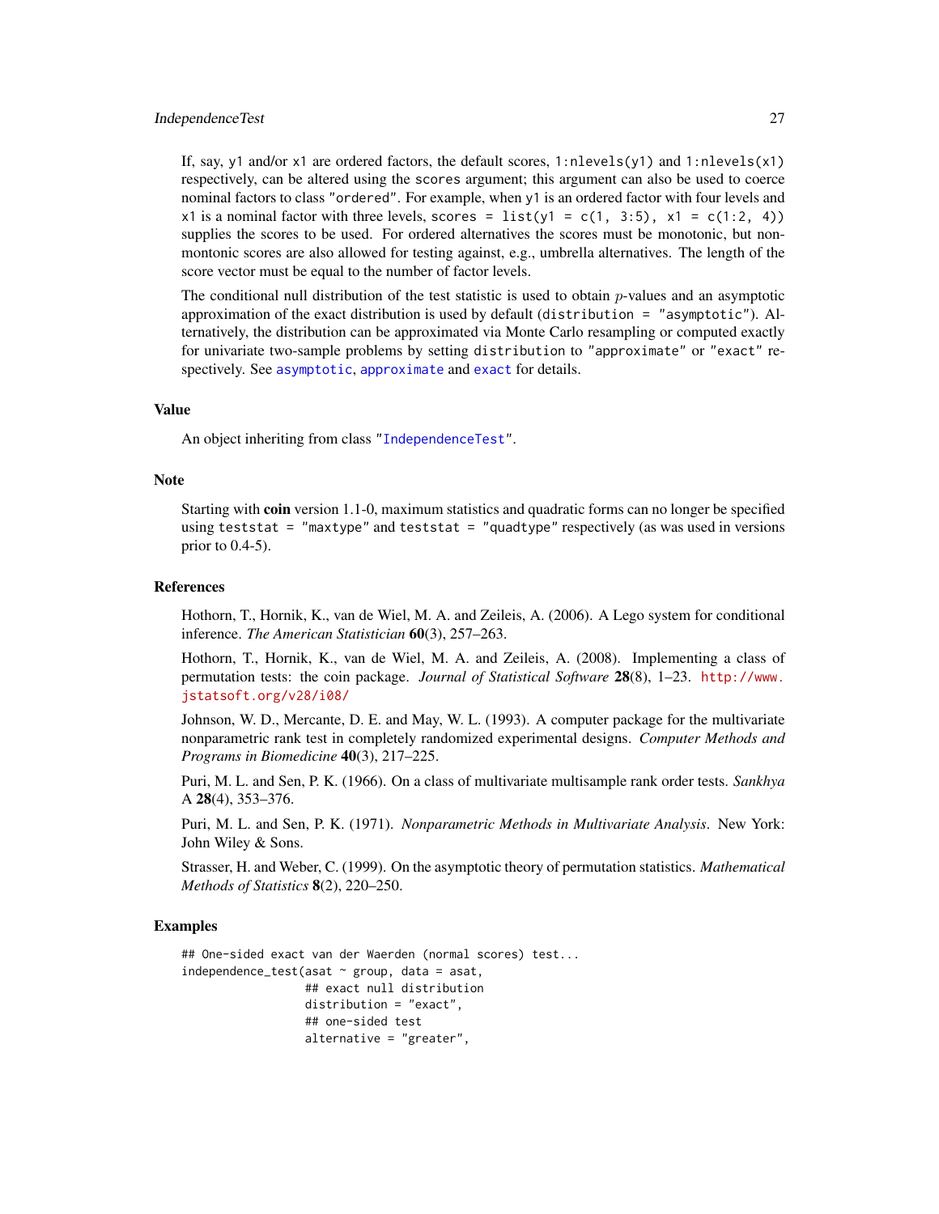If, say, `y1` and/or `x1` are ordered factors, the default scores, `1:nlevels(y1)` and `1:nlevels(x1)` respectively, can be altered using the `scores` argument; this argument can also be used to coerce nominal factors to class `"ordered"`. For example, when `y1` is an ordered factor with four levels and `x1` is a nominal factor with three levels, `scores = list(y1 = c(1, 3:5), x1 = c(1:2, 4))` supplies the scores to be used. For ordered alternatives the scores must be monotonic, but non-montonic scores are also allowed for testing against, e.g., umbrella alternatives. The length of the score vector must be equal to the number of factor levels.

The conditional null distribution of the test statistic is used to obtain $p$-values and an asymptotic approximation of the exact distribution is used by default (`distribution = "asymptotic"`). Alternatively, the distribution can be approximated via Monte Carlo resampling or computed exactly for univariate two-sample problems by setting `distribution` to `"approximate"` or `"exact"` respectively. See `asymptotic`, `approximate` and `exact` for details.

## Value

An object inheriting from class `"IndependenceTest"`.

## Note

Starting with **coin** version 1.1-0, maximum statistics and quadratic forms can no longer be specified using `teststat = "maxtype"` and `teststat = "quadtype"` respectively (as was used in versions prior to 0.4-5).

## References

Hothorn, T., Hornik, K., van de Wiel, M. A. and Zeileis, A. (2006). A Lego system for conditional inference. *The American Statistician* **60**(3), 257–263.

Hothorn, T., Hornik, K., van de Wiel, M. A. and Zeileis, A. (2008). Implementing a class of permutation tests: the coin package. *Journal of Statistical Software* **28**(8), 1–23. http://www.jstatsoft.org/v28/i08/

Johnson, W. D., Mercante, D. E. and May, W. L. (1993). A computer package for the multivariate nonparametric rank test in completely randomized experimental designs. *Computer Methods and Programs in Biomedicine* **40**(3), 217–225.

Puri, M. L. and Sen, P. K. (1966). On a class of multivariate multisample rank order tests. *Sankhya* A **28**(4), 353–376.

Puri, M. L. and Sen, P. K. (1971). *Nonparametric Methods in Multivariate Analysis*. New York: John Wiley & Sons.

Strasser, H. and Weber, C. (1999). On the asymptotic theory of permutation statistics. *Mathematical Methods of Statistics* **8**(2), 220–250.

## Examples

```
## One-sided exact van der Waerden (normal scores) test...
independence_test(asat ~ group, data = asat,
                  ## exact null distribution
                  distribution = "exact",
                  ## one-sided test
                  alternative = "greater",
```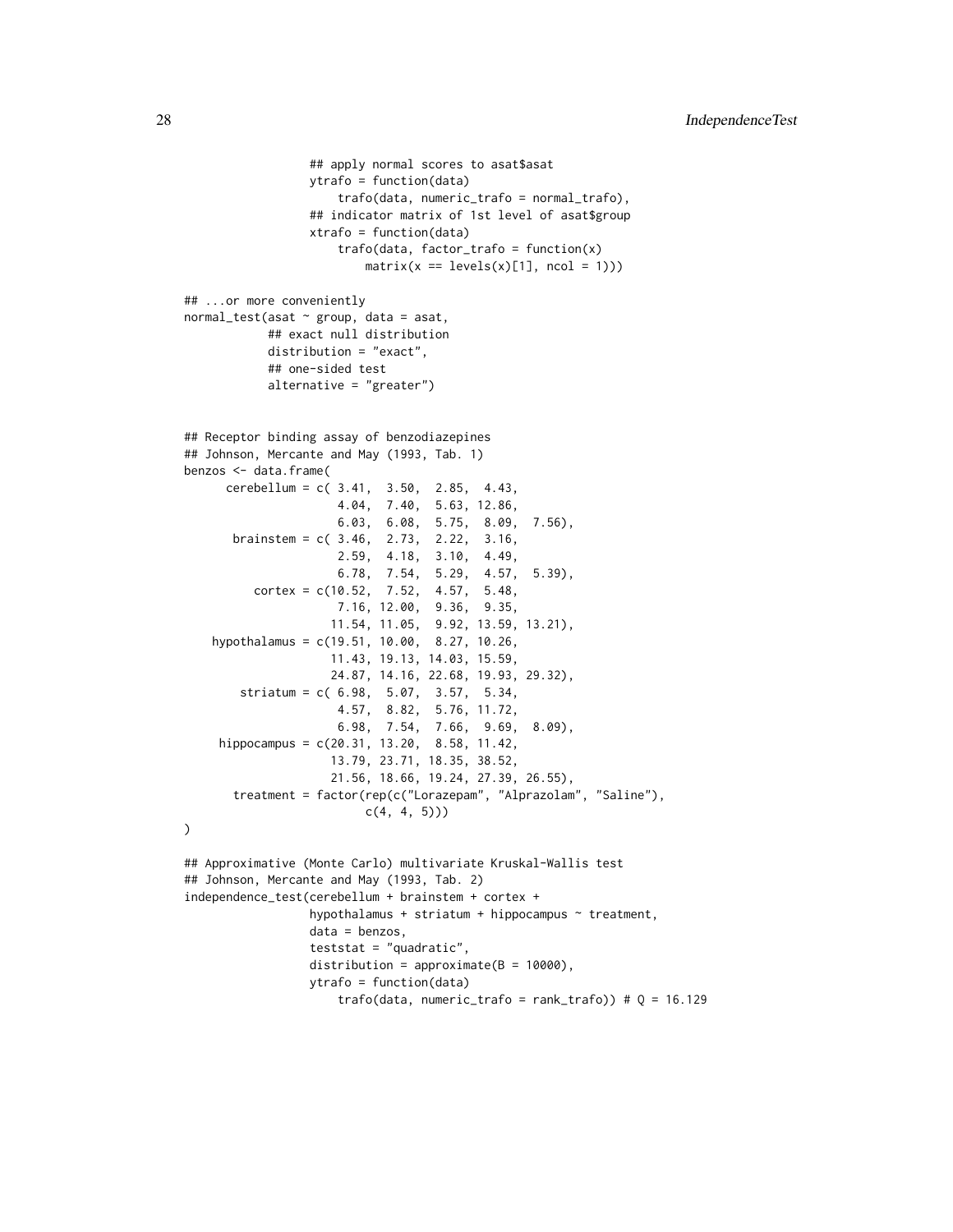```
                ## apply normal scores to asat$asat
                ytrafo = function(data)
                    trafo(data, numeric_trafo = normal_trafo),
                ## indicator matrix of 1st level of asat$group
                xtrafo = function(data)
                    trafo(data, factor_trafo = function(x)
                        matrix(x == levels(x)[1], ncol = 1)))

## ...or more conveniently
normal_test(asat ~ group, data = asat,
            ## exact null distribution
            distribution = "exact",
            ## one-sided test
            alternative = "greater")


## Receptor binding assay of benzodiazepines
## Johnson, Mercante and May (1993, Tab. 1)
benzos <- data.frame(
      cerebellum = c( 3.41,  3.50,  2.85,  4.43,
                      4.04,  7.40,  5.63, 12.86,
                      6.03,  6.08,  5.75,  8.09,  7.56),
       brainstem = c( 3.46,  2.73,  2.22,  3.16,
                      2.59,  4.18,  3.10,  4.49,
                      6.78,  7.54,  5.29,  4.57,  5.39),
          cortex = c(10.52,  7.52,  4.57,  5.48,
                      7.16, 12.00,  9.36,  9.35,
                     11.54, 11.05,  9.92, 13.59, 13.21),
    hypothalamus = c(19.51, 10.00,  8.27, 10.26,
                     11.43, 19.13, 14.03, 15.59,
                     24.87, 14.16, 22.68, 19.93, 29.32),
        striatum = c( 6.98,  5.07,  3.57,  5.34,
                      4.57,  8.82,  5.76, 11.72,
                      6.98,  7.54,  7.66,  9.69,  8.09),
     hippocampus = c(20.31, 13.20,  8.58, 11.42,
                     13.79, 23.71, 18.35, 38.52,
                     21.56, 18.66, 19.24, 27.39, 26.55),
       treatment = factor(rep(c("Lorazepam", "Alprazolam", "Saline"),
                          c(4, 4, 5)))
)

## Approximative (Monte Carlo) multivariate Kruskal-Wallis test
## Johnson, Mercante and May (1993, Tab. 2)
independence_test(cerebellum + brainstem + cortex +
                  hypothalamus + striatum + hippocampus ~ treatment,
                  data = benzos,
                  teststat = "quadratic",
                  distribution = approximate(B = 10000),
                  ytrafo = function(data)
                      trafo(data, numeric_trafo = rank_trafo)) # Q = 16.129
```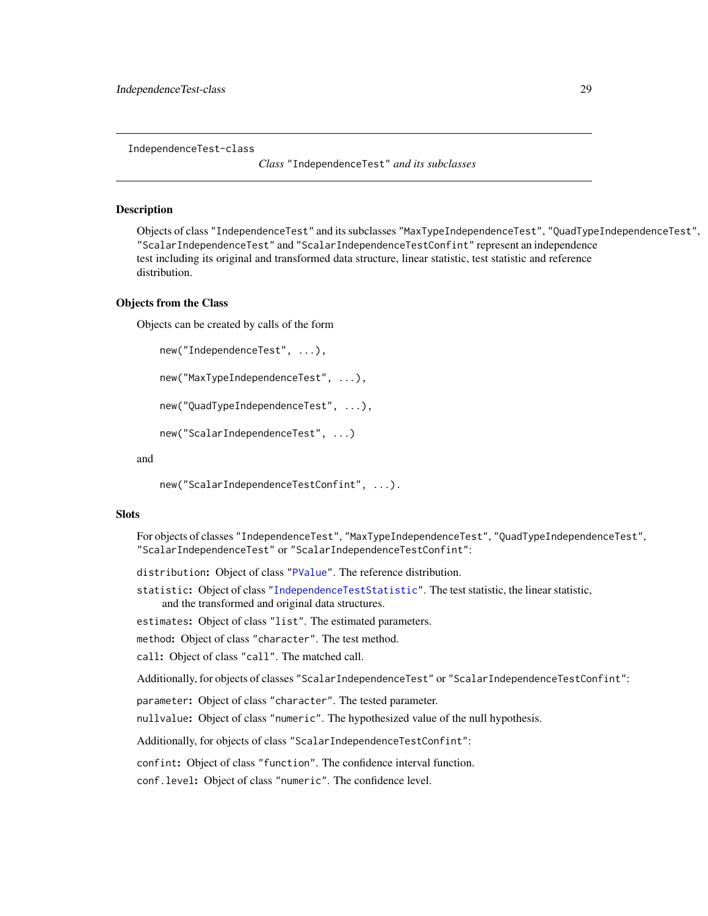IndependenceTest-class

*Class* "IndependenceTest" *and its subclasses*

## Description

Objects of class "IndependenceTest" and its subclasses "MaxTypeIndependenceTest", "QuadTypeIndependenceTest", "ScalarIndependenceTest" and "ScalarIndependenceTestConfint" represent an independence test including its original and transformed data structure, linear statistic, test statistic and reference distribution.

## Objects from the Class

Objects can be created by calls of the form

```
new("IndependenceTest", ...),

new("MaxTypeIndependenceTest", ...),

new("QuadTypeIndependenceTest", ...),

new("ScalarIndependenceTest", ...)
```

and

```
new("ScalarIndependenceTestConfint", ...).
```

## Slots

For objects of classes "IndependenceTest", "MaxTypeIndependenceTest", "QuadTypeIndependenceTest", "ScalarIndependenceTest" or "ScalarIndependenceTestConfint":

`distribution`: Object of class "PValue". The reference distribution.

`statistic`: Object of class "IndependenceTestStatistic". The test statistic, the linear statistic, and the transformed and original data structures.

`estimates`: Object of class "list". The estimated parameters.

`method`: Object of class "character". The test method.

`call`: Object of class "call". The matched call.

Additionally, for objects of classes "ScalarIndependenceTest" or "ScalarIndependenceTestConfint":

`parameter`: Object of class "character". The tested parameter.

`nullvalue`: Object of class "numeric". The hypothesized value of the null hypothesis.

Additionally, for objects of class "ScalarIndependenceTestConfint":

`confint`: Object of class "function". The confidence interval function.

`conf.level`: Object of class "numeric". The confidence level.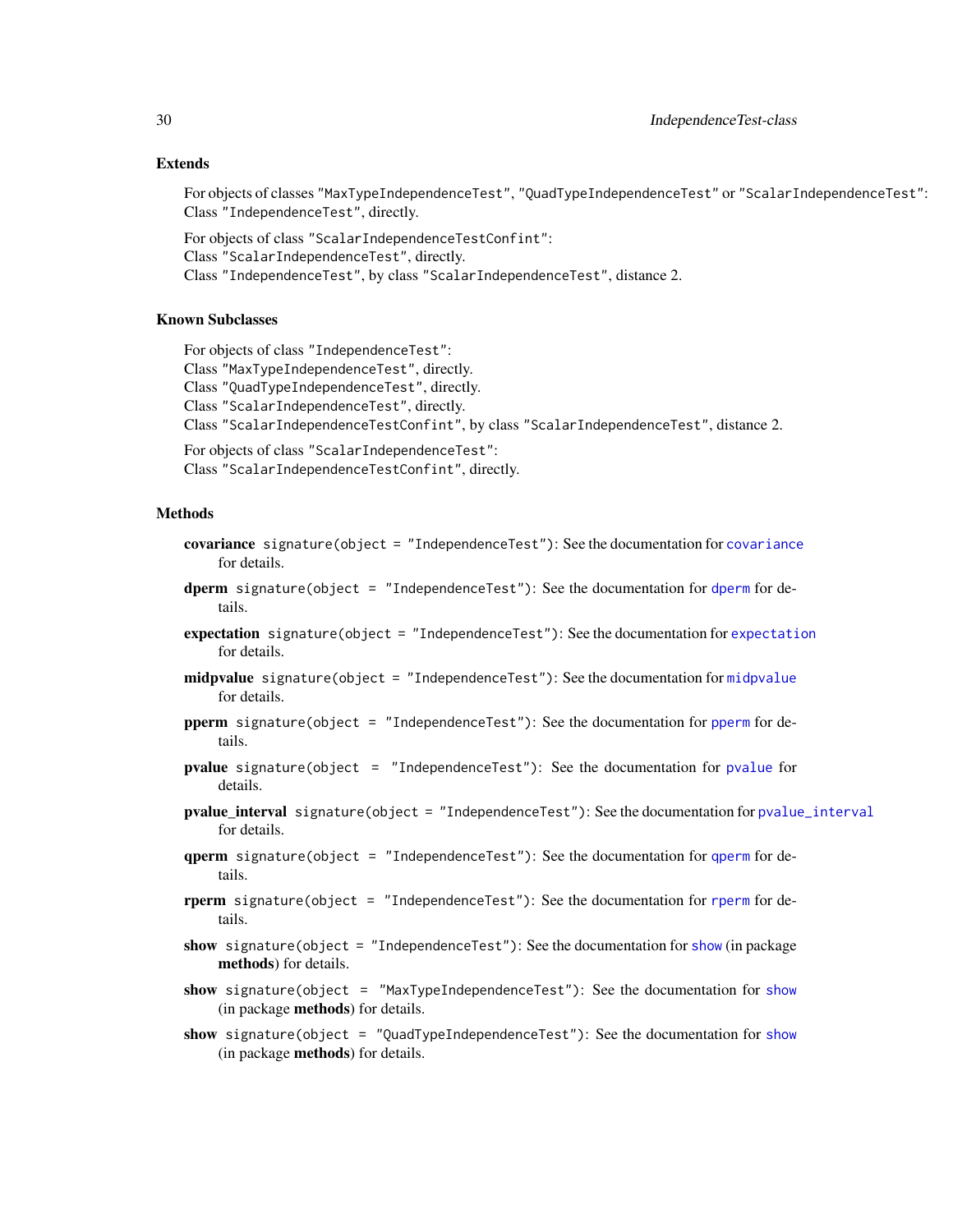### Extends

For objects of classes "MaxTypeIndependenceTest", "QuadTypeIndependenceTest" or "ScalarIndependenceTest":
Class "IndependenceTest", directly.

For objects of class "ScalarIndependenceTestConfint":
Class "ScalarIndependenceTest", directly.
Class "IndependenceTest", by class "ScalarIndependenceTest", distance 2.

### Known Subclasses

For objects of class "IndependenceTest":
Class "MaxTypeIndependenceTest", directly.
Class "QuadTypeIndependenceTest", directly.
Class "ScalarIndependenceTest", directly.
Class "ScalarIndependenceTestConfint", by class "ScalarIndependenceTest", distance 2.

For objects of class "ScalarIndependenceTest":
Class "ScalarIndependenceTestConfint", directly.

### Methods

**covariance** `signature(object = "IndependenceTest")`: See the documentation for `covariance` for details.

**dperm** `signature(object = "IndependenceTest")`: See the documentation for `dperm` for details.

**expectation** `signature(object = "IndependenceTest")`: See the documentation for `expectation` for details.

**midpvalue** `signature(object = "IndependenceTest")`: See the documentation for `midpvalue` for details.

**pperm** `signature(object = "IndependenceTest")`: See the documentation for `pperm` for details.

**pvalue** `signature(object = "IndependenceTest")`: See the documentation for `pvalue` for details.

**pvalue_interval** `signature(object = "IndependenceTest")`: See the documentation for `pvalue_interval` for details.

**qperm** `signature(object = "IndependenceTest")`: See the documentation for `qperm` for details.

**rperm** `signature(object = "IndependenceTest")`: See the documentation for `rperm` for details.

**show** `signature(object = "IndependenceTest")`: See the documentation for `show` (in package **methods**) for details.

**show** `signature(object = "MaxTypeIndependenceTest")`: See the documentation for `show` (in package **methods**) for details.

**show** `signature(object = "QuadTypeIndependenceTest")`: See the documentation for `show` (in package **methods**) for details.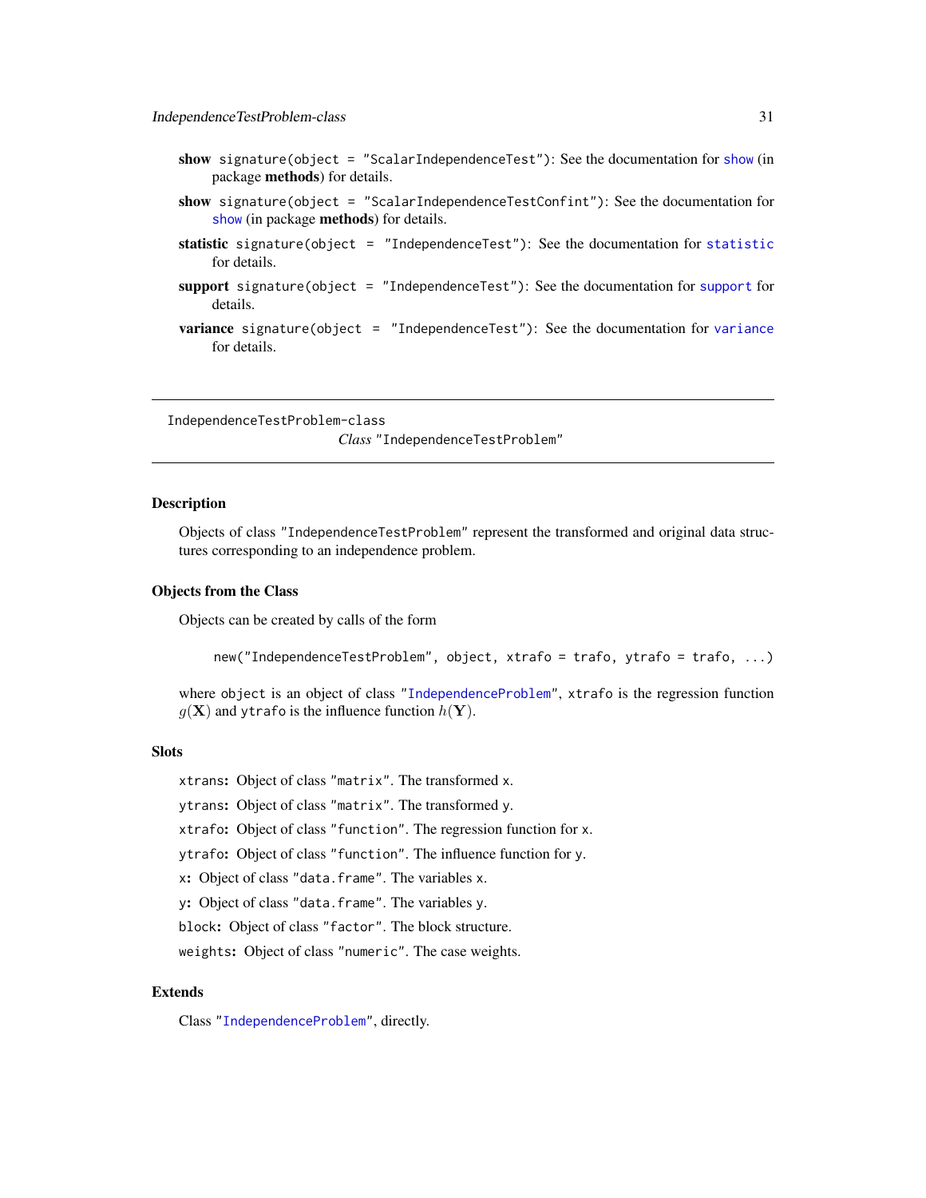**show** `signature(object = "ScalarIndependenceTest")`: See the documentation for `show` (in package **methods**) for details.

**show** `signature(object = "ScalarIndependenceTestConfint")`: See the documentation for `show` (in package **methods**) for details.

**statistic** `signature(object = "IndependenceTest")`: See the documentation for `statistic` for details.

**support** `signature(object = "IndependenceTest")`: See the documentation for `support` for details.

**variance** `signature(object = "IndependenceTest")`: See the documentation for `variance` for details.

---

`IndependenceTestProblem-class`
*Class* `"IndependenceTestProblem"`

---

## Description

Objects of class `"IndependenceTestProblem"` represent the transformed and original data structures corresponding to an independence problem.

## Objects from the Class

Objects can be created by calls of the form

```
new("IndependenceTestProblem", object, xtrafo = trafo, ytrafo = trafo, ...)
```

where `object` is an object of class `"IndependenceProblem"`, `xtrafo` is the regression function $g(\mathbf{X})$ and `ytrafo` is the influence function $h(\mathbf{Y})$.

## Slots

`xtrans`: Object of class `"matrix"`. The transformed `x`.

`ytrans`: Object of class `"matrix"`. The transformed `y`.

`xtrafo`: Object of class `"function"`. The regression function for `x`.

`ytrafo`: Object of class `"function"`. The influence function for `y`.

`x`: Object of class `"data.frame"`. The variables `x`.

`y`: Object of class `"data.frame"`. The variables `y`.

`block`: Object of class `"factor"`. The block structure.

`weights`: Object of class `"numeric"`. The case weights.

## Extends

Class `"IndependenceProblem"`, directly.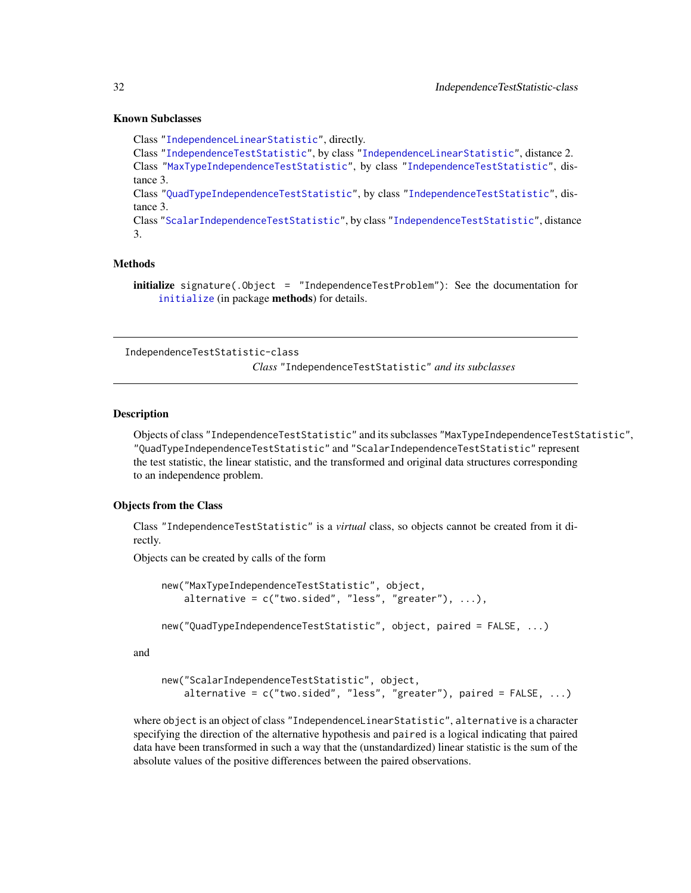### Known Subclasses

Class "IndependenceLinearStatistic", directly.
Class "IndependenceTestStatistic", by class "IndependenceLinearStatistic", distance 2.
Class "MaxTypeIndependenceTestStatistic", by class "IndependenceTestStatistic", distance 3.
Class "QuadTypeIndependenceTestStatistic", by class "IndependenceTestStatistic", distance 3.
Class "ScalarIndependenceTestStatistic", by class "IndependenceTestStatistic", distance 3.

### Methods

**initialize** `signature(.Object = "IndependenceTestProblem")`: See the documentation for `initialize` (in package **methods**) for details.

---

## IndependenceTestStatistic-class *Class "IndependenceTestStatistic" and its subclasses*

---

### Description

Objects of class "IndependenceTestStatistic" and its subclasses "MaxTypeIndependenceTestStatistic", "QuadTypeIndependenceTestStatistic" and "ScalarIndependenceTestStatistic" represent the test statistic, the linear statistic, and the transformed and original data structures corresponding to an independence problem.

### Objects from the Class

Class "IndependenceTestStatistic" is a *virtual* class, so objects cannot be created from it directly.

Objects can be created by calls of the form

```
new("MaxTypeIndependenceTestStatistic", object,
    alternative = c("two.sided", "less", "greater"), ...),

new("QuadTypeIndependenceTestStatistic", object, paired = FALSE, ...)
```

and

```
new("ScalarIndependenceTestStatistic", object,
    alternative = c("two.sided", "less", "greater"), paired = FALSE, ...)
```

where `object` is an object of class "IndependenceLinearStatistic", `alternative` is a character specifying the direction of the alternative hypothesis and `paired` is a logical indicating that paired data have been transformed in such a way that the (unstandardized) linear statistic is the sum of the absolute values of the positive differences between the paired observations.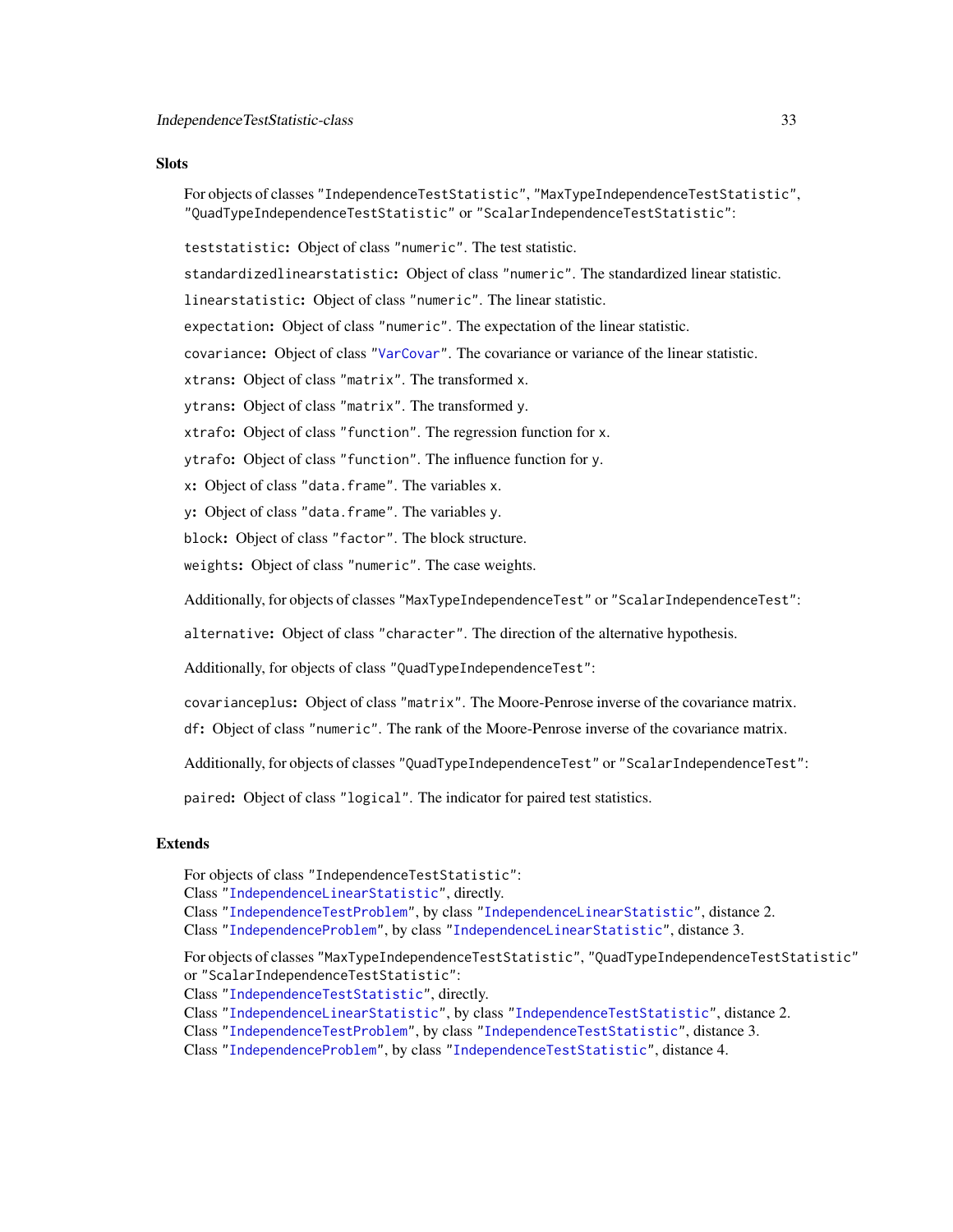### Slots

For objects of classes "IndependenceTestStatistic", "MaxTypeIndependenceTestStatistic", "QuadTypeIndependenceTestStatistic" or "ScalarIndependenceTestStatistic":

`teststatistic`: Object of class "numeric". The test statistic.

`standardizedlinearstatistic`: Object of class "numeric". The standardized linear statistic.

`linearstatistic`: Object of class "numeric". The linear statistic.

`expectation`: Object of class "numeric". The expectation of the linear statistic.

`covariance`: Object of class "VarCovar". The covariance or variance of the linear statistic.

`xtrans`: Object of class "matrix". The transformed `x`.

`ytrans`: Object of class "matrix". The transformed `y`.

`xtrafo`: Object of class "function". The regression function for `x`.

`ytrafo`: Object of class "function". The influence function for `y`.

`x`: Object of class "data.frame". The variables `x`.

`y`: Object of class "data.frame". The variables `y`.

`block`: Object of class "factor". The block structure.

`weights`: Object of class "numeric". The case weights.

Additionally, for objects of classes "MaxTypeIndependenceTest" or "ScalarIndependenceTest":

`alternative`: Object of class "character". The direction of the alternative hypothesis.

Additionally, for objects of class "QuadTypeIndependenceTest":

`covarianceplus`: Object of class "matrix". The Moore-Penrose inverse of the covariance matrix.

`df`: Object of class "numeric". The rank of the Moore-Penrose inverse of the covariance matrix.

Additionally, for objects of classes "QuadTypeIndependenceTest" or "ScalarIndependenceTest":

`paired`: Object of class "logical". The indicator for paired test statistics.

### Extends

For objects of class "IndependenceTestStatistic":
Class "IndependenceLinearStatistic", directly.
Class "IndependenceTestProblem", by class "IndependenceLinearStatistic", distance 2.
Class "IndependenceProblem", by class "IndependenceLinearStatistic", distance 3.

For objects of classes "MaxTypeIndependenceTestStatistic", "QuadTypeIndependenceTestStatistic" or "ScalarIndependenceTestStatistic":
Class "IndependenceTestStatistic", directly.
Class "IndependenceLinearStatistic", by class "IndependenceTestStatistic", distance 2.
Class "IndependenceTestProblem", by class "IndependenceTestStatistic", distance 3.
Class "IndependenceProblem", by class "IndependenceTestStatistic", distance 4.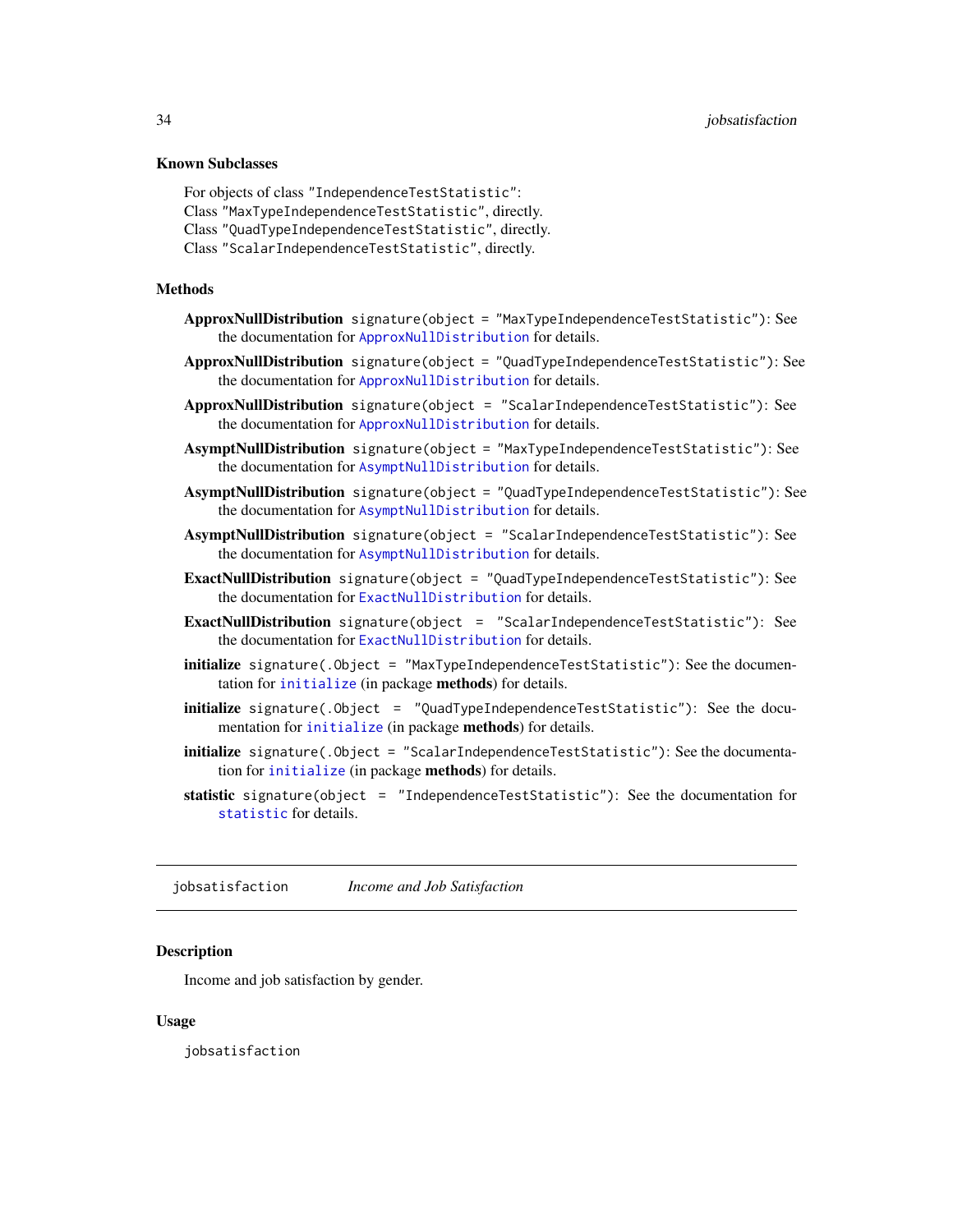### Known Subclasses

For objects of class "IndependenceTestStatistic":
Class "MaxTypeIndependenceTestStatistic", directly.
Class "QuadTypeIndependenceTestStatistic", directly.
Class "ScalarIndependenceTestStatistic", directly.

### Methods

**ApproxNullDistribution** `signature(object = "MaxTypeIndependenceTestStatistic")`: See the documentation for `ApproxNullDistribution` for details.

**ApproxNullDistribution** `signature(object = "QuadTypeIndependenceTestStatistic")`: See the documentation for `ApproxNullDistribution` for details.

**ApproxNullDistribution** `signature(object = "ScalarIndependenceTestStatistic")`: See the documentation for `ApproxNullDistribution` for details.

**AsymptNullDistribution** `signature(object = "MaxTypeIndependenceTestStatistic")`: See the documentation for `AsymptNullDistribution` for details.

**AsymptNullDistribution** `signature(object = "QuadTypeIndependenceTestStatistic")`: See the documentation for `AsymptNullDistribution` for details.

**AsymptNullDistribution** `signature(object = "ScalarIndependenceTestStatistic")`: See the documentation for `AsymptNullDistribution` for details.

**ExactNullDistribution** `signature(object = "QuadTypeIndependenceTestStatistic")`: See the documentation for `ExactNullDistribution` for details.

**ExactNullDistribution** `signature(object = "ScalarIndependenceTestStatistic")`: See the documentation for `ExactNullDistribution` for details.

**initialize** `signature(.Object = "MaxTypeIndependenceTestStatistic")`: See the documentation for `initialize` (in package **methods**) for details.

**initialize** `signature(.Object = "QuadTypeIndependenceTestStatistic")`: See the documentation for `initialize` (in package **methods**) for details.

**initialize** `signature(.Object = "ScalarIndependenceTestStatistic")`: See the documentation for `initialize` (in package **methods**) for details.

**statistic** `signature(object = "IndependenceTestStatistic")`: See the documentation for `statistic` for details.

---

## jobsatisfaction — *Income and Job Satisfaction*

---

### Description

Income and job satisfaction by gender.

### Usage

```
jobsatisfaction
```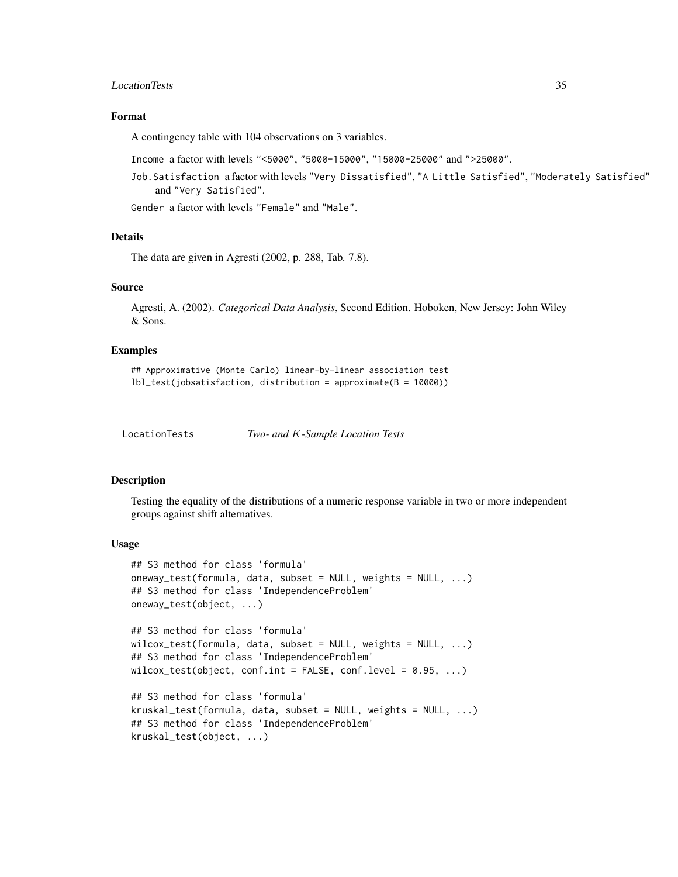### Format

A contingency table with 104 observations on 3 variables.

`Income` a factor with levels `"<5000"`, `"5000-15000"`, `"15000-25000"` and `">25000"`.

`Job.Satisfaction` a factor with levels `"Very Dissatisfied"`, `"A Little Satisfied"`, `"Moderately Satisfied"` and `"Very Satisfied"`.

`Gender` a factor with levels `"Female"` and `"Male"`.

### Details

The data are given in Agresti (2002, p. 288, Tab. 7.8).

### Source

Agresti, A. (2002). *Categorical Data Analysis*, Second Edition. Hoboken, New Jersey: John Wiley & Sons.

### Examples

```
## Approximative (Monte Carlo) linear-by-linear association test
lbl_test(jobsatisfaction, distribution = approximate(B = 10000))
```

---

## LocationTests — *Two- and $K$-Sample Location Tests*

---

### Description

Testing the equality of the distributions of a numeric response variable in two or more independent groups against shift alternatives.

### Usage

```
## S3 method for class 'formula'
oneway_test(formula, data, subset = NULL, weights = NULL, ...)
## S3 method for class 'IndependenceProblem'
oneway_test(object, ...)

## S3 method for class 'formula'
wilcox_test(formula, data, subset = NULL, weights = NULL, ...)
## S3 method for class 'IndependenceProblem'
wilcox_test(object, conf.int = FALSE, conf.level = 0.95, ...)

## S3 method for class 'formula'
kruskal_test(formula, data, subset = NULL, weights = NULL, ...)
## S3 method for class 'IndependenceProblem'
kruskal_test(object, ...)
```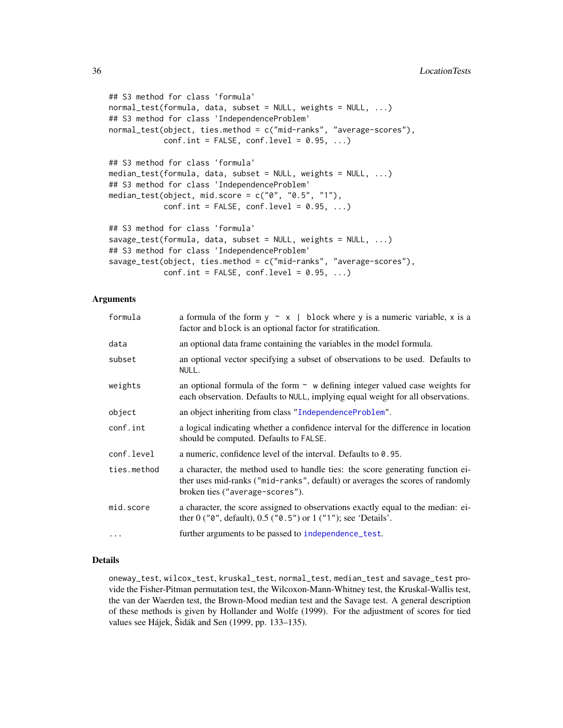```
## S3 method for class 'formula'
normal_test(formula, data, subset = NULL, weights = NULL, ...)
## S3 method for class 'IndependenceProblem'
normal_test(object, ties.method = c("mid-ranks", "average-scores"),
            conf.int = FALSE, conf.level = 0.95, ...)

## S3 method for class 'formula'
median_test(formula, data, subset = NULL, weights = NULL, ...)
## S3 method for class 'IndependenceProblem'
median_test(object, mid.score = c("0", "0.5", "1"),
            conf.int = FALSE, conf.level = 0.95, ...)

## S3 method for class 'formula'
savage_test(formula, data, subset = NULL, weights = NULL, ...)
## S3 method for class 'IndependenceProblem'
savage_test(object, ties.method = c("mid-ranks", "average-scores"),
            conf.int = FALSE, conf.level = 0.95, ...)
```

## Arguments

| | |
|---|---|
| `formula` | a formula of the form `y ~ x | block` where `y` is a numeric variable, `x` is a factor and `block` is an optional factor for stratification. |
| `data` | an optional data frame containing the variables in the model formula. |
| `subset` | an optional vector specifying a subset of observations to be used. Defaults to `NULL`. |
| `weights` | an optional formula of the form `~ w` defining integer valued case weights for each observation. Defaults to `NULL`, implying equal weight for all observations. |
| `object` | an object inheriting from class "`IndependenceProblem`". |
| `conf.int` | a logical indicating whether a confidence interval for the difference in location should be computed. Defaults to `FALSE`. |
| `conf.level` | a numeric, confidence level of the interval. Defaults to `0.95`. |
| `ties.method` | a character, the method used to handle ties: the score generating function either uses mid-ranks (`"mid-ranks"`, default) or averages the scores of randomly broken ties (`"average-scores"`). |
| `mid.score` | a character, the score assigned to observations exactly equal to the median: either 0 (`"0"`, default), 0.5 (`"0.5"`) or 1 (`"1"`); see 'Details'. |
| `...` | further arguments to be passed to `independence_test`. |

## Details

`oneway_test`, `wilcox_test`, `kruskal_test`, `normal_test`, `median_test` and `savage_test` provide the Fisher-Pitman permutation test, the Wilcoxon-Mann-Whitney test, the Kruskal-Wallis test, the van der Waerden test, the Brown-Mood median test and the Savage test. A general description of these methods is given by Hollander and Wolfe (1999). For the adjustment of scores for tied values see Hájek, Šidák and Sen (1999, pp. 133–135).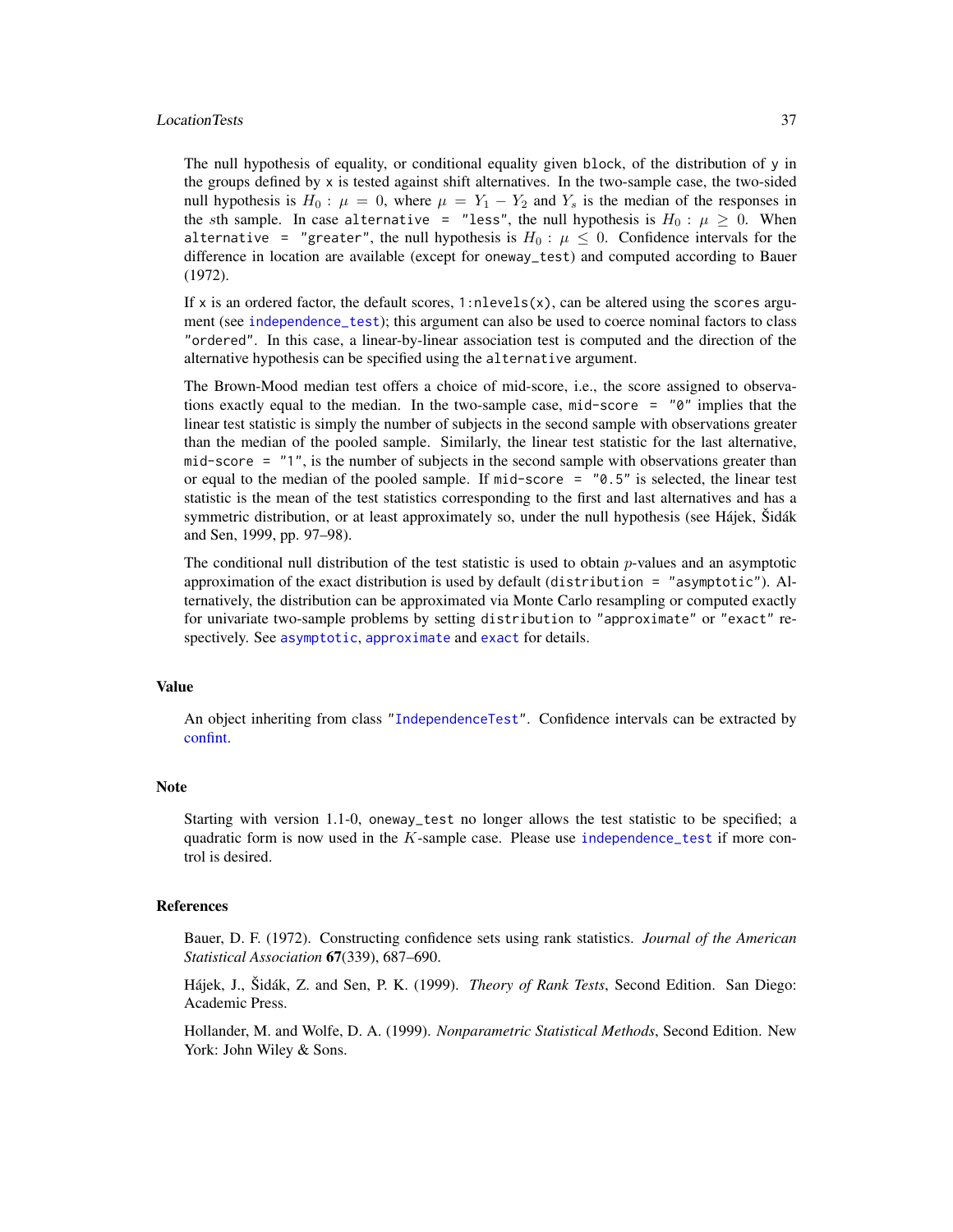The null hypothesis of equality, or conditional equality given `block`, of the distribution of `y` in the groups defined by `x` is tested against shift alternatives. In the two-sample case, the two-sided null hypothesis is $H_0 : \mu = 0$, where $\mu = Y_1 - Y_2$ and $Y_s$ is the median of the responses in the $s$th sample. In case `alternative = "less"`, the null hypothesis is $H_0 : \mu \geq 0$. When `alternative = "greater"`, the null hypothesis is $H_0 : \mu \leq 0$. Confidence intervals for the difference in location are available (except for `oneway_test`) and computed according to Bauer (1972).

If `x` is an ordered factor, the default scores, `1:nlevels(x)`, can be altered using the `scores` argument (see `independence_test`); this argument can also be used to coerce nominal factors to class `"ordered"`. In this case, a linear-by-linear association test is computed and the direction of the alternative hypothesis can be specified using the `alternative` argument.

The Brown-Mood median test offers a choice of mid-score, i.e., the score assigned to observations exactly equal to the median. In the two-sample case, `mid-score = "0"` implies that the linear test statistic is simply the number of subjects in the second sample with observations greater than the median of the pooled sample. Similarly, the linear test statistic for the last alternative, `mid-score = "1"`, is the number of subjects in the second sample with observations greater than or equal to the median of the pooled sample. If `mid-score = "0.5"` is selected, the linear test statistic is the mean of the test statistics corresponding to the first and last alternatives and has a symmetric distribution, or at least approximately so, under the null hypothesis (see Hájek, Šidák and Sen, 1999, pp. 97–98).

The conditional null distribution of the test statistic is used to obtain $p$-values and an asymptotic approximation of the exact distribution is used by default (`distribution = "asymptotic"`). Alternatively, the distribution can be approximated via Monte Carlo resampling or computed exactly for univariate two-sample problems by setting `distribution` to `"approximate"` or `"exact"` respectively. See `asymptotic`, `approximate` and `exact` for details.

## Value

An object inheriting from class `"IndependenceTest"`. Confidence intervals can be extracted by confint.

## Note

Starting with version 1.1-0, `oneway_test` no longer allows the test statistic to be specified; a quadratic form is now used in the $K$-sample case. Please use `independence_test` if more control is desired.

## References

Bauer, D. F. (1972). Constructing confidence sets using rank statistics. *Journal of the American Statistical Association* **67**(339), 687–690.

Hájek, J., Šidák, Z. and Sen, P. K. (1999). *Theory of Rank Tests*, Second Edition. San Diego: Academic Press.

Hollander, M. and Wolfe, D. A. (1999). *Nonparametric Statistical Methods*, Second Edition. New York: John Wiley & Sons.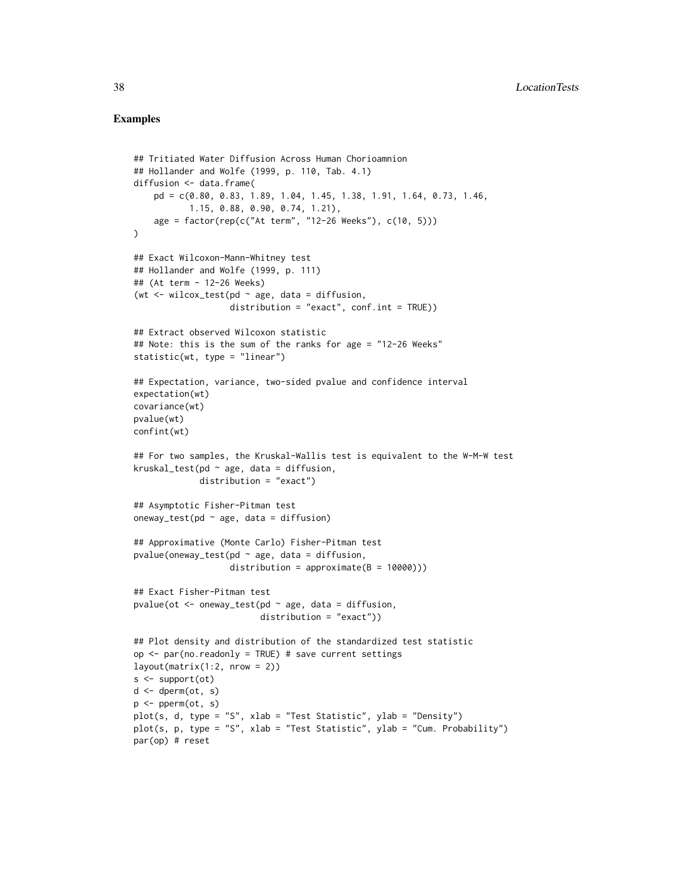### Examples

```
## Tritiated Water Diffusion Across Human Chorioamnion
## Hollander and Wolfe (1999, p. 110, Tab. 4.1)
diffusion <- data.frame(
    pd = c(0.80, 0.83, 1.89, 1.04, 1.45, 1.38, 1.91, 1.64, 0.73, 1.46,
           1.15, 0.88, 0.90, 0.74, 1.21),
    age = factor(rep(c("At term", "12-26 Weeks"), c(10, 5)))
)

## Exact Wilcoxon-Mann-Whitney test
## Hollander and Wolfe (1999, p. 111)
## (At term - 12-26 Weeks)
(wt <- wilcox_test(pd ~ age, data = diffusion,
                   distribution = "exact", conf.int = TRUE))

## Extract observed Wilcoxon statistic
## Note: this is the sum of the ranks for age = "12-26 Weeks"
statistic(wt, type = "linear")

## Expectation, variance, two-sided pvalue and confidence interval
expectation(wt)
covariance(wt)
pvalue(wt)
confint(wt)

## For two samples, the Kruskal-Wallis test is equivalent to the W-M-W test
kruskal_test(pd ~ age, data = diffusion,
             distribution = "exact")

## Asymptotic Fisher-Pitman test
oneway_test(pd ~ age, data = diffusion)

## Approximative (Monte Carlo) Fisher-Pitman test
pvalue(oneway_test(pd ~ age, data = diffusion,
                   distribution = approximate(B = 10000)))

## Exact Fisher-Pitman test
pvalue(ot <- oneway_test(pd ~ age, data = diffusion,
                         distribution = "exact"))

## Plot density and distribution of the standardized test statistic
op <- par(no.readonly = TRUE) # save current settings
layout(matrix(1:2, nrow = 2))
s <- support(ot)
d <- dperm(ot, s)
p <- pperm(ot, s)
plot(s, d, type = "S", xlab = "Test Statistic", ylab = "Density")
plot(s, p, type = "S", xlab = "Test Statistic", ylab = "Cum. Probability")
par(op) # reset
```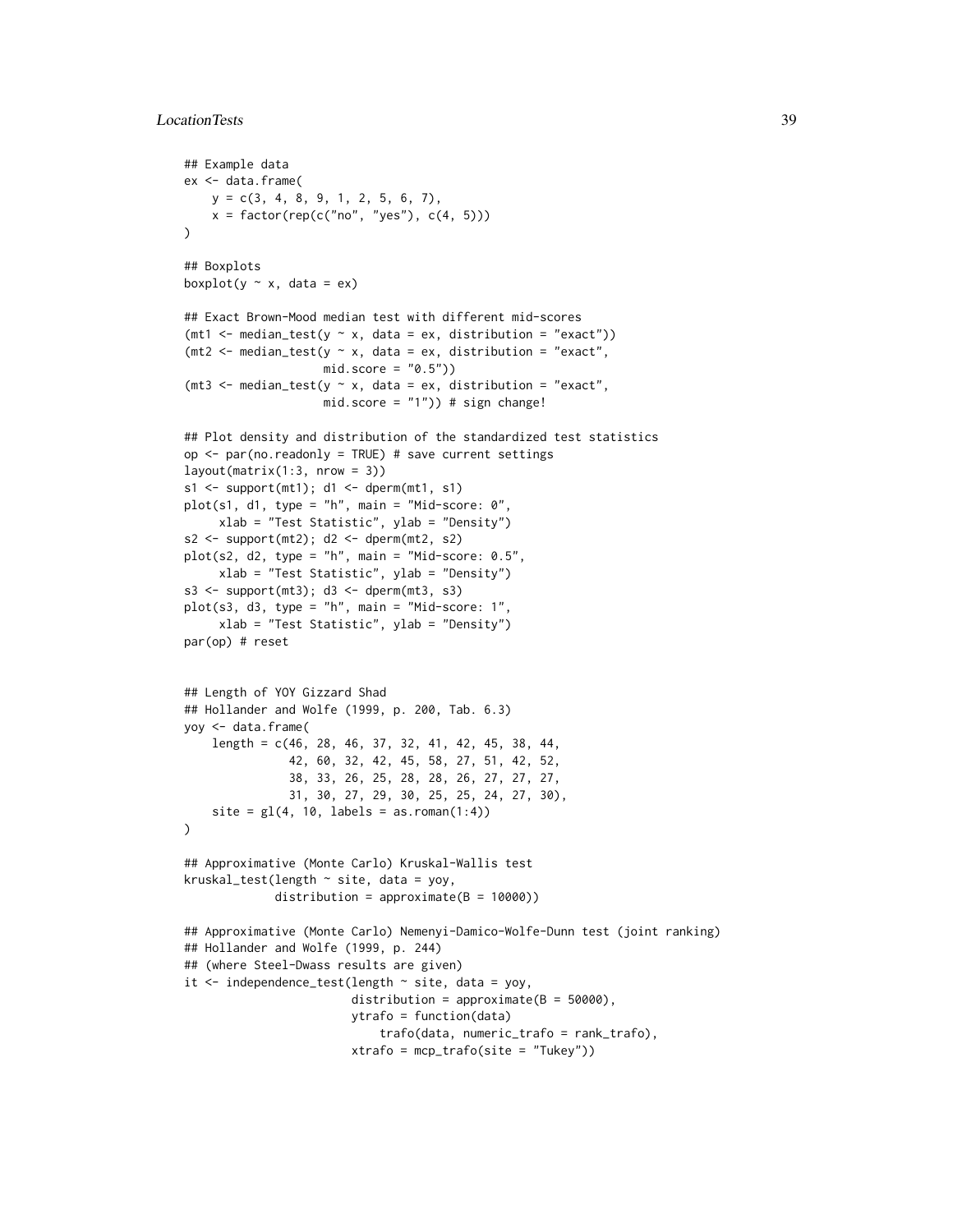```
## Example data
ex <- data.frame(
    y = c(3, 4, 8, 9, 1, 2, 5, 6, 7),
    x = factor(rep(c("no", "yes"), c(4, 5)))
)

## Boxplots
boxplot(y ~ x, data = ex)

## Exact Brown-Mood median test with different mid-scores
(mt1 <- median_test(y ~ x, data = ex, distribution = "exact"))
(mt2 <- median_test(y ~ x, data = ex, distribution = "exact",
                    mid.score = "0.5"))
(mt3 <- median_test(y ~ x, data = ex, distribution = "exact",
                    mid.score = "1")) # sign change!

## Plot density and distribution of the standardized test statistics
op <- par(no.readonly = TRUE) # save current settings
layout(matrix(1:3, nrow = 3))
s1 <- support(mt1); d1 <- dperm(mt1, s1)
plot(s1, d1, type = "h", main = "Mid-score: 0",
     xlab = "Test Statistic", ylab = "Density")
s2 <- support(mt2); d2 <- dperm(mt2, s2)
plot(s2, d2, type = "h", main = "Mid-score: 0.5",
     xlab = "Test Statistic", ylab = "Density")
s3 <- support(mt3); d3 <- dperm(mt3, s3)
plot(s3, d3, type = "h", main = "Mid-score: 1",
     xlab = "Test Statistic", ylab = "Density")
par(op) # reset


## Length of YOY Gizzard Shad
## Hollander and Wolfe (1999, p. 200, Tab. 6.3)
yoy <- data.frame(
    length = c(46, 28, 46, 37, 32, 41, 42, 45, 38, 44,
               42, 60, 32, 42, 45, 58, 27, 51, 42, 52,
               38, 33, 26, 25, 28, 28, 26, 27, 27, 27,
               31, 30, 27, 29, 30, 25, 25, 24, 27, 30),
    site = gl(4, 10, labels = as.roman(1:4))
)

## Approximative (Monte Carlo) Kruskal-Wallis test
kruskal_test(length ~ site, data = yoy,
             distribution = approximate(B = 10000))

## Approximative (Monte Carlo) Nemenyi-Damico-Wolfe-Dunn test (joint ranking)
## Hollander and Wolfe (1999, p. 244)
## (where Steel-Dwass results are given)
it <- independence_test(length ~ site, data = yoy,
                        distribution = approximate(B = 50000),
                        ytrafo = function(data)
                            trafo(data, numeric_trafo = rank_trafo),
                        xtrafo = mcp_trafo(site = "Tukey"))
```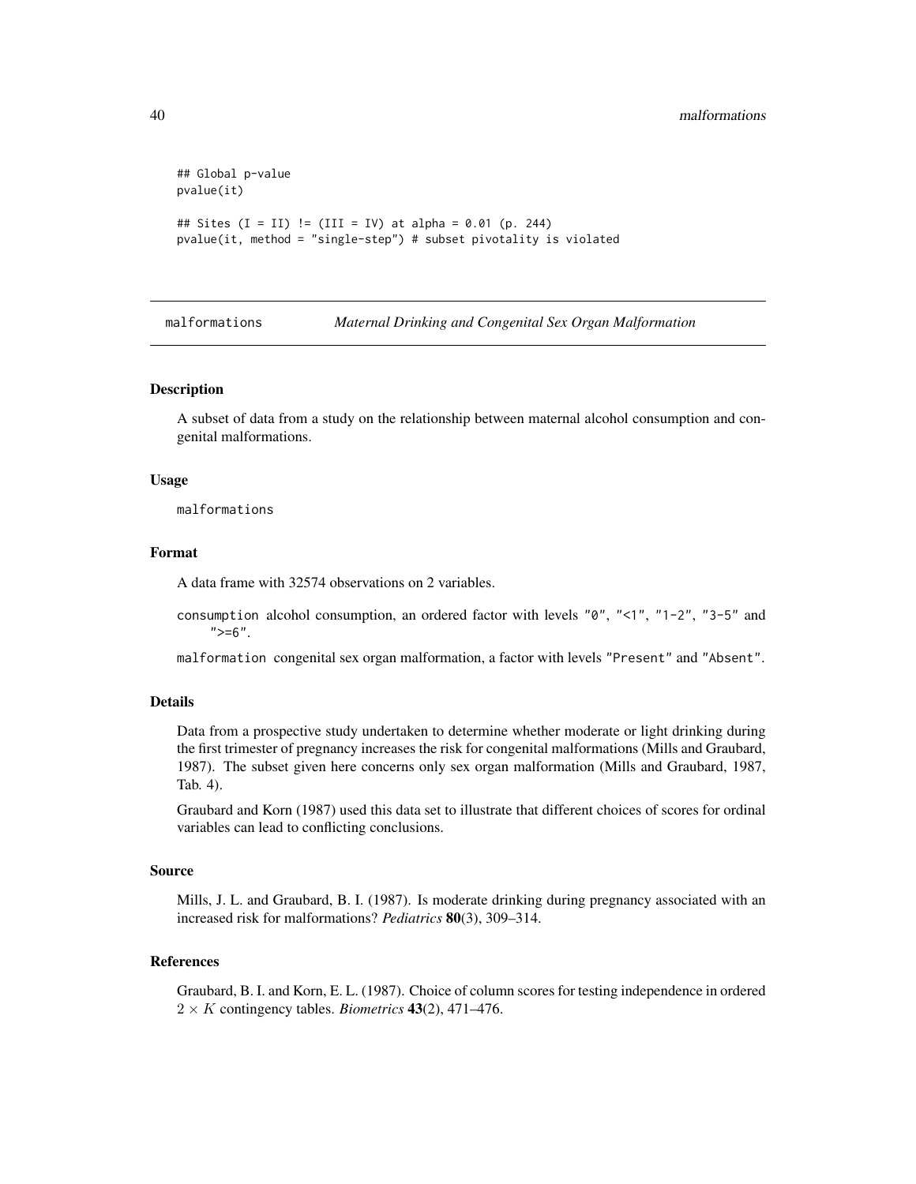```
## Global p-value
pvalue(it)

## Sites (I = II) != (III = IV) at alpha = 0.01 (p. 244)
pvalue(it, method = "single-step") # subset pivotality is violated
```

---

## malformations — *Maternal Drinking and Congenital Sex Organ Malformation*

---

### Description

A subset of data from a study on the relationship between maternal alcohol consumption and congenital malformations.

### Usage

```
malformations
```

### Format

A data frame with 32574 observations on 2 variables.

`consumption` alcohol consumption, an ordered factor with levels "0", "<1", "1-2", "3-5" and ">=6".

`malformation` congenital sex organ malformation, a factor with levels "Present" and "Absent".

### Details

Data from a prospective study undertaken to determine whether moderate or light drinking during the first trimester of pregnancy increases the risk for congenital malformations (Mills and Graubard, 1987). The subset given here concerns only sex organ malformation (Mills and Graubard, 1987, Tab. 4).

Graubard and Korn (1987) used this data set to illustrate that different choices of scores for ordinal variables can lead to conflicting conclusions.

### Source

Mills, J. L. and Graubard, B. I. (1987). Is moderate drinking during pregnancy associated with an increased risk for malformations? *Pediatrics* **80**(3), 309–314.

### References

Graubard, B. I. and Korn, E. L. (1987). Choice of column scores for testing independence in ordered $2 \times K$ contingency tables. *Biometrics* **43**(2), 471–476.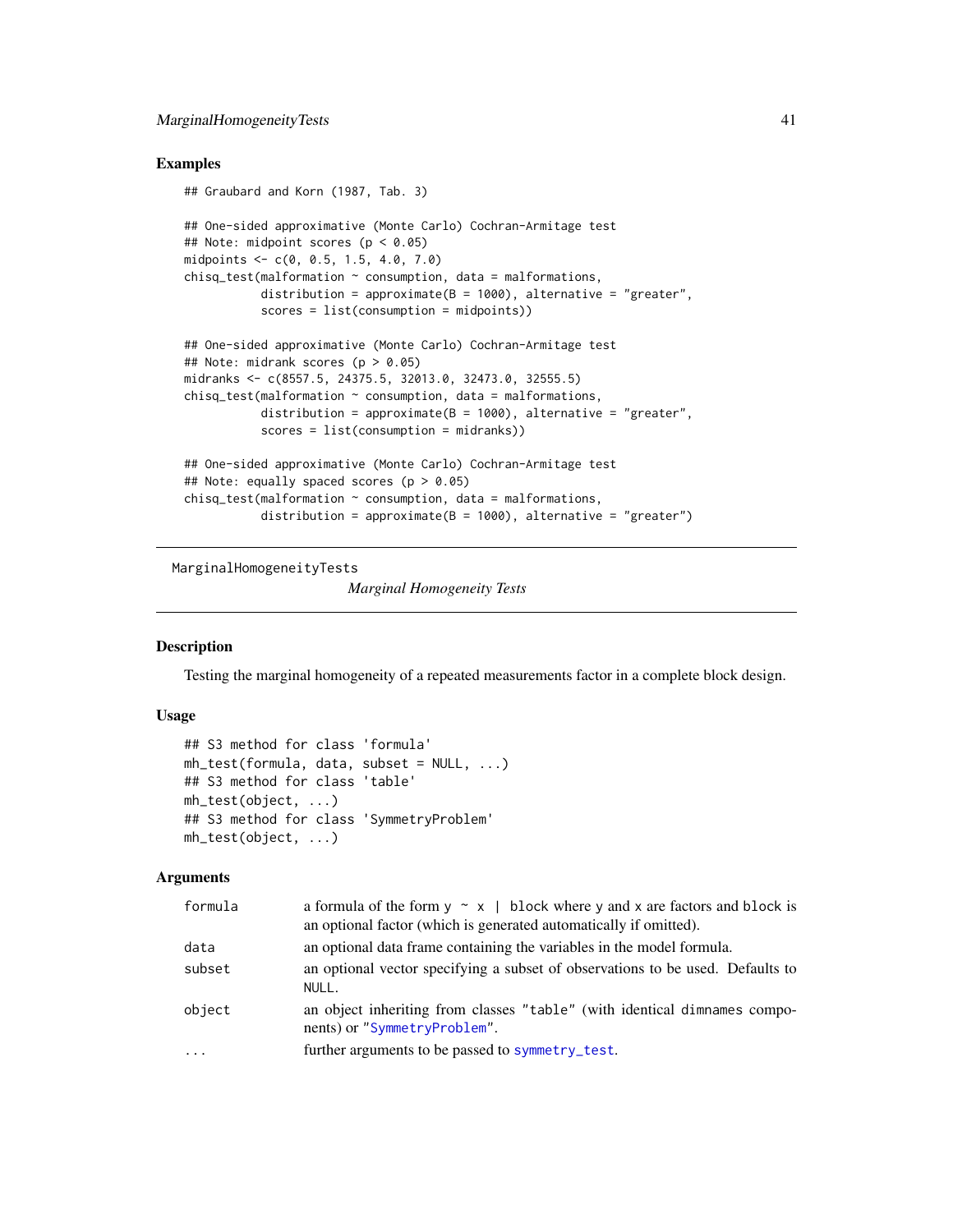## Examples

```
## Graubard and Korn (1987, Tab. 3)

## One-sided approximative (Monte Carlo) Cochran-Armitage test
## Note: midpoint scores (p < 0.05)
midpoints <- c(0, 0.5, 1.5, 4.0, 7.0)
chisq_test(malformation ~ consumption, data = malformations,
           distribution = approximate(B = 1000), alternative = "greater",
           scores = list(consumption = midpoints))

## One-sided approximative (Monte Carlo) Cochran-Armitage test
## Note: midrank scores (p > 0.05)
midranks <- c(8557.5, 24375.5, 32013.0, 32473.0, 32555.5)
chisq_test(malformation ~ consumption, data = malformations,
           distribution = approximate(B = 1000), alternative = "greater",
           scores = list(consumption = midranks))

## One-sided approximative (Monte Carlo) Cochran-Armitage test
## Note: equally spaced scores (p > 0.05)
chisq_test(malformation ~ consumption, data = malformations,
           distribution = approximate(B = 1000), alternative = "greater")
```

---

MarginalHomogeneityTests

*Marginal Homogeneity Tests*

---

## Description

Testing the marginal homogeneity of a repeated measurements factor in a complete block design.

## Usage

```
## S3 method for class 'formula'
mh_test(formula, data, subset = NULL, ...)
## S3 method for class 'table'
mh_test(object, ...)
## S3 method for class 'SymmetryProblem'
mh_test(object, ...)
```

## Arguments

| | |
|---|---|
| `formula` | a formula of the form `y ~ x | block` where `y` and `x` are factors and `block` is an optional factor (which is generated automatically if omitted). |
| `data` | an optional data frame containing the variables in the model formula. |
| `subset` | an optional vector specifying a subset of observations to be used. Defaults to `NULL`. |
| `object` | an object inheriting from classes `"table"` (with identical `dimnames` components) or `"SymmetryProblem"`. |
| `...` | further arguments to be passed to `symmetry_test`. |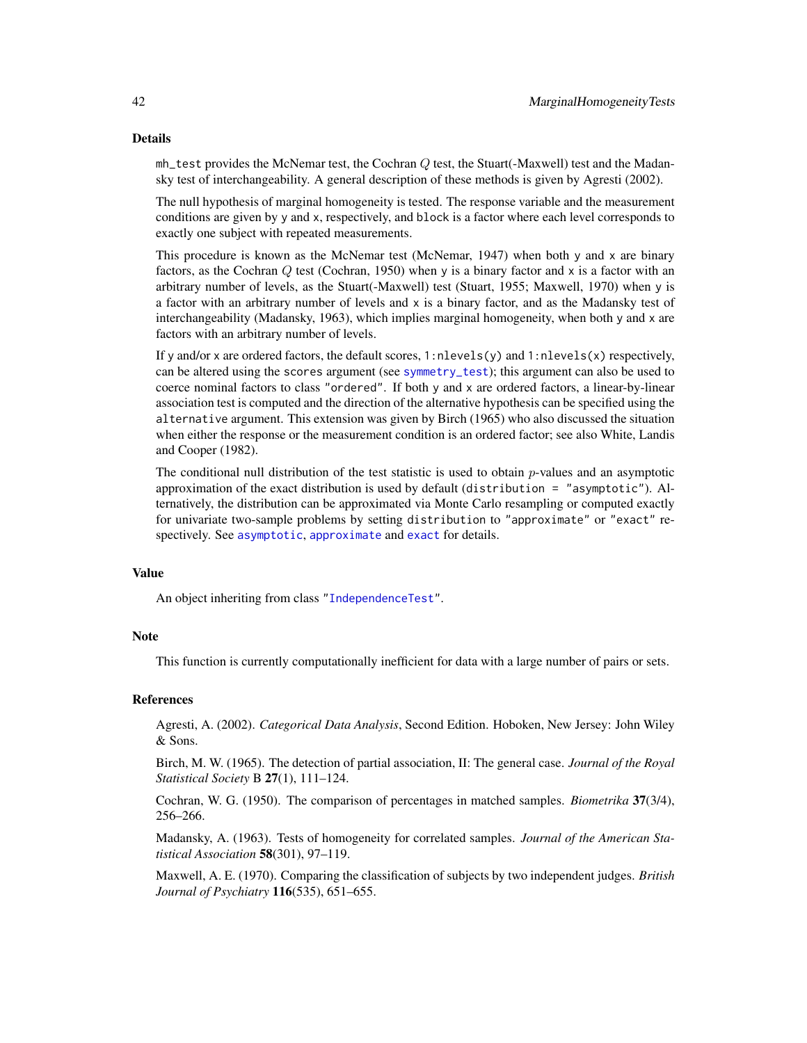## Details

`mh_test` provides the McNemar test, the Cochran $Q$ test, the Stuart(-Maxwell) test and the Madansky test of interchangeability. A general description of these methods is given by Agresti (2002).

The null hypothesis of marginal homogeneity is tested. The response variable and the measurement conditions are given by `y` and `x`, respectively, and `block` is a factor where each level corresponds to exactly one subject with repeated measurements.

This procedure is known as the McNemar test (McNemar, 1947) when both `y` and `x` are binary factors, as the Cochran $Q$ test (Cochran, 1950) when `y` is a binary factor and `x` is a factor with an arbitrary number of levels, as the Stuart(-Maxwell) test (Stuart, 1955; Maxwell, 1970) when `y` is a factor with an arbitrary number of levels and `x` is a binary factor, and as the Madansky test of interchangeability (Madansky, 1963), which implies marginal homogeneity, when both `y` and `x` are factors with an arbitrary number of levels.

If `y` and/or `x` are ordered factors, the default scores, `1:nlevels(y)` and `1:nlevels(x)` respectively, can be altered using the `scores` argument (see `symmetry_test`); this argument can also be used to coerce nominal factors to class `"ordered"`. If both `y` and `x` are ordered factors, a linear-by-linear association test is computed and the direction of the alternative hypothesis can be specified using the `alternative` argument. This extension was given by Birch (1965) who also discussed the situation when either the response or the measurement condition is an ordered factor; see also White, Landis and Cooper (1982).

The conditional null distribution of the test statistic is used to obtain $p$-values and an asymptotic approximation of the exact distribution is used by default (`distribution = "asymptotic"`). Alternatively, the distribution can be approximated via Monte Carlo resampling or computed exactly for univariate two-sample problems by setting `distribution` to `"approximate"` or `"exact"` respectively. See `asymptotic`, `approximate` and `exact` for details.

## Value

An object inheriting from class `"IndependenceTest"`.

## Note

This function is currently computationally inefficient for data with a large number of pairs or sets.

## References

Agresti, A. (2002). *Categorical Data Analysis*, Second Edition. Hoboken, New Jersey: John Wiley & Sons.

Birch, M. W. (1965). The detection of partial association, II: The general case. *Journal of the Royal Statistical Society* B **27**(1), 111–124.

Cochran, W. G. (1950). The comparison of percentages in matched samples. *Biometrika* **37**(3/4), 256–266.

Madansky, A. (1963). Tests of homogeneity for correlated samples. *Journal of the American Statistical Association* **58**(301), 97–119.

Maxwell, A. E. (1970). Comparing the classification of subjects by two independent judges. *British Journal of Psychiatry* **116**(535), 651–655.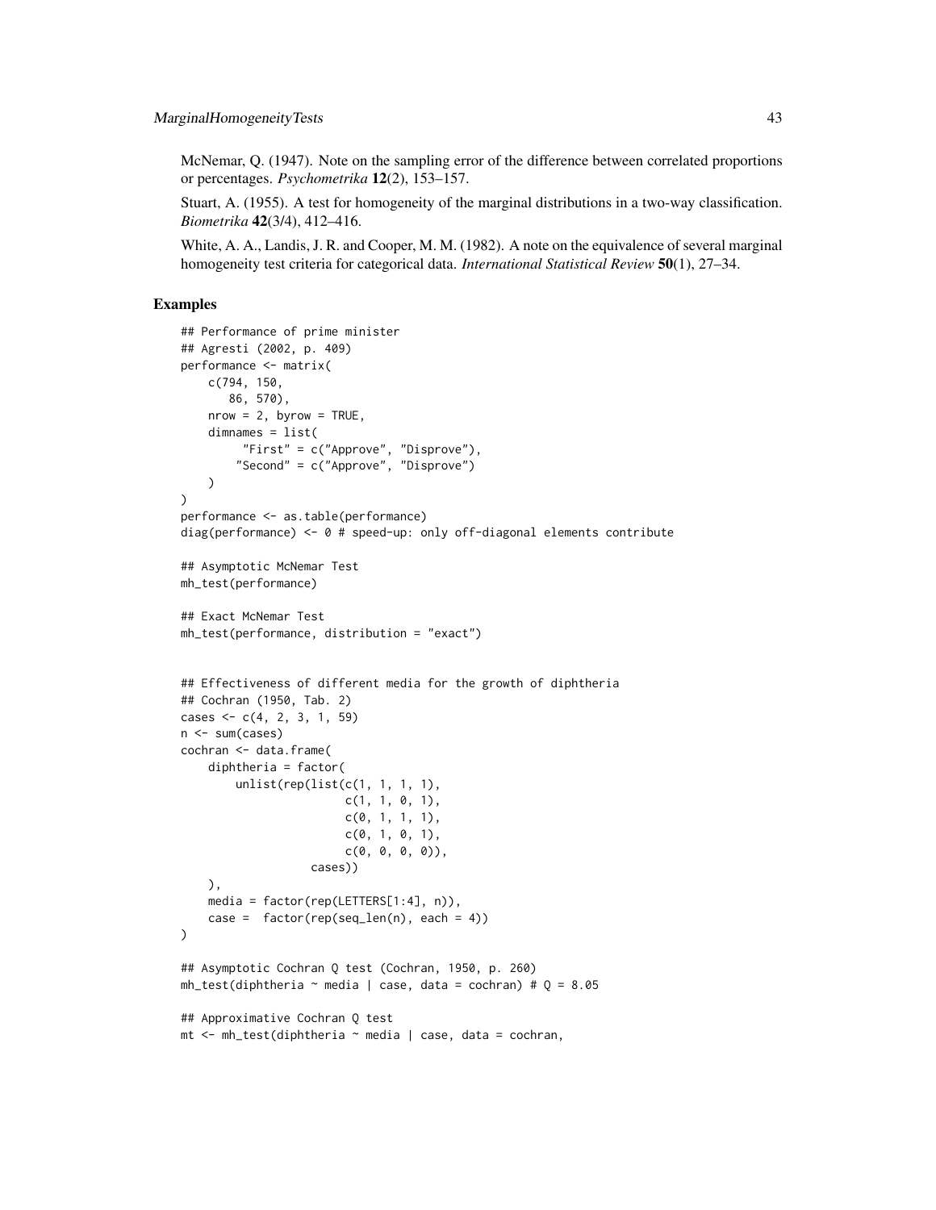McNemar, Q. (1947). Note on the sampling error of the difference between correlated proportions or percentages. *Psychometrika* **12**(2), 153–157.

Stuart, A. (1955). A test for homogeneity of the marginal distributions in a two-way classification. *Biometrika* **42**(3/4), 412–416.

White, A. A., Landis, J. R. and Cooper, M. M. (1982). A note on the equivalence of several marginal homogeneity test criteria for categorical data. *International Statistical Review* **50**(1), 27–34.

## Examples

```
## Performance of prime minister
## Agresti (2002, p. 409)
performance <- matrix(
    c(794, 150,
       86, 570),
    nrow = 2, byrow = TRUE,
    dimnames = list(
         "First" = c("Approve", "Disprove"),
        "Second" = c("Approve", "Disprove")
    )
)
performance <- as.table(performance)
diag(performance) <- 0 # speed-up: only off-diagonal elements contribute

## Asymptotic McNemar Test
mh_test(performance)

## Exact McNemar Test
mh_test(performance, distribution = "exact")


## Effectiveness of different media for the growth of diphtheria
## Cochran (1950, Tab. 2)
cases <- c(4, 2, 3, 1, 59)
n <- sum(cases)
cochran <- data.frame(
    diphtheria = factor(
        unlist(rep(list(c(1, 1, 1, 1),
                        c(1, 1, 0, 1),
                        c(0, 1, 1, 1),
                        c(0, 1, 0, 1),
                        c(0, 0, 0, 0)),
                   cases))
    ),
    media = factor(rep(LETTERS[1:4], n)),
    case =  factor(rep(seq_len(n), each = 4))
)

## Asymptotic Cochran Q test (Cochran, 1950, p. 260)
mh_test(diphtheria ~ media | case, data = cochran) # Q = 8.05

## Approximative Cochran Q test
mt <- mh_test(diphtheria ~ media | case, data = cochran,
```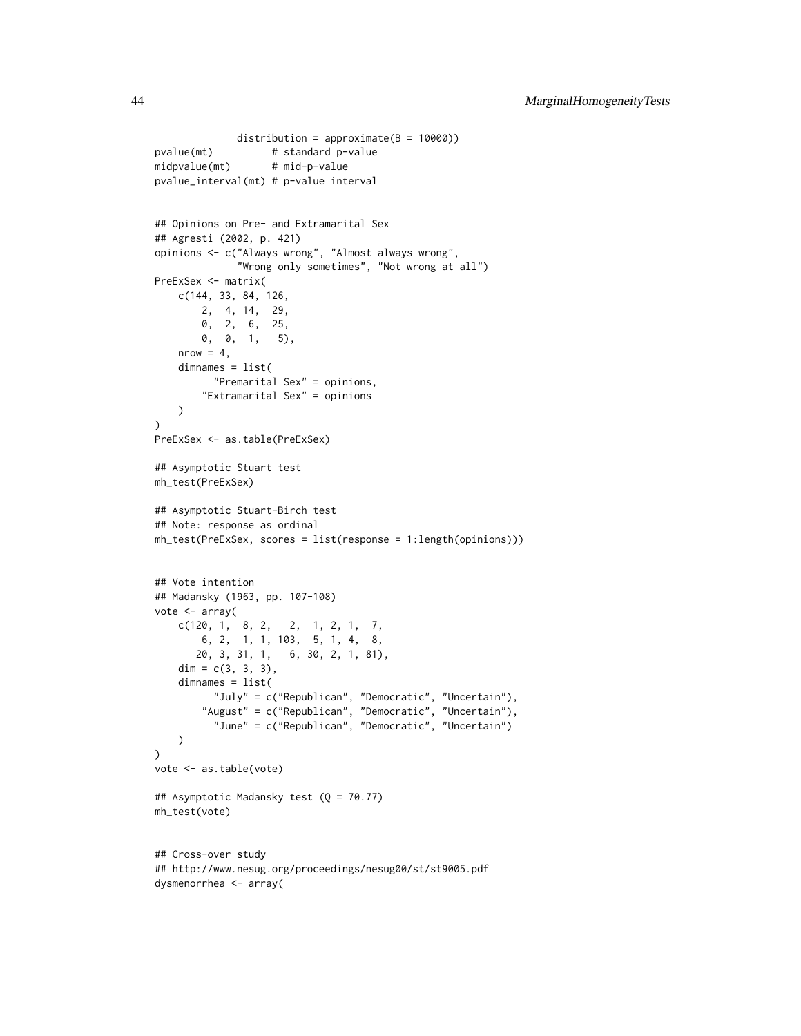```
             distribution = approximate(B = 10000))
pvalue(mt)          # standard p-value
midpvalue(mt)       # mid-p-value
pvalue_interval(mt) # p-value interval


## Opinions on Pre- and Extramarital Sex
## Agresti (2002, p. 421)
opinions <- c("Always wrong", "Almost always wrong",
              "Wrong only sometimes", "Not wrong at all")
PreExSex <- matrix(
    c(144, 33, 84, 126,
        2,  4, 14,  29,
        0,  2,  6,  25,
        0,  0,  1,   5),
    nrow = 4,
    dimnames = list(
          "Premarital Sex" = opinions,
        "Extramarital Sex" = opinions
    )
)
PreExSex <- as.table(PreExSex)

## Asymptotic Stuart test
mh_test(PreExSex)

## Asymptotic Stuart-Birch test
## Note: response as ordinal
mh_test(PreExSex, scores = list(response = 1:length(opinions)))


## Vote intention
## Madansky (1963, pp. 107-108)
vote <- array(
    c(120, 1,  8, 2,   2,  1, 2, 1,  7,
        6, 2,  1, 1, 103,  5, 1, 4,  8,
       20, 3, 31, 1,   6, 30, 2, 1, 81),
    dim = c(3, 3, 3),
    dimnames = list(
          "July" = c("Republican", "Democratic", "Uncertain"),
        "August" = c("Republican", "Democratic", "Uncertain"),
          "June" = c("Republican", "Democratic", "Uncertain")
    )
)
vote <- as.table(vote)

## Asymptotic Madansky test (Q = 70.77)
mh_test(vote)


## Cross-over study
## http://www.nesug.org/proceedings/nesug00/st/st9005.pdf
dysmenorrhea <- array(
```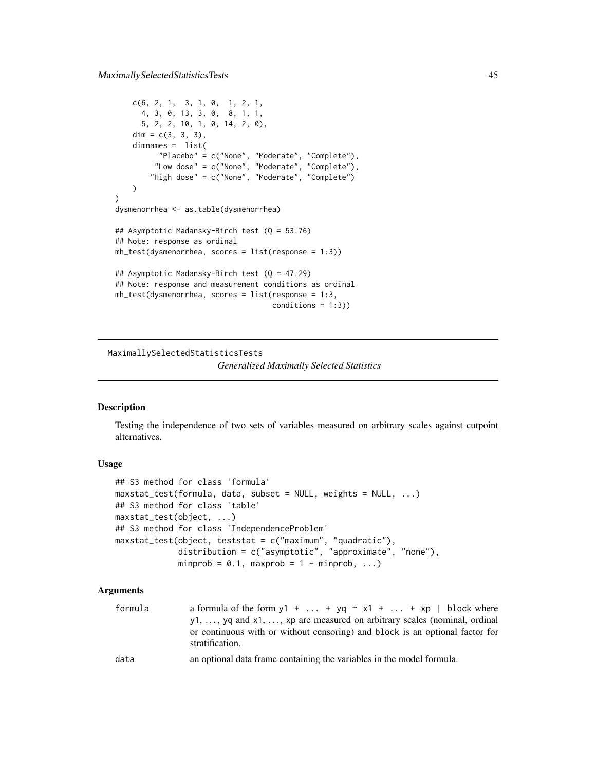```
    c(6, 2, 1,  3, 1, 0,  1, 2, 1,
      4, 3, 0, 13, 3, 0,  8, 1, 1,
      5, 2, 2, 10, 1, 0, 14, 2, 0),
    dim = c(3, 3, 3),
    dimnames =  list(
          "Placebo" = c("None", "Moderate", "Complete"),
         "Low dose" = c("None", "Moderate", "Complete"),
        "High dose" = c("None", "Moderate", "Complete")
    )
)
dysmenorrhea <- as.table(dysmenorrhea)

## Asymptotic Madansky-Birch test (Q = 53.76)
## Note: response as ordinal
mh_test(dysmenorrhea, scores = list(response = 1:3))

## Asymptotic Madansky-Birch test (Q = 47.29)
## Note: response and measurement conditions as ordinal
mh_test(dysmenorrhea, scores = list(response = 1:3,
                                    conditions = 1:3))
```

---

MaximallySelectedStatisticsTests &nbsp;&nbsp;&nbsp; *Generalized Maximally Selected Statistics*

---

## Description

Testing the independence of two sets of variables measured on arbitrary scales against cutpoint alternatives.

## Usage

```
## S3 method for class 'formula'
maxstat_test(formula, data, subset = NULL, weights = NULL, ...)
## S3 method for class 'table'
maxstat_test(object, ...)
## S3 method for class 'IndependenceProblem'
maxstat_test(object, teststat = c("maximum", "quadratic"),
             distribution = c("asymptotic", "approximate", "none"),
             minprob = 0.1, maxprob = 1 - minprob, ...)
```

## Arguments

| | |
|---|---|
| `formula` | a formula of the form `y1 + ... + yq ~ x1 + ... + xp | block` where `y1`, ..., `yq` and `x1`, ..., `xp` are measured on arbitrary scales (nominal, ordinal or continuous with or without censoring) and `block` is an optional factor for stratification. |
| `data` | an optional data frame containing the variables in the model formula. |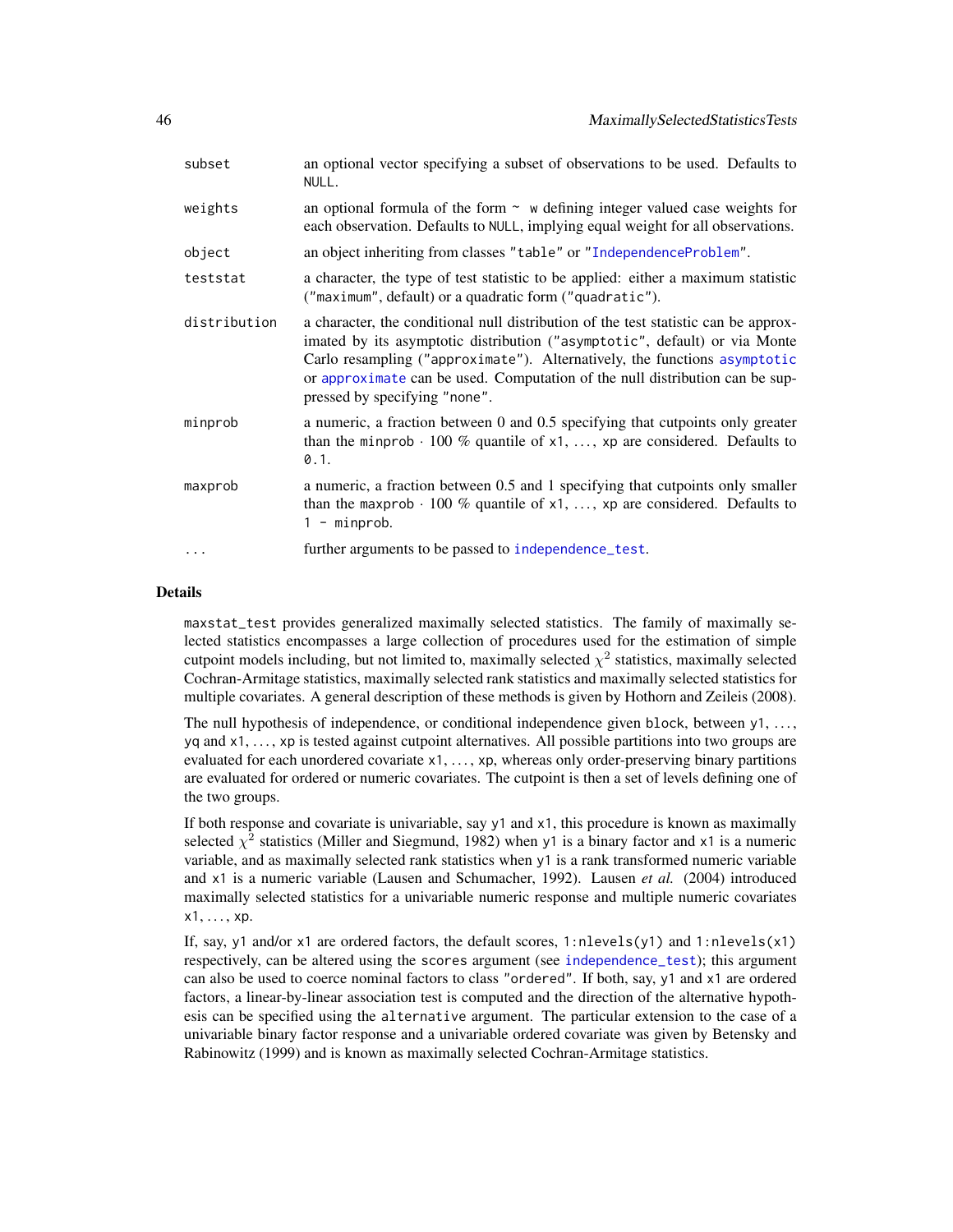| | |
|---|---|
| subset | an optional vector specifying a subset of observations to be used. Defaults to NULL. |
| weights | an optional formula of the form ~ w defining integer valued case weights for each observation. Defaults to NULL, implying equal weight for all observations. |
| object | an object inheriting from classes "table" or "IndependenceProblem". |
| teststat | a character, the type of test statistic to be applied: either a maximum statistic ("maximum", default) or a quadratic form ("quadratic"). |
| distribution | a character, the conditional null distribution of the test statistic can be approximated by its asymptotic distribution ("asymptotic", default) or via Monte Carlo resampling ("approximate"). Alternatively, the functions asymptotic or approximate can be used. Computation of the null distribution can be suppressed by specifying "none". |
| minprob | a numeric, a fraction between 0 and 0.5 specifying that cutpoints only greater than the minprob $\cdot$ 100 % quantile of x1, ..., xp are considered. Defaults to 0.1. |
| maxprob | a numeric, a fraction between 0.5 and 1 specifying that cutpoints only smaller than the maxprob $\cdot$ 100 % quantile of x1, ..., xp are considered. Defaults to 1 - minprob. |
| ... | further arguments to be passed to independence_test. |

## Details

maxstat_test provides generalized maximally selected statistics. The family of maximally selected statistics encompasses a large collection of procedures used for the estimation of simple cutpoint models including, but not limited to, maximally selected $\chi^2$ statistics, maximally selected Cochran-Armitage statistics, maximally selected rank statistics and maximally selected statistics for multiple covariates. A general description of these methods is given by Hothorn and Zeileis (2008).

The null hypothesis of independence, or conditional independence given block, between y1, ..., yq and x1, ..., xp is tested against cutpoint alternatives. All possible partitions into two groups are evaluated for each unordered covariate x1, ..., xp, whereas only order-preserving binary partitions are evaluated for ordered or numeric covariates. The cutpoint is then a set of levels defining one of the two groups.

If both response and covariate is univariable, say y1 and x1, this procedure is known as maximally selected $\chi^2$ statistics (Miller and Siegmund, 1982) when y1 is a binary factor and x1 is a numeric variable, and as maximally selected rank statistics when y1 is a rank transformed numeric variable and x1 is a numeric variable (Lausen and Schumacher, 1992). Lausen *et al.* (2004) introduced maximally selected statistics for a univariable numeric response and multiple numeric covariates x1, ..., xp.

If, say, y1 and/or x1 are ordered factors, the default scores, 1:nlevels(y1) and 1:nlevels(x1) respectively, can be altered using the scores argument (see independence_test); this argument can also be used to coerce nominal factors to class "ordered". If both, say, y1 and x1 are ordered factors, a linear-by-linear association test is computed and the direction of the alternative hypothesis can be specified using the alternative argument. The particular extension to the case of a univariable binary factor response and a univariable ordered covariate was given by Betensky and Rabinowitz (1999) and is known as maximally selected Cochran-Armitage statistics.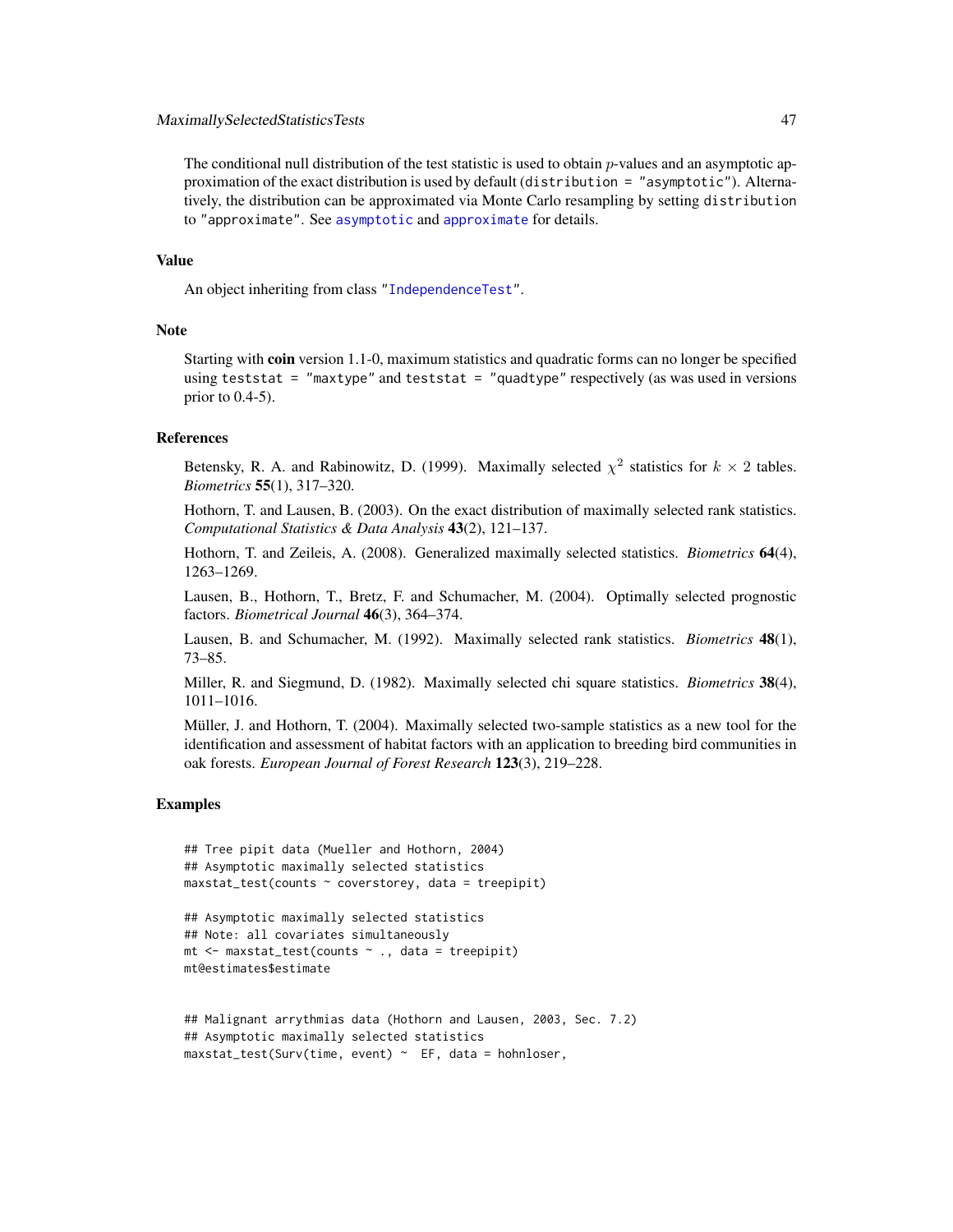The conditional null distribution of the test statistic is used to obtain $p$-values and an asymptotic approximation of the exact distribution is used by default (`distribution = "asymptotic"`). Alternatively, the distribution can be approximated via Monte Carlo resampling by setting `distribution` to `"approximate"`. See `asymptotic` and `approximate` for details.

## Value

An object inheriting from class `"IndependenceTest"`.

## Note

Starting with **coin** version 1.1-0, maximum statistics and quadratic forms can no longer be specified using `teststat = "maxtype"` and `teststat = "quadtype"` respectively (as was used in versions prior to 0.4-5).

## References

Betensky, R. A. and Rabinowitz, D. (1999). Maximally selected $\chi^2$ statistics for $k \times 2$ tables. *Biometrics* **55**(1), 317–320.

Hothorn, T. and Lausen, B. (2003). On the exact distribution of maximally selected rank statistics. *Computational Statistics & Data Analysis* **43**(2), 121–137.

Hothorn, T. and Zeileis, A. (2008). Generalized maximally selected statistics. *Biometrics* **64**(4), 1263–1269.

Lausen, B., Hothorn, T., Bretz, F. and Schumacher, M. (2004). Optimally selected prognostic factors. *Biometrical Journal* **46**(3), 364–374.

Lausen, B. and Schumacher, M. (1992). Maximally selected rank statistics. *Biometrics* **48**(1), 73–85.

Miller, R. and Siegmund, D. (1982). Maximally selected chi square statistics. *Biometrics* **38**(4), 1011–1016.

Müller, J. and Hothorn, T. (2004). Maximally selected two-sample statistics as a new tool for the identification and assessment of habitat factors with an application to breeding bird communities in oak forests. *European Journal of Forest Research* **123**(3), 219–228.

## Examples

```
## Tree pipit data (Mueller and Hothorn, 2004)
## Asymptotic maximally selected statistics
maxstat_test(counts ~ coverstorey, data = treepipit)

## Asymptotic maximally selected statistics
## Note: all covariates simultaneously
mt <- maxstat_test(counts ~ ., data = treepipit)
mt@estimates$estimate


## Malignant arrythmias data (Hothorn and Lausen, 2003, Sec. 7.2)
## Asymptotic maximally selected statistics
maxstat_test(Surv(time, event) ~  EF, data = hohnloser,
```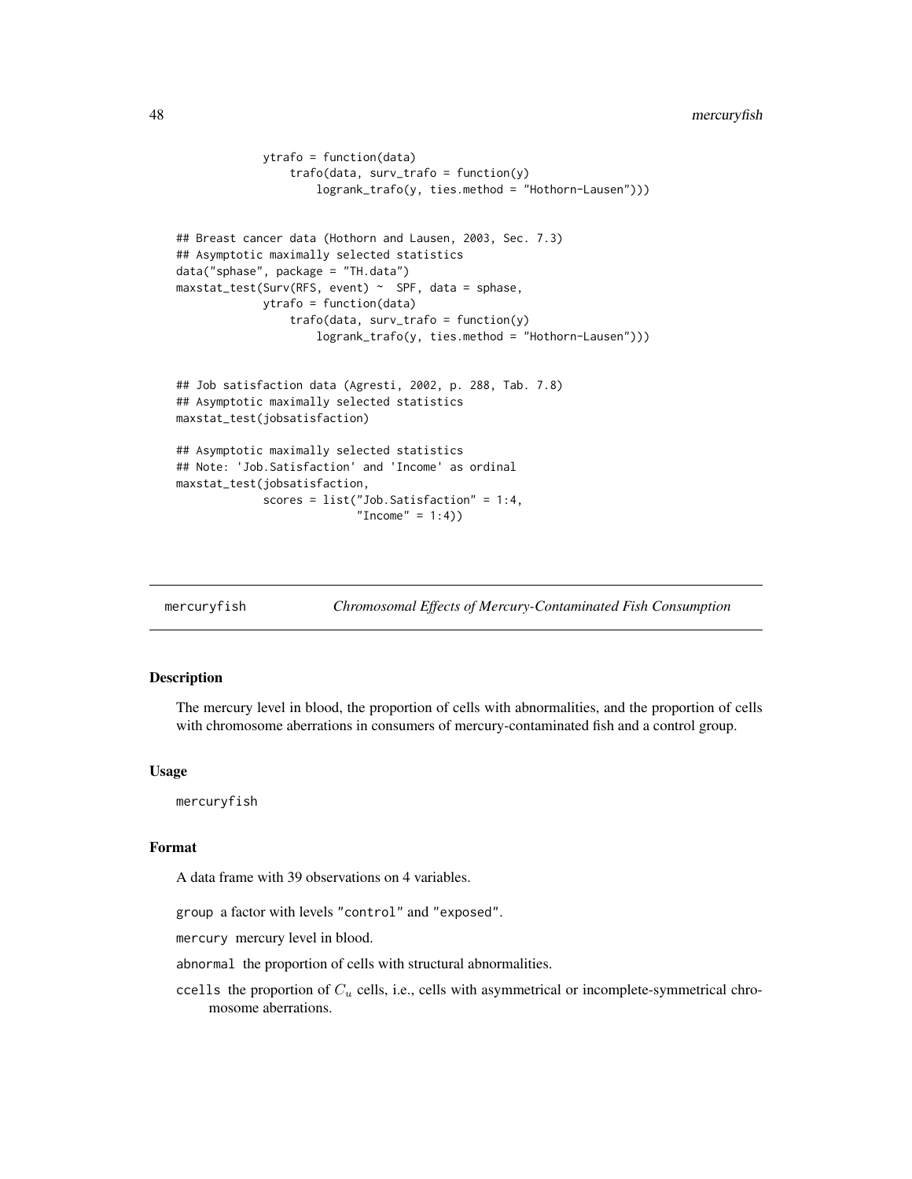```
             ytrafo = function(data)
                 trafo(data, surv_trafo = function(y)
                     logrank_trafo(y, ties.method = "Hothorn-Lausen")))


## Breast cancer data (Hothorn and Lausen, 2003, Sec. 7.3)
## Asymptotic maximally selected statistics
data("sphase", package = "TH.data")
maxstat_test(Surv(RFS, event) ~  SPF, data = sphase,
             ytrafo = function(data)
                 trafo(data, surv_trafo = function(y)
                     logrank_trafo(y, ties.method = "Hothorn-Lausen")))


## Job satisfaction data (Agresti, 2002, p. 288, Tab. 7.8)
## Asymptotic maximally selected statistics
maxstat_test(jobsatisfaction)

## Asymptotic maximally selected statistics
## Note: 'Job.Satisfaction' and 'Income' as ordinal
maxstat_test(jobsatisfaction,
             scores = list("Job.Satisfaction" = 1:4,
                           "Income" = 1:4))
```

## mercuryfish — *Chromosomal Effects of Mercury-Contaminated Fish Consumption*

### Description

The mercury level in blood, the proportion of cells with abnormalities, and the proportion of cells with chromosome aberrations in consumers of mercury-contaminated fish and a control group.

### Usage

```
mercuryfish
```

### Format

A data frame with 39 observations on 4 variables.

- `group` a factor with levels `"control"` and `"exposed"`.
- `mercury` mercury level in blood.
- `abnormal` the proportion of cells with structural abnormalities.
- `ccells` the proportion of $C_u$ cells, i.e., cells with asymmetrical or incomplete-symmetrical chromosome aberrations.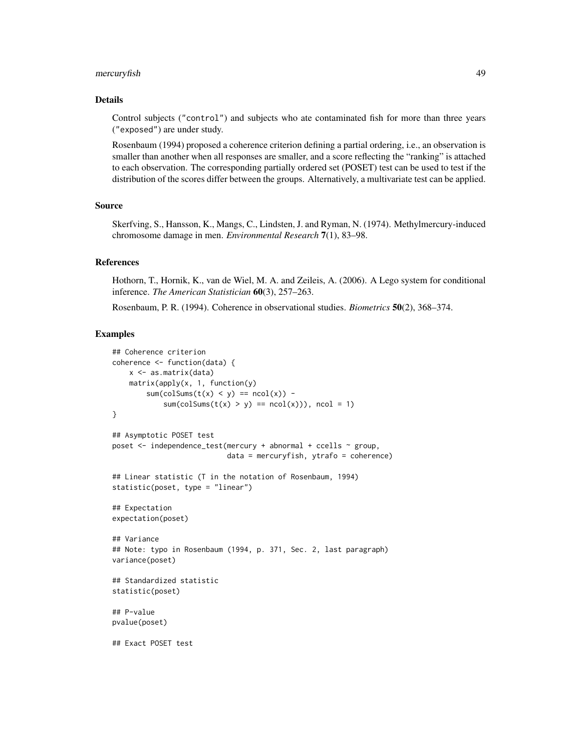## Details

Control subjects ("control") and subjects who ate contaminated fish for more than three years ("exposed") are under study.

Rosenbaum (1994) proposed a coherence criterion defining a partial ordering, i.e., an observation is smaller than another when all responses are smaller, and a score reflecting the "ranking" is attached to each observation. The corresponding partially ordered set (POSET) test can be used to test if the distribution of the scores differ between the groups. Alternatively, a multivariate test can be applied.

## Source

Skerfving, S., Hansson, K., Mangs, C., Lindsten, J. and Ryman, N. (1974). Methylmercury-induced chromosome damage in men. *Environmental Research* **7**(1), 83–98.

## References

Hothorn, T., Hornik, K., van de Wiel, M. A. and Zeileis, A. (2006). A Lego system for conditional inference. *The American Statistician* **60**(3), 257–263.

Rosenbaum, P. R. (1994). Coherence in observational studies. *Biometrics* **50**(2), 368–374.

## Examples

```
## Coherence criterion
coherence <- function(data) {
    x <- as.matrix(data)
    matrix(apply(x, 1, function(y)
        sum(colSums(t(x) < y) == ncol(x)) -
            sum(colSums(t(x) > y) == ncol(x))), ncol = 1)
}

## Asymptotic POSET test
poset <- independence_test(mercury + abnormal + ccells ~ group,
                           data = mercuryfish, ytrafo = coherence)

## Linear statistic (T in the notation of Rosenbaum, 1994)
statistic(poset, type = "linear")

## Expectation
expectation(poset)

## Variance
## Note: typo in Rosenbaum (1994, p. 371, Sec. 2, last paragraph)
variance(poset)

## Standardized statistic
statistic(poset)

## P-value
pvalue(poset)

## Exact POSET test
```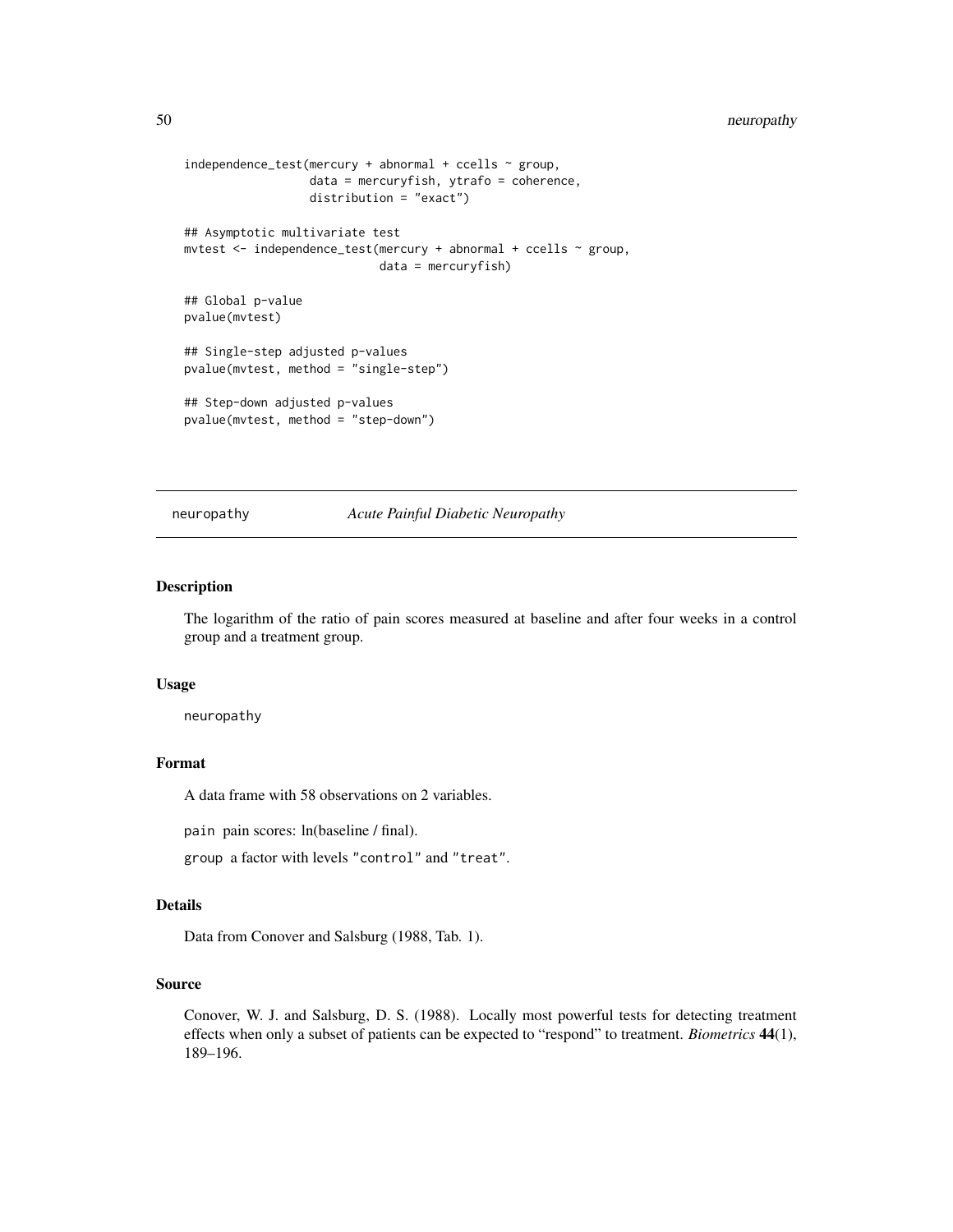```
independence_test(mercury + abnormal + ccells ~ group,
                  data = mercuryfish, ytrafo = coherence,
                  distribution = "exact")

## Asymptotic multivariate test
mvtest <- independence_test(mercury + abnormal + ccells ~ group,
                            data = mercuryfish)

## Global p-value
pvalue(mvtest)

## Single-step adjusted p-values
pvalue(mvtest, method = "single-step")

## Step-down adjusted p-values
pvalue(mvtest, method = "step-down")
```

---

## neuropathy — *Acute Painful Diabetic Neuropathy*

### Description

The logarithm of the ratio of pain scores measured at baseline and after four weeks in a control group and a treatment group.

### Usage

```
neuropathy
```

### Format

A data frame with 58 observations on 2 variables.

`pain` pain scores: ln(baseline / final).

`group` a factor with levels `"control"` and `"treat"`.

### Details

Data from Conover and Salsburg (1988, Tab. 1).

### Source

Conover, W. J. and Salsburg, D. S. (1988). Locally most powerful tests for detecting treatment effects when only a subset of patients can be expected to "respond" to treatment. *Biometrics* **44**(1), 189–196.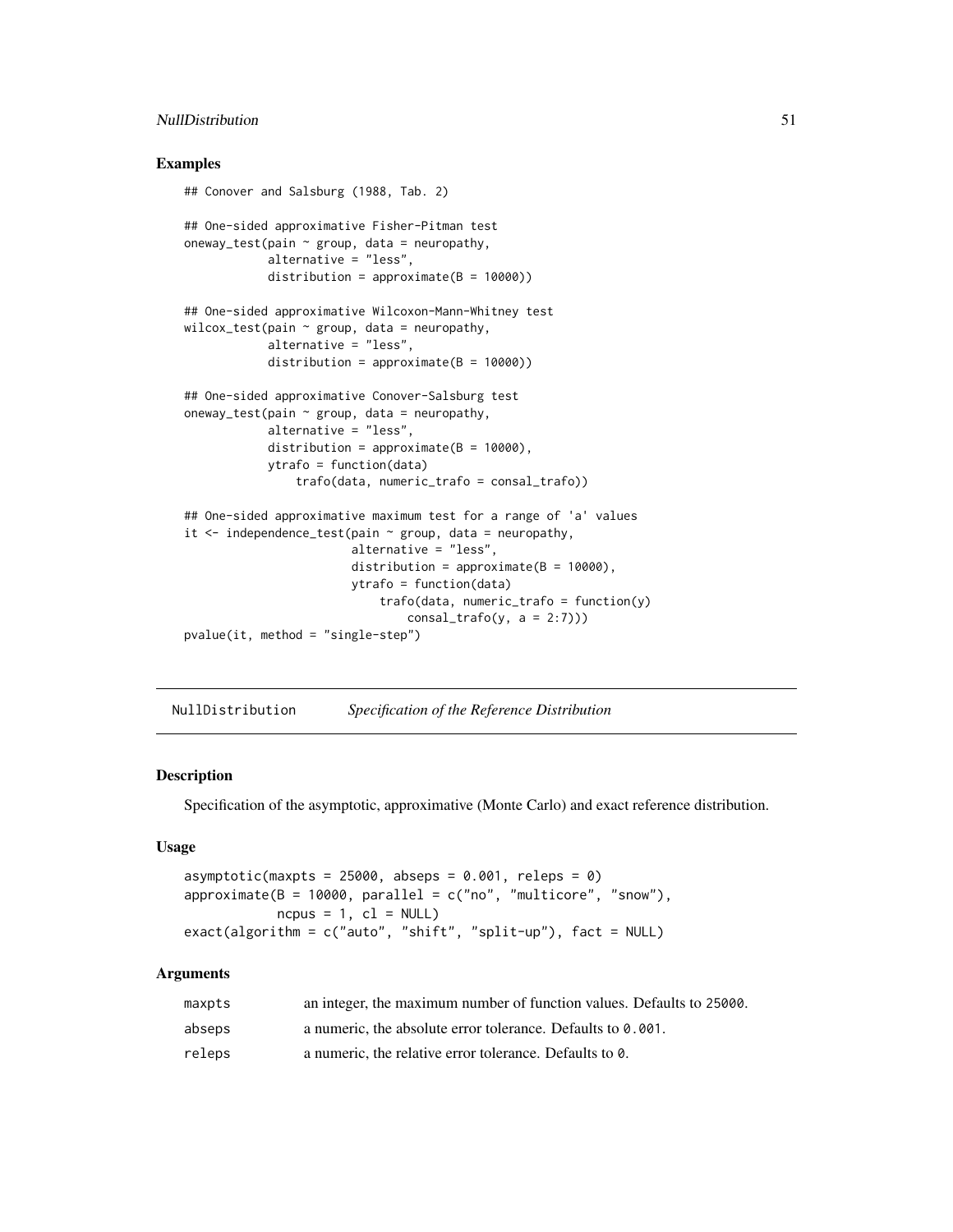### Examples

```
## Conover and Salsburg (1988, Tab. 2)

## One-sided approximative Fisher-Pitman test
oneway_test(pain ~ group, data = neuropathy,
            alternative = "less",
            distribution = approximate(B = 10000))

## One-sided approximative Wilcoxon-Mann-Whitney test
wilcox_test(pain ~ group, data = neuropathy,
            alternative = "less",
            distribution = approximate(B = 10000))

## One-sided approximative Conover-Salsburg test
oneway_test(pain ~ group, data = neuropathy,
            alternative = "less",
            distribution = approximate(B = 10000),
            ytrafo = function(data)
                trafo(data, numeric_trafo = consal_trafo))

## One-sided approximative maximum test for a range of 'a' values
it <- independence_test(pain ~ group, data = neuropathy,
                        alternative = "less",
                        distribution = approximate(B = 10000),
                        ytrafo = function(data)
                            trafo(data, numeric_trafo = function(y)
                                consal_trafo(y, a = 2:7)))
pvalue(it, method = "single-step")
```

---

## NullDistribution *Specification of the Reference Distribution*

### Description

Specification of the asymptotic, approximative (Monte Carlo) and exact reference distribution.

### Usage

```
asymptotic(maxpts = 25000, abseps = 0.001, releps = 0)
approximate(B = 10000, parallel = c("no", "multicore", "snow"),
            ncpus = 1, cl = NULL)
exact(algorithm = c("auto", "shift", "split-up"), fact = NULL)
```

### Arguments

| | |
|---|---|
| maxpts | an integer, the maximum number of function values. Defaults to 25000. |
| abseps | a numeric, the absolute error tolerance. Defaults to 0.001. |
| releps | a numeric, the relative error tolerance. Defaults to 0. |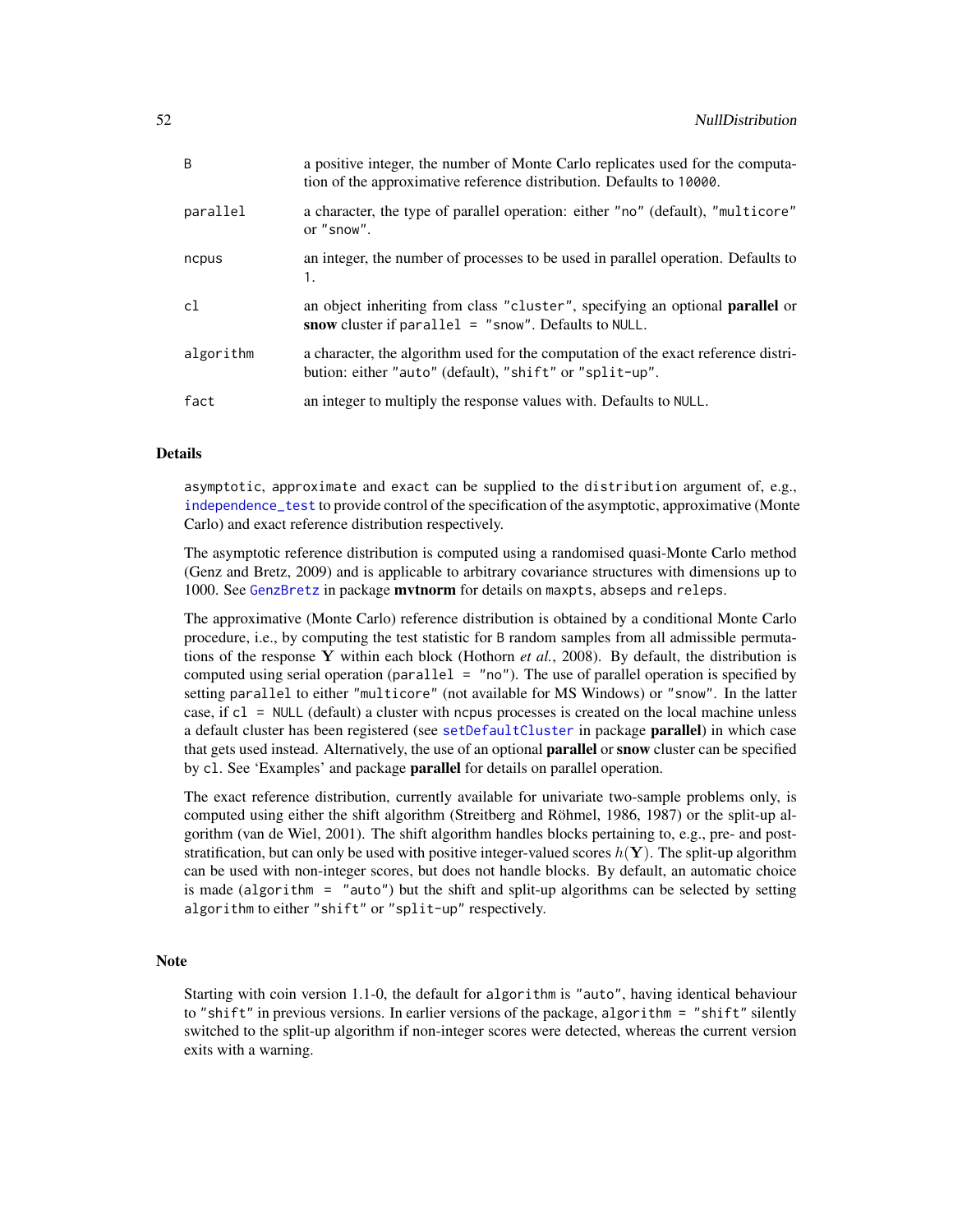| | |
|---|---|
| B | a positive integer, the number of Monte Carlo replicates used for the computation of the approximative reference distribution. Defaults to `10000`. |
| parallel | a character, the type of parallel operation: either `"no"` (default), `"multicore"` or `"snow"`. |
| ncpus | an integer, the number of processes to be used in parallel operation. Defaults to `1`. |
| cl | an object inheriting from class `"cluster"`, specifying an optional **parallel** or **snow** cluster if `parallel = "snow"`. Defaults to `NULL`. |
| algorithm | a character, the algorithm used for the computation of the exact reference distribution: either `"auto"` (default), `"shift"` or `"split-up"`. |
| fact | an integer to multiply the response values with. Defaults to `NULL`. |

## Details

`asymptotic`, `approximate` and `exact` can be supplied to the `distribution` argument of, e.g., `independence_test` to provide control of the specification of the asymptotic, approximative (Monte Carlo) and exact reference distribution respectively.

The asymptotic reference distribution is computed using a randomised quasi-Monte Carlo method (Genz and Bretz, 2009) and is applicable to arbitrary covariance structures with dimensions up to 1000. See `GenzBretz` in package **mvtnorm** for details on `maxpts`, `abseps` and `releps`.

The approximative (Monte Carlo) reference distribution is obtained by a conditional Monte Carlo procedure, i.e., by computing the test statistic for `B` random samples from all admissible permutations of the response $\mathbf{Y}$ within each block (Hothorn *et al.*, 2008). By default, the distribution is computed using serial operation (`parallel = "no"`). The use of parallel operation is specified by setting `parallel` to either `"multicore"` (not available for MS Windows) or `"snow"`. In the latter case, if `cl = NULL` (default) a cluster with `ncpus` processes is created on the local machine unless a default cluster has been registered (see `setDefaultCluster` in package **parallel**) in which case that gets used instead. Alternatively, the use of an optional **parallel** or **snow** cluster can be specified by `cl`. See 'Examples' and package **parallel** for details on parallel operation.

The exact reference distribution, currently available for univariate two-sample problems only, is computed using either the shift algorithm (Streitberg and Röhmel, 1986, 1987) or the split-up algorithm (van de Wiel, 2001). The shift algorithm handles blocks pertaining to, e.g., pre- and post-stratification, but can only be used with positive integer-valued scores $h(\mathbf{Y})$. The split-up algorithm can be used with non-integer scores, but does not handle blocks. By default, an automatic choice is made (`algorithm = "auto"`) but the shift and split-up algorithms can be selected by setting `algorithm` to either `"shift"` or `"split-up"` respectively.

## Note

Starting with coin version 1.1-0, the default for `algorithm` is `"auto"`, having identical behaviour to `"shift"` in previous versions. In earlier versions of the package, `algorithm = "shift"` silently switched to the split-up algorithm if non-integer scores were detected, whereas the current version exits with a warning.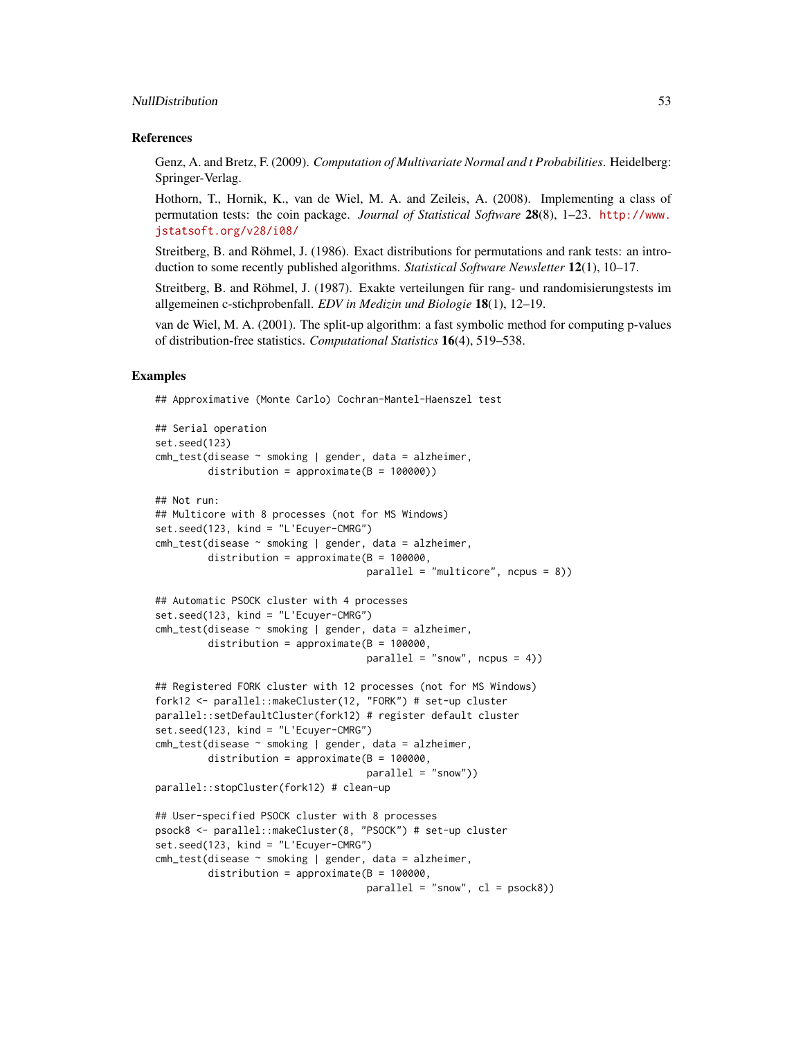## References

Genz, A. and Bretz, F. (2009). *Computation of Multivariate Normal and t Probabilities*. Heidelberg: Springer-Verlag.

Hothorn, T., Hornik, K., van de Wiel, M. A. and Zeileis, A. (2008). Implementing a class of permutation tests: the coin package. *Journal of Statistical Software* **28**(8), 1–23. http://www.jstatsoft.org/v28/i08/

Streitberg, B. and Röhmel, J. (1986). Exact distributions for permutations and rank tests: an introduction to some recently published algorithms. *Statistical Software Newsletter* **12**(1), 10–17.

Streitberg, B. and Röhmel, J. (1987). Exakte verteilungen für rang- und randomisierungstests im allgemeinen c-stichprobenfall. *EDV in Medizin und Biologie* **18**(1), 12–19.

van de Wiel, M. A. (2001). The split-up algorithm: a fast symbolic method for computing p-values of distribution-free statistics. *Computational Statistics* **16**(4), 519–538.

## Examples

```
## Approximative (Monte Carlo) Cochran-Mantel-Haenszel test

## Serial operation
set.seed(123)
cmh_test(disease ~ smoking | gender, data = alzheimer,
         distribution = approximate(B = 100000))

## Not run:
## Multicore with 8 processes (not for MS Windows)
set.seed(123, kind = "L'Ecuyer-CMRG")
cmh_test(disease ~ smoking | gender, data = alzheimer,
         distribution = approximate(B = 100000,
                                    parallel = "multicore", ncpus = 8))

## Automatic PSOCK cluster with 4 processes
set.seed(123, kind = "L'Ecuyer-CMRG")
cmh_test(disease ~ smoking | gender, data = alzheimer,
         distribution = approximate(B = 100000,
                                    parallel = "snow", ncpus = 4))

## Registered FORK cluster with 12 processes (not for MS Windows)
fork12 <- parallel::makeCluster(12, "FORK") # set-up cluster
parallel::setDefaultCluster(fork12) # register default cluster
set.seed(123, kind = "L'Ecuyer-CMRG")
cmh_test(disease ~ smoking | gender, data = alzheimer,
         distribution = approximate(B = 100000,
                                    parallel = "snow"))
parallel::stopCluster(fork12) # clean-up

## User-specified PSOCK cluster with 8 processes
psock8 <- parallel::makeCluster(8, "PSOCK") # set-up cluster
set.seed(123, kind = "L'Ecuyer-CMRG")
cmh_test(disease ~ smoking | gender, data = alzheimer,
         distribution = approximate(B = 100000,
                                    parallel = "snow", cl = psock8))
```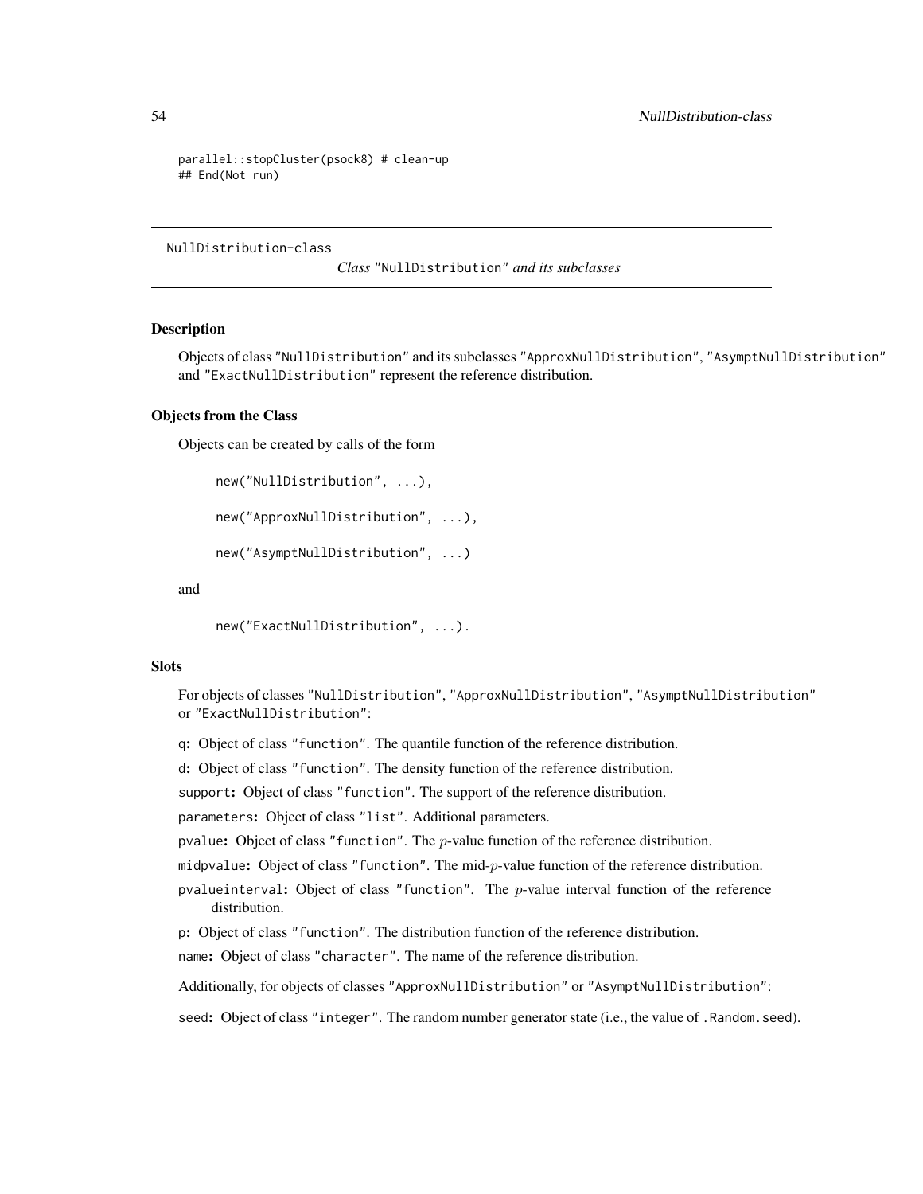```
parallel::stopCluster(psock8) # clean-up
## End(Not run)
```

---

NullDistribution-class

*Class* "NullDistribution" *and its subclasses*

---

### Description

Objects of class "NullDistribution" and its subclasses "ApproxNullDistribution", "AsymptNullDistribution" and "ExactNullDistribution" represent the reference distribution.

### Objects from the Class

Objects can be created by calls of the form

```
new("NullDistribution", ...),

new("ApproxNullDistribution", ...),

new("AsymptNullDistribution", ...)
```

and

```
new("ExactNullDistribution", ...).
```

### Slots

For objects of classes "NullDistribution", "ApproxNullDistribution", "AsymptNullDistribution" or "ExactNullDistribution":

**q:** Object of class "function". The quantile function of the reference distribution.

**d:** Object of class "function". The density function of the reference distribution.

**support:** Object of class "function". The support of the reference distribution.

**parameters:** Object of class "list". Additional parameters.

**pvalue:** Object of class "function". The $p$-value function of the reference distribution.

**midpvalue:** Object of class "function". The mid-$p$-value function of the reference distribution.

**pvalueinterval:** Object of class "function". The $p$-value interval function of the reference distribution.

**p:** Object of class "function". The distribution function of the reference distribution.

**name:** Object of class "character". The name of the reference distribution.

Additionally, for objects of classes "ApproxNullDistribution" or "AsymptNullDistribution":

**seed:** Object of class "integer". The random number generator state (i.e., the value of .Random.seed).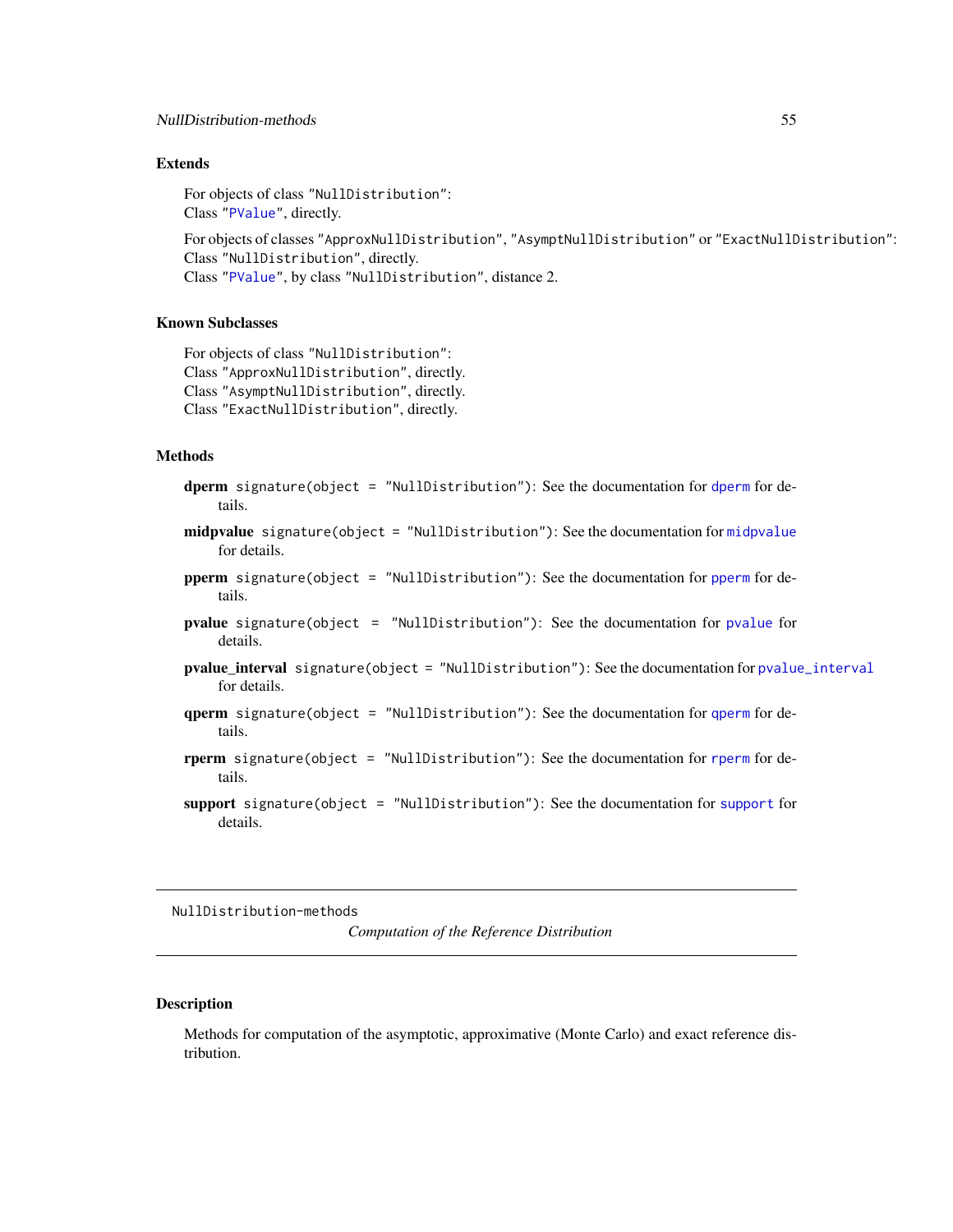### Extends

For objects of class "NullDistribution":
Class "PValue", directly.

For objects of classes "ApproxNullDistribution", "AsymptNullDistribution" or "ExactNullDistribution":
Class "NullDistribution", directly.
Class "PValue", by class "NullDistribution", distance 2.

### Known Subclasses

For objects of class "NullDistribution":
Class "ApproxNullDistribution", directly.
Class "AsymptNullDistribution", directly.
Class "ExactNullDistribution", directly.

### Methods

**dperm** `signature(object = "NullDistribution")`: See the documentation for `dperm` for details.

**midpvalue** `signature(object = "NullDistribution")`: See the documentation for `midpvalue` for details.

**pperm** `signature(object = "NullDistribution")`: See the documentation for `pperm` for details.

**pvalue** `signature(object = "NullDistribution")`: See the documentation for `pvalue` for details.

**pvalue_interval** `signature(object = "NullDistribution")`: See the documentation for `pvalue_interval` for details.

**qperm** `signature(object = "NullDistribution")`: See the documentation for `qperm` for details.

**rperm** `signature(object = "NullDistribution")`: See the documentation for `rperm` for details.

**support** `signature(object = "NullDistribution")`: See the documentation for `support` for details.

---

NullDistribution-methods

*Computation of the Reference Distribution*

---

### Description

Methods for computation of the asymptotic, approximative (Monte Carlo) and exact reference distribution.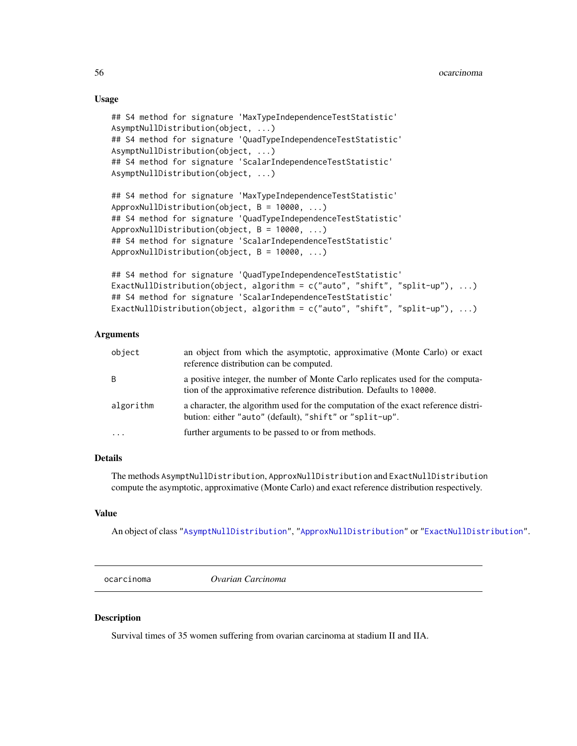### Usage

```
## S4 method for signature 'MaxTypeIndependenceTestStatistic'
AsymptNullDistribution(object, ...)
## S4 method for signature 'QuadTypeIndependenceTestStatistic'
AsymptNullDistribution(object, ...)
## S4 method for signature 'ScalarIndependenceTestStatistic'
AsymptNullDistribution(object, ...)

## S4 method for signature 'MaxTypeIndependenceTestStatistic'
ApproxNullDistribution(object, B = 10000, ...)
## S4 method for signature 'QuadTypeIndependenceTestStatistic'
ApproxNullDistribution(object, B = 10000, ...)
## S4 method for signature 'ScalarIndependenceTestStatistic'
ApproxNullDistribution(object, B = 10000, ...)

## S4 method for signature 'QuadTypeIndependenceTestStatistic'
ExactNullDistribution(object, algorithm = c("auto", "shift", "split-up"), ...)
## S4 method for signature 'ScalarIndependenceTestStatistic'
ExactNullDistribution(object, algorithm = c("auto", "shift", "split-up"), ...)
```

### Arguments

| | |
|---|---|
| `object` | an object from which the asymptotic, approximative (Monte Carlo) or exact reference distribution can be computed. |
| `B` | a positive integer, the number of Monte Carlo replicates used for the computation of the approximative reference distribution. Defaults to `10000`. |
| `algorithm` | a character, the algorithm used for the computation of the exact reference distribution: either `"auto"` (default), `"shift"` or `"split-up"`. |
| `...` | further arguments to be passed to or from methods. |

### Details

The methods `AsymptNullDistribution`, `ApproxNullDistribution` and `ExactNullDistribution` compute the asymptotic, approximative (Monte Carlo) and exact reference distribution respectively.

### Value

An object of class `"AsymptNullDistribution"`, `"ApproxNullDistribution"` or `"ExactNullDistribution"`.

---

## ocarcinoma — *Ovarian Carcinoma*

### Description

Survival times of 35 women suffering from ovarian carcinoma at stadium II and IIA.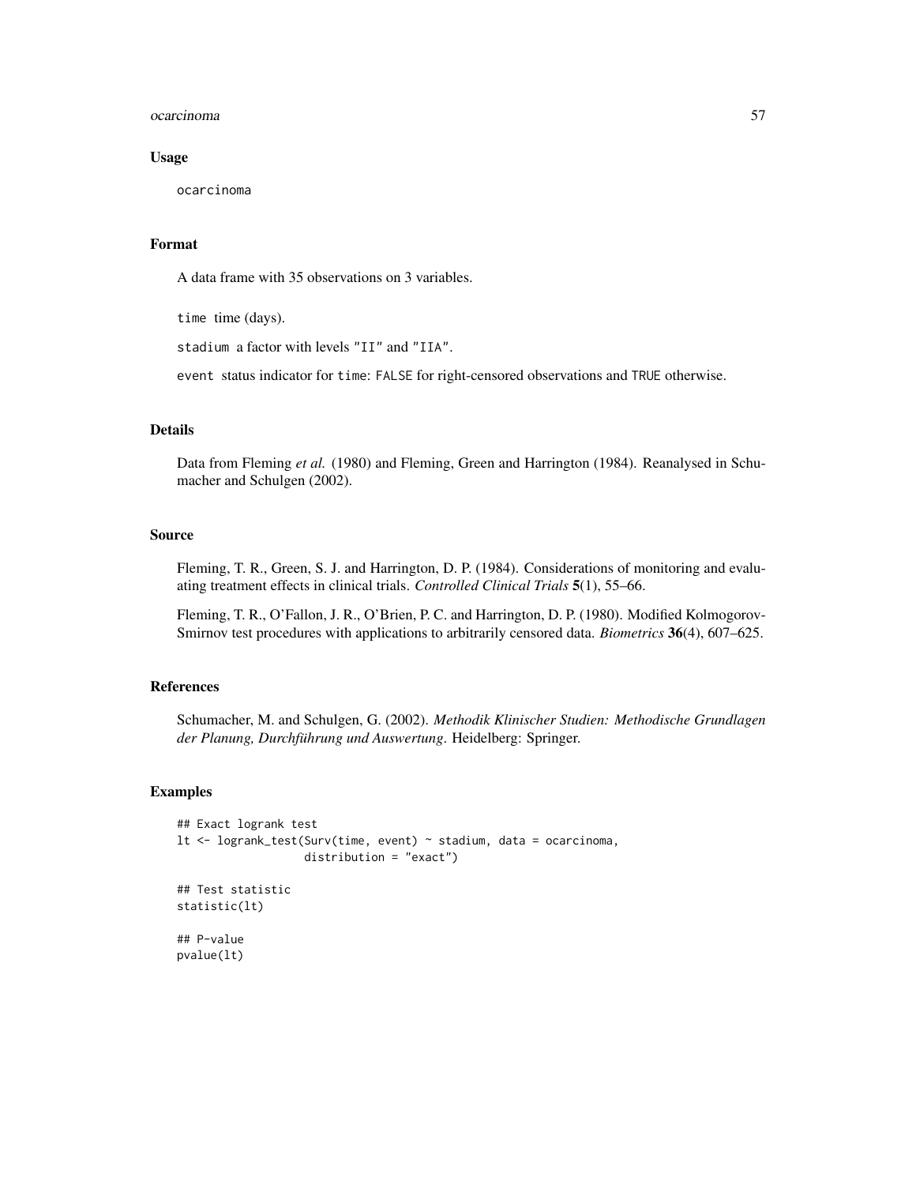## Usage

```
ocarcinoma
```

## Format

A data frame with 35 observations on 3 variables.

`time` time (days).

`stadium` a factor with levels "II" and "IIA".

`event` status indicator for `time`: `FALSE` for right-censored observations and `TRUE` otherwise.

## Details

Data from Fleming *et al.* (1980) and Fleming, Green and Harrington (1984). Reanalysed in Schumacher and Schulgen (2002).

## Source

Fleming, T. R., Green, S. J. and Harrington, D. P. (1984). Considerations of monitoring and evaluating treatment effects in clinical trials. *Controlled Clinical Trials* **5**(1), 55–66.

Fleming, T. R., O'Fallon, J. R., O'Brien, P. C. and Harrington, D. P. (1980). Modified Kolmogorov-Smirnov test procedures with applications to arbitrarily censored data. *Biometrics* **36**(4), 607–625.

## References

Schumacher, M. and Schulgen, G. (2002). *Methodik Klinischer Studien: Methodische Grundlagen der Planung, Durchführung und Auswertung*. Heidelberg: Springer.

## Examples

```
## Exact logrank test
lt <- logrank_test(Surv(time, event) ~ stadium, data = ocarcinoma,
                   distribution = "exact")

## Test statistic
statistic(lt)

## P-value
pvalue(lt)
```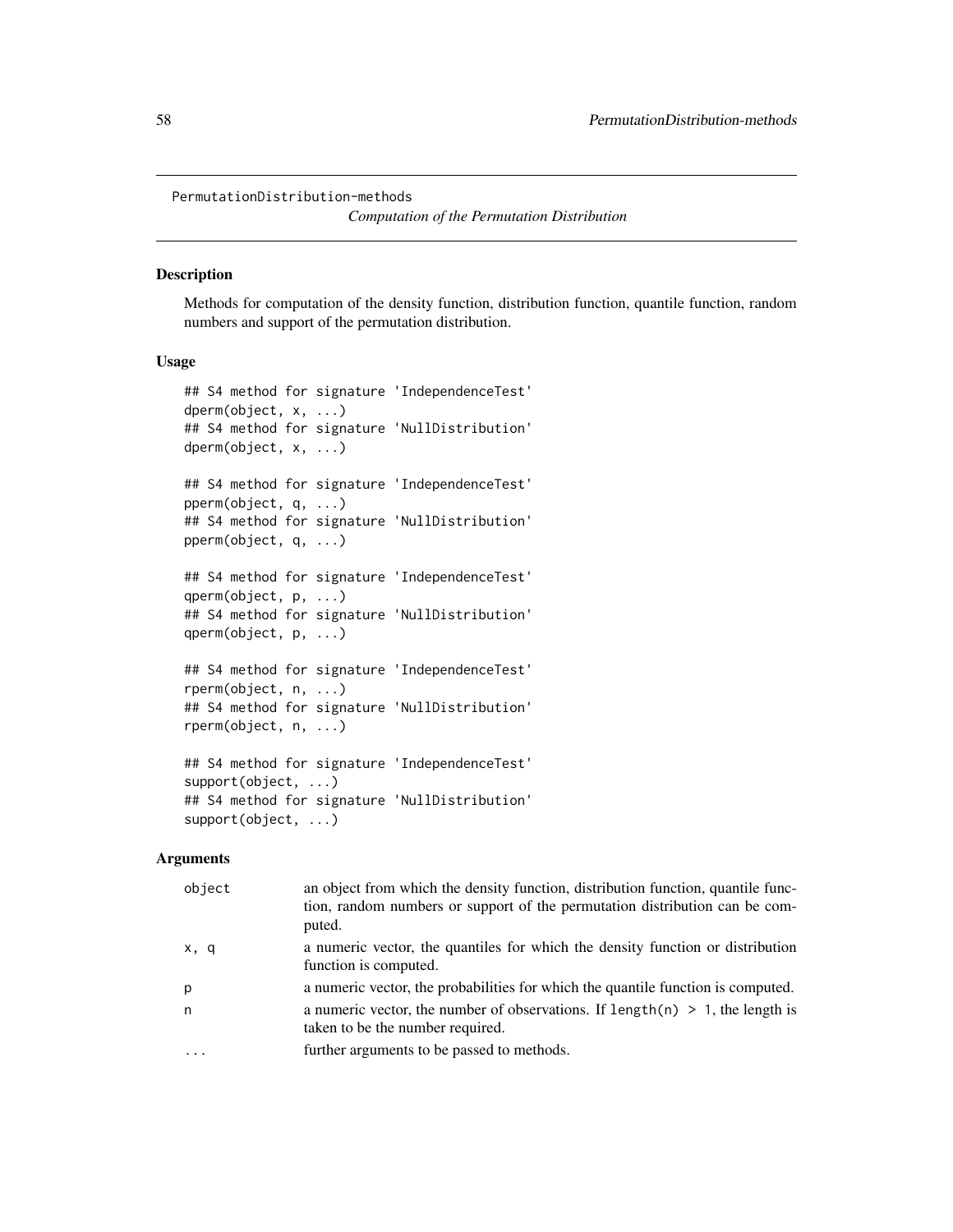PermutationDistribution-methods

*Computation of the Permutation Distribution*

## Description

Methods for computation of the density function, distribution function, quantile function, random numbers and support of the permutation distribution.

## Usage

```
## S4 method for signature 'IndependenceTest'
dperm(object, x, ...)
## S4 method for signature 'NullDistribution'
dperm(object, x, ...)

## S4 method for signature 'IndependenceTest'
pperm(object, q, ...)
## S4 method for signature 'NullDistribution'
pperm(object, q, ...)

## S4 method for signature 'IndependenceTest'
qperm(object, p, ...)
## S4 method for signature 'NullDistribution'
qperm(object, p, ...)

## S4 method for signature 'IndependenceTest'
rperm(object, n, ...)
## S4 method for signature 'NullDistribution'
rperm(object, n, ...)

## S4 method for signature 'IndependenceTest'
support(object, ...)
## S4 method for signature 'NullDistribution'
support(object, ...)
```

## Arguments

| | |
|---|---|
| `object` | an object from which the density function, distribution function, quantile function, random numbers or support of the permutation distribution can be computed. |
| `x, q` | a numeric vector, the quantiles for which the density function or distribution function is computed. |
| `p` | a numeric vector, the probabilities for which the quantile function is computed. |
| `n` | a numeric vector, the number of observations. If `length(n) > 1`, the length is taken to be the number required. |
| `...` | further arguments to be passed to methods. |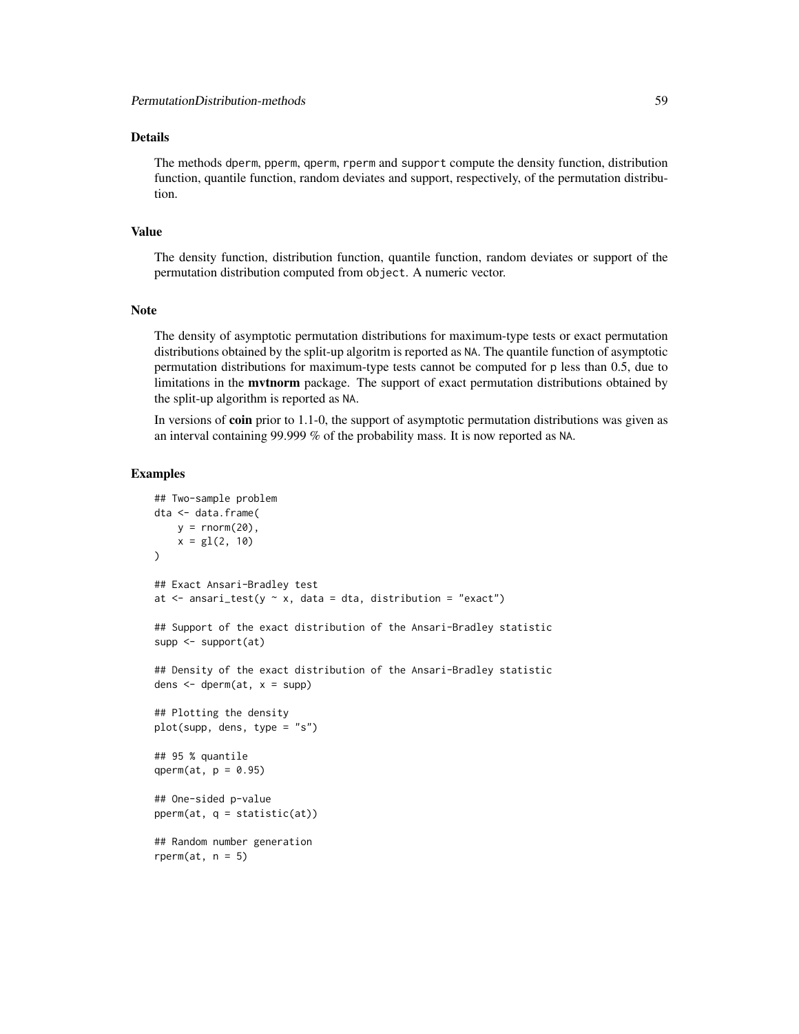## Details

The methods `dperm`, `pperm`, `qperm`, `rperm` and `support` compute the density function, distribution function, quantile function, random deviates and support, respectively, of the permutation distribution.

## Value

The density function, distribution function, quantile function, random deviates or support of the permutation distribution computed from `object`. A numeric vector.

## Note

The density of asymptotic permutation distributions for maximum-type tests or exact permutation distributions obtained by the split-up algoritm is reported as `NA`. The quantile function of asymptotic permutation distributions for maximum-type tests cannot be computed for `p` less than 0.5, due to limitations in the **mvtnorm** package. The support of exact permutation distributions obtained by the split-up algorithm is reported as `NA`.

In versions of **coin** prior to 1.1-0, the support of asymptotic permutation distributions was given as an interval containing 99.999 % of the probability mass. It is now reported as `NA`.

## Examples

```
## Two-sample problem
dta <- data.frame(
    y = rnorm(20),
    x = gl(2, 10)
)

## Exact Ansari-Bradley test
at <- ansari_test(y ~ x, data = dta, distribution = "exact")

## Support of the exact distribution of the Ansari-Bradley statistic
supp <- support(at)

## Density of the exact distribution of the Ansari-Bradley statistic
dens <- dperm(at, x = supp)

## Plotting the density
plot(supp, dens, type = "s")

## 95 % quantile
qperm(at, p = 0.95)

## One-sided p-value
pperm(at, q = statistic(at))

## Random number generation
rperm(at, n = 5)
```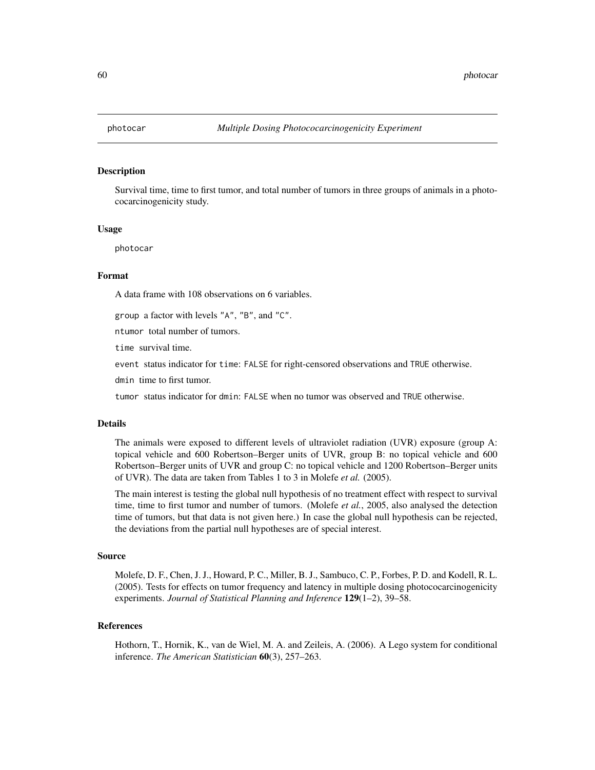# photocar *Multiple Dosing Photococarcinogenicity Experiment*

## Description

Survival time, time to first tumor, and total number of tumors in three groups of animals in a photococarcinogenicity study.

## Usage

```
photocar
```

## Format

A data frame with 108 observations on 6 variables.

`group` a factor with levels `"A"`, `"B"`, and `"C"`.

`ntumor` total number of tumors.

`time` survival time.

`event` status indicator for `time`: `FALSE` for right-censored observations and `TRUE` otherwise.

`dmin` time to first tumor.

`tumor` status indicator for `dmin`: `FALSE` when no tumor was observed and `TRUE` otherwise.

## Details

The animals were exposed to different levels of ultraviolet radiation (UVR) exposure (group A: topical vehicle and 600 Robertson–Berger units of UVR, group B: no topical vehicle and 600 Robertson–Berger units of UVR and group C: no topical vehicle and 1200 Robertson–Berger units of UVR). The data are taken from Tables 1 to 3 in Molefe *et al.* (2005).

The main interest is testing the global null hypothesis of no treatment effect with respect to survival time, time to first tumor and number of tumors. (Molefe *et al.*, 2005, also analysed the detection time of tumors, but that data is not given here.) In case the global null hypothesis can be rejected, the deviations from the partial null hypotheses are of special interest.

## Source

Molefe, D. F., Chen, J. J., Howard, P. C., Miller, B. J., Sambuco, C. P., Forbes, P. D. and Kodell, R. L. (2005). Tests for effects on tumor frequency and latency in multiple dosing photococarcinogenicity experiments. *Journal of Statistical Planning and Inference* **129**(1–2), 39–58.

## References

Hothorn, T., Hornik, K., van de Wiel, M. A. and Zeileis, A. (2006). A Lego system for conditional inference. *The American Statistician* **60**(3), 257–263.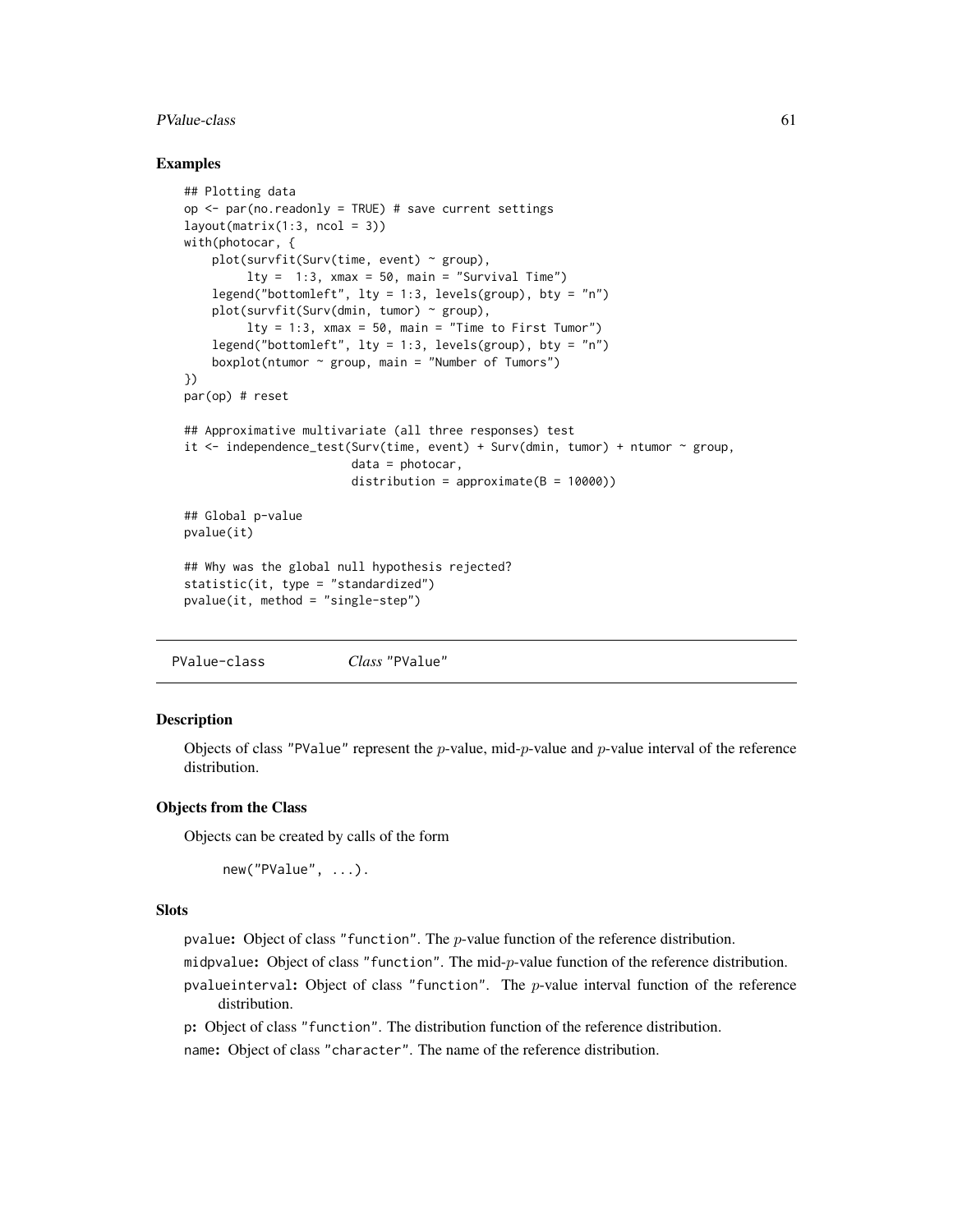## Examples

```
## Plotting data
op <- par(no.readonly = TRUE) # save current settings
layout(matrix(1:3, ncol = 3))
with(photocar, {
    plot(survfit(Surv(time, event) ~ group),
         lty =  1:3, xmax = 50, main = "Survival Time")
    legend("bottomleft", lty = 1:3, levels(group), bty = "n")
    plot(survfit(Surv(dmin, tumor) ~ group),
         lty = 1:3, xmax = 50, main = "Time to First Tumor")
    legend("bottomleft", lty = 1:3, levels(group), bty = "n")
    boxplot(ntumor ~ group, main = "Number of Tumors")
})
par(op) # reset

## Approximative multivariate (all three responses) test
it <- independence_test(Surv(time, event) + Surv(dmin, tumor) + ntumor ~ group,
                        data = photocar,
                        distribution = approximate(B = 10000))

## Global p-value
pvalue(it)

## Why was the global null hypothesis rejected?
statistic(it, type = "standardized")
pvalue(it, method = "single-step")
```

---

# PValue-class — *Class* "PValue"

## Description

Objects of class "PValue" represent the $p$-value, mid-$p$-value and $p$-value interval of the reference distribution.

## Objects from the Class

Objects can be created by calls of the form

```
new("PValue", ...).
```

## Slots

- `pvalue`: Object of class "function". The $p$-value function of the reference distribution.
- `midpvalue`: Object of class "function". The mid-$p$-value function of the reference distribution.
- `pvalueinterval`: Object of class "function". The $p$-value interval function of the reference distribution.
- `p`: Object of class "function". The distribution function of the reference distribution.
- `name`: Object of class "character". The name of the reference distribution.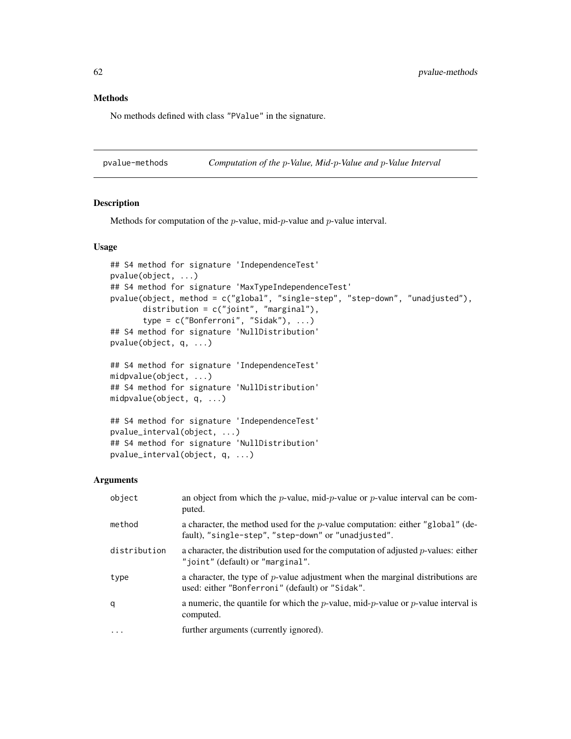### Methods

No methods defined with class "PValue" in the signature.

---

## pvalue-methods *Computation of the $p$-Value, Mid-$p$-Value and $p$-Value Interval*

### Description

Methods for computation of the $p$-value, mid-$p$-value and $p$-value interval.

### Usage

```
## S4 method for signature 'IndependenceTest'
pvalue(object, ...)
## S4 method for signature 'MaxTypeIndependenceTest'
pvalue(object, method = c("global", "single-step", "step-down", "unadjusted"),
       distribution = c("joint", "marginal"),
       type = c("Bonferroni", "Sidak"), ...)
## S4 method for signature 'NullDistribution'
pvalue(object, q, ...)

## S4 method for signature 'IndependenceTest'
midpvalue(object, ...)
## S4 method for signature 'NullDistribution'
midpvalue(object, q, ...)

## S4 method for signature 'IndependenceTest'
pvalue_interval(object, ...)
## S4 method for signature 'NullDistribution'
pvalue_interval(object, q, ...)
```

### Arguments

| | |
|---|---|
| `object` | an object from which the $p$-value, mid-$p$-value or $p$-value interval can be computed. |
| `method` | a character, the method used for the $p$-value computation: either "global" (default), "single-step", "step-down" or "unadjusted". |
| `distribution` | a character, the distribution used for the computation of adjusted $p$-values: either "joint" (default) or "marginal". |
| `type` | a character, the type of $p$-value adjustment when the marginal distributions are used: either "Bonferroni" (default) or "Sidak". |
| `q` | a numeric, the quantile for which the $p$-value, mid-$p$-value or $p$-value interval is computed. |
| `...` | further arguments (currently ignored). |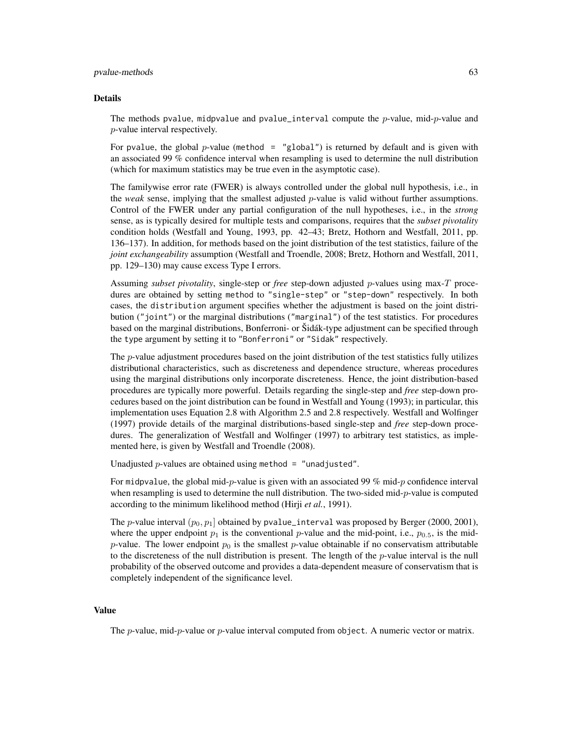## Details

The methods pvalue, midpvalue and pvalue_interval compute the $p$-value, mid-$p$-value and $p$-value interval respectively.

For pvalue, the global $p$-value (method = "global") is returned by default and is given with an associated 99 % confidence interval when resampling is used to determine the null distribution (which for maximum statistics may be true even in the asymptotic case).

The familywise error rate (FWER) is always controlled under the global null hypothesis, i.e., in the *weak* sense, implying that the smallest adjusted $p$-value is valid without further assumptions. Control of the FWER under any partial configuration of the null hypotheses, i.e., in the *strong* sense, as is typically desired for multiple tests and comparisons, requires that the *subset pivotality* condition holds (Westfall and Young, 1993, pp. 42–43; Bretz, Hothorn and Westfall, 2011, pp. 136–137). In addition, for methods based on the joint distribution of the test statistics, failure of the *joint exchangeability* assumption (Westfall and Troendle, 2008; Bretz, Hothorn and Westfall, 2011, pp. 129–130) may cause excess Type I errors.

Assuming *subset pivotality*, single-step or *free* step-down adjusted $p$-values using max-$T$ procedures are obtained by setting method to "single-step" or "step-down" respectively. In both cases, the distribution argument specifies whether the adjustment is based on the joint distribution ("joint") or the marginal distributions ("marginal") of the test statistics. For procedures based on the marginal distributions, Bonferroni- or Šidák-type adjustment can be specified through the type argument by setting it to "Bonferroni" or "Sidak" respectively.

The $p$-value adjustment procedures based on the joint distribution of the test statistics fully utilizes distributional characteristics, such as discreteness and dependence structure, whereas procedures using the marginal distributions only incorporate discreteness. Hence, the joint distribution-based procedures are typically more powerful. Details regarding the single-step and *free* step-down procedures based on the joint distribution can be found in Westfall and Young (1993); in particular, this implementation uses Equation 2.8 with Algorithm 2.5 and 2.8 respectively. Westfall and Wolfinger (1997) provide details of the marginal distributions-based single-step and *free* step-down procedures. The generalization of Westfall and Wolfinger (1997) to arbitrary test statistics, as implemented here, is given by Westfall and Troendle (2008).

Unadjusted $p$-values are obtained using method = "unadjusted".

For midpvalue, the global mid-$p$-value is given with an associated 99 % mid-$p$ confidence interval when resampling is used to determine the null distribution. The two-sided mid-$p$-value is computed according to the minimum likelihood method (Hirji *et al.*, 1991).

The $p$-value interval $(p_0, p_1]$ obtained by pvalue_interval was proposed by Berger (2000, 2001), where the upper endpoint $p_1$ is the conventional $p$-value and the mid-point, i.e., $p_{0.5}$, is the mid-$p$-value. The lower endpoint $p_0$ is the smallest $p$-value obtainable if no conservatism attributable to the discreteness of the null distribution is present. The length of the $p$-value interval is the null probability of the observed outcome and provides a data-dependent measure of conservatism that is completely independent of the significance level.

## Value

The $p$-value, mid-$p$-value or $p$-value interval computed from object. A numeric vector or matrix.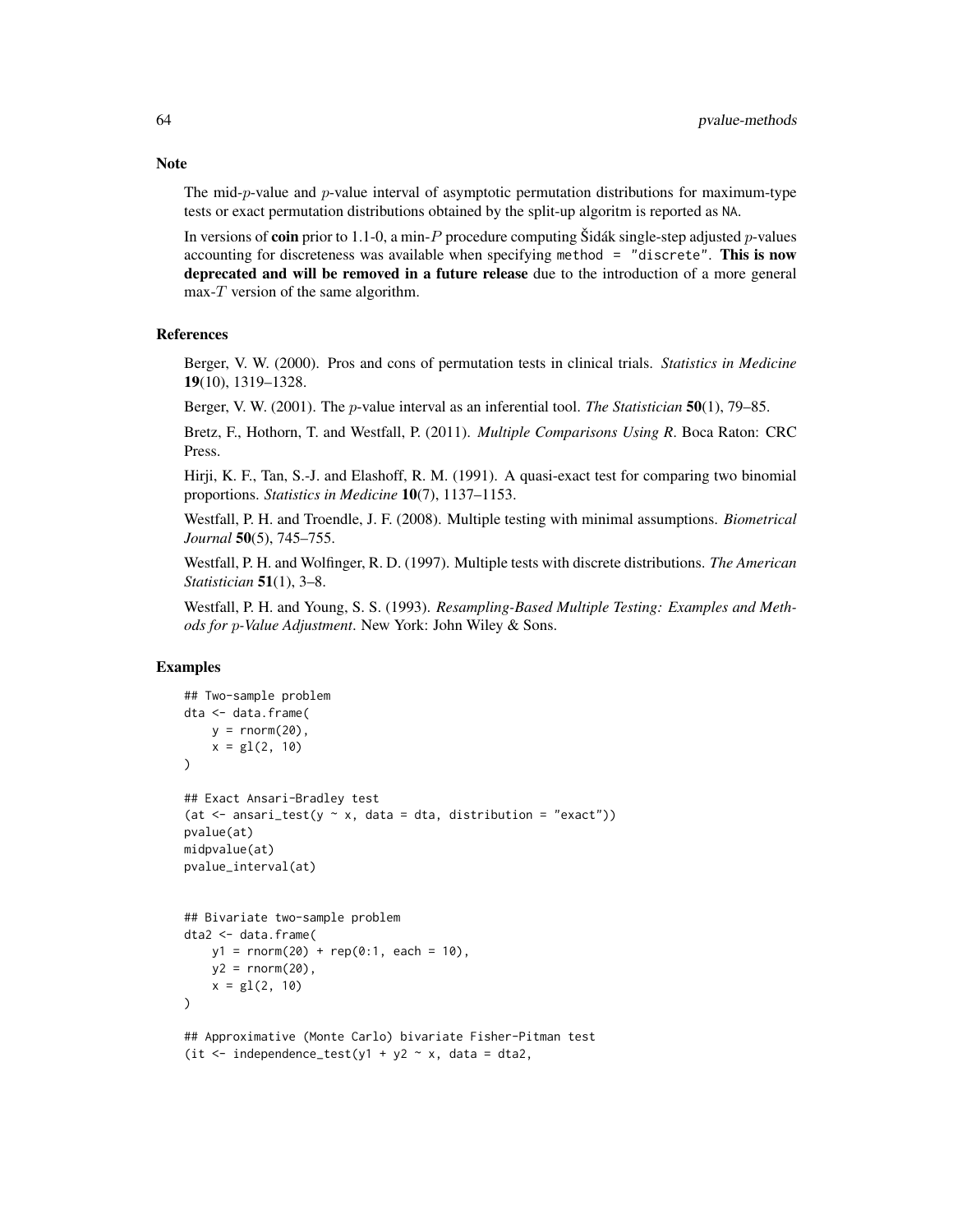## Note

The mid-$p$-value and $p$-value interval of asymptotic permutation distributions for maximum-type tests or exact permutation distributions obtained by the split-up algoritm is reported as NA.

In versions of **coin** prior to 1.1-0, a min-$P$ procedure computing Šidák single-step adjusted $p$-values accounting for discreteness was available when specifying method = "discrete". **This is now deprecated and will be removed in a future release** due to the introduction of a more general max-$T$ version of the same algorithm.

## References

Berger, V. W. (2000). Pros and cons of permutation tests in clinical trials. *Statistics in Medicine* **19**(10), 1319–1328.

Berger, V. W. (2001). The $p$-value interval as an inferential tool. *The Statistician* **50**(1), 79–85.

Bretz, F., Hothorn, T. and Westfall, P. (2011). *Multiple Comparisons Using R*. Boca Raton: CRC Press.

Hirji, K. F., Tan, S.-J. and Elashoff, R. M. (1991). A quasi-exact test for comparing two binomial proportions. *Statistics in Medicine* **10**(7), 1137–1153.

Westfall, P. H. and Troendle, J. F. (2008). Multiple testing with minimal assumptions. *Biometrical Journal* **50**(5), 745–755.

Westfall, P. H. and Wolfinger, R. D. (1997). Multiple tests with discrete distributions. *The American Statistician* **51**(1), 3–8.

Westfall, P. H. and Young, S. S. (1993). *Resampling-Based Multiple Testing: Examples and Methods for p-Value Adjustment*. New York: John Wiley & Sons.

## Examples

```
## Two-sample problem
dta <- data.frame(
    y = rnorm(20),
    x = gl(2, 10)
)

## Exact Ansari-Bradley test
(at <- ansari_test(y ~ x, data = dta, distribution = "exact"))
pvalue(at)
midpvalue(at)
pvalue_interval(at)


## Bivariate two-sample problem
dta2 <- data.frame(
    y1 = rnorm(20) + rep(0:1, each = 10),
    y2 = rnorm(20),
    x = gl(2, 10)
)

## Approximative (Monte Carlo) bivariate Fisher-Pitman test
(it <- independence_test(y1 + y2 ~ x, data = dta2,
```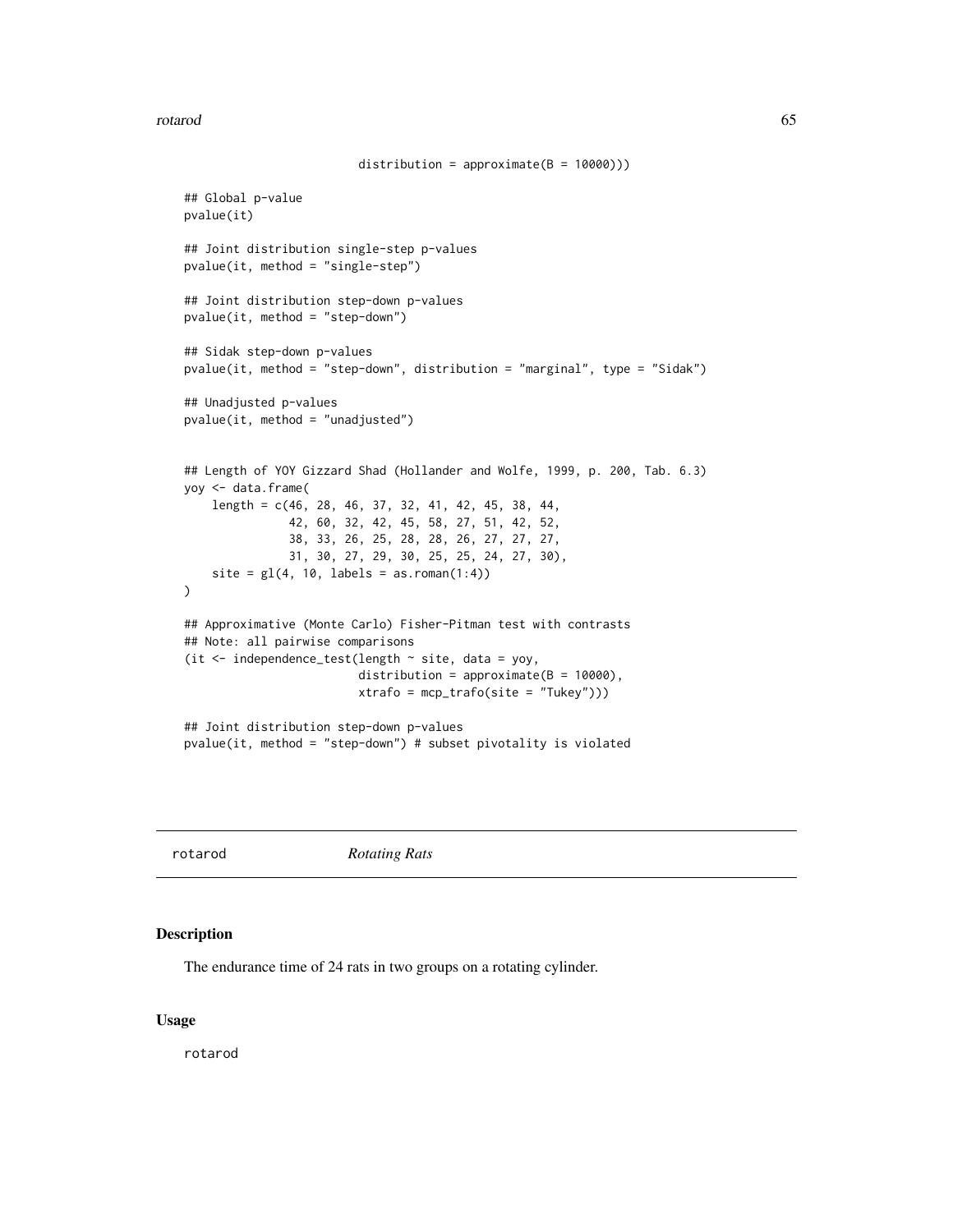```
                         distribution = approximate(B = 10000)))

## Global p-value
pvalue(it)

## Joint distribution single-step p-values
pvalue(it, method = "single-step")

## Joint distribution step-down p-values
pvalue(it, method = "step-down")

## Sidak step-down p-values
pvalue(it, method = "step-down", distribution = "marginal", type = "Sidak")

## Unadjusted p-values
pvalue(it, method = "unadjusted")


## Length of YOY Gizzard Shad (Hollander and Wolfe, 1999, p. 200, Tab. 6.3)
yoy <- data.frame(
    length = c(46, 28, 46, 37, 32, 41, 42, 45, 38, 44,
               42, 60, 32, 42, 45, 58, 27, 51, 42, 52,
               38, 33, 26, 25, 28, 28, 26, 27, 27, 27,
               31, 30, 27, 29, 30, 25, 25, 24, 27, 30),
    site = gl(4, 10, labels = as.roman(1:4))
)

## Approximative (Monte Carlo) Fisher-Pitman test with contrasts
## Note: all pairwise comparisons
(it <- independence_test(length ~ site, data = yoy,
                         distribution = approximate(B = 10000),
                         xtrafo = mcp_trafo(site = "Tukey")))

## Joint distribution step-down p-values
pvalue(it, method = "step-down") # subset pivotality is violated
```

---

rotarod *Rotating Rats*

---

## Description

The endurance time of 24 rats in two groups on a rotating cylinder.

## Usage

```
rotarod
```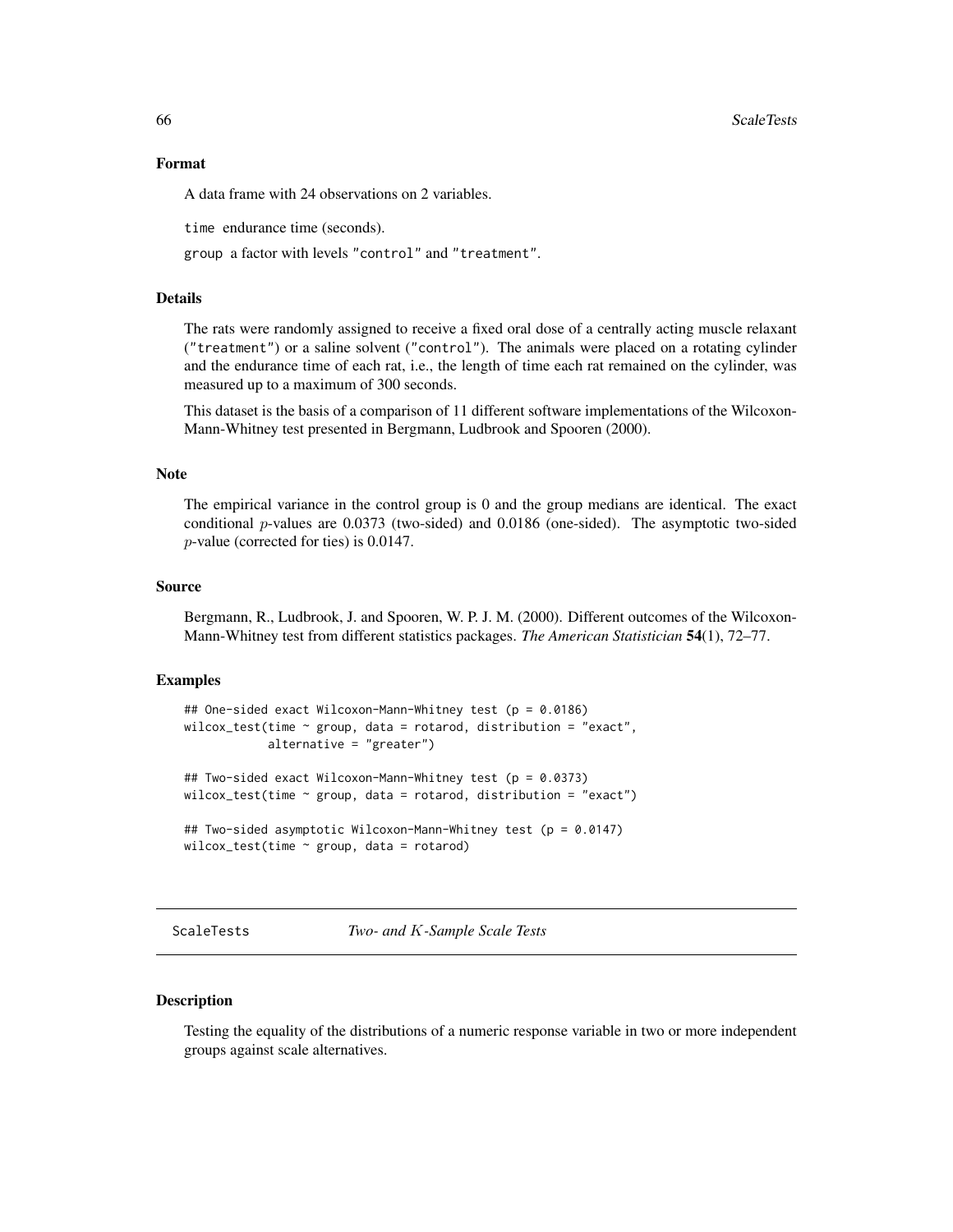### Format

A data frame with 24 observations on 2 variables.

`time` endurance time (seconds).

`group` a factor with levels `"control"` and `"treatment"`.

### Details

The rats were randomly assigned to receive a fixed oral dose of a centrally acting muscle relaxant (`"treatment"`) or a saline solvent (`"control"`). The animals were placed on a rotating cylinder and the endurance time of each rat, i.e., the length of time each rat remained on the cylinder, was measured up to a maximum of 300 seconds.

This dataset is the basis of a comparison of 11 different software implementations of the Wilcoxon-Mann-Whitney test presented in Bergmann, Ludbrook and Spooren (2000).

### Note

The empirical variance in the control group is 0 and the group medians are identical. The exact conditional $p$-values are 0.0373 (two-sided) and 0.0186 (one-sided). The asymptotic two-sided $p$-value (corrected for ties) is 0.0147.

### Source

Bergmann, R., Ludbrook, J. and Spooren, W. P. J. M. (2000). Different outcomes of the Wilcoxon-Mann-Whitney test from different statistics packages. *The American Statistician* **54**(1), 72–77.

### Examples

```
## One-sided exact Wilcoxon-Mann-Whitney test (p = 0.0186)
wilcox_test(time ~ group, data = rotarod, distribution = "exact",
            alternative = "greater")

## Two-sided exact Wilcoxon-Mann-Whitney test (p = 0.0373)
wilcox_test(time ~ group, data = rotarod, distribution = "exact")

## Two-sided asymptotic Wilcoxon-Mann-Whitney test (p = 0.0147)
wilcox_test(time ~ group, data = rotarod)
```

---

## ScaleTests *Two- and $K$-Sample Scale Tests*

---

### Description

Testing the equality of the distributions of a numeric response variable in two or more independent groups against scale alternatives.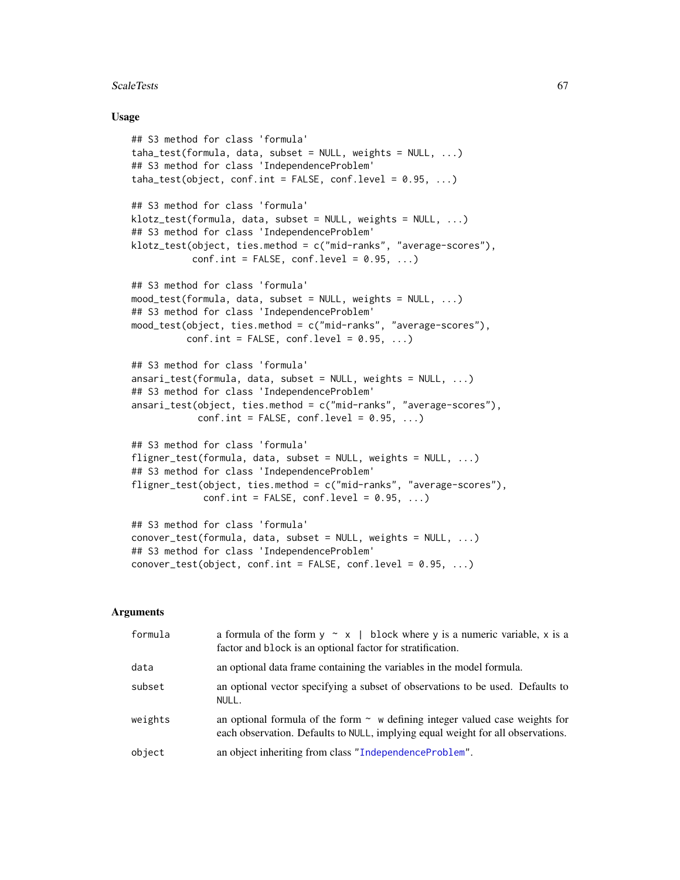## Usage

```
## S3 method for class 'formula'
taha_test(formula, data, subset = NULL, weights = NULL, ...)
## S3 method for class 'IndependenceProblem'
taha_test(object, conf.int = FALSE, conf.level = 0.95, ...)

## S3 method for class 'formula'
klotz_test(formula, data, subset = NULL, weights = NULL, ...)
## S3 method for class 'IndependenceProblem'
klotz_test(object, ties.method = c("mid-ranks", "average-scores"),
           conf.int = FALSE, conf.level = 0.95, ...)

## S3 method for class 'formula'
mood_test(formula, data, subset = NULL, weights = NULL, ...)
## S3 method for class 'IndependenceProblem'
mood_test(object, ties.method = c("mid-ranks", "average-scores"),
          conf.int = FALSE, conf.level = 0.95, ...)

## S3 method for class 'formula'
ansari_test(formula, data, subset = NULL, weights = NULL, ...)
## S3 method for class 'IndependenceProblem'
ansari_test(object, ties.method = c("mid-ranks", "average-scores"),
            conf.int = FALSE, conf.level = 0.95, ...)

## S3 method for class 'formula'
fligner_test(formula, data, subset = NULL, weights = NULL, ...)
## S3 method for class 'IndependenceProblem'
fligner_test(object, ties.method = c("mid-ranks", "average-scores"),
             conf.int = FALSE, conf.level = 0.95, ...)

## S3 method for class 'formula'
conover_test(formula, data, subset = NULL, weights = NULL, ...)
## S3 method for class 'IndependenceProblem'
conover_test(object, conf.int = FALSE, conf.level = 0.95, ...)
```

## Arguments

| | |
|---|---|
| `formula` | a formula of the form `y ~ x | block` where `y` is a numeric variable, `x` is a factor and `block` is an optional factor for stratification. |
| `data` | an optional data frame containing the variables in the model formula. |
| `subset` | an optional vector specifying a subset of observations to be used. Defaults to `NULL`. |
| `weights` | an optional formula of the form `~ w` defining integer valued case weights for each observation. Defaults to `NULL`, implying equal weight for all observations. |
| `object` | an object inheriting from class "`IndependenceProblem`". |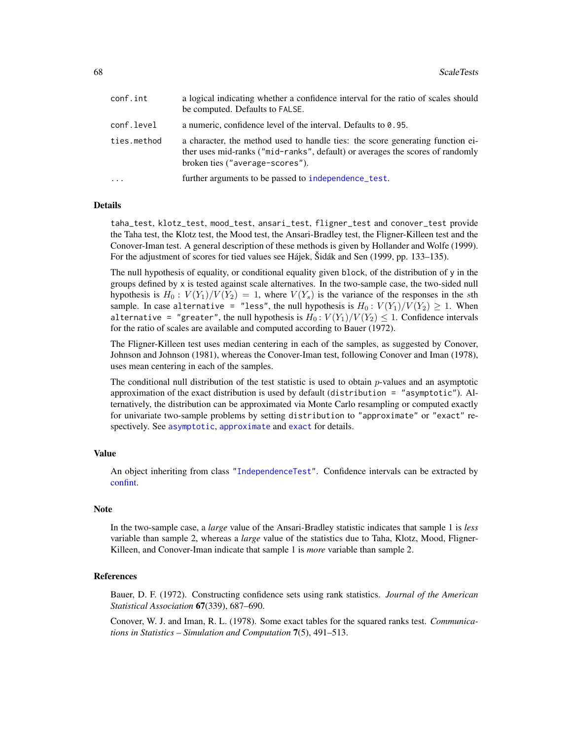| | |
|---|---|
| `conf.int` | a logical indicating whether a confidence interval for the ratio of scales should be computed. Defaults to `FALSE`. |
| `conf.level` | a numeric, confidence level of the interval. Defaults to `0.95`. |
| `ties.method` | a character, the method used to handle ties: the score generating function either uses mid-ranks (`"mid-ranks"`, default) or averages the scores of randomly broken ties (`"average-scores"`). |
| `...` | further arguments to be passed to `independence_test`. |

## Details

`taha_test`, `klotz_test`, `mood_test`, `ansari_test`, `fligner_test` and `conover_test` provide the Taha test, the Klotz test, the Mood test, the Ansari-Bradley test, the Fligner-Killeen test and the Conover-Iman test. A general description of these methods is given by Hollander and Wolfe (1999). For the adjustment of scores for tied values see Hájek, Šidák and Sen (1999, pp. 133–135).

The null hypothesis of equality, or conditional equality given `block`, of the distribution of `y` in the groups defined by `x` is tested against scale alternatives. In the two-sample case, the two-sided null hypothesis is $H_0: V(Y_1)/V(Y_2) = 1$, where $V(Y_s)$ is the variance of the responses in the $s$th sample. In case `alternative = "less"`, the null hypothesis is $H_0: V(Y_1)/V(Y_2) \geq 1$. When `alternative = "greater"`, the null hypothesis is $H_0: V(Y_1)/V(Y_2) \leq 1$. Confidence intervals for the ratio of scales are available and computed according to Bauer (1972).

The Fligner-Killeen test uses median centering in each of the samples, as suggested by Conover, Johnson and Johnson (1981), whereas the Conover-Iman test, following Conover and Iman (1978), uses mean centering in each of the samples.

The conditional null distribution of the test statistic is used to obtain $p$-values and an asymptotic approximation of the exact distribution is used by default (`distribution = "asymptotic"`). Alternatively, the distribution can be approximated via Monte Carlo resampling or computed exactly for univariate two-sample problems by setting `distribution` to `"approximate"` or `"exact"` respectively. See `asymptotic`, `approximate` and `exact` for details.

## Value

An object inheriting from class `"IndependenceTest"`. Confidence intervals can be extracted by confint.

## Note

In the two-sample case, a *large* value of the Ansari-Bradley statistic indicates that sample 1 is *less* variable than sample 2, whereas a *large* value of the statistics due to Taha, Klotz, Mood, Fligner-Killeen, and Conover-Iman indicate that sample 1 is *more* variable than sample 2.

## References

Bauer, D. F. (1972). Constructing confidence sets using rank statistics. *Journal of the American Statistical Association* **67**(339), 687–690.

Conover, W. J. and Iman, R. L. (1978). Some exact tables for the squared ranks test. *Communications in Statistics – Simulation and Computation* **7**(5), 491–513.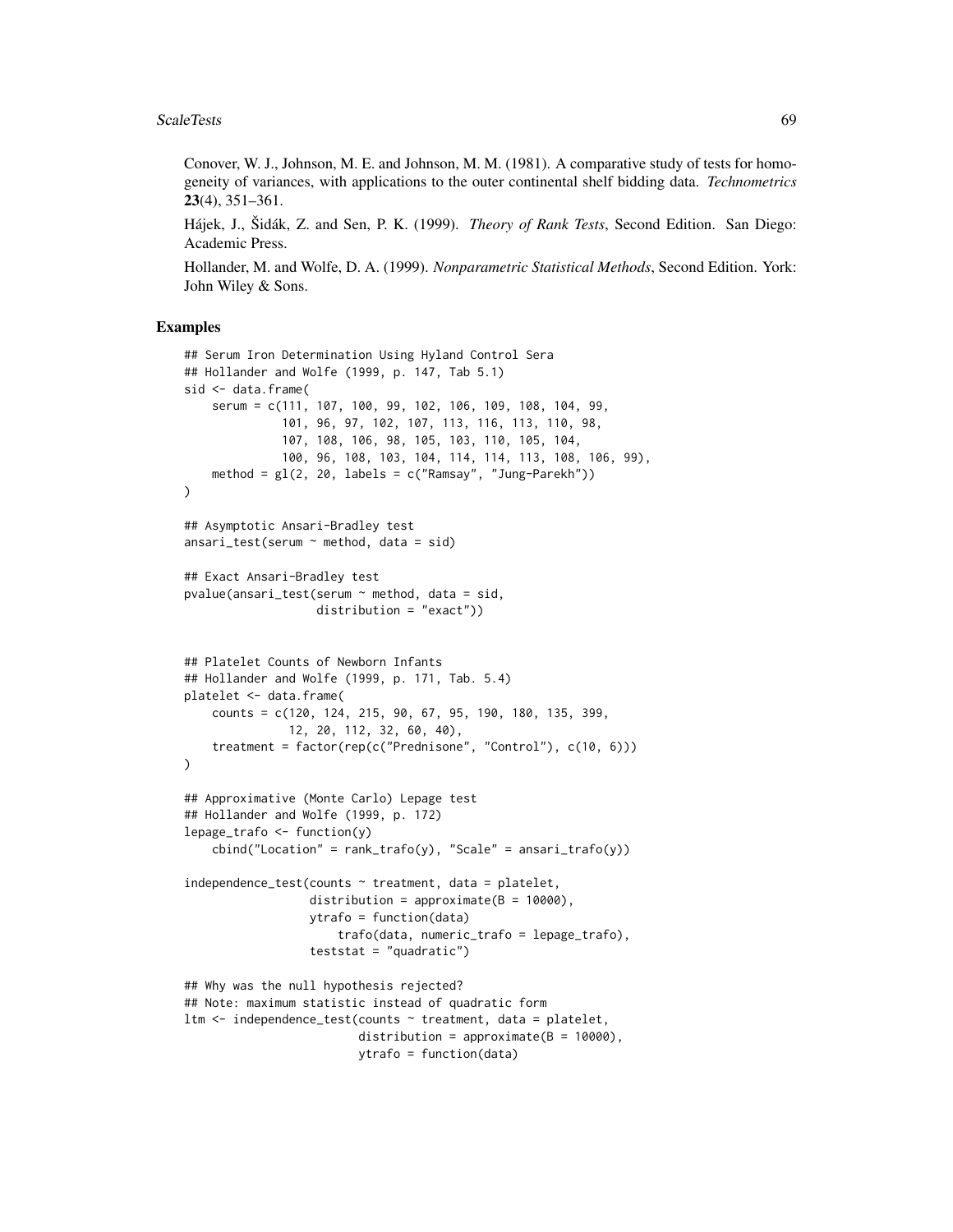Conover, W. J., Johnson, M. E. and Johnson, M. M. (1981). A comparative study of tests for homogeneity of variances, with applications to the outer continental shelf bidding data. *Technometrics* **23**(4), 351–361.

Hájek, J., Šidák, Z. and Sen, P. K. (1999). *Theory of Rank Tests*, Second Edition. San Diego: Academic Press.

Hollander, M. and Wolfe, D. A. (1999). *Nonparametric Statistical Methods*, Second Edition. York: John Wiley & Sons.

## Examples

```
## Serum Iron Determination Using Hyland Control Sera
## Hollander and Wolfe (1999, p. 147, Tab 5.1)
sid <- data.frame(
    serum = c(111, 107, 100, 99, 102, 106, 109, 108, 104, 99,
              101, 96, 97, 102, 107, 113, 116, 113, 110, 98,
              107, 108, 106, 98, 105, 103, 110, 105, 104,
              100, 96, 108, 103, 104, 114, 114, 113, 108, 106, 99),
    method = gl(2, 20, labels = c("Ramsay", "Jung-Parekh"))
)

## Asymptotic Ansari-Bradley test
ansari_test(serum ~ method, data = sid)

## Exact Ansari-Bradley test
pvalue(ansari_test(serum ~ method, data = sid,
                   distribution = "exact"))


## Platelet Counts of Newborn Infants
## Hollander and Wolfe (1999, p. 171, Tab. 5.4)
platelet <- data.frame(
    counts = c(120, 124, 215, 90, 67, 95, 190, 180, 135, 399,
               12, 20, 112, 32, 60, 40),
    treatment = factor(rep(c("Prednisone", "Control"), c(10, 6)))
)

## Approximative (Monte Carlo) Lepage test
## Hollander and Wolfe (1999, p. 172)
lepage_trafo <- function(y)
    cbind("Location" = rank_trafo(y), "Scale" = ansari_trafo(y))

independence_test(counts ~ treatment, data = platelet,
                  distribution = approximate(B = 10000),
                  ytrafo = function(data)
                      trafo(data, numeric_trafo = lepage_trafo),
                  teststat = "quadratic")

## Why was the null hypothesis rejected?
## Note: maximum statistic instead of quadratic form
ltm <- independence_test(counts ~ treatment, data = platelet,
                         distribution = approximate(B = 10000),
                         ytrafo = function(data)
```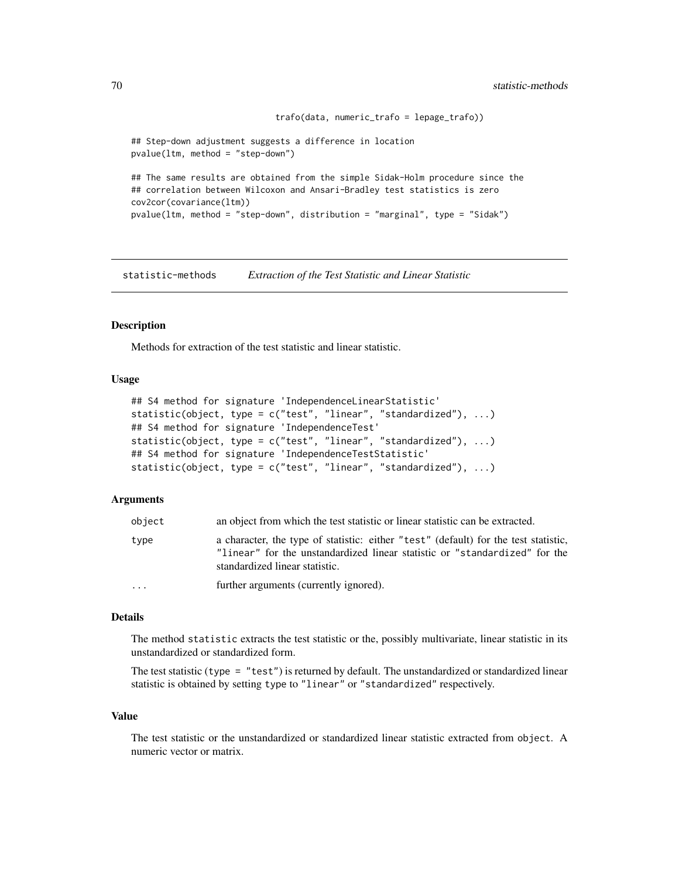```
                              trafo(data, numeric_trafo = lepage_trafo))

## Step-down adjustment suggests a difference in location
pvalue(ltm, method = "step-down")

## The same results are obtained from the simple Sidak-Holm procedure since the
## correlation between Wilcoxon and Ansari-Bradley test statistics is zero
cov2cor(covariance(ltm))
pvalue(ltm, method = "step-down", distribution = "marginal", type = "Sidak")
```

---

## statistic-methods *Extraction of the Test Statistic and Linear Statistic*

---

### Description

Methods for extraction of the test statistic and linear statistic.

### Usage

```
## S4 method for signature 'IndependenceLinearStatistic'
statistic(object, type = c("test", "linear", "standardized"), ...)
## S4 method for signature 'IndependenceTest'
statistic(object, type = c("test", "linear", "standardized"), ...)
## S4 method for signature 'IndependenceTestStatistic'
statistic(object, type = c("test", "linear", "standardized"), ...)
```

### Arguments

| | |
|---|---|
| `object` | an object from which the test statistic or linear statistic can be extracted. |
| `type` | a character, the type of statistic: either `"test"` (default) for the test statistic, `"linear"` for the unstandardized linear statistic or `"standardized"` for the standardized linear statistic. |
| `...` | further arguments (currently ignored). |

### Details

The method `statistic` extracts the test statistic or the, possibly multivariate, linear statistic in its unstandardized or standardized form.

The test statistic (`type = "test"`) is returned by default. The unstandardized or standardized linear statistic is obtained by setting `type` to `"linear"` or `"standardized"` respectively.

### Value

The test statistic or the unstandardized or standardized linear statistic extracted from `object`. A numeric vector or matrix.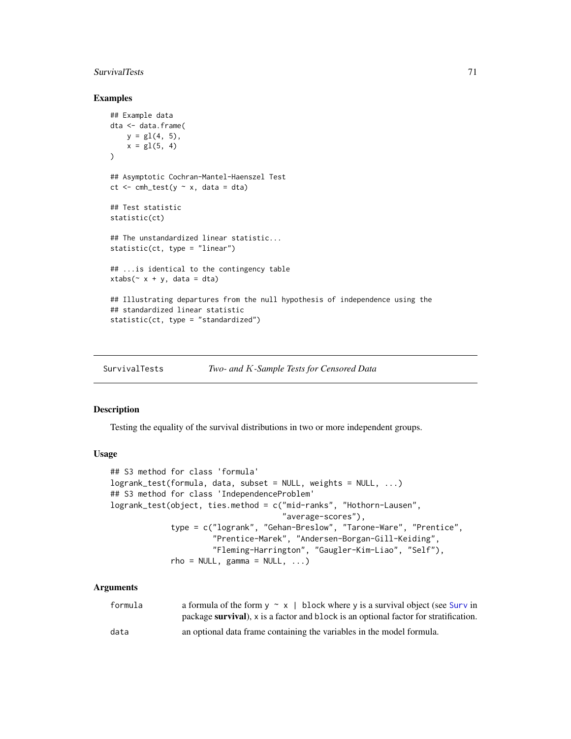### Examples

```
## Example data
dta <- data.frame(
    y = gl(4, 5),
    x = gl(5, 4)
)

## Asymptotic Cochran-Mantel-Haenszel Test
ct <- cmh_test(y ~ x, data = dta)

## Test statistic
statistic(ct)

## The unstandardized linear statistic...
statistic(ct, type = "linear")

## ...is identical to the contingency table
xtabs(~ x + y, data = dta)

## Illustrating departures from the null hypothesis of independence using the
## standardized linear statistic
statistic(ct, type = "standardized")
```

---

## SurvivalTests &nbsp;&nbsp;&nbsp; *Two- and $K$-Sample Tests for Censored Data*

---

### Description

Testing the equality of the survival distributions in two or more independent groups.

### Usage

```
## S3 method for class 'formula'
logrank_test(formula, data, subset = NULL, weights = NULL, ...)
## S3 method for class 'IndependenceProblem'
logrank_test(object, ties.method = c("mid-ranks", "Hothorn-Lausen",
                                     "average-scores"),
             type = c("logrank", "Gehan-Breslow", "Tarone-Ware", "Prentice",
                      "Prentice-Marek", "Andersen-Borgan-Gill-Keiding",
                      "Fleming-Harrington", "Gaugler-Kim-Liao", "Self"),
             rho = NULL, gamma = NULL, ...)
```

### Arguments

| | |
|---|---|
| `formula` | a formula of the form `y ~ x | block` where `y` is a survival object (see `Surv` in package **survival**), `x` is a factor and `block` is an optional factor for stratification. |
| `data` | an optional data frame containing the variables in the model formula. |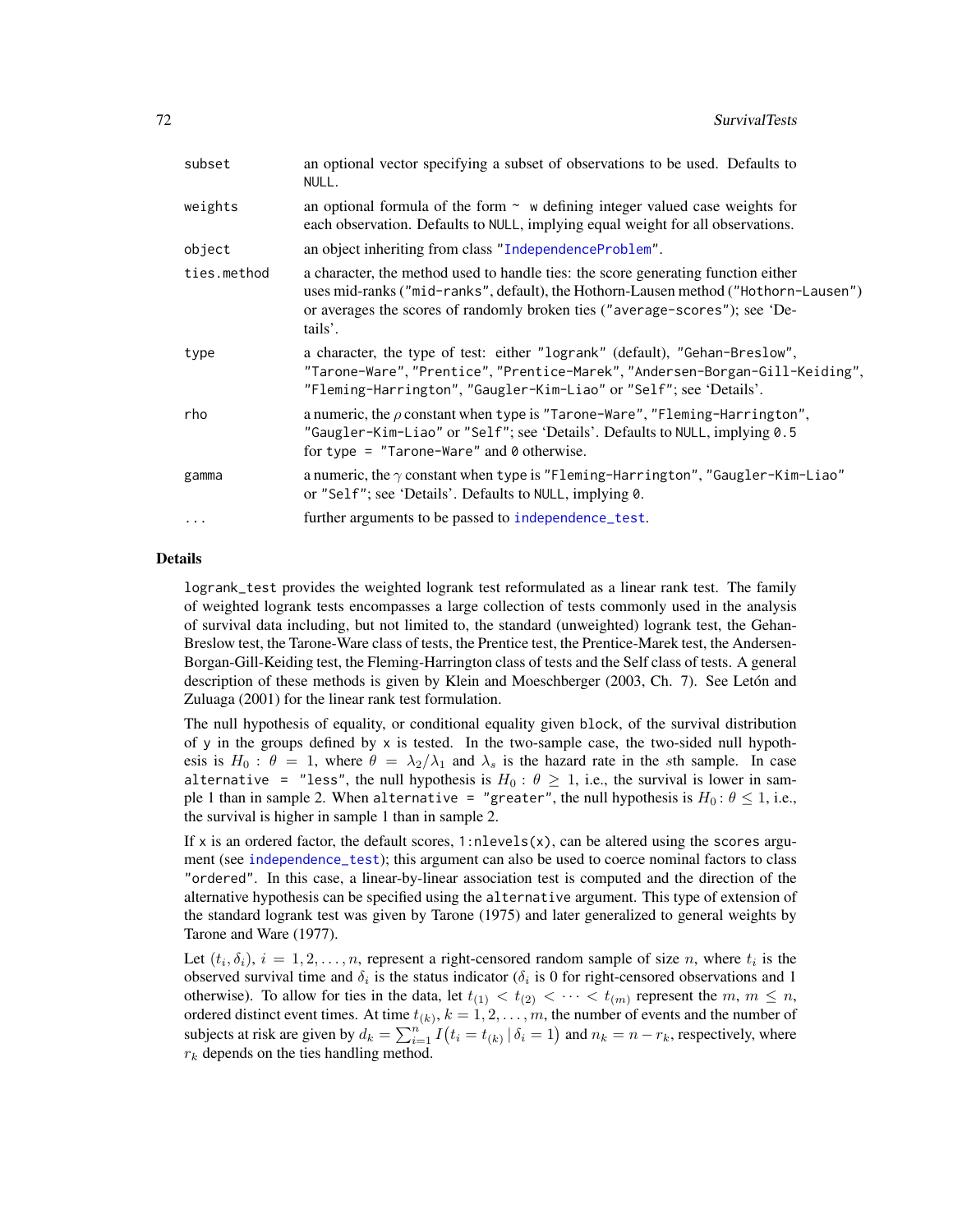| | |
|---|---|
| `subset` | an optional vector specifying a subset of observations to be used. Defaults to `NULL`. |
| `weights` | an optional formula of the form `~ w` defining integer valued case weights for each observation. Defaults to `NULL`, implying equal weight for all observations. |
| `object` | an object inheriting from class `"IndependenceProblem"`. |
| `ties.method` | a character, the method used to handle ties: the score generating function either uses mid-ranks (`"mid-ranks"`, default), the Hothorn-Lausen method (`"Hothorn-Lausen"`) or averages the scores of randomly broken ties (`"average-scores"`); see 'Details'. |
| `type` | a character, the type of test: either `"logrank"` (default), `"Gehan-Breslow"`, `"Tarone-Ware"`, `"Prentice"`, `"Prentice-Marek"`, `"Andersen-Borgan-Gill-Keiding"`, `"Fleming-Harrington"`, `"Gaugler-Kim-Liao"` or `"Self"`; see 'Details'. |
| `rho` | a numeric, the $\rho$ constant when `type` is `"Tarone-Ware"`, `"Fleming-Harrington"`, `"Gaugler-Kim-Liao"` or `"Self"`; see 'Details'. Defaults to `NULL`, implying `0.5` for `type = "Tarone-Ware"` and `0` otherwise. |
| `gamma` | a numeric, the $\gamma$ constant when `type` is `"Fleming-Harrington"`, `"Gaugler-Kim-Liao"` or `"Self"`; see 'Details'. Defaults to `NULL`, implying `0`. |
| `...` | further arguments to be passed to `independence_test`. |

## Details

`logrank_test` provides the weighted logrank test reformulated as a linear rank test. The family of weighted logrank tests encompasses a large collection of tests commonly used in the analysis of survival data including, but not limited to, the standard (unweighted) logrank test, the Gehan-Breslow test, the Tarone-Ware class of tests, the Prentice test, the Prentice-Marek test, the Andersen-Borgan-Gill-Keiding test, the Fleming-Harrington class of tests and the Self class of tests. A general description of these methods is given by Klein and Moeschberger (2003, Ch. 7). See Letón and Zuluaga (2001) for the linear rank test formulation.

The null hypothesis of equality, or conditional equality given `block`, of the survival distribution of `y` in the groups defined by `x` is tested. In the two-sample case, the two-sided null hypothesis is $H_0 : \theta = 1$, where $\theta = \lambda_2/\lambda_1$ and $\lambda_s$ is the hazard rate in the $s$th sample. In case `alternative = "less"`, the null hypothesis is $H_0 : \theta \geq 1$, i.e., the survival is lower in sample 1 than in sample 2. When `alternative = "greater"`, the null hypothesis is $H_0 : \theta \leq 1$, i.e., the survival is higher in sample 1 than in sample 2.

If `x` is an ordered factor, the default scores, `1:nlevels(x)`, can be altered using the `scores` argument (see `independence_test`); this argument can also be used to coerce nominal factors to class `"ordered"`. In this case, a linear-by-linear association test is computed and the direction of the alternative hypothesis can be specified using the `alternative` argument. This type of extension of the standard logrank test was given by Tarone (1975) and later generalized to general weights by Tarone and Ware (1977).

Let $(t_i, \delta_i)$, $i = 1, 2, \ldots, n$, represent a right-censored random sample of size $n$, where $t_i$ is the observed survival time and $\delta_i$ is the status indicator ($\delta_i$ is 0 for right-censored observations and 1 otherwise). To allow for ties in the data, let $t_{(1)} < t_{(2)} < \cdots < t_{(m)}$ represent the $m$, $m \leq n$, ordered distinct event times. At time $t_{(k)}$, $k = 1, 2, \ldots, m$, the number of events and the number of subjects at risk are given by $d_k = \sum_{i=1}^{n} I\big(t_i = t_{(k)} \,|\, \delta_i = 1\big)$ and $n_k = n - r_k$, respectively, where $r_k$ depends on the ties handling method.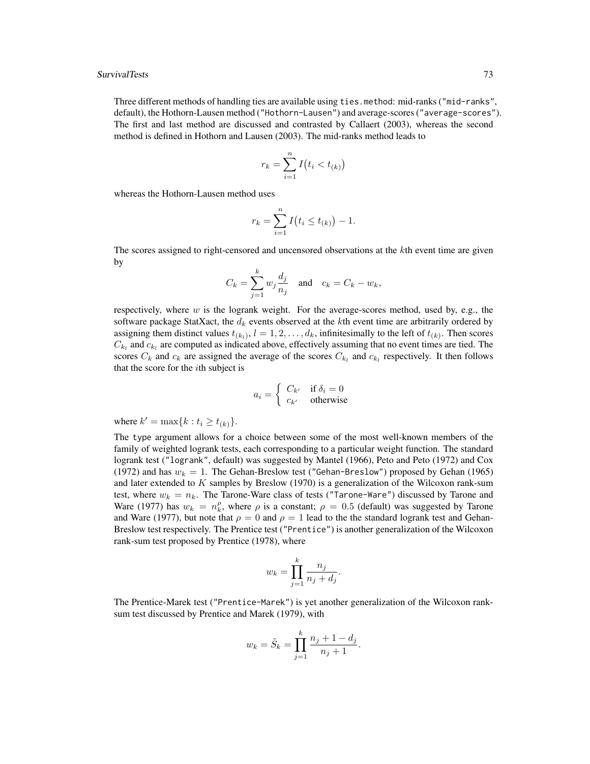Three different methods of handling ties are available using `ties.method`: mid-ranks (`"mid-ranks"`, default), the Hothorn-Lausen method (`"Hothorn-Lausen"`) and average-scores (`"average-scores"`). The first and last method are discussed and contrasted by Callaert (2003), whereas the second method is defined in Hothorn and Lausen (2003). The mid-ranks method leads to

$$r_k = \sum_{i=1}^{n} I\big(t_i < t_{(k)}\big)$$

whereas the Hothorn-Lausen method uses

$$r_k = \sum_{i=1}^{n} I\big(t_i \leq t_{(k)}\big) - 1.$$

The scores assigned to right-censored and uncensored observations at the $k$th event time are given by

$$C_k = \sum_{j=1}^{k} w_j \frac{d_j}{n_j} \quad \text{and} \quad c_k = C_k - w_k,$$

respectively, where $w$ is the logrank weight. For the average-scores method, used by, e.g., the software package StatXact, the $d_k$ events observed at the $k$th event time are arbitrarily ordered by assigning them distinct values $t_{(k_l)}$, $l = 1, 2, \ldots, d_k$, infinitesimally to the left of $t_{(k)}$. Then scores $C_{k_l}$ and $c_{k_l}$ are computed as indicated above, effectively assuming that no event times are tied. The scores $C_k$ and $c_k$ are assigned the average of the scores $C_{k_l}$ and $c_{k_l}$ respectively. It then follows that the score for the $i$th subject is

$$a_i = \begin{cases} C_{k'} & \text{if } \delta_i = 0 \\ c_{k'} & \text{otherwise} \end{cases}$$

where $k' = \max\{k : t_i \geq t_{(k)}\}$.

The `type` argument allows for a choice between some of the most well-known members of the family of weighted logrank tests, each corresponding to a particular weight function. The standard logrank test (`"logrank"`, default) was suggested by Mantel (1966), Peto and Peto (1972) and Cox (1972) and has $w_k = 1$. The Gehan-Breslow test (`"Gehan-Breslow"`) proposed by Gehan (1965) and later extended to $K$ samples by Breslow (1970) is a generalization of the Wilcoxon rank-sum test, where $w_k = n_k$. The Tarone-Ware class of tests (`"Tarone-Ware"`) discussed by Tarone and Ware (1977) has $w_k = n_k^\rho$, where $\rho$ is a constant; $\rho = 0.5$ (default) was suggested by Tarone and Ware (1977), but note that $\rho = 0$ and $\rho = 1$ lead to the the standard logrank test and Gehan-Breslow test respectively. The Prentice test (`"Prentice"`) is another generalization of the Wilcoxon rank-sum test proposed by Prentice (1978), where

$$w_k = \prod_{j=1}^{k} \frac{n_j}{n_j + d_j}.$$

The Prentice-Marek test (`"Prentice-Marek"`) is yet another generalization of the Wilcoxon rank-sum test discussed by Prentice and Marek (1979), with

$$w_k = \tilde{S}_k = \prod_{j=1}^{k} \frac{n_j + 1 - d_j}{n_j + 1}.$$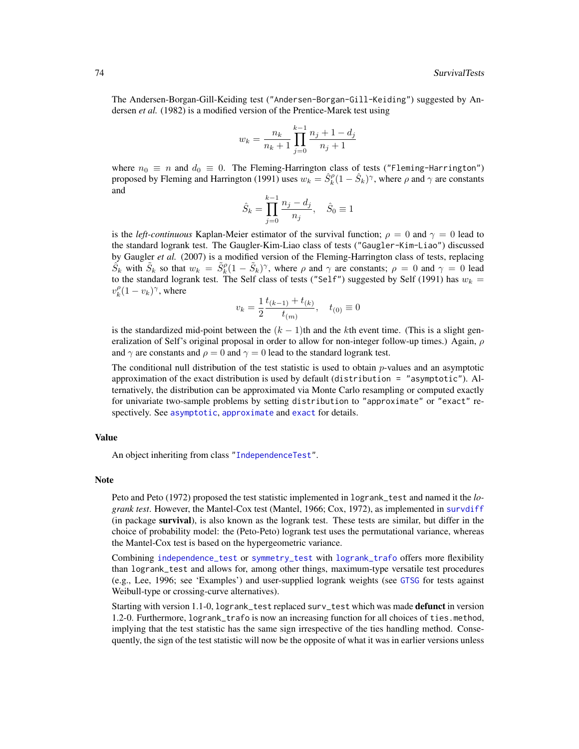The Andersen-Borgan-Gill-Keiding test ("Andersen-Borgan-Gill-Keiding") suggested by Andersen *et al.* (1982) is a modified version of the Prentice-Marek test using

$$w_k = \frac{n_k}{n_k + 1} \prod_{j=0}^{k-1} \frac{n_j + 1 - d_j}{n_j + 1}$$

where $n_0 \equiv n$ and $d_0 \equiv 0$. The Fleming-Harrington class of tests ("Fleming-Harrington") proposed by Fleming and Harrington (1991) uses $w_k = \hat{S}_k^{\rho}(1 - \hat{S}_k)^{\gamma}$, where $\rho$ and $\gamma$ are constants and

$$\hat{S}_k = \prod_{j=0}^{k-1} \frac{n_j - d_j}{n_j}, \quad \hat{S}_0 \equiv 1$$

is the *left-continuous* Kaplan-Meier estimator of the survival function; $\rho = 0$ and $\gamma = 0$ lead to the standard logrank test. The Gaugler-Kim-Liao class of tests ("Gaugler-Kim-Liao") discussed by Gaugler *et al.* (2007) is a modified version of the Fleming-Harrington class of tests, replacing $\hat{S}_k$ with $\tilde{S}_k$ so that $w_k = \tilde{S}_k^{\rho}(1 - \tilde{S}_k)^{\gamma}$, where $\rho$ and $\gamma$ are constants; $\rho = 0$ and $\gamma = 0$ lead to the standard logrank test. The Self class of tests ("Self") suggested by Self (1991) has $w_k = v_k^{\rho}(1 - v_k)^{\gamma}$, where

$$v_k = \frac{1}{2} \frac{t_{(k-1)} + t_{(k)}}{t_{(m)}}, \quad t_{(0)} \equiv 0$$

is the standardized mid-point between the $(k-1)$th and the $k$th event time. (This is a slight generalization of Self's original proposal in order to allow for non-integer follow-up times.) Again, $\rho$ and $\gamma$ are constants and $\rho = 0$ and $\gamma = 0$ lead to the standard logrank test.

The conditional null distribution of the test statistic is used to obtain $p$-values and an asymptotic approximation of the exact distribution is used by default (`distribution = "asymptotic"`). Alternatively, the distribution can be approximated via Monte Carlo resampling or computed exactly for univariate two-sample problems by setting `distribution` to `"approximate"` or `"exact"` respectively. See `asymptotic`, `approximate` and `exact` for details.

## Value

An object inheriting from class "`IndependenceTest`".

## Note

Peto and Peto (1972) proposed the test statistic implemented in `logrank_test` and named it the *logrank test*. However, the Mantel-Cox test (Mantel, 1966; Cox, 1972), as implemented in `survdiff` (in package **survival**), is also known as the logrank test. These tests are similar, but differ in the choice of probability model: the (Peto-Peto) logrank test uses the permutational variance, whereas the Mantel-Cox test is based on the hypergeometric variance.

Combining `independence_test` or `symmetry_test` with `logrank_trafo` offers more flexibility than `logrank_test` and allows for, among other things, maximum-type versatile test procedures (e.g., Lee, 1996; see 'Examples') and user-supplied logrank weights (see `GTSG` for tests against Weibull-type or crossing-curve alternatives).

Starting with version 1.1-0, `logrank_test` replaced `surv_test` which was made **defunct** in version 1.2-0. Furthermore, `logrank_trafo` is now an increasing function for all choices of `ties.method`, implying that the test statistic has the same sign irrespective of the ties handling method. Consequently, the sign of the test statistic will now be the opposite of what it was in earlier versions unless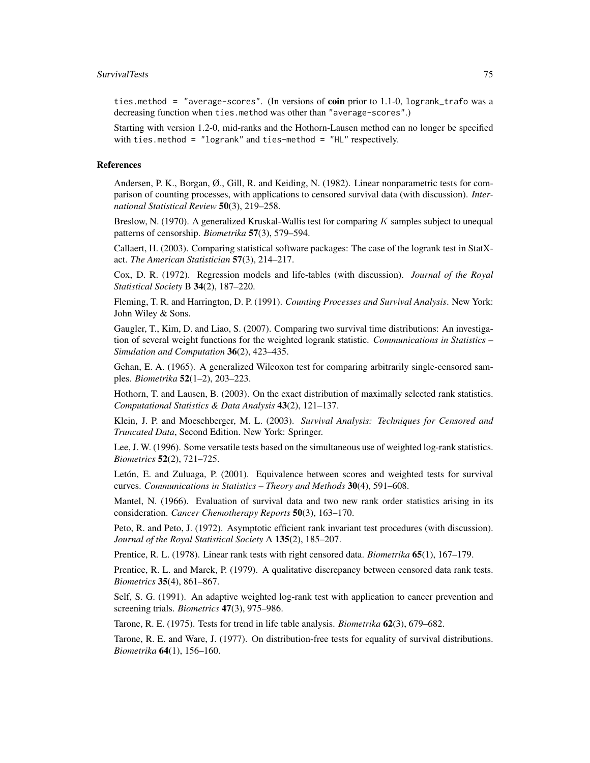ties.method = "average-scores". (In versions of **coin** prior to 1.1-0, logrank_trafo was a decreasing function when ties.method was other than "average-scores".)

Starting with version 1.2-0, mid-ranks and the Hothorn-Lausen method can no longer be specified with ties.method = "logrank" and ties-method = "HL" respectively.

## References

Andersen, P. K., Borgan, Ø., Gill, R. and Keiding, N. (1982). Linear nonparametric tests for comparison of counting processes, with applications to censored survival data (with discussion). *International Statistical Review* **50**(3), 219–258.

Breslow, N. (1970). A generalized Kruskal-Wallis test for comparing $K$ samples subject to unequal patterns of censorship. *Biometrika* **57**(3), 579–594.

Callaert, H. (2003). Comparing statistical software packages: The case of the logrank test in StatXact. *The American Statistician* **57**(3), 214–217.

Cox, D. R. (1972). Regression models and life-tables (with discussion). *Journal of the Royal Statistical Society* B **34**(2), 187–220.

Fleming, T. R. and Harrington, D. P. (1991). *Counting Processes and Survival Analysis*. New York: John Wiley & Sons.

Gaugler, T., Kim, D. and Liao, S. (2007). Comparing two survival time distributions: An investigation of several weight functions for the weighted logrank statistic. *Communications in Statistics – Simulation and Computation* **36**(2), 423–435.

Gehan, E. A. (1965). A generalized Wilcoxon test for comparing arbitrarily single-censored samples. *Biometrika* **52**(1–2), 203–223.

Hothorn, T. and Lausen, B. (2003). On the exact distribution of maximally selected rank statistics. *Computational Statistics & Data Analysis* **43**(2), 121–137.

Klein, J. P. and Moeschberger, M. L. (2003). *Survival Analysis: Techniques for Censored and Truncated Data*, Second Edition. New York: Springer.

Lee, J. W. (1996). Some versatile tests based on the simultaneous use of weighted log-rank statistics. *Biometrics* **52**(2), 721–725.

Letón, E. and Zuluaga, P. (2001). Equivalence between scores and weighted tests for survival curves. *Communications in Statistics – Theory and Methods* **30**(4), 591–608.

Mantel, N. (1966). Evaluation of survival data and two new rank order statistics arising in its consideration. *Cancer Chemotherapy Reports* **50**(3), 163–170.

Peto, R. and Peto, J. (1972). Asymptotic efficient rank invariant test procedures (with discussion). *Journal of the Royal Statistical Society* A **135**(2), 185–207.

Prentice, R. L. (1978). Linear rank tests with right censored data. *Biometrika* **65**(1), 167–179.

Prentice, R. L. and Marek, P. (1979). A qualitative discrepancy between censored data rank tests. *Biometrics* **35**(4), 861–867.

Self, S. G. (1991). An adaptive weighted log-rank test with application to cancer prevention and screening trials. *Biometrics* **47**(3), 975–986.

Tarone, R. E. (1975). Tests for trend in life table analysis. *Biometrika* **62**(3), 679–682.

Tarone, R. E. and Ware, J. (1977). On distribution-free tests for equality of survival distributions. *Biometrika* **64**(1), 156–160.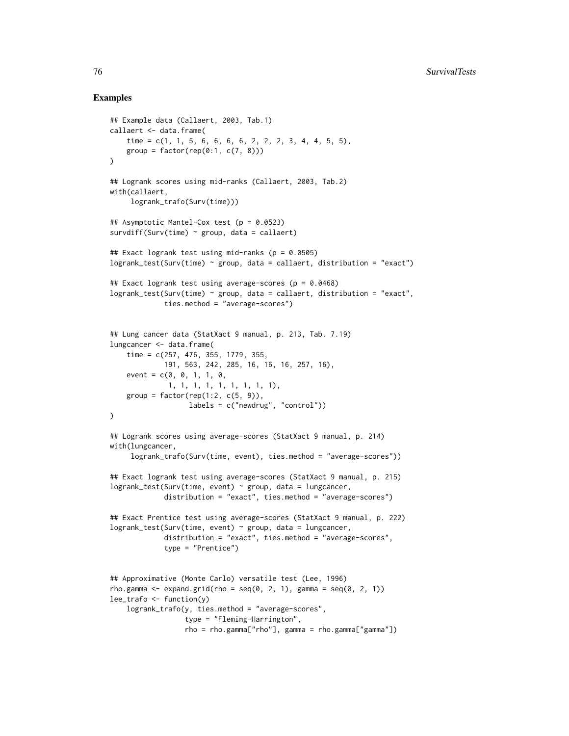## Examples

```
## Example data (Callaert, 2003, Tab.1)
callaert <- data.frame(
    time = c(1, 1, 5, 6, 6, 6, 6, 2, 2, 2, 3, 4, 4, 5, 5),
    group = factor(rep(0:1, c(7, 8)))
)

## Logrank scores using mid-ranks (Callaert, 2003, Tab.2)
with(callaert,
     logrank_trafo(Surv(time)))

## Asymptotic Mantel-Cox test (p = 0.0523)
survdiff(Surv(time) ~ group, data = callaert)

## Exact logrank test using mid-ranks (p = 0.0505)
logrank_test(Surv(time) ~ group, data = callaert, distribution = "exact")

## Exact logrank test using average-scores (p = 0.0468)
logrank_test(Surv(time) ~ group, data = callaert, distribution = "exact",
             ties.method = "average-scores")


## Lung cancer data (StatXact 9 manual, p. 213, Tab. 7.19)
lungcancer <- data.frame(
    time = c(257, 476, 355, 1779, 355,
             191, 563, 242, 285, 16, 16, 16, 257, 16),
    event = c(0, 0, 1, 1, 0,
              1, 1, 1, 1, 1, 1, 1, 1, 1),
    group = factor(rep(1:2, c(5, 9)),
                   labels = c("newdrug", "control"))
)

## Logrank scores using average-scores (StatXact 9 manual, p. 214)
with(lungcancer,
     logrank_trafo(Surv(time, event), ties.method = "average-scores"))

## Exact logrank test using average-scores (StatXact 9 manual, p. 215)
logrank_test(Surv(time, event) ~ group, data = lungcancer,
             distribution = "exact", ties.method = "average-scores")

## Exact Prentice test using average-scores (StatXact 9 manual, p. 222)
logrank_test(Surv(time, event) ~ group, data = lungcancer,
             distribution = "exact", ties.method = "average-scores",
             type = "Prentice")


## Approximative (Monte Carlo) versatile test (Lee, 1996)
rho.gamma <- expand.grid(rho = seq(0, 2, 1), gamma = seq(0, 2, 1))
lee_trafo <- function(y)
    logrank_trafo(y, ties.method = "average-scores",
                  type = "Fleming-Harrington",
                  rho = rho.gamma["rho"], gamma = rho.gamma["gamma"])
```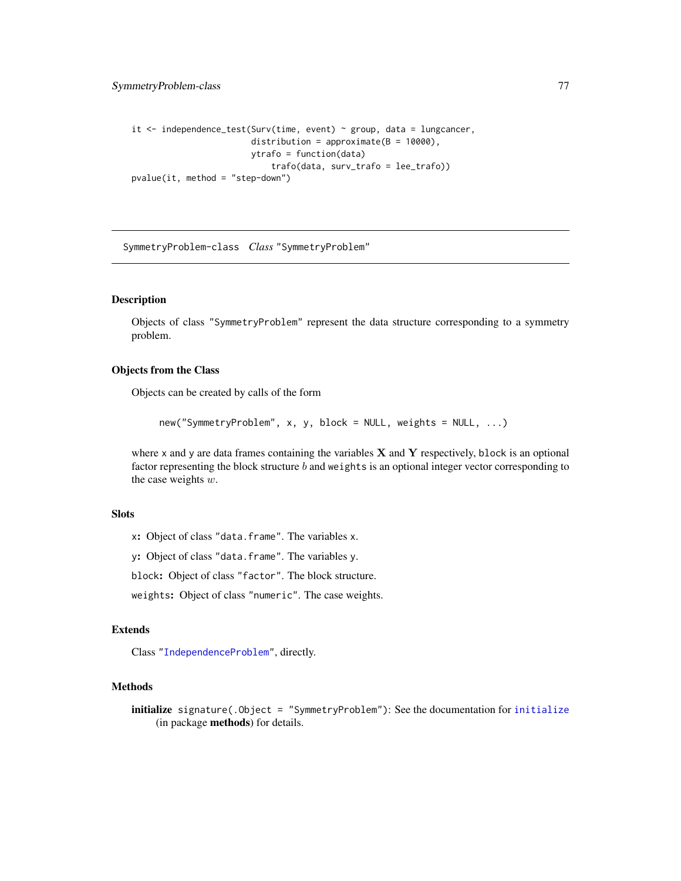```
it <- independence_test(Surv(time, event) ~ group, data = lungcancer,
                        distribution = approximate(B = 10000),
                        ytrafo = function(data)
                            trafo(data, surv_trafo = lee_trafo))
pvalue(it, method = "step-down")
```

---

SymmetryProblem-class    *Class* "SymmetryProblem"

---

## Description

Objects of class "SymmetryProblem" represent the data structure corresponding to a symmetry problem.

## Objects from the Class

Objects can be created by calls of the form

```
new("SymmetryProblem", x, y, block = NULL, weights = NULL, ...)
```

where x and y are data frames containing the variables $\mathbf{X}$ and $\mathbf{Y}$ respectively, block is an optional factor representing the block structure $b$ and weights is an optional integer vector corresponding to the case weights $w$.

## Slots

**x:** Object of class "data.frame". The variables x.

**y:** Object of class "data.frame". The variables y.

**block:** Object of class "factor". The block structure.

**weights:** Object of class "numeric". The case weights.

## Extends

Class "IndependenceProblem", directly.

## Methods

**initialize** signature(.Object = "SymmetryProblem"): See the documentation for initialize (in package **methods**) for details.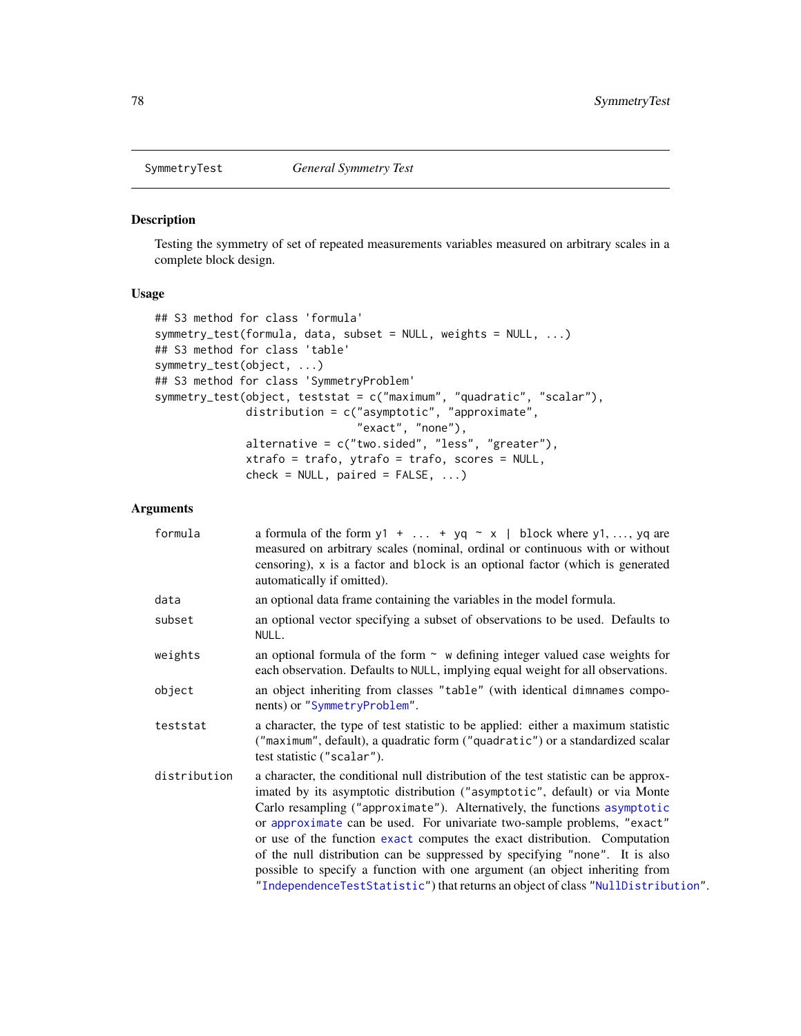SymmetryTest *General Symmetry Test*

## Description

Testing the symmetry of set of repeated measurements variables measured on arbitrary scales in a complete block design.

## Usage

```
## S3 method for class 'formula'
symmetry_test(formula, data, subset = NULL, weights = NULL, ...)
## S3 method for class 'table'
symmetry_test(object, ...)
## S3 method for class 'SymmetryProblem'
symmetry_test(object, teststat = c("maximum", "quadratic", "scalar"),
              distribution = c("asymptotic", "approximate",
                               "exact", "none"),
              alternative = c("two.sided", "less", "greater"),
              xtrafo = trafo, ytrafo = trafo, scores = NULL,
              check = NULL, paired = FALSE, ...)
```

## Arguments

| | |
|---|---|
| `formula` | a formula of the form `y1 + ... + yq ~ x | block` where y1, ..., yq are measured on arbitrary scales (nominal, ordinal or continuous with or without censoring), `x` is a factor and `block` is an optional factor (which is generated automatically if omitted). |
| `data` | an optional data frame containing the variables in the model formula. |
| `subset` | an optional vector specifying a subset of observations to be used. Defaults to `NULL`. |
| `weights` | an optional formula of the form `~ w` defining integer valued case weights for each observation. Defaults to `NULL`, implying equal weight for all observations. |
| `object` | an object inheriting from classes `"table"` (with identical `dimnames` components) or `"SymmetryProblem"`. |
| `teststat` | a character, the type of test statistic to be applied: either a maximum statistic (`"maximum"`, default), a quadratic form (`"quadratic"`) or a standardized scalar test statistic (`"scalar"`). |
| `distribution` | a character, the conditional null distribution of the test statistic can be approximated by its asymptotic distribution (`"asymptotic"`, default) or via Monte Carlo resampling (`"approximate"`). Alternatively, the functions `asymptotic` or `approximate` can be used. For univariate two-sample problems, `"exact"` or use of the function `exact` computes the exact distribution. Computation of the null distribution can be suppressed by specifying `"none"`. It is also possible to specify a function with one argument (an object inheriting from `"IndependenceTestStatistic"`) that returns an object of class `"NullDistribution"`. |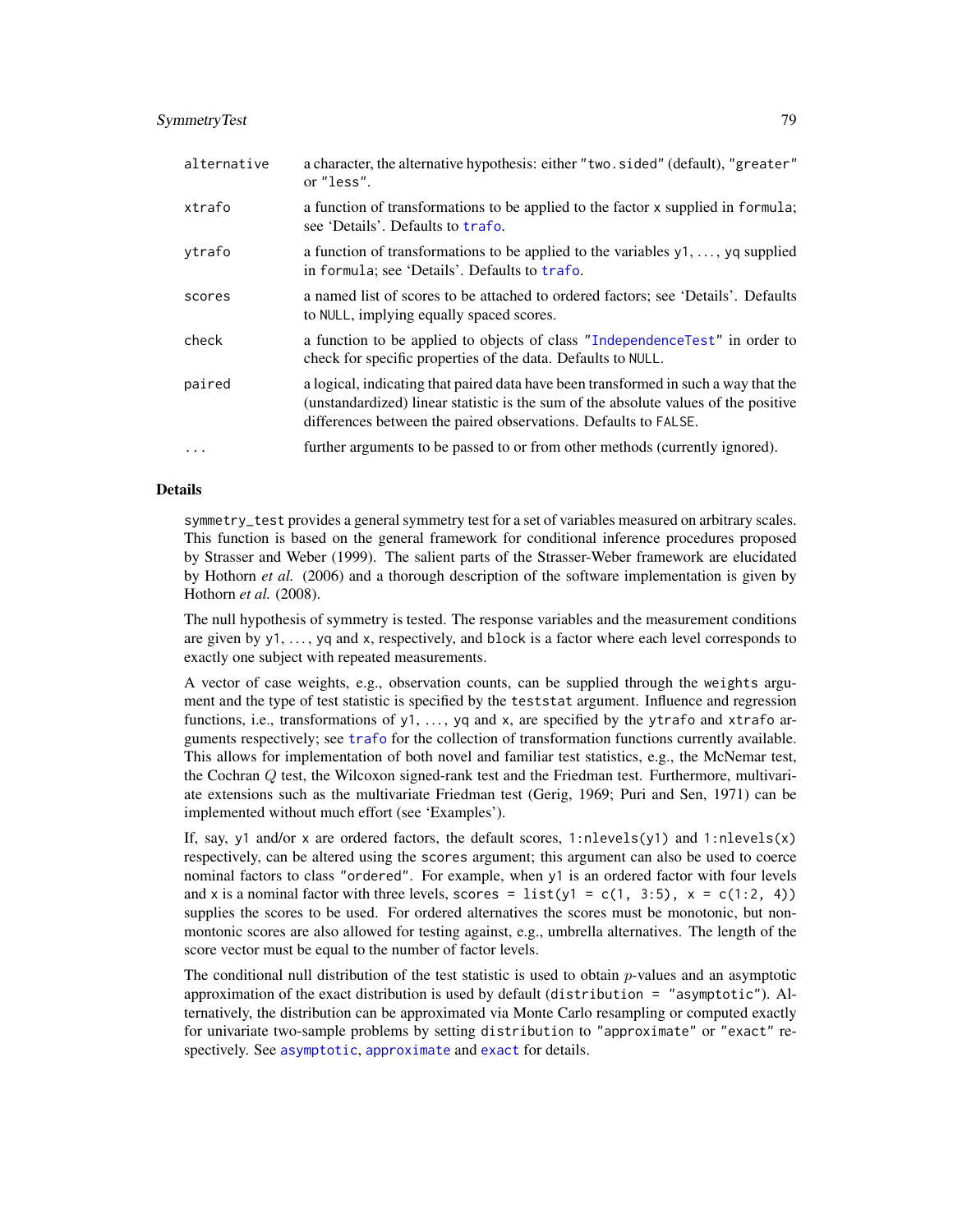| | |
|---|---|
| `alternative` | a character, the alternative hypothesis: either `"two.sided"` (default), `"greater"` or `"less"`. |
| `xtrafo` | a function of transformations to be applied to the factor `x` supplied in `formula`; see 'Details'. Defaults to `trafo`. |
| `ytrafo` | a function of transformations to be applied to the variables `y1`, ..., `yq` supplied in `formula`; see 'Details'. Defaults to `trafo`. |
| `scores` | a named list of scores to be attached to ordered factors; see 'Details'. Defaults to `NULL`, implying equally spaced scores. |
| `check` | a function to be applied to objects of class `"IndependenceTest"` in order to check for specific properties of the data. Defaults to `NULL`. |
| `paired` | a logical, indicating that paired data have been transformed in such a way that the (unstandardized) linear statistic is the sum of the absolute values of the positive differences between the paired observations. Defaults to `FALSE`. |
| `...` | further arguments to be passed to or from other methods (currently ignored). |

## Details

`symmetry_test` provides a general symmetry test for a set of variables measured on arbitrary scales. This function is based on the general framework for conditional inference procedures proposed by Strasser and Weber (1999). The salient parts of the Strasser-Weber framework are elucidated by Hothorn *et al.* (2006) and a thorough description of the software implementation is given by Hothorn *et al.* (2008).

The null hypothesis of symmetry is tested. The response variables and the measurement conditions are given by `y1`, ..., `yq` and `x`, respectively, and `block` is a factor where each level corresponds to exactly one subject with repeated measurements.

A vector of case weights, e.g., observation counts, can be supplied through the `weights` argument and the type of test statistic is specified by the `teststat` argument. Influence and regression functions, i.e., transformations of `y1`, ..., `yq` and `x`, are specified by the `ytrafo` and `xtrafo` arguments respectively; see `trafo` for the collection of transformation functions currently available. This allows for implementation of both novel and familiar test statistics, e.g., the McNemar test, the Cochran $Q$ test, the Wilcoxon signed-rank test and the Friedman test. Furthermore, multivariate extensions such as the multivariate Friedman test (Gerig, 1969; Puri and Sen, 1971) can be implemented without much effort (see 'Examples').

If, say, `y1` and/or `x` are ordered factors, the default scores, `1:nlevels(y1)` and `1:nlevels(x)` respectively, can be altered using the `scores` argument; this argument can also be used to coerce nominal factors to class `"ordered"`. For example, when `y1` is an ordered factor with four levels and `x` is a nominal factor with three levels, `scores = list(y1 = c(1, 3:5), x = c(1:2, 4))` supplies the scores to be used. For ordered alternatives the scores must be monotonic, but non-montonic scores are also allowed for testing against, e.g., umbrella alternatives. The length of the score vector must be equal to the number of factor levels.

The conditional null distribution of the test statistic is used to obtain $p$-values and an asymptotic approximation of the exact distribution is used by default (`distribution = "asymptotic"`). Alternatively, the distribution can be approximated via Monte Carlo resampling or computed exactly for univariate two-sample problems by setting `distribution` to `"approximate"` or `"exact"` respectively. See `asymptotic`, `approximate` and `exact` for details.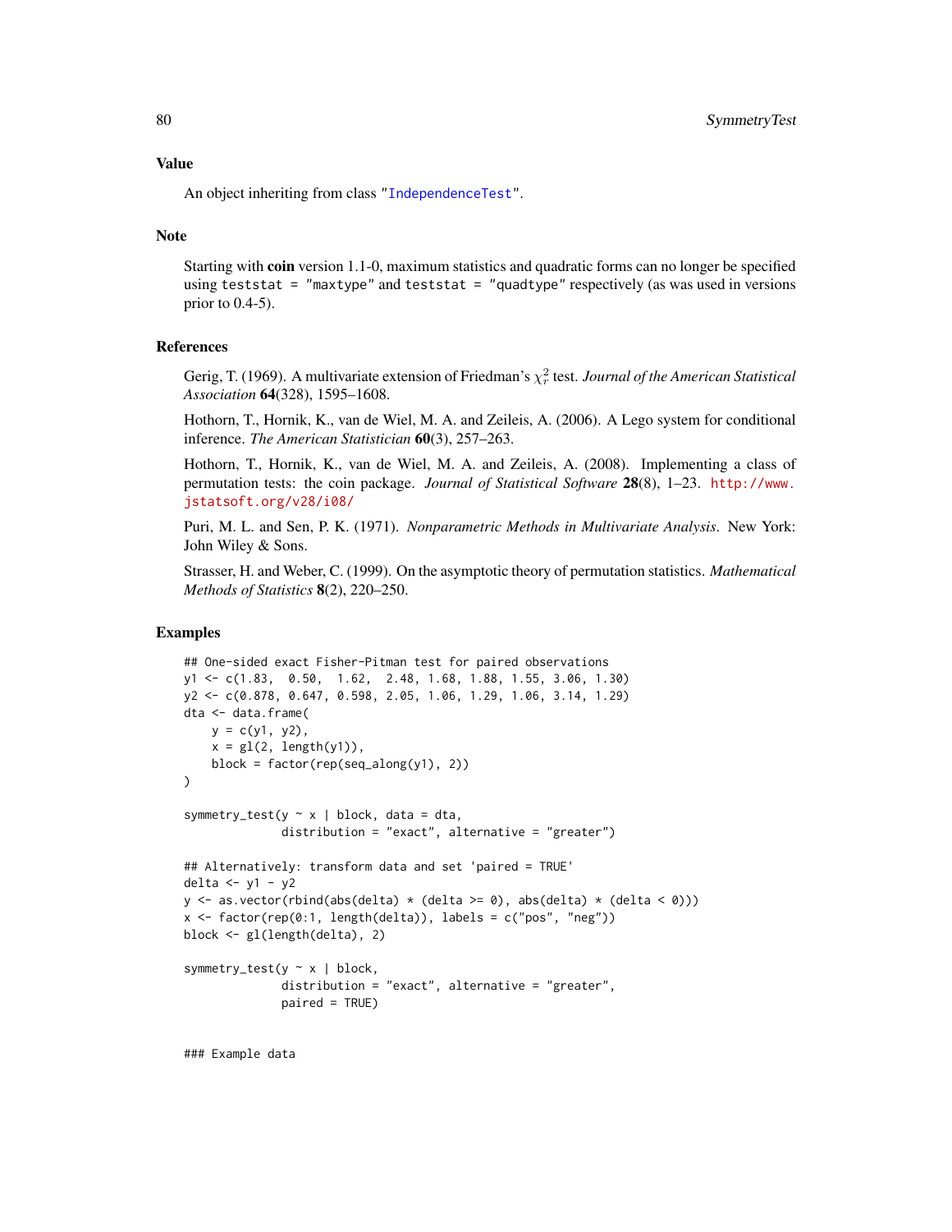## Value

An object inheriting from class "`IndependenceTest`".

## Note

Starting with **coin** version 1.1-0, maximum statistics and quadratic forms can no longer be specified using `teststat = "maxtype"` and `teststat = "quadtype"` respectively (as was used in versions prior to 0.4-5).

## References

Gerig, T. (1969). A multivariate extension of Friedman's $\chi^2_r$ test. *Journal of the American Statistical Association* **64**(328), 1595–1608.

Hothorn, T., Hornik, K., van de Wiel, M. A. and Zeileis, A. (2006). A Lego system for conditional inference. *The American Statistician* **60**(3), 257–263.

Hothorn, T., Hornik, K., van de Wiel, M. A. and Zeileis, A. (2008). Implementing a class of permutation tests: the coin package. *Journal of Statistical Software* **28**(8), 1–23. http://www.jstatsoft.org/v28/i08/

Puri, M. L. and Sen, P. K. (1971). *Nonparametric Methods in Multivariate Analysis*. New York: John Wiley & Sons.

Strasser, H. and Weber, C. (1999). On the asymptotic theory of permutation statistics. *Mathematical Methods of Statistics* **8**(2), 220–250.

## Examples

```
## One-sided exact Fisher-Pitman test for paired observations
y1 <- c(1.83,  0.50,  1.62,  2.48, 1.68, 1.88, 1.55, 3.06, 1.30)
y2 <- c(0.878, 0.647, 0.598, 2.05, 1.06, 1.29, 1.06, 3.14, 1.29)
dta <- data.frame(
    y = c(y1, y2),
    x = gl(2, length(y1)),
    block = factor(rep(seq_along(y1), 2))
)

symmetry_test(y ~ x | block, data = dta,
              distribution = "exact", alternative = "greater")

## Alternatively: transform data and set 'paired = TRUE'
delta <- y1 - y2
y <- as.vector(rbind(abs(delta) * (delta >= 0), abs(delta) * (delta < 0)))
x <- factor(rep(0:1, length(delta)), labels = c("pos", "neg"))
block <- gl(length(delta), 2)

symmetry_test(y ~ x | block,
              distribution = "exact", alternative = "greater",
              paired = TRUE)


### Example data
```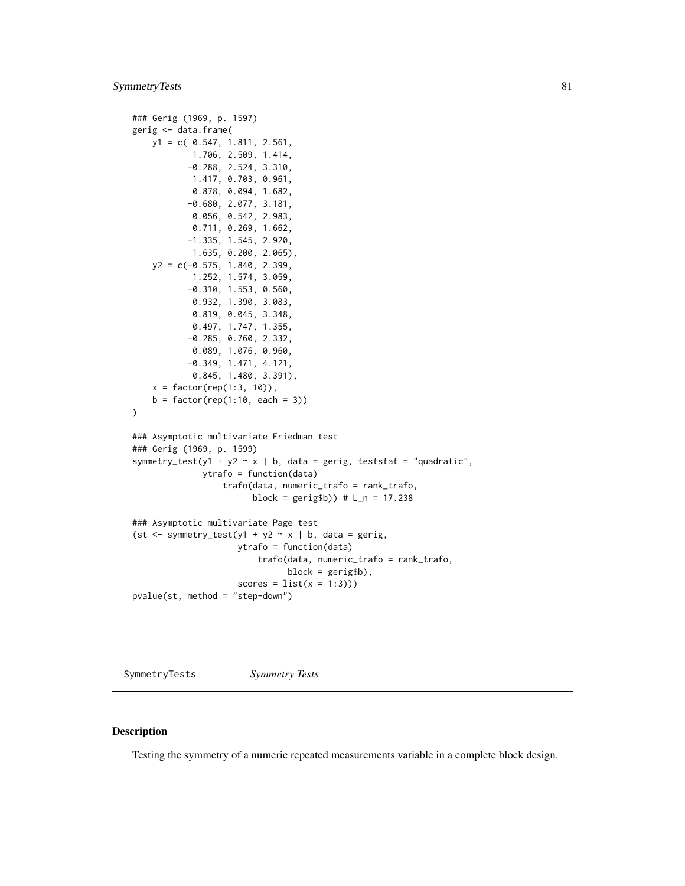```
### Gerig (1969, p. 1597)
gerig <- data.frame(
    y1 = c( 0.547, 1.811, 2.561,
            1.706, 2.509, 1.414,
           -0.288, 2.524, 3.310,
            1.417, 0.703, 0.961,
            0.878, 0.094, 1.682,
           -0.680, 2.077, 3.181,
            0.056, 0.542, 2.983,
            0.711, 0.269, 1.662,
           -1.335, 1.545, 2.920,
            1.635, 0.200, 2.065),
    y2 = c(-0.575, 1.840, 2.399,
            1.252, 1.574, 3.059,
           -0.310, 1.553, 0.560,
            0.932, 1.390, 3.083,
            0.819, 0.045, 3.348,
            0.497, 1.747, 1.355,
           -0.285, 0.760, 2.332,
            0.089, 1.076, 0.960,
           -0.349, 1.471, 4.121,
            0.845, 1.480, 3.391),
    x = factor(rep(1:3, 10)),
    b = factor(rep(1:10, each = 3))
)

### Asymptotic multivariate Friedman test
### Gerig (1969, p. 1599)
symmetry_test(y1 + y2 ~ x | b, data = gerig, teststat = "quadratic",
              ytrafo = function(data)
                  trafo(data, numeric_trafo = rank_trafo,
                        block = gerig$b)) # L_n = 17.238

### Asymptotic multivariate Page test
(st <- symmetry_test(y1 + y2 ~ x | b, data = gerig,
                     ytrafo = function(data)
                         trafo(data, numeric_trafo = rank_trafo,
                               block = gerig$b),
                     scores = list(x = 1:3)))
pvalue(st, method = "step-down")
```

---

SymmetryTests *Symmetry Tests*

---

## Description

Testing the symmetry of a numeric repeated measurements variable in a complete block design.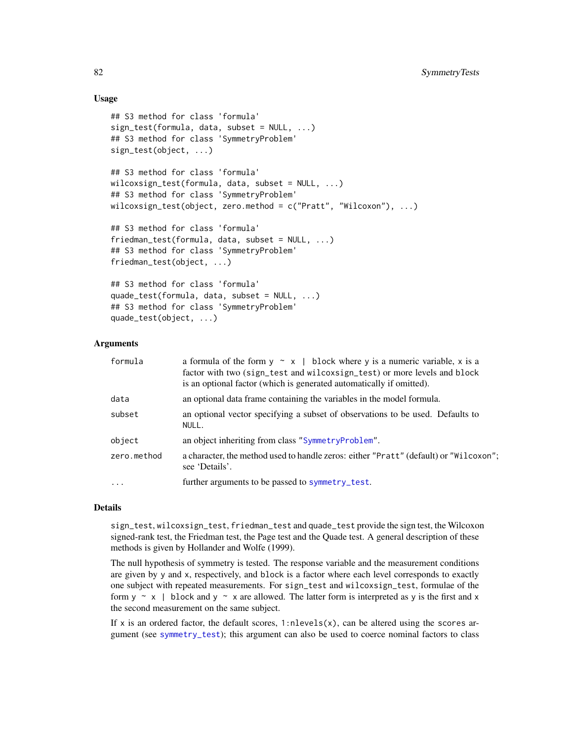### Usage

```
## S3 method for class 'formula'
sign_test(formula, data, subset = NULL, ...)
## S3 method for class 'SymmetryProblem'
sign_test(object, ...)

## S3 method for class 'formula'
wilcoxsign_test(formula, data, subset = NULL, ...)
## S3 method for class 'SymmetryProblem'
wilcoxsign_test(object, zero.method = c("Pratt", "Wilcoxon"), ...)

## S3 method for class 'formula'
friedman_test(formula, data, subset = NULL, ...)
## S3 method for class 'SymmetryProblem'
friedman_test(object, ...)

## S3 method for class 'formula'
quade_test(formula, data, subset = NULL, ...)
## S3 method for class 'SymmetryProblem'
quade_test(object, ...)
```

### Arguments

| | |
|---|---|
| `formula` | a formula of the form `y ~ x | block` where `y` is a numeric variable, `x` is a factor with two (`sign_test` and `wilcoxsign_test`) or more levels and `block` is an optional factor (which is generated automatically if omitted). |
| `data` | an optional data frame containing the variables in the model formula. |
| `subset` | an optional vector specifying a subset of observations to be used. Defaults to `NULL`. |
| `object` | an object inheriting from class "`SymmetryProblem`". |
| `zero.method` | a character, the method used to handle zeros: either "`Pratt`" (default) or "`Wilcoxon`"; see 'Details'. |
| `...` | further arguments to be passed to `symmetry_test`. |

### Details

`sign_test`, `wilcoxsign_test`, `friedman_test` and `quade_test` provide the sign test, the Wilcoxon signed-rank test, the Friedman test, the Page test and the Quade test. A general description of these methods is given by Hollander and Wolfe (1999).

The null hypothesis of symmetry is tested. The response variable and the measurement conditions are given by `y` and `x`, respectively, and `block` is a factor where each level corresponds to exactly one subject with repeated measurements. For `sign_test` and `wilcoxsign_test`, formulae of the form `y ~ x | block` and `y ~ x` are allowed. The latter form is interpreted as `y` is the first and `x` the second measurement on the same subject.

If `x` is an ordered factor, the default scores, `1:nlevels(x)`, can be altered using the `scores` argument (see `symmetry_test`); this argument can also be used to coerce nominal factors to class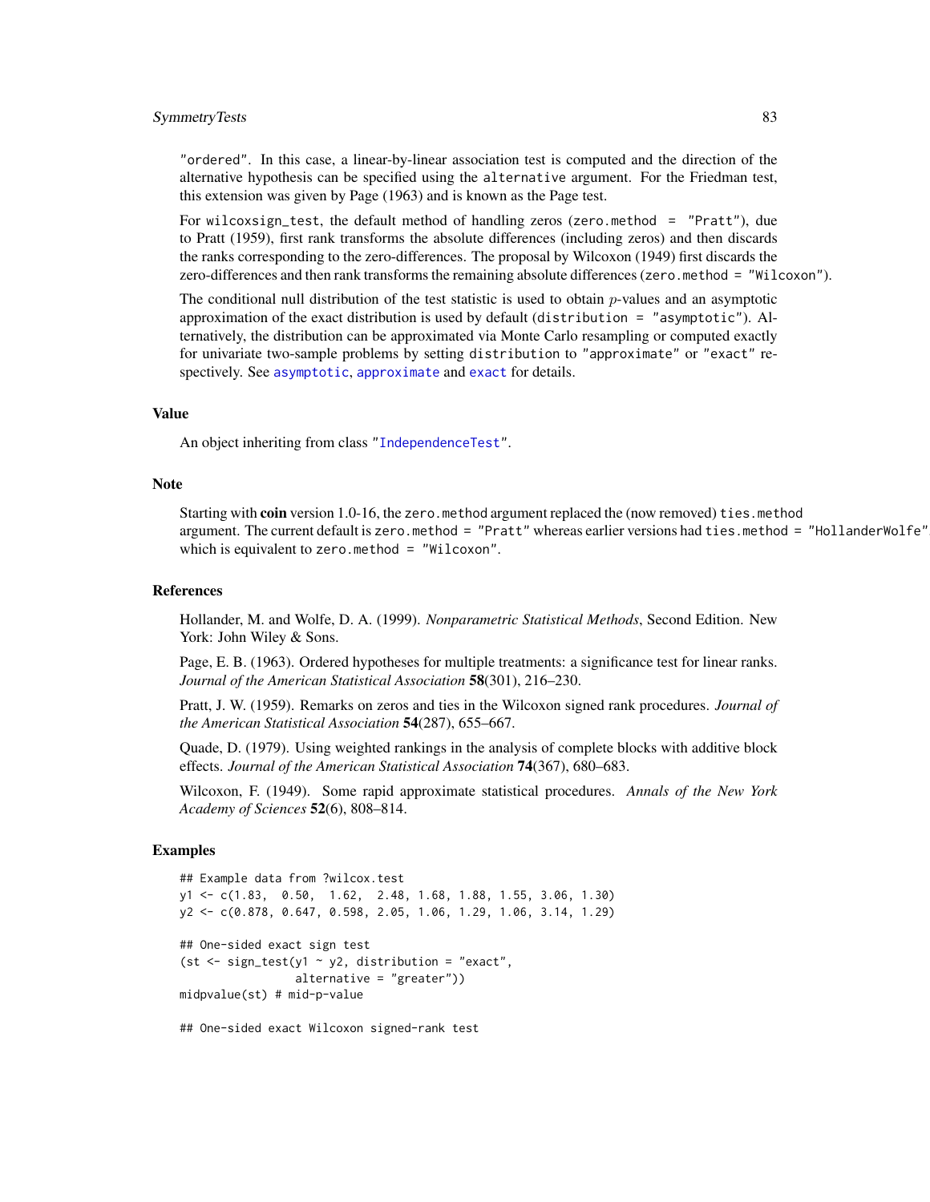"ordered". In this case, a linear-by-linear association test is computed and the direction of the alternative hypothesis can be specified using the alternative argument. For the Friedman test, this extension was given by Page (1963) and is known as the Page test.

For wilcoxsign_test, the default method of handling zeros (zero.method = "Pratt"), due to Pratt (1959), first rank transforms the absolute differences (including zeros) and then discards the ranks corresponding to the zero-differences. The proposal by Wilcoxon (1949) first discards the zero-differences and then rank transforms the remaining absolute differences (zero.method = "Wilcoxon").

The conditional null distribution of the test statistic is used to obtain $p$-values and an asymptotic approximation of the exact distribution is used by default (distribution = "asymptotic"). Alternatively, the distribution can be approximated via Monte Carlo resampling or computed exactly for univariate two-sample problems by setting distribution to "approximate" or "exact" respectively. See asymptotic, approximate and exact for details.

## Value

An object inheriting from class "IndependenceTest".

## Note

Starting with **coin** version 1.0-16, the zero.method argument replaced the (now removed) ties.method argument. The current default is zero.method = "Pratt" whereas earlier versions had ties.method = "HollanderWolfe", which is equivalent to zero.method = "Wilcoxon".

## References

Hollander, M. and Wolfe, D. A. (1999). *Nonparametric Statistical Methods*, Second Edition. New York: John Wiley & Sons.

Page, E. B. (1963). Ordered hypotheses for multiple treatments: a significance test for linear ranks. *Journal of the American Statistical Association* **58**(301), 216–230.

Pratt, J. W. (1959). Remarks on zeros and ties in the Wilcoxon signed rank procedures. *Journal of the American Statistical Association* **54**(287), 655–667.

Quade, D. (1979). Using weighted rankings in the analysis of complete blocks with additive block effects. *Journal of the American Statistical Association* **74**(367), 680–683.

Wilcoxon, F. (1949). Some rapid approximate statistical procedures. *Annals of the New York Academy of Sciences* **52**(6), 808–814.

## Examples

```
## Example data from ?wilcox.test
y1 <- c(1.83,  0.50,  1.62,  2.48, 1.68, 1.88, 1.55, 3.06, 1.30)
y2 <- c(0.878, 0.647, 0.598, 2.05, 1.06, 1.29, 1.06, 3.14, 1.29)

## One-sided exact sign test
(st <- sign_test(y1 ~ y2, distribution = "exact",
                 alternative = "greater"))
midpvalue(st) # mid-p-value

## One-sided exact Wilcoxon signed-rank test
```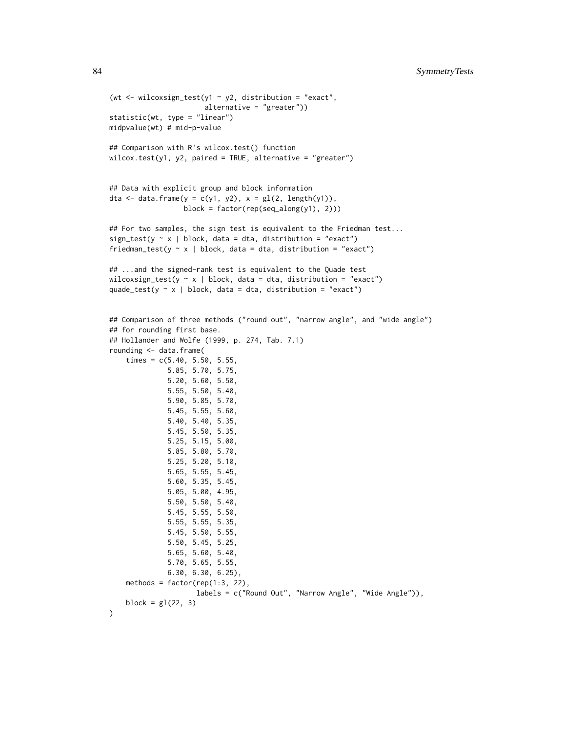```
(wt <- wilcoxsign_test(y1 ~ y2, distribution = "exact",
                       alternative = "greater"))
statistic(wt, type = "linear")
midpvalue(wt) # mid-p-value

## Comparison with R's wilcox.test() function
wilcox.test(y1, y2, paired = TRUE, alternative = "greater")


## Data with explicit group and block information
dta <- data.frame(y = c(y1, y2), x = gl(2, length(y1)),
                  block = factor(rep(seq_along(y1), 2)))

## For two samples, the sign test is equivalent to the Friedman test...
sign_test(y ~ x | block, data = dta, distribution = "exact")
friedman_test(y ~ x | block, data = dta, distribution = "exact")

## ...and the signed-rank test is equivalent to the Quade test
wilcoxsign_test(y ~ x | block, data = dta, distribution = "exact")
quade_test(y ~ x | block, data = dta, distribution = "exact")


## Comparison of three methods ("round out", "narrow angle", and "wide angle")
## for rounding first base.
## Hollander and Wolfe (1999, p. 274, Tab. 7.1)
rounding <- data.frame(
    times = c(5.40, 5.50, 5.55,
              5.85, 5.70, 5.75,
              5.20, 5.60, 5.50,
              5.55, 5.50, 5.40,
              5.90, 5.85, 5.70,
              5.45, 5.55, 5.60,
              5.40, 5.40, 5.35,
              5.45, 5.50, 5.35,
              5.25, 5.15, 5.00,
              5.85, 5.80, 5.70,
              5.25, 5.20, 5.10,
              5.65, 5.55, 5.45,
              5.60, 5.35, 5.45,
              5.05, 5.00, 4.95,
              5.50, 5.50, 5.40,
              5.45, 5.55, 5.50,
              5.55, 5.55, 5.35,
              5.45, 5.50, 5.55,
              5.50, 5.45, 5.25,
              5.65, 5.60, 5.40,
              5.70, 5.65, 5.55,
              6.30, 6.30, 6.25),
    methods = factor(rep(1:3, 22),
                     labels = c("Round Out", "Narrow Angle", "Wide Angle")),
    block = gl(22, 3)
)
```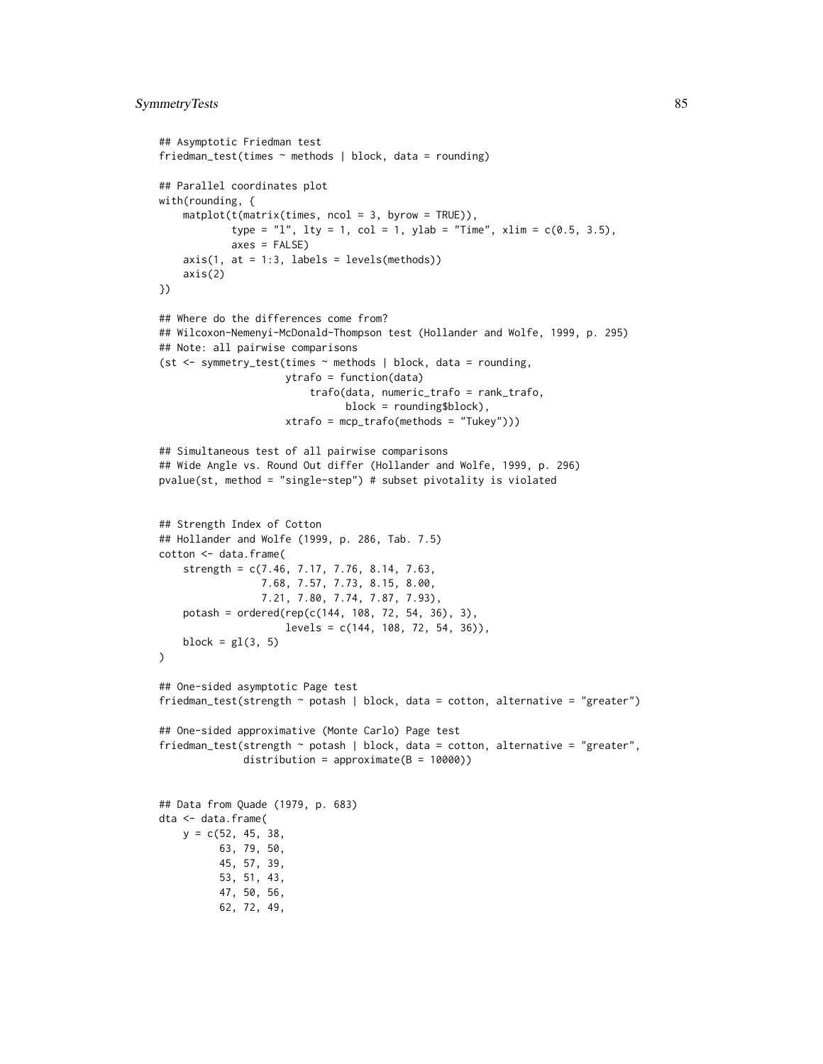```
## Asymptotic Friedman test
friedman_test(times ~ methods | block, data = rounding)

## Parallel coordinates plot
with(rounding, {
    matplot(t(matrix(times, ncol = 3, byrow = TRUE)),
            type = "l", lty = 1, col = 1, ylab = "Time", xlim = c(0.5, 3.5),
            axes = FALSE)
    axis(1, at = 1:3, labels = levels(methods))
    axis(2)
})

## Where do the differences come from?
## Wilcoxon-Nemenyi-McDonald-Thompson test (Hollander and Wolfe, 1999, p. 295)
## Note: all pairwise comparisons
(st <- symmetry_test(times ~ methods | block, data = rounding,
                     ytrafo = function(data)
                         trafo(data, numeric_trafo = rank_trafo,
                               block = rounding$block),
                     xtrafo = mcp_trafo(methods = "Tukey")))

## Simultaneous test of all pairwise comparisons
## Wide Angle vs. Round Out differ (Hollander and Wolfe, 1999, p. 296)
pvalue(st, method = "single-step") # subset pivotality is violated


## Strength Index of Cotton
## Hollander and Wolfe (1999, p. 286, Tab. 7.5)
cotton <- data.frame(
    strength = c(7.46, 7.17, 7.76, 8.14, 7.63,
                 7.68, 7.57, 7.73, 8.15, 8.00,
                 7.21, 7.80, 7.74, 7.87, 7.93),
    potash = ordered(rep(c(144, 108, 72, 54, 36), 3),
                     levels = c(144, 108, 72, 54, 36)),
    block = gl(3, 5)
)

## One-sided asymptotic Page test
friedman_test(strength ~ potash | block, data = cotton, alternative = "greater")

## One-sided approximative (Monte Carlo) Page test
friedman_test(strength ~ potash | block, data = cotton, alternative = "greater",
              distribution = approximate(B = 10000))


## Data from Quade (1979, p. 683)
dta <- data.frame(
    y = c(52, 45, 38,
          63, 79, 50,
          45, 57, 39,
          53, 51, 43,
          47, 50, 56,
          62, 72, 49,
```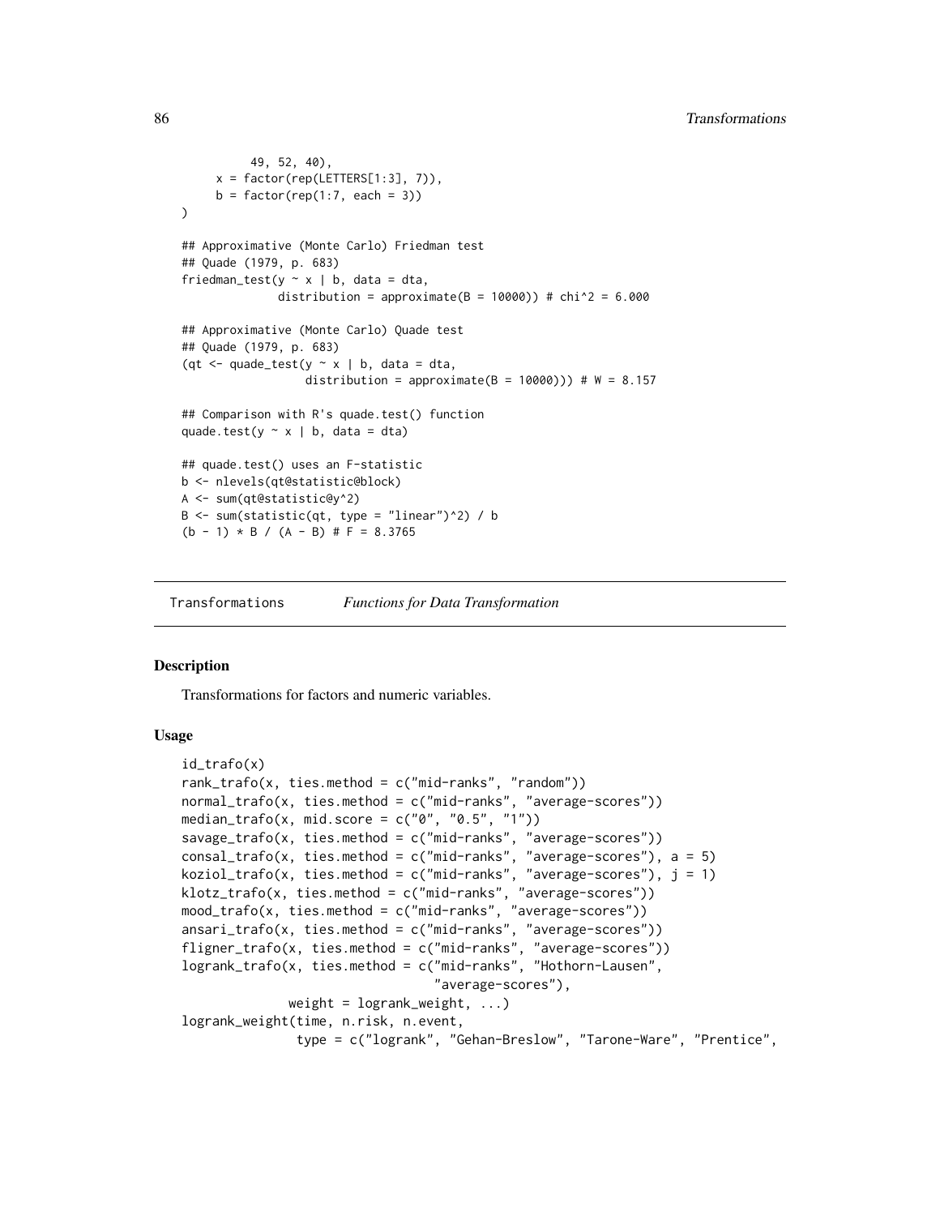```
        49, 52, 40),
    x = factor(rep(LETTERS[1:3], 7)),
    b = factor(rep(1:7, each = 3))
)

## Approximative (Monte Carlo) Friedman test
## Quade (1979, p. 683)
friedman_test(y ~ x | b, data = dta,
              distribution = approximate(B = 10000)) # chi^2 = 6.000

## Approximative (Monte Carlo) Quade test
## Quade (1979, p. 683)
(qt <- quade_test(y ~ x | b, data = dta,
                  distribution = approximate(B = 10000))) # W = 8.157

## Comparison with R's quade.test() function
quade.test(y ~ x | b, data = dta)

## quade.test() uses an F-statistic
b <- nlevels(qt@statistic@block)
A <- sum(qt@statistic@y^2)
B <- sum(statistic(qt, type = "linear")^2) / b
(b - 1) * B / (A - B) # F = 8.3765
```

---

`Transformations` *Functions for Data Transformation*

---

## Description

Transformations for factors and numeric variables.

## Usage

```
id_trafo(x)
rank_trafo(x, ties.method = c("mid-ranks", "random"))
normal_trafo(x, ties.method = c("mid-ranks", "average-scores"))
median_trafo(x, mid.score = c("0", "0.5", "1"))
savage_trafo(x, ties.method = c("mid-ranks", "average-scores"))
consal_trafo(x, ties.method = c("mid-ranks", "average-scores"), a = 5)
koziol_trafo(x, ties.method = c("mid-ranks", "average-scores"), j = 1)
klotz_trafo(x, ties.method = c("mid-ranks", "average-scores"))
mood_trafo(x, ties.method = c("mid-ranks", "average-scores"))
ansari_trafo(x, ties.method = c("mid-ranks", "average-scores"))
fligner_trafo(x, ties.method = c("mid-ranks", "average-scores"))
logrank_trafo(x, ties.method = c("mid-ranks", "Hothorn-Lausen",
                                 "average-scores"),
              weight = logrank_weight, ...)
logrank_weight(time, n.risk, n.event,
               type = c("logrank", "Gehan-Breslow", "Tarone-Ware", "Prentice",
```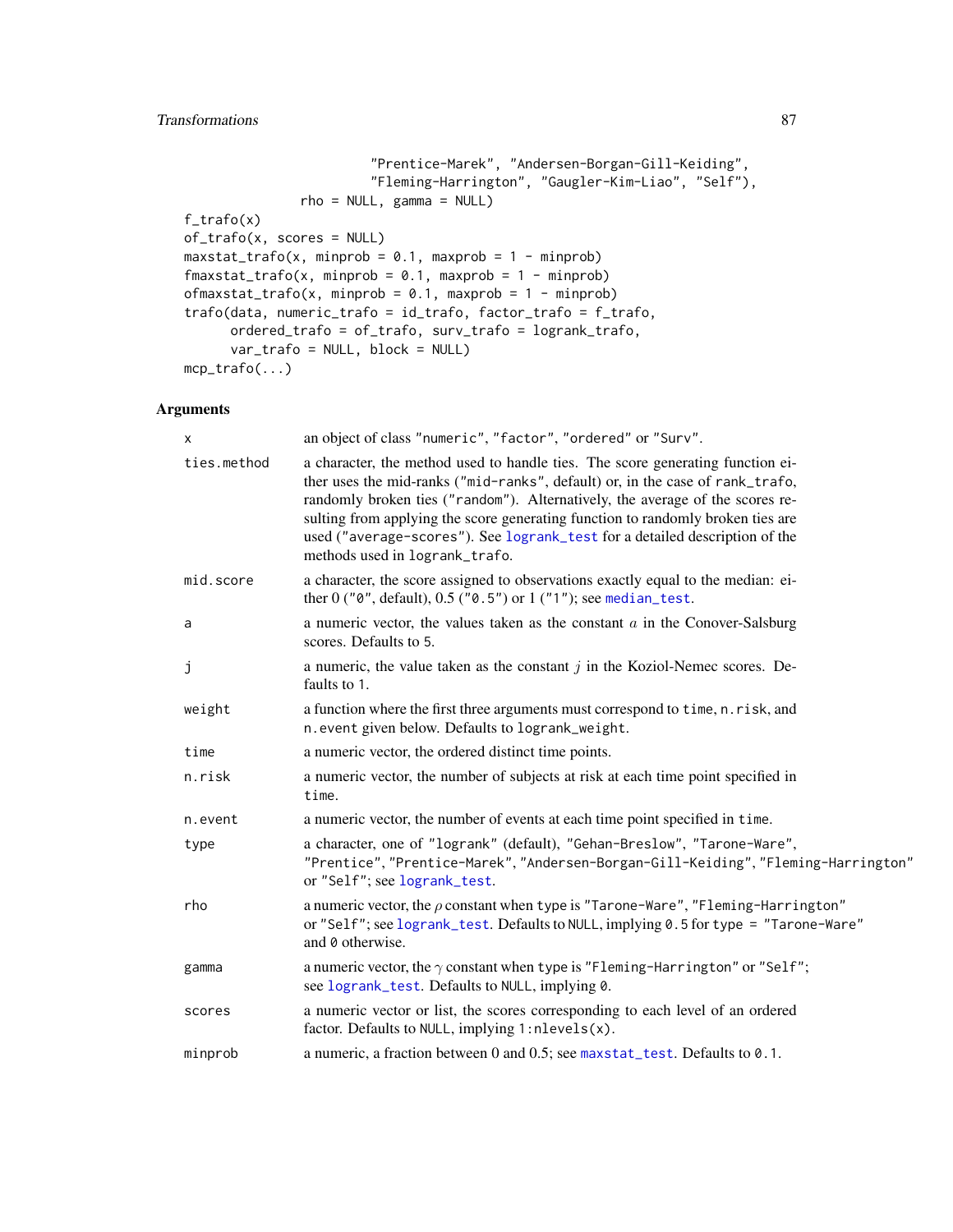```
                     "Prentice-Marek", "Andersen-Borgan-Gill-Keiding",
                     "Fleming-Harrington", "Gaugler-Kim-Liao", "Self"),
               rho = NULL, gamma = NULL)
f_trafo(x)
of_trafo(x, scores = NULL)
maxstat_trafo(x, minprob = 0.1, maxprob = 1 - minprob)
fmaxstat_trafo(x, minprob = 0.1, maxprob = 1 - minprob)
ofmaxstat_trafo(x, minprob = 0.1, maxprob = 1 - minprob)
trafo(data, numeric_trafo = id_trafo, factor_trafo = f_trafo,
      ordered_trafo = of_trafo, surv_trafo = logrank_trafo,
      var_trafo = NULL, block = NULL)
mcp_trafo(...)
```

## Arguments

| | |
|---|---|
| `x` | an object of class `"numeric"`, `"factor"`, `"ordered"` or `"Surv"`. |
| `ties.method` | a character, the method used to handle ties. The score generating function either uses the mid-ranks (`"mid-ranks"`, default) or, in the case of `rank_trafo`, randomly broken ties (`"random"`). Alternatively, the average of the scores resulting from applying the score generating function to randomly broken ties are used (`"average-scores"`). See `logrank_test` for a detailed description of the methods used in `logrank_trafo`. |
| `mid.score` | a character, the score assigned to observations exactly equal to the median: either 0 (`"0"`, default), 0.5 (`"0.5"`) or 1 (`"1"`); see `median_test`. |
| `a` | a numeric vector, the values taken as the constant $a$ in the Conover-Salsburg scores. Defaults to 5. |
| `j` | a numeric, the value taken as the constant $j$ in the Koziol-Nemec scores. Defaults to 1. |
| `weight` | a function where the first three arguments must correspond to `time`, `n.risk`, and `n.event` given below. Defaults to `logrank_weight`. |
| `time` | a numeric vector, the ordered distinct time points. |
| `n.risk` | a numeric vector, the number of subjects at risk at each time point specified in `time`. |
| `n.event` | a numeric vector, the number of events at each time point specified in `time`. |
| `type` | a character, one of `"logrank"` (default), `"Gehan-Breslow"`, `"Tarone-Ware"`, `"Prentice"`, `"Prentice-Marek"`, `"Andersen-Borgan-Gill-Keiding"`, `"Fleming-Harrington"` or `"Self"`; see `logrank_test`. |
| `rho` | a numeric vector, the $\rho$ constant when `type` is `"Tarone-Ware"`, `"Fleming-Harrington"` or `"Self"`; see `logrank_test`. Defaults to `NULL`, implying `0.5` for `type = "Tarone-Ware"` and `0` otherwise. |
| `gamma` | a numeric vector, the $\gamma$ constant when `type` is `"Fleming-Harrington"` or `"Self"`; see `logrank_test`. Defaults to `NULL`, implying `0`. |
| `scores` | a numeric vector or list, the scores corresponding to each level of an ordered factor. Defaults to `NULL`, implying `1:nlevels(x)`. |
| `minprob` | a numeric, a fraction between 0 and 0.5; see `maxstat_test`. Defaults to `0.1`. |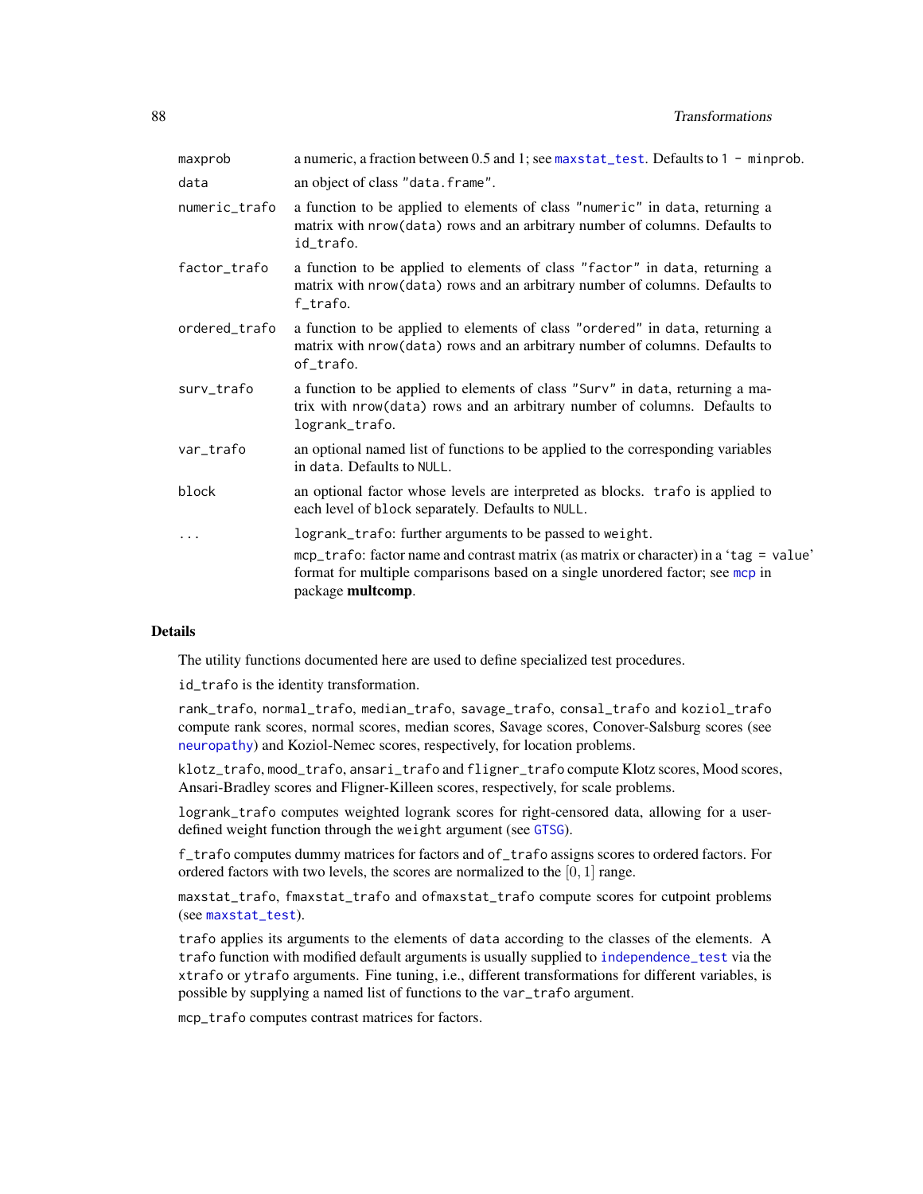| | |
|---|---|
| maxprob | a numeric, a fraction between 0.5 and 1; see maxstat_test. Defaults to 1 - minprob. |
| data | an object of class "data.frame". |
| numeric_trafo | a function to be applied to elements of class "numeric" in data, returning a matrix with nrow(data) rows and an arbitrary number of columns. Defaults to id_trafo. |
| factor_trafo | a function to be applied to elements of class "factor" in data, returning a matrix with nrow(data) rows and an arbitrary number of columns. Defaults to f_trafo. |
| ordered_trafo | a function to be applied to elements of class "ordered" in data, returning a matrix with nrow(data) rows and an arbitrary number of columns. Defaults to of_trafo. |
| surv_trafo | a function to be applied to elements of class "Surv" in data, returning a matrix with nrow(data) rows and an arbitrary number of columns. Defaults to logrank_trafo. |
| var_trafo | an optional named list of functions to be applied to the corresponding variables in data. Defaults to NULL. |
| block | an optional factor whose levels are interpreted as blocks. trafo is applied to each level of block separately. Defaults to NULL. |
| ... | logrank_trafo: further arguments to be passed to weight. <br> mcp_trafo: factor name and contrast matrix (as matrix or character) in a 'tag = value' format for multiple comparisons based on a single unordered factor; see mcp in package **multcomp**. |

## Details

The utility functions documented here are used to define specialized test procedures.

id_trafo is the identity transformation.

rank_trafo, normal_trafo, median_trafo, savage_trafo, consal_trafo and koziol_trafo compute rank scores, normal scores, median scores, Savage scores, Conover-Salsburg scores (see neuropathy) and Koziol-Nemec scores, respectively, for location problems.

klotz_trafo, mood_trafo, ansari_trafo and fligner_trafo compute Klotz scores, Mood scores, Ansari-Bradley scores and Fligner-Killeen scores, respectively, for scale problems.

logrank_trafo computes weighted logrank scores for right-censored data, allowing for a user-defined weight function through the weight argument (see GTSG).

f_trafo computes dummy matrices for factors and of_trafo assigns scores to ordered factors. For ordered factors with two levels, the scores are normalized to the $[0, 1]$ range.

maxstat_trafo, fmaxstat_trafo and ofmaxstat_trafo compute scores for cutpoint problems (see maxstat_test).

trafo applies its arguments to the elements of data according to the classes of the elements. A trafo function with modified default arguments is usually supplied to independence_test via the xtrafo or ytrafo arguments. Fine tuning, i.e., different transformations for different variables, is possible by supplying a named list of functions to the var_trafo argument.

mcp_trafo computes contrast matrices for factors.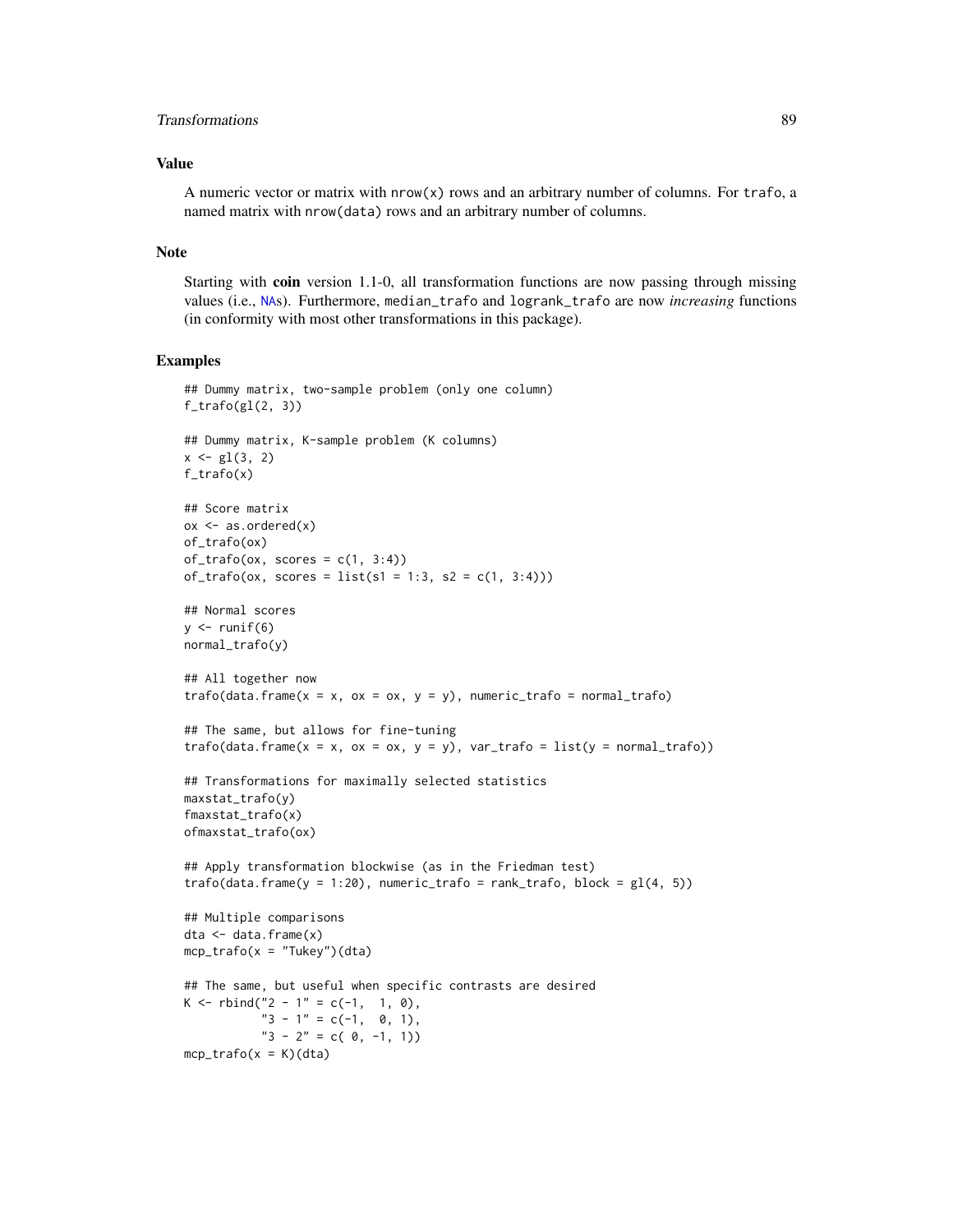## Value

A numeric vector or matrix with `nrow(x)` rows and an arbitrary number of columns. For `trafo`, a named matrix with `nrow(data)` rows and an arbitrary number of columns.

## Note

Starting with **coin** version 1.1-0, all transformation functions are now passing through missing values (i.e., `NA`s). Furthermore, `median_trafo` and `logrank_trafo` are now *increasing* functions (in conformity with most other transformations in this package).

## Examples

```
## Dummy matrix, two-sample problem (only one column)
f_trafo(gl(2, 3))

## Dummy matrix, K-sample problem (K columns)
x <- gl(3, 2)
f_trafo(x)

## Score matrix
ox <- as.ordered(x)
of_trafo(ox)
of_trafo(ox, scores = c(1, 3:4))
of_trafo(ox, scores = list(s1 = 1:3, s2 = c(1, 3:4)))

## Normal scores
y <- runif(6)
normal_trafo(y)

## All together now
trafo(data.frame(x = x, ox = ox, y = y), numeric_trafo = normal_trafo)

## The same, but allows for fine-tuning
trafo(data.frame(x = x, ox = ox, y = y), var_trafo = list(y = normal_trafo))

## Transformations for maximally selected statistics
maxstat_trafo(y)
fmaxstat_trafo(x)
ofmaxstat_trafo(ox)

## Apply transformation blockwise (as in the Friedman test)
trafo(data.frame(y = 1:20), numeric_trafo = rank_trafo, block = gl(4, 5))

## Multiple comparisons
dta <- data.frame(x)
mcp_trafo(x = "Tukey")(dta)

## The same, but useful when specific contrasts are desired
K <- rbind("2 - 1" = c(-1,  1, 0),
           "3 - 1" = c(-1,  0, 1),
           "3 - 2" = c( 0, -1, 1))
mcp_trafo(x = K)(dta)
```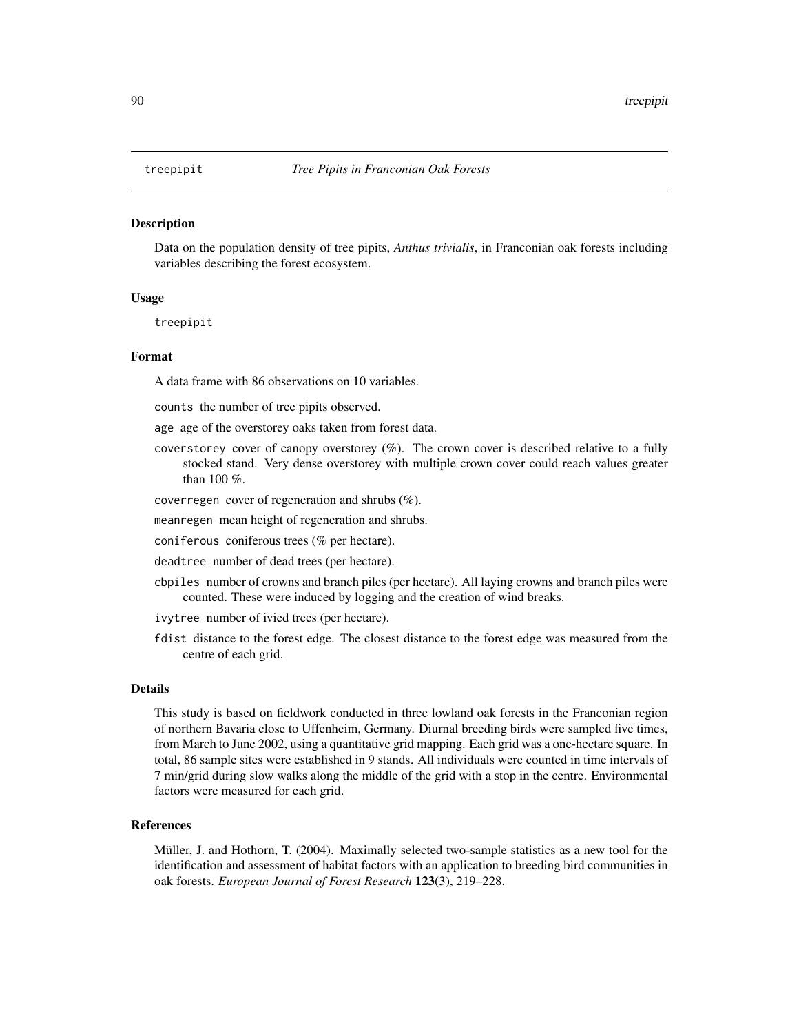## treepipit *Tree Pipits in Franconian Oak Forests*

### Description

Data on the population density of tree pipits, *Anthus trivialis*, in Franconian oak forests including variables describing the forest ecosystem.

### Usage

```
treepipit
```

### Format

A data frame with 86 observations on 10 variables.

- `counts` the number of tree pipits observed.
- `age` age of the overstorey oaks taken from forest data.
- `coverstorey` cover of canopy overstorey (%). The crown cover is described relative to a fully stocked stand. Very dense overstorey with multiple crown cover could reach values greater than 100 %.
- `coverregen` cover of regeneration and shrubs (%).
- `meanregen` mean height of regeneration and shrubs.
- `coniferous` coniferous trees (% per hectare).
- `deadtree` number of dead trees (per hectare).
- `cbpiles` number of crowns and branch piles (per hectare). All laying crowns and branch piles were counted. These were induced by logging and the creation of wind breaks.
- `ivytree` number of ivied trees (per hectare).
- `fdist` distance to the forest edge. The closest distance to the forest edge was measured from the centre of each grid.

### Details

This study is based on fieldwork conducted in three lowland oak forests in the Franconian region of northern Bavaria close to Uffenheim, Germany. Diurnal breeding birds were sampled five times, from March to June 2002, using a quantitative grid mapping. Each grid was a one-hectare square. In total, 86 sample sites were established in 9 stands. All individuals were counted in time intervals of 7 min/grid during slow walks along the middle of the grid with a stop in the centre. Environmental factors were measured for each grid.

### References

Müller, J. and Hothorn, T. (2004). Maximally selected two-sample statistics as a new tool for the identification and assessment of habitat factors with an application to breeding bird communities in oak forests. *European Journal of Forest Research* **123**(3), 219–228.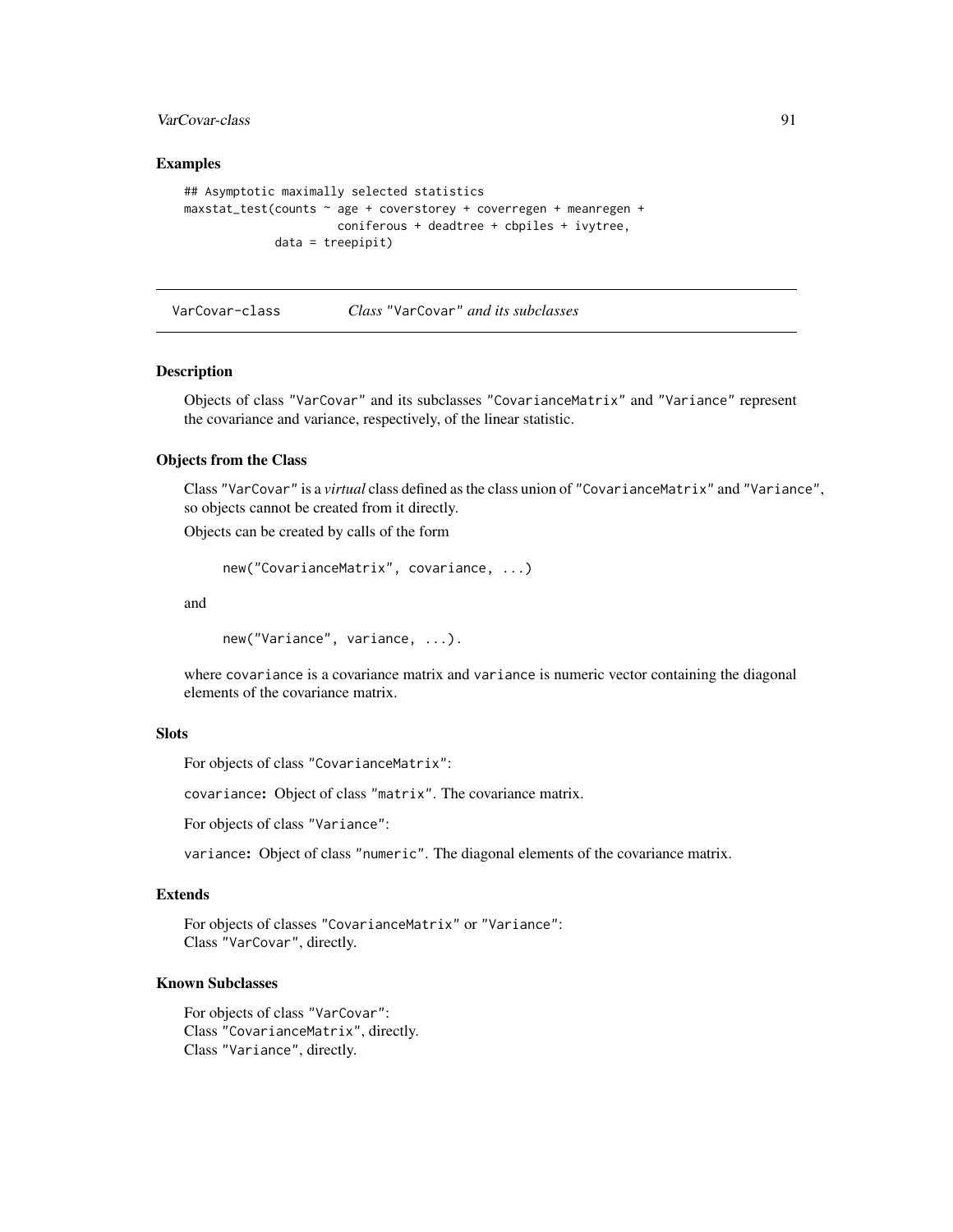### Examples

```
## Asymptotic maximally selected statistics
maxstat_test(counts ~ age + coverstorey + coverregen + meanregen +
                     coniferous + deadtree + cbpiles + ivytree,
             data = treepipit)
```

---

## VarCovar-class &emsp; *Class* "VarCovar" *and its subclasses*

---

### Description

Objects of class "VarCovar" and its subclasses "CovarianceMatrix" and "Variance" represent the covariance and variance, respectively, of the linear statistic.

### Objects from the Class

Class "VarCovar" is a *virtual* class defined as the class union of "CovarianceMatrix" and "Variance", so objects cannot be created from it directly.

Objects can be created by calls of the form

```
new("CovarianceMatrix", covariance, ...)
```

and

```
new("Variance", variance, ...).
```

where covariance is a covariance matrix and variance is numeric vector containing the diagonal elements of the covariance matrix.

### Slots

For objects of class "CovarianceMatrix":

**covariance:** Object of class "matrix". The covariance matrix.

For objects of class "Variance":

**variance:** Object of class "numeric". The diagonal elements of the covariance matrix.

### Extends

For objects of classes "CovarianceMatrix" or "Variance":
Class "VarCovar", directly.

### Known Subclasses

For objects of class "VarCovar":
Class "CovarianceMatrix", directly.
Class "Variance", directly.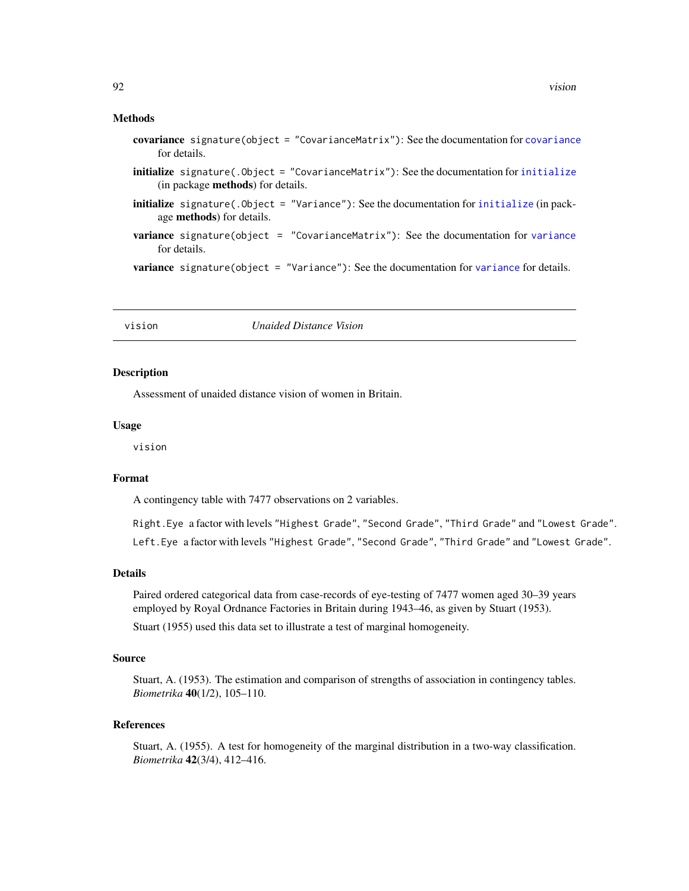### Methods

**covariance** `signature(object = "CovarianceMatrix")`: See the documentation for `covariance` for details.

**initialize** `signature(.Object = "CovarianceMatrix")`: See the documentation for `initialize` (in package **methods**) for details.

**initialize** `signature(.Object = "Variance")`: See the documentation for `initialize` (in package **methods**) for details.

**variance** `signature(object = "CovarianceMatrix")`: See the documentation for `variance` for details.

**variance** `signature(object = "Variance")`: See the documentation for `variance` for details.

---

## vision — *Unaided Distance Vision*

---

### Description

Assessment of unaided distance vision of women in Britain.

### Usage

```
vision
```

### Format

A contingency table with 7477 observations on 2 variables.

`Right.Eye` a factor with levels `"Highest Grade"`, `"Second Grade"`, `"Third Grade"` and `"Lowest Grade"`.

`Left.Eye` a factor with levels `"Highest Grade"`, `"Second Grade"`, `"Third Grade"` and `"Lowest Grade"`.

### Details

Paired ordered categorical data from case-records of eye-testing of 7477 women aged 30–39 years employed by Royal Ordnance Factories in Britain during 1943–46, as given by Stuart (1953).

Stuart (1955) used this data set to illustrate a test of marginal homogeneity.

### Source

Stuart, A. (1953). The estimation and comparison of strengths of association in contingency tables. *Biometrika* **40**(1/2), 105–110.

### References

Stuart, A. (1955). A test for homogeneity of the marginal distribution in a two-way classification. *Biometrika* **42**(3/4), 412–416.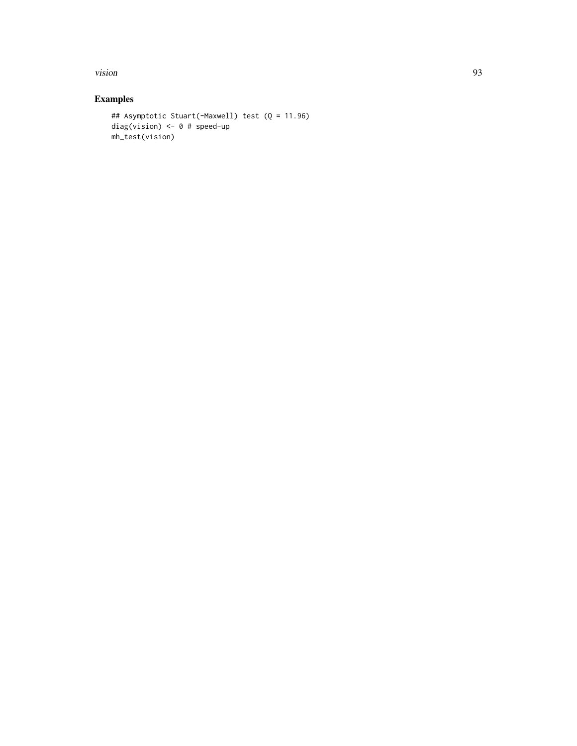## Examples

```
## Asymptotic Stuart(-Maxwell) test (Q = 11.96)
diag(vision) <- 0 # speed-up
mh_test(vision)
```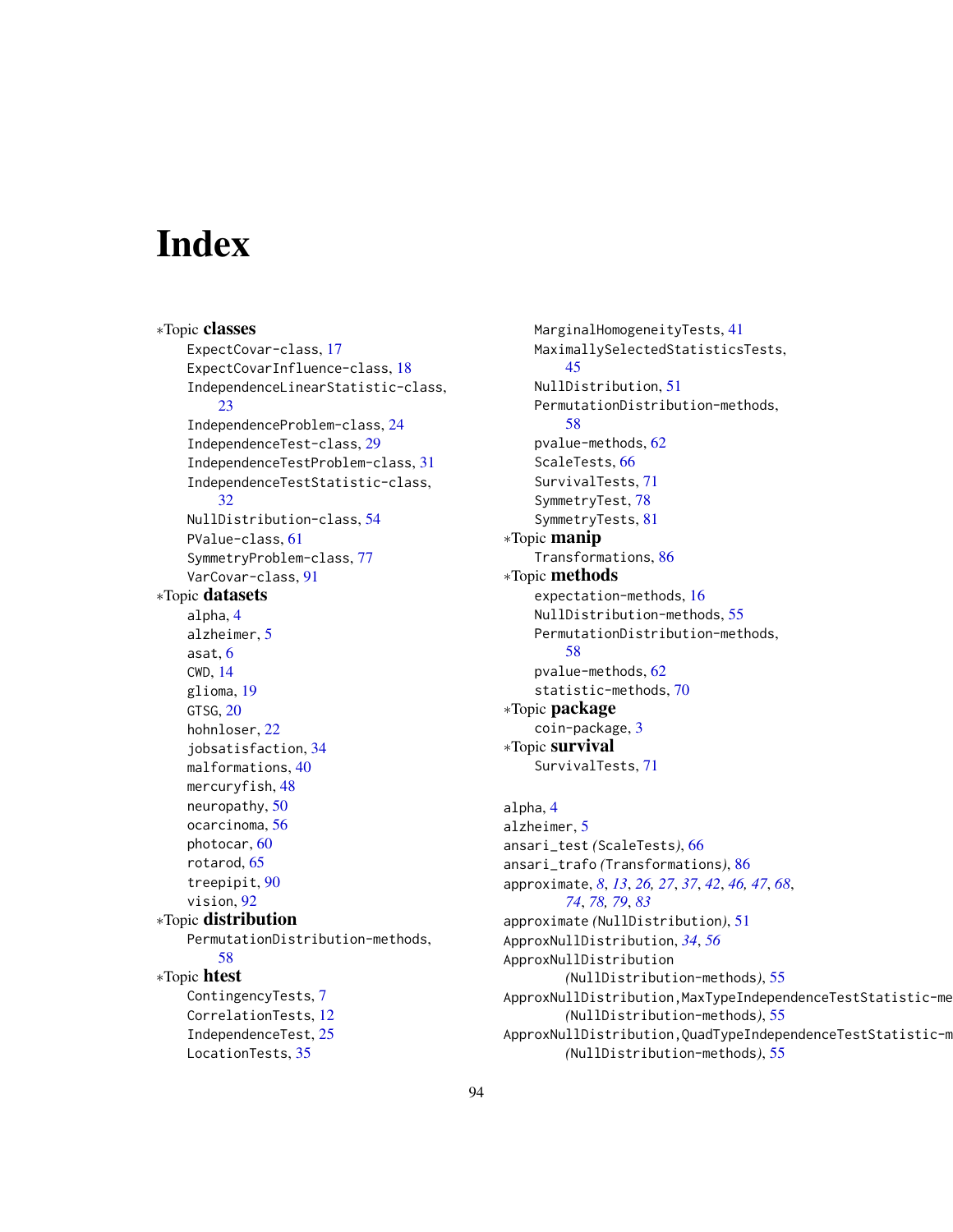# Index

∗Topic **classes**
- ExpectCovar-class, 17
- ExpectCovarInfluence-class, 18
- IndependenceLinearStatistic-class, 23
- IndependenceProblem-class, 24
- IndependenceTest-class, 29
- IndependenceTestProblem-class, 31
- IndependenceTestStatistic-class, 32
- NullDistribution-class, 54
- PValue-class, 61
- SymmetryProblem-class, 77
- VarCovar-class, 91

∗Topic **datasets**
- alpha, 4
- alzheimer, 5
- asat, 6
- CWD, 14
- glioma, 19
- GTSG, 20
- hohnloser, 22
- jobsatisfaction, 34
- malformations, 40
- mercuryfish, 48
- neuropathy, 50
- ocarcinoma, 56
- photocar, 60
- rotarod, 65
- treepipit, 90
- vision, 92

∗Topic **distribution**
- PermutationDistribution-methods, 58

∗Topic **htest**
- ContingencyTests, 7
- CorrelationTests, 12
- IndependenceTest, 25
- LocationTests, 35
- MarginalHomogeneityTests, 41
- MaximallySelectedStatisticsTests, 45
- NullDistribution, 51
- PermutationDistribution-methods, 58
- pvalue-methods, 62
- ScaleTests, 66
- SurvivalTests, 71
- SymmetryTest, 78
- SymmetryTests, 81

∗Topic **manip**
- Transformations, 86

∗Topic **methods**
- expectation-methods, 16
- NullDistribution-methods, 55
- PermutationDistribution-methods, 58
- pvalue-methods, 62
- statistic-methods, 70

∗Topic **package**
- coin-package, 3

∗Topic **survival**
- SurvivalTests, 71

alpha, 4
alzheimer, 5
ansari_test *(ScaleTests)*, 66
ansari_trafo *(Transformations)*, 86
approximate, *8*, *13*, *26, 27*, *37*, *42*, *46, 47*, *68*, *74*, *78, 79*, *83*
approximate *(NullDistribution)*, 51
ApproxNullDistribution, *34*, *56*
ApproxNullDistribution *(NullDistribution-methods)*, 55
ApproxNullDistribution,MaxTypeIndependenceTestStatistic-me *(NullDistribution-methods)*, 55
ApproxNullDistribution,QuadTypeIndependenceTestStatistic-m *(NullDistribution-methods)*, 55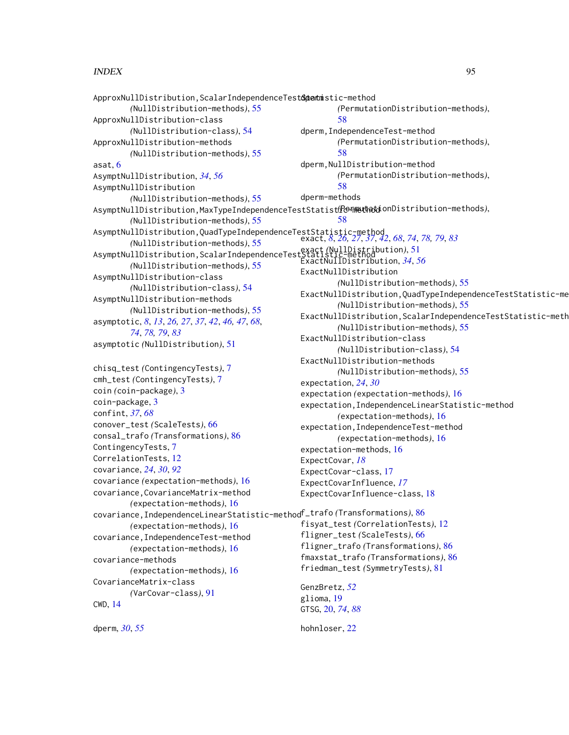ApproxNullDistribution,ScalarIndependenceTestStatistic-method
*(*NullDistribution-methods*)*, 55
ApproxNullDistribution-class
*(*NullDistribution-class*)*, 54
ApproxNullDistribution-methods
*(*NullDistribution-methods*)*, 55
asat, 6
AsymptNullDistribution, *34*, *56*
AsymptNullDistribution
*(*NullDistribution-methods*)*, 55
AsymptNullDistribution,MaxTypeIndependenceTestStatistic-method
*(*NullDistribution-methods*)*, 55
AsymptNullDistribution,QuadTypeIndependenceTestStatistic-method
*(*NullDistribution-methods*)*, 55
AsymptNullDistribution,ScalarIndependenceTestStatistic-method
*(*NullDistribution-methods*)*, 55
AsymptNullDistribution-class
*(*NullDistribution-class*)*, 54
AsymptNullDistribution-methods
*(*NullDistribution-methods*)*, 55
asymptotic, *8*, *13*, *26, 27*, *37*, *42*, *46, 47*, *68*, *74*, *78, 79*, *83*
asymptotic *(*NullDistribution*)*, 51

chisq_test *(*ContingencyTests*)*, 7
cmh_test *(*ContingencyTests*)*, 7
coin *(*coin-package*)*, 3
coin-package, 3
confint, *37*, *68*
conover_test *(*ScaleTests*)*, 66
consal_trafo *(*Transformations*)*, 86
ContingencyTests, 7
CorrelationTests, 12
covariance, *24*, *30*, *92*
covariance *(*expectation-methods*)*, 16
covariance,CovarianceMatrix-method
*(*expectation-methods*)*, 16
covariance,IndependenceLinearStatistic-method
*(*expectation-methods*)*, 16
covariance,IndependenceTest-method
*(*expectation-methods*)*, 16
covariance-methods
*(*expectation-methods*)*, 16
CovarianceMatrix-class
*(*VarCovar-class*)*, 91
CWD, 14

dperm, *30*, *55*
dperm,IndependenceTest-method
*(*PermutationDistribution-methods*)*, 58
dperm,NullDistribution-method
*(*PermutationDistribution-methods*)*, 58
dperm-methods
*(*PermutationDistribution-methods*)*, 58

exact, *8*, *26, 27*, *37*, *42*, *68*, *74*, *78, 79*, *83*
exact *(*NullDistribution*)*, 51
ExactNullDistribution, *34*, *56*
ExactNullDistribution
*(*NullDistribution-methods*)*, 55
ExactNullDistribution,QuadTypeIndependenceTestStatistic-method
*(*NullDistribution-methods*)*, 55
ExactNullDistribution,ScalarIndependenceTestStatistic-method
*(*NullDistribution-methods*)*, 55
ExactNullDistribution-class
*(*NullDistribution-class*)*, 54
ExactNullDistribution-methods
*(*NullDistribution-methods*)*, 55
expectation, *24*, *30*
expectation *(*expectation-methods*)*, 16
expectation,IndependenceLinearStatistic-method
*(*expectation-methods*)*, 16
expectation,IndependenceTest-method
*(*expectation-methods*)*, 16
expectation-methods, 16
ExpectCovar, *18*
ExpectCovar-class, 17
ExpectCovarInfluence, *17*
ExpectCovarInfluence-class, 18

f_trafo *(*Transformations*)*, 86
fisyat_test *(*CorrelationTests*)*, 12
fligner_test *(*ScaleTests*)*, 66
fligner_trafo *(*Transformations*)*, 86
fmaxstat_trafo *(*Transformations*)*, 86
friedman_test *(*SymmetryTests*)*, 81

GenzBretz, *52*
glioma, 19
GTSG, 20, *74*, *88*

hohnloser, 22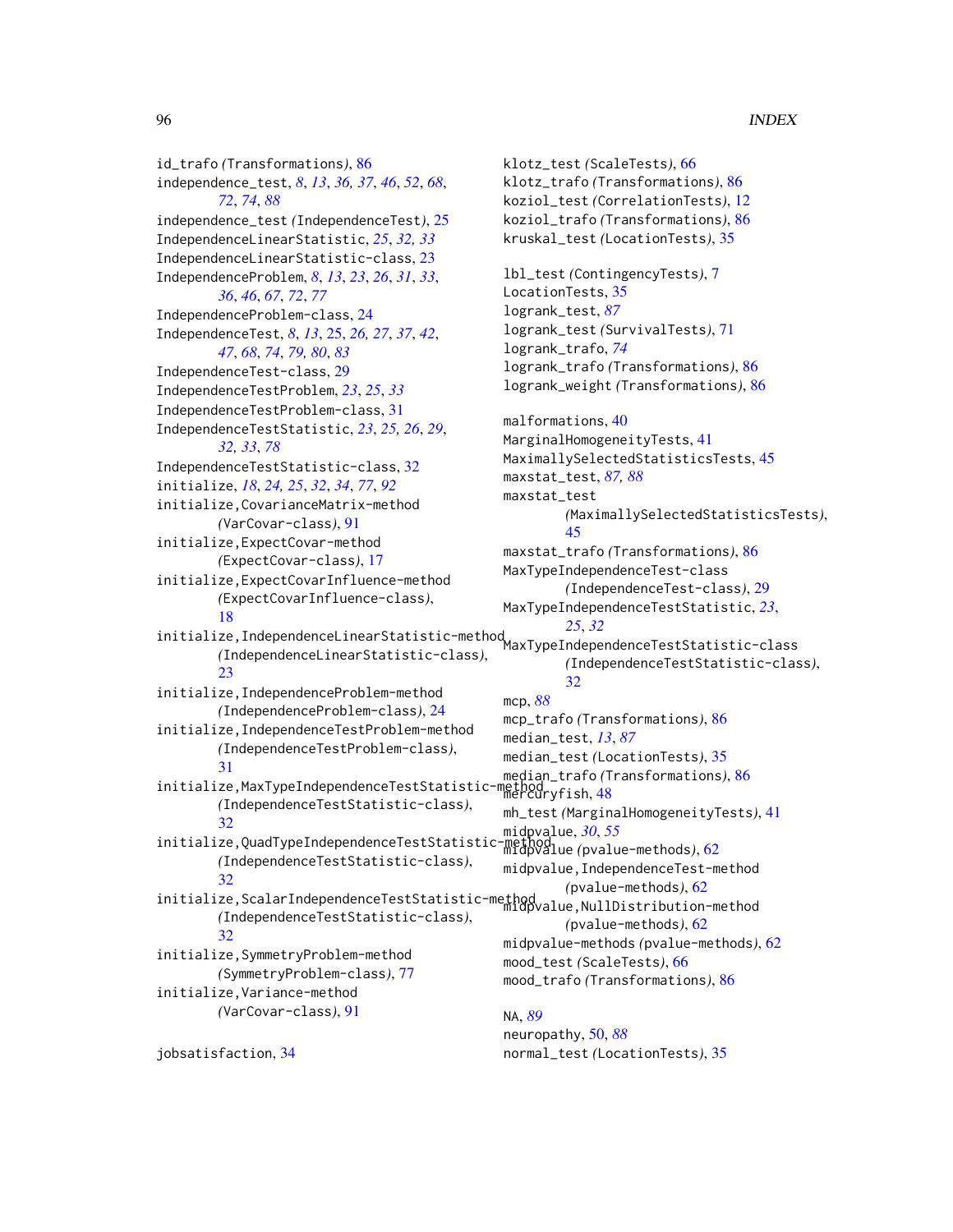id_trafo (Transformations), 86
independence_test, *8*, *13*, *36, 37*, *46*, *52*, *68*, *72*, *74*, *88*
independence_test (IndependenceTest), 25
IndependenceLinearStatistic, *25*, *32, 33*
IndependenceLinearStatistic-class, 23
IndependenceProblem, *8*, *13*, *23*, *26*, *31*, *33*, *36*, *46*, *67*, *72*, *77*
IndependenceProblem-class, 24
IndependenceTest, *8*, *13*, 25, *26, 27*, *37*, *42*, *47*, *68*, *74*, *79, 80*, *83*
IndependenceTest-class, 29
IndependenceTestProblem, *23*, *25*, *33*
IndependenceTestProblem-class, 31
IndependenceTestStatistic, *23*, *25, 26*, *29*, *32, 33*, *78*
IndependenceTestStatistic-class, 32
initialize, *18*, *24, 25*, *32*, *34*, *77*, *92*
initialize,CovarianceMatrix-method (VarCovar-class), 91
initialize,ExpectCovar-method (ExpectCovar-class), 17
initialize,ExpectCovarInfluence-method (ExpectCovarInfluence-class), 18
initialize,IndependenceLinearStatistic-method (IndependenceLinearStatistic-class), 23
initialize,IndependenceProblem-method (IndependenceProblem-class), 24
initialize,IndependenceTestProblem-method (IndependenceTestProblem-class), 31
initialize,MaxTypeIndependenceTestStatistic-method (IndependenceTestStatistic-class), 32
initialize,QuadTypeIndependenceTestStatistic-method (IndependenceTestStatistic-class), 32
initialize,ScalarIndependenceTestStatistic-method (IndependenceTestStatistic-class), 32
initialize,SymmetryProblem-method (SymmetryProblem-class), 77
initialize,Variance-method (VarCovar-class), 91

jobsatisfaction, 34

klotz_test (ScaleTests), 66
klotz_trafo (Transformations), 86
koziol_test (CorrelationTests), 12
koziol_trafo (Transformations), 86
kruskal_test (LocationTests), 35

lbl_test (ContingencyTests), 7
LocationTests, 35
logrank_test, *87*
logrank_test (SurvivalTests), 71
logrank_trafo, *74*
logrank_trafo (Transformations), 86
logrank_weight (Transformations), 86

malformations, 40
MarginalHomogeneityTests, 41
MaximallySelectedStatisticsTests, 45
maxstat_test, *87, 88*
maxstat_test (MaximallySelectedStatisticsTests), 45
maxstat_trafo (Transformations), 86
MaxTypeIndependenceTest-class (IndependenceTest-class), 29
MaxTypeIndependenceTestStatistic, *23*, *25*, *32*
MaxTypeIndependenceTestStatistic-class (IndependenceTestStatistic-class), 32
mcp, *88*
mcp_trafo (Transformations), 86
median_test, *13*, *87*
median_test (LocationTests), 35
median_trafo (Transformations), 86
mercuryfish, 48
mh_test (MarginalHomogeneityTests), 41
midpvalue, *30*, *55*
midpvalue (pvalue-methods), 62
midpvalue,IndependenceTest-method (pvalue-methods), 62
midpvalue,NullDistribution-method (pvalue-methods), 62
midpvalue-methods (pvalue-methods), 62
mood_test (ScaleTests), 66
mood_trafo (Transformations), 86

NA, *89*
neuropathy, 50, *88*
normal_test (LocationTests), 35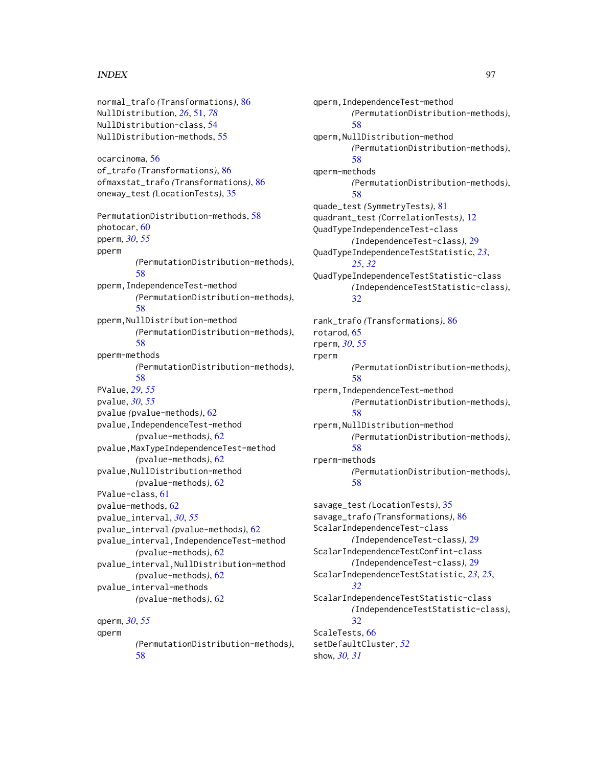normal_trafo *(Transformations)*, 86
NullDistribution, *26*, 51, *78*
NullDistribution-class, 54
NullDistribution-methods, 55

ocarcinoma, 56
of_trafo *(Transformations)*, 86
ofmaxstat_trafo *(Transformations)*, 86
oneway_test *(LocationTests)*, 35

PermutationDistribution-methods, 58
photocar, 60
pperm, *30*, *55*
pperm *(PermutationDistribution-methods)*, 58
pperm,IndependenceTest-method *(PermutationDistribution-methods)*, 58
pperm,NullDistribution-method *(PermutationDistribution-methods)*, 58
pperm-methods *(PermutationDistribution-methods)*, 58
PValue, *29*, *55*
pvalue, *30*, *55*
pvalue *(pvalue-methods)*, 62
pvalue,IndependenceTest-method *(pvalue-methods)*, 62
pvalue,MaxTypeIndependenceTest-method *(pvalue-methods)*, 62
pvalue,NullDistribution-method *(pvalue-methods)*, 62
PValue-class, 61
pvalue-methods, 62
pvalue_interval, *30*, *55*
pvalue_interval *(pvalue-methods)*, 62
pvalue_interval,IndependenceTest-method *(pvalue-methods)*, 62
pvalue_interval,NullDistribution-method *(pvalue-methods)*, 62
pvalue_interval-methods *(pvalue-methods)*, 62

qperm, *30*, *55*
qperm *(PermutationDistribution-methods)*, 58
qperm,IndependenceTest-method *(PermutationDistribution-methods)*, 58
qperm,NullDistribution-method *(PermutationDistribution-methods)*, 58
qperm-methods *(PermutationDistribution-methods)*, 58
quade_test *(SymmetryTests)*, 81
quadrant_test *(CorrelationTests)*, 12
QuadTypeIndependenceTest-class *(IndependenceTest-class)*, 29
QuadTypeIndependenceTestStatistic, *23*, *25*, *32*
QuadTypeIndependenceTestStatistic-class *(IndependenceTestStatistic-class)*, 32

rank_trafo *(Transformations)*, 86
rotarod, 65
rperm, *30*, *55*
rperm *(PermutationDistribution-methods)*, 58
rperm,IndependenceTest-method *(PermutationDistribution-methods)*, 58
rperm,NullDistribution-method *(PermutationDistribution-methods)*, 58
rperm-methods *(PermutationDistribution-methods)*, 58

savage_test *(LocationTests)*, 35
savage_trafo *(Transformations)*, 86
ScalarIndependenceTest-class *(IndependenceTest-class)*, 29
ScalarIndependenceTestConfint-class *(IndependenceTest-class)*, 29
ScalarIndependenceTestStatistic, *23*, *25*, *32*
ScalarIndependenceTestStatistic-class *(IndependenceTestStatistic-class)*, 32
ScaleTests, 66
setDefaultCluster, *52*
show, *30*, *31*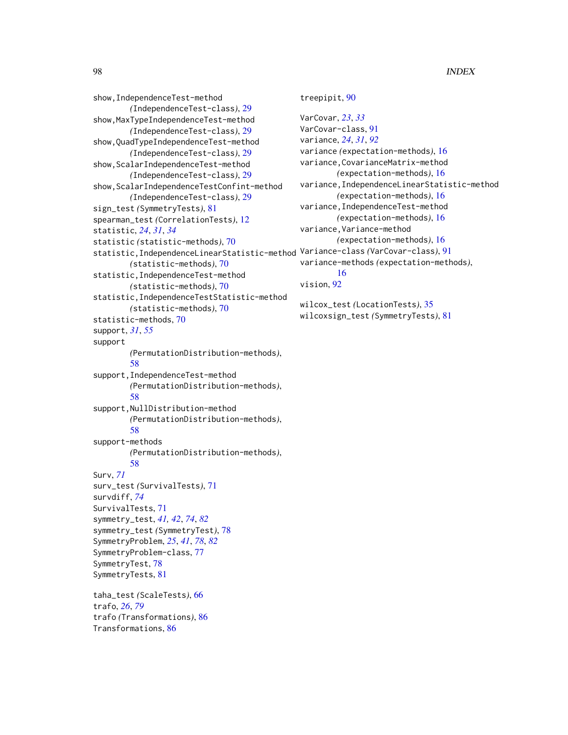show,IndependenceTest-method *(IndependenceTest-class)*, 29
show,MaxTypeIndependenceTest-method *(IndependenceTest-class)*, 29
show,QuadTypeIndependenceTest-method *(IndependenceTest-class)*, 29
show,ScalarIndependenceTest-method *(IndependenceTest-class)*, 29
show,ScalarIndependenceTestConfint-method *(IndependenceTest-class)*, 29
sign_test *(SymmetryTests)*, 81
spearman_test *(CorrelationTests)*, 12
statistic, *24*, *31*, *34*
statistic *(statistic-methods)*, 70
statistic,IndependenceLinearStatistic-method *(statistic-methods)*, 70
statistic,IndependenceTest-method *(statistic-methods)*, 70
statistic,IndependenceTestStatistic-method *(statistic-methods)*, 70
statistic-methods, 70
support, *31*, *55*
support *(PermutationDistribution-methods)*, 58
support,IndependenceTest-method *(PermutationDistribution-methods)*, 58
support,NullDistribution-method *(PermutationDistribution-methods)*, 58
support-methods *(PermutationDistribution-methods)*, 58
Surv, *71*
surv_test *(SurvivalTests)*, 71
survdiff, *74*
SurvivalTests, 71
symmetry_test, *41*, *42*, *74*, *82*
symmetry_test *(SymmetryTest)*, 78
SymmetryProblem, *25*, *41*, *78*, *82*
SymmetryProblem-class, 77
SymmetryTest, 78
SymmetryTests, 81

taha_test *(ScaleTests)*, 66
trafo, *26*, *79*
trafo *(Transformations)*, 86
Transformations, 86
treepipit, 90

VarCovar, *23*, *33*
VarCovar-class, 91
variance, *24*, *31*, *92*
variance *(expectation-methods)*, 16
variance,CovarianceMatrix-method *(expectation-methods)*, 16
variance,IndependenceLinearStatistic-method *(expectation-methods)*, 16
variance,IndependenceTest-method *(expectation-methods)*, 16
variance,Variance-method *(expectation-methods)*, 16
Variance-class *(VarCovar-class)*, 91
variance-methods *(expectation-methods)*, 16
vision, 92

wilcox_test *(LocationTests)*, 35
wilcoxsign_test *(SymmetryTests)*, 81